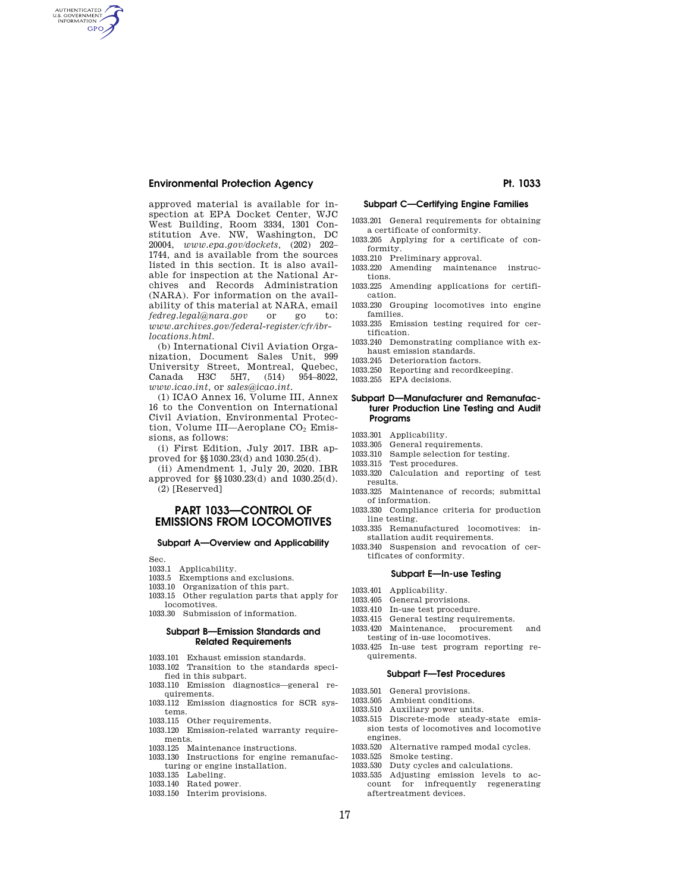approved material is available for inspection at EPA Docket Center, WJC West Building, Room 3334, 1301 Constitution Ave. NW, Washington, DC 20004, *www.epa.gov/dockets*, (202) 202–1744, and is available from the sources listed in this section. It is also available for inspection at the National Archives and Records Administration (NARA). For information on the availability of this material at NARA, email *fedreg.legal@nara.gov* or go to: *www.archives.gov/federal-register/cfr/ibr-locations.html*.

(b) International Civil Aviation Organization, Document Sales Unit, 999 University Street, Montreal, Quebec, Canada H3C 5H7, (514) 954–8022, *www.icao.int*, or *sales@icao.int*.

(1) ICAO Annex 16, Volume III, Annex 16 to the Convention on International Civil Aviation, Environmental Protection, Volume III—Aeroplane $CO_2$ Emissions, as follows:

(i) First Edition, July 2017. IBR approved for §§1030.23(d) and 1030.25(d).

(ii) Amendment 1, July 20, 2020. IBR approved for §§1030.23(d) and 1030.25(d).

(2) [Reserved]

# PART 1033—CONTROL OF EMISSIONS FROM LOCOMOTIVES

## Subpart A—Overview and Applicability

Sec.
1033.1 Applicability.
1033.5 Exemptions and exclusions.
1033.10 Organization of this part.
1033.15 Other regulation parts that apply for locomotives.
1033.30 Submission of information.

## Subpart B—Emission Standards and Related Requirements

1033.101 Exhaust emission standards.
1033.102 Transition to the standards specified in this subpart.
1033.110 Emission diagnostics—general requirements.
1033.112 Emission diagnostics for SCR systems.
1033.115 Other requirements.
1033.120 Emission-related warranty requirements.
1033.125 Maintenance instructions.
1033.130 Instructions for engine remanufacturing or engine installation.
1033.135 Labeling.
1033.140 Rated power.
1033.150 Interim provisions.

## Subpart C—Certifying Engine Families

1033.201 General requirements for obtaining a certificate of conformity.
1033.205 Applying for a certificate of conformity.
1033.210 Preliminary approval.
1033.220 Amending maintenance instructions.
1033.225 Amending applications for certification.
1033.230 Grouping locomotives into engine families.
1033.235 Emission testing required for certification.
1033.240 Demonstrating compliance with exhaust emission standards.
1033.245 Deterioration factors.
1033.250 Reporting and recordkeeping.
1033.255 EPA decisions.

## Subpart D—Manufacturer and Remanufacturer Production Line Testing and Audit Programs

1033.301 Applicability.
1033.305 General requirements.
1033.310 Sample selection for testing.
1033.315 Test procedures.
1033.320 Calculation and reporting of test results.
1033.325 Maintenance of records; submittal of information.
1033.330 Compliance criteria for production line testing.
1033.335 Remanufactured locomotives: installation audit requirements.
1033.340 Suspension and revocation of certificates of conformity.

## Subpart E—In-use Testing

1033.401 Applicability.
1033.405 General provisions.
1033.410 In-use test procedure.
1033.415 General testing requirements.
1033.420 Maintenance, procurement and testing of in-use locomotives.
1033.425 In-use test program reporting requirements.

## Subpart F—Test Procedures

1033.501 General provisions.
1033.505 Ambient conditions.
1033.510 Auxiliary power units.
1033.515 Discrete-mode steady-state emission tests of locomotives and locomotive engines.
1033.520 Alternative ramped modal cycles.
1033.525 Smoke testing.
1033.530 Duty cycles and calculations.
1033.535 Adjusting emission levels to account for infrequently regenerating aftertreatment devices.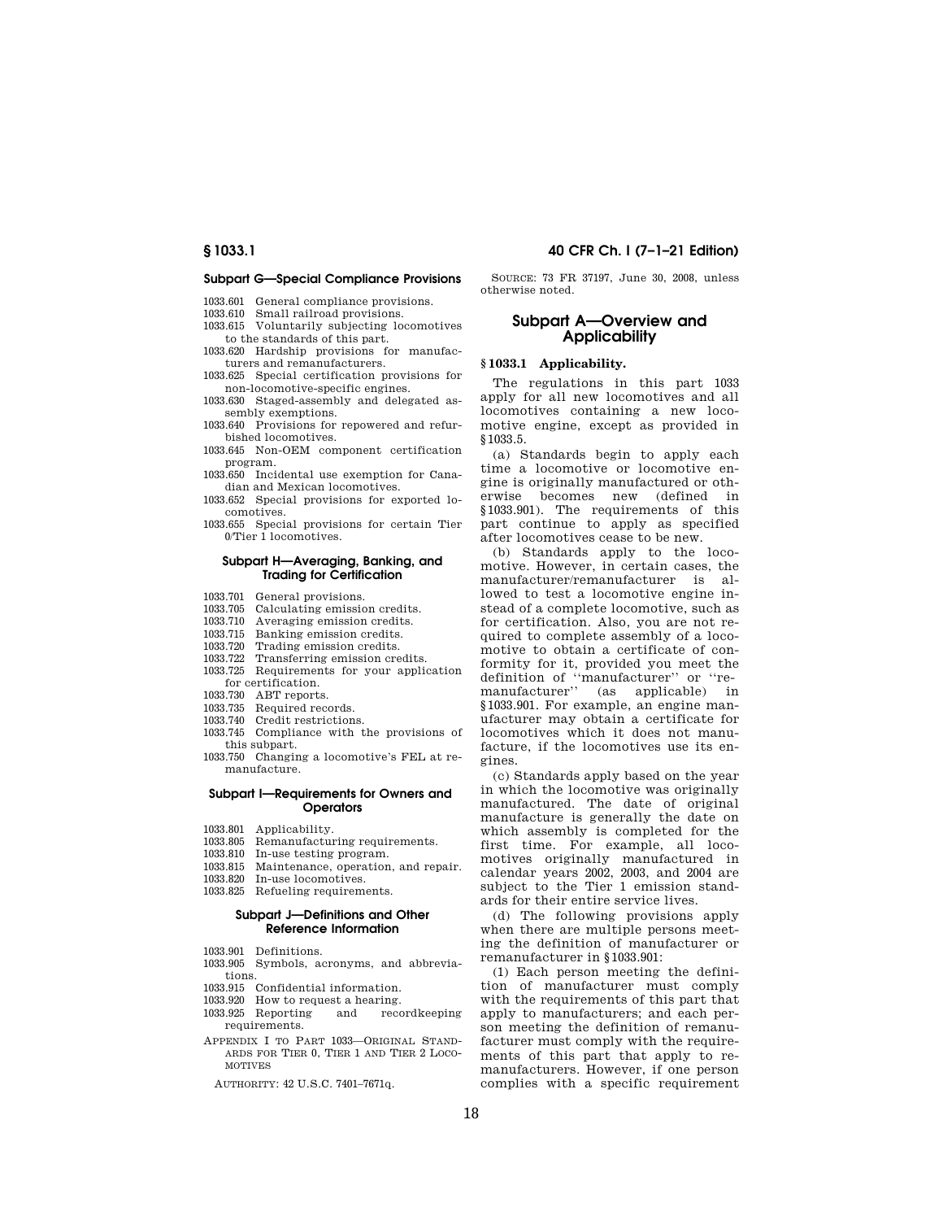### Subpart G—Special Compliance Provisions

1033.601 General compliance provisions.
1033.610 Small railroad provisions.
1033.615 Voluntarily subjecting locomotives to the standards of this part.
1033.620 Hardship provisions for manufacturers and remanufacturers.
1033.625 Special certification provisions for non-locomotive-specific engines.
1033.630 Staged-assembly and delegated assembly exemptions.
1033.640 Provisions for repowered and refurbished locomotives.
1033.645 Non-OEM component certification program.
1033.650 Incidental use exemption for Canadian and Mexican locomotives.
1033.652 Special provisions for exported locomotives.
1033.655 Special provisions for certain Tier 0/Tier 1 locomotives.

### Subpart H—Averaging, Banking, and Trading for Certification

1033.701 General provisions.
1033.705 Calculating emission credits.
1033.710 Averaging emission credits.
1033.715 Banking emission credits.
1033.720 Trading emission credits.
1033.722 Transferring emission credits.
1033.725 Requirements for your application for certification.
1033.730 ABT reports.
1033.735 Required records.
1033.740 Credit restrictions.
1033.745 Compliance with the provisions of this subpart.
1033.750 Changing a locomotive's FEL at remanufacture.

### Subpart I—Requirements for Owners and Operators

1033.801 Applicability.
1033.805 Remanufacturing requirements.
1033.810 In-use testing program.
1033.815 Maintenance, operation, and repair.
1033.820 In-use locomotives.
1033.825 Refueling requirements.

### Subpart J—Definitions and Other Reference Information

1033.901 Definitions.
1033.905 Symbols, acronyms, and abbreviations.
1033.915 Confidential information.
1033.920 How to request a hearing.
1033.925 Reporting and recordkeeping requirements.

APPENDIX I TO PART 1033—ORIGINAL STANDARDS FOR TIER 0, TIER 1 AND TIER 2 LOCOMOTIVES

AUTHORITY: 42 U.S.C. 7401–7671q.

SOURCE: 73 FR 37197, June 30, 2008, unless otherwise noted.

## Subpart A—Overview and Applicability

### § 1033.1 Applicability.

The regulations in this part 1033 apply for all new locomotives and all locomotives containing a new locomotive engine, except as provided in §1033.5.

(a) Standards begin to apply each time a locomotive or locomotive engine is originally manufactured or otherwise becomes new (defined in §1033.901). The requirements of this part continue to apply as specified after locomotives cease to be new.

(b) Standards apply to the locomotive. However, in certain cases, the manufacturer/remanufacturer is allowed to test a locomotive engine instead of a complete locomotive, such as for certification. Also, you are not required to complete assembly of a locomotive to obtain a certificate of conformity for it, provided you meet the definition of "manufacturer" or "remanufacturer" (as applicable) in §1033.901. For example, an engine manufacturer may obtain a certificate for locomotives which it does not manufacture, if the locomotives use its engines.

(c) Standards apply based on the year in which the locomotive was originally manufactured. The date of original manufacture is generally the date on which assembly is completed for the first time. For example, all locomotives originally manufactured in calendar years 2002, 2003, and 2004 are subject to the Tier 1 emission standards for their entire service lives.

(d) The following provisions apply when there are multiple persons meeting the definition of manufacturer or remanufacturer in §1033.901:

(1) Each person meeting the definition of manufacturer must comply with the requirements of this part that apply to manufacturers; and each person meeting the definition of remanufacturer must comply with the requirements of this part that apply to remanufacturers. However, if one person complies with a specific requirement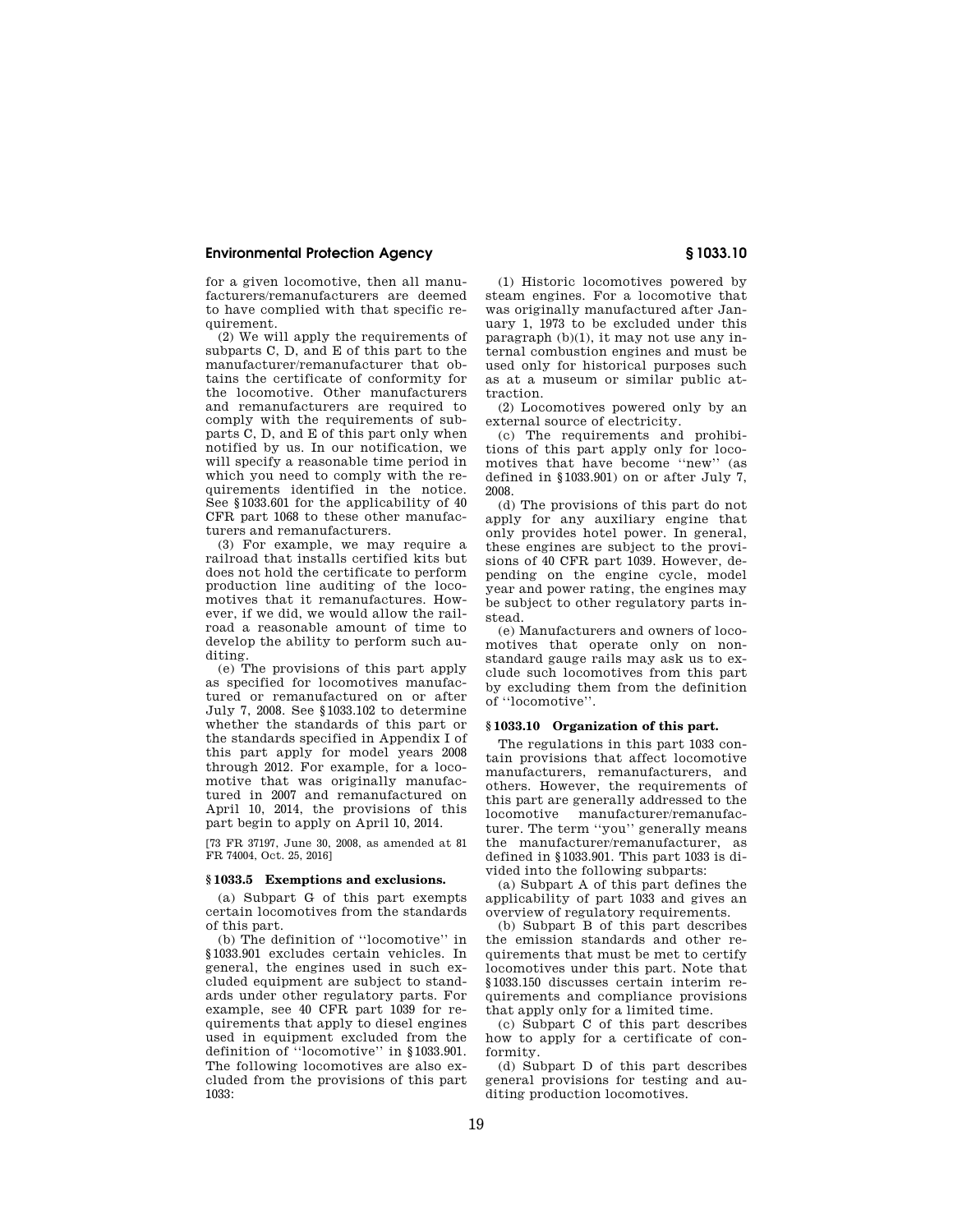for a given locomotive, then all manufacturers/remanufacturers are deemed to have complied with that specific requirement.

(2) We will apply the requirements of subparts C, D, and E of this part to the manufacturer/remanufacturer that obtains the certificate of conformity for the locomotive. Other manufacturers and remanufacturers are required to comply with the requirements of subparts C, D, and E of this part only when notified by us. In our notification, we will specify a reasonable time period in which you need to comply with the requirements identified in the notice. See §1033.601 for the applicability of 40 CFR part 1068 to these other manufacturers and remanufacturers.

(3) For example, we may require a railroad that installs certified kits but does not hold the certificate to perform production line auditing of the locomotives that it remanufactures. However, if we did, we would allow the railroad a reasonable amount of time to develop the ability to perform such auditing.

(e) The provisions of this part apply as specified for locomotives manufactured or remanufactured on or after July 7, 2008. See §1033.102 to determine whether the standards of this part or the standards specified in Appendix I of this part apply for model years 2008 through 2012. For example, for a locomotive that was originally manufactured in 2007 and remanufactured on April 10, 2014, the provisions of this part begin to apply on April 10, 2014.

[73 FR 37197, June 30, 2008, as amended at 81 FR 74004, Oct. 25, 2016]

### §1033.5 Exemptions and exclusions.

(a) Subpart G of this part exempts certain locomotives from the standards of this part.

(b) The definition of "locomotive" in §1033.901 excludes certain vehicles. In general, the engines used in such excluded equipment are subject to standards under other regulatory parts. For example, see 40 CFR part 1039 for requirements that apply to diesel engines used in equipment excluded from the definition of "locomotive" in §1033.901. The following locomotives are also excluded from the provisions of this part 1033:

(1) Historic locomotives powered by steam engines. For a locomotive that was originally manufactured after January 1, 1973 to be excluded under this paragraph (b)(1), it may not use any internal combustion engines and must be used only for historical purposes such as at a museum or similar public attraction.

(2) Locomotives powered only by an external source of electricity.

(c) The requirements and prohibitions of this part apply only for locomotives that have become "new" (as defined in §1033.901) on or after July 7, 2008.

(d) The provisions of this part do not apply for any auxiliary engine that only provides hotel power. In general, these engines are subject to the provisions of 40 CFR part 1039. However, depending on the engine cycle, model year and power rating, the engines may be subject to other regulatory parts instead.

(e) Manufacturers and owners of locomotives that operate only on non-standard gauge rails may ask us to exclude such locomotives from this part by excluding them from the definition of "locomotive".

### §1033.10 Organization of this part.

The regulations in this part 1033 contain provisions that affect locomotive manufacturers, remanufacturers, and others. However, the requirements of this part are generally addressed to the locomotive manufacturer/remanufacturer. The term "you" generally means the manufacturer/remanufacturer, as defined in §1033.901. This part 1033 is divided into the following subparts:

(a) Subpart A of this part defines the applicability of part 1033 and gives an overview of regulatory requirements.

(b) Subpart B of this part describes the emission standards and other requirements that must be met to certify locomotives under this part. Note that §1033.150 discusses certain interim requirements and compliance provisions that apply only for a limited time.

(c) Subpart C of this part describes how to apply for a certificate of conformity.

(d) Subpart D of this part describes general provisions for testing and auditing production locomotives.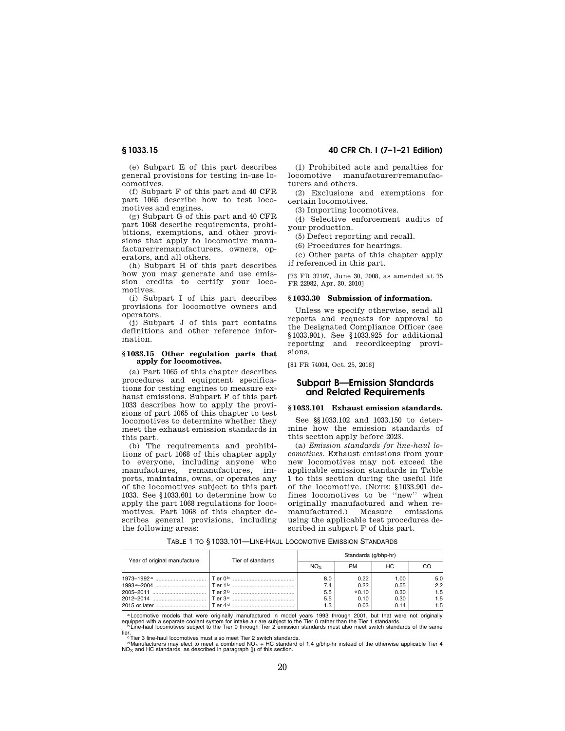(e) Subpart E of this part describes general provisions for testing in-use locomotives.

(f) Subpart F of this part and 40 CFR part 1065 describe how to test locomotives and engines.

(g) Subpart G of this part and 40 CFR part 1068 describe requirements, prohibitions, exemptions, and other provisions that apply to locomotive manufacturer/remanufacturers, owners, operators, and all others.

(h) Subpart H of this part describes how you may generate and use emission credits to certify your locomotives.

(i) Subpart I of this part describes provisions for locomotive owners and operators.

(j) Subpart J of this part contains definitions and other reference information.

### § 1033.15 Other regulation parts that apply for locomotives.

(a) Part 1065 of this chapter describes procedures and equipment specifications for testing engines to measure exhaust emissions. Subpart F of this part 1033 describes how to apply the provisions of part 1065 of this chapter to test locomotives to determine whether they meet the exhaust emission standards in this part.

(b) The requirements and prohibitions of part 1068 of this chapter apply to everyone, including anyone who manufactures, remanufactures, imports, maintains, owns, or operates any of the locomotives subject to this part 1033. See § 1033.601 to determine how to apply the part 1068 regulations for locomotives. Part 1068 of this chapter describes general provisions, including the following areas:

(1) Prohibited acts and penalties for locomotive manufacturer/remanufacturers and others.

(2) Exclusions and exemptions for certain locomotives.

(3) Importing locomotives.

(4) Selective enforcement audits of your production.

(5) Defect reporting and recall.

(6) Procedures for hearings.

(c) Other parts of this chapter apply if referenced in this part.

[73 FR 37197, June 30, 2008, as amended at 75 FR 22982, Apr. 30, 2010]

### § 1033.30 Submission of information.

Unless we specify otherwise, send all reports and requests for approval to the Designated Compliance Officer (see § 1033.901). See § 1033.925 for additional reporting and recordkeeping provisions.

[81 FR 74004, Oct. 25, 2016]

## Subpart B—Emission Standards and Related Requirements

### § 1033.101 Exhaust emission standards.

See §§ 1033.102 and 1033.150 to determine how the emission standards of this section apply before 2023.

(a) *Emission standards for line-haul locomotives.* Exhaust emissions from your new locomotives may not exceed the applicable emission standards in Table 1 to this section during the useful life of the locomotive. (NOTE: § 1033.901 defines locomotives to be "new" when originally manufactured and when remanufactured.) Measure emissions using the applicable test procedures described in subpart F of this part.

TABLE 1 TO § 1033.101—LINE-HAUL LOCOMOTIVE EMISSION STANDARDS

| Year of original manufacture | Tier of standards | Standards (g/bhp-hr) | | | |
|---|---|---|---|---|---|
| | | $NO_X$ | PM | HC | CO |
| 1973–1992[a] | Tier 0[b] | 8.0 | 0.22 | 1.00 | 5.0 |
| 1993[a]–2004 | Tier 1[b] | 7.4 | 0.22 | 0.55 | 2.2 |
| 2005–2011 | Tier 2[b] | 5.5 | [e]0.10 | 0.30 | 1.5 |
| 2012–2014 | Tier 3[c] | 5.5 | 0.10 | 0.30 | 1.5 |
| 2015 or later | Tier 4[d] | 1.3 | 0.03 | 0.14 | 1.5 |

[a] Locomotive models that were originally manufactured in model years 1993 through 2001, but that were not originally equipped with a separate coolant system for intake air are subject to the Tier 0 rather than the Tier 1 standards.

[b] Line-haul locomotives subject to the Tier 0 through Tier 2 emission standards must also meet switch standards of the same tier.

[c] Tier 3 line-haul locomotives must also meet Tier 2 switch standards.

[d] Manufacturers may elect to meet a combined $NO_X$ + HC standard of 1.4 g/bhp-hr instead of the otherwise applicable Tier 4 $NO_X$ and HC standards, as described in paragraph (j) of this section.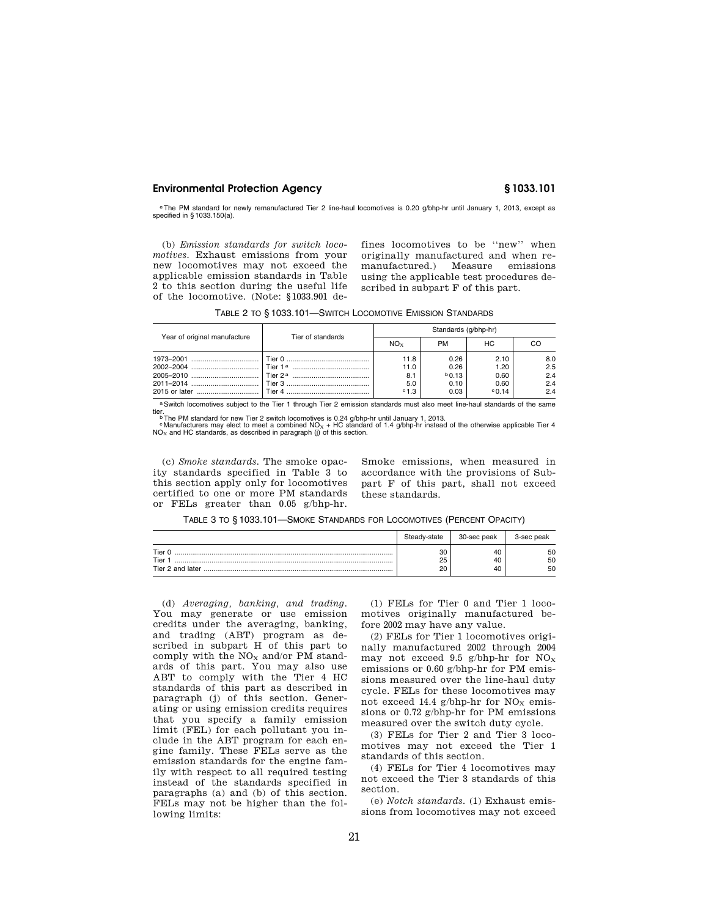[e] The PM standard for newly remanufactured Tier 2 line-haul locomotives is 0.20 g/bhp-hr until January 1, 2013, except as specified in § 1033.150(a).

(b) *Emission standards for switch locomotives.* Exhaust emissions from your new locomotives may not exceed the applicable emission standards in Table 2 to this section during the useful life of the locomotive. (Note: § 1033.901 defines locomotives to be "new" when originally manufactured and when remanufactured.) Measure emissions using the applicable test procedures described in subpart F of this part.

TABLE 2 TO § 1033.101—SWITCH LOCOMOTIVE EMISSION STANDARDS

| Year of original manufacture | Tier of standards | Standards (g/bhp-hr) | | | |
|---|---|---|---|---|---|
| | | $NO_X$ | PM | HC | CO |
| 1973–2001 | Tier 0 | 11.8 | 0.26 | 2.10 | 8.0 |
| 2002–2004 | Tier 1 [a] | 11.0 | 0.26 | 1.20 | 2.5 |
| 2005–2010 | Tier 2 [a] | 8.1 | [b] 0.13 | 0.60 | 2.4 |
| 2011–2014 | Tier 3 | 5.0 | 0.10 | 0.60 | 2.4 |
| 2015 or later | Tier 4 | [c] 1.3 | 0.03 | [c] 0.14 | 2.4 |

[a] Switch locomotives subject to the Tier 1 through Tier 2 emission standards must also meet line-haul standards of the same tier.

[b] The PM standard for new Tier 2 switch locomotives is 0.24 g/bhp-hr until January 1, 2013.

[c] Manufacturers may elect to meet a combined $NO_X$ + HC standard of 1.4 g/bhp-hr instead of the otherwise applicable Tier 4 $NO_X$ and HC standards, as described in paragraph (j) of this section.

(c) *Smoke standards.* The smoke opacity standards specified in Table 3 to this section apply only for locomotives certified to one or more PM standards or FELs greater than 0.05 g/bhp-hr. Smoke emissions, when measured in accordance with the provisions of Subpart F of this part, shall not exceed these standards.

TABLE 3 TO § 1033.101—SMOKE STANDARDS FOR LOCOMOTIVES (PERCENT OPACITY)

| | Steady-state | 30-sec peak | 3-sec peak |
|---|---|---|---|
| Tier 0 | 30 | 40 | 50 |
| Tier 1 | 25 | 40 | 50 |
| Tier 2 and later | 20 | 40 | 50 |

(d) *Averaging, banking, and trading.* You may generate or use emission credits under the averaging, banking, and trading (ABT) program as described in subpart H of this part to comply with the $NO_X$ and/or PM standards of this part. You may also use ABT to comply with the Tier 4 HC standards of this part as described in paragraph (j) of this section. Generating or using emission credits requires that you specify a family emission limit (FEL) for each pollutant you include in the ABT program for each engine family. These FELs serve as the emission standards for the engine family with respect to all required testing instead of the standards specified in paragraphs (a) and (b) of this section. FELs may not be higher than the following limits:

(1) FELs for Tier 0 and Tier 1 locomotives originally manufactured before 2002 may have any value.

(2) FELs for Tier 1 locomotives originally manufactured 2002 through 2004 may not exceed 9.5 g/bhp-hr for $NO_X$ emissions or 0.60 g/bhp-hr for PM emissions measured over the line-haul duty cycle. FELs for these locomotives may not exceed 14.4 g/bhp-hr for $NO_X$ emissions or 0.72 g/bhp-hr for PM emissions measured over the switch duty cycle.

(3) FELs for Tier 2 and Tier 3 locomotives may not exceed the Tier 1 standards of this section.

(4) FELs for Tier 4 locomotives may not exceed the Tier 3 standards of this section.

(e) *Notch standards.* (1) Exhaust emissions from locomotives may not exceed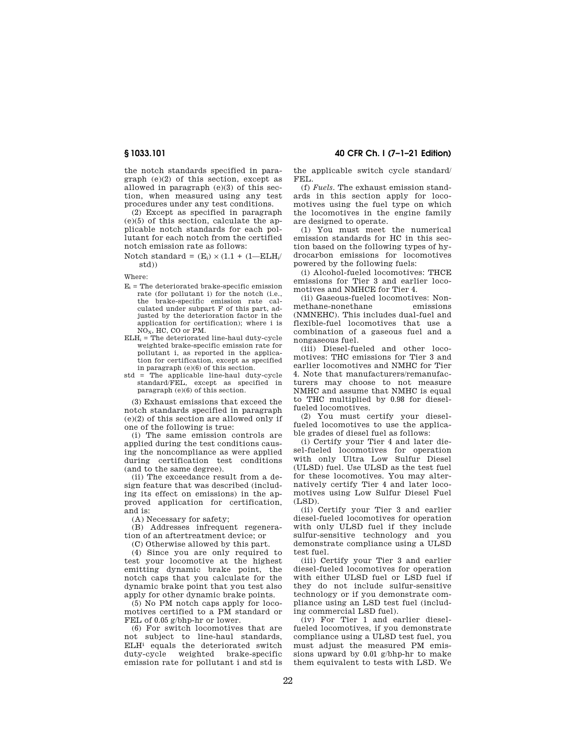the notch standards specified in paragraph (e)(2) of this section, except as allowed in paragraph (e)(3) of this section, when measured using any test procedures under any test conditions.

(2) Except as specified in paragraph (e)(5) of this section, calculate the applicable notch standards for each pollutant for each notch from the certified notch emission rate as follows:

$$\text{Notch standard} = (E_i) \times (1.1 + (1 - ELH_i/\text{std}))$$

Where:

$E_i$ = The deteriorated brake-specific emission rate (for pollutant i) for the notch (i.e., the brake-specific emission rate calculated under subpart F of this part, adjusted by the deterioration factor in the application for certification); where i is $NO_X$, HC, CO or PM.

$ELH_i$ = The deteriorated line-haul duty-cycle weighted brake-specific emission rate for pollutant i, as reported in the application for certification, except as specified in paragraph (e)(6) of this section.

std = The applicable line-haul duty-cycle standard/FEL, except as specified in paragraph (e)(6) of this section.

(3) Exhaust emissions that exceed the notch standards specified in paragraph (e)(2) of this section are allowed only if one of the following is true:

(i) The same emission controls are applied during the test conditions causing the noncompliance as were applied during certification test conditions (and to the same degree).

(ii) The exceedance result from a design feature that was described (including its effect on emissions) in the approved application for certification, and is:

(A) Necessary for safety;

(B) Addresses infrequent regeneration of an aftertreatment device; or

(C) Otherwise allowed by this part.

(4) Since you are only required to test your locomotive at the highest emitting dynamic brake point, the notch caps that you calculate for the dynamic brake point that you test also apply for other dynamic brake points.

(5) No PM notch caps apply for locomotives certified to a PM standard or FEL of 0.05 g/bhp-hr or lower.

(6) For switch locomotives that are not subject to line-haul standards, $ELH^i$ equals the deteriorated switch duty-cycle weighted brake-specific emission rate for pollutant i and std is the applicable switch cycle standard/FEL.

(f) *Fuels.* The exhaust emission standards in this section apply for locomotives using the fuel type on which the locomotives in the engine family are designed to operate.

(1) You must meet the numerical emission standards for HC in this section based on the following types of hydrocarbon emissions for locomotives powered by the following fuels:

(i) Alcohol-fueled locomotives: THCE emissions for Tier 3 and earlier locomotives and NMHCE for Tier 4.

(ii) Gaseous-fueled locomotives: Non-methane-nonethane emissions (NMNEHC). This includes dual-fuel and flexible-fuel locomotives that use a combination of a gaseous fuel and a nongaseous fuel.

(iii) Diesel-fueled and other locomotives: THC emissions for Tier 3 and earlier locomotives and NMHC for Tier 4. Note that manufacturers/remanufacturers may choose to not measure NMHC and assume that NMHC is equal to THC multiplied by 0.98 for diesel-fueled locomotives.

(2) You must certify your diesel-fueled locomotives to use the applicable grades of diesel fuel as follows:

(i) Certify your Tier 4 and later diesel-fueled locomotives for operation with only Ultra Low Sulfur Diesel (ULSD) fuel. Use ULSD as the test fuel for these locomotives. You may alternatively certify Tier 4 and later locomotives using Low Sulfur Diesel Fuel (LSD).

(ii) Certify your Tier 3 and earlier diesel-fueled locomotives for operation with only ULSD fuel if they include sulfur-sensitive technology and you demonstrate compliance using a ULSD test fuel.

(iii) Certify your Tier 3 and earlier diesel-fueled locomotives for operation with either ULSD fuel or LSD fuel if they do not include sulfur-sensitive technology or if you demonstrate compliance using an LSD test fuel (including commercial LSD fuel).

(iv) For Tier 1 and earlier diesel-fueled locomotives, if you demonstrate compliance using a ULSD test fuel, you must adjust the measured PM emissions upward by 0.01 g/bhp-hr to make them equivalent to tests with LSD. We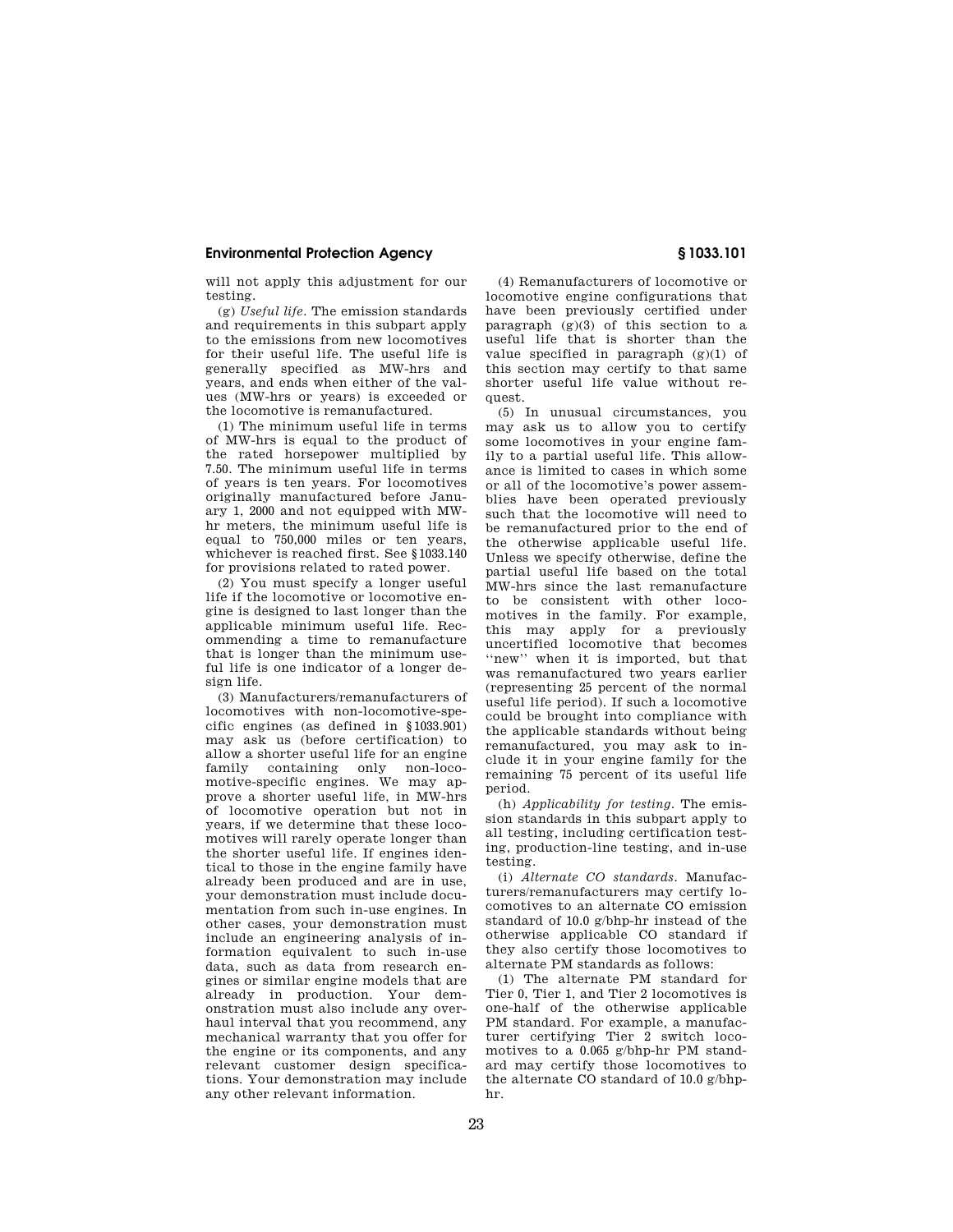will not apply this adjustment for our testing.

(g) *Useful life*. The emission standards and requirements in this subpart apply to the emissions from new locomotives for their useful life. The useful life is generally specified as MW-hrs and years, and ends when either of the values (MW-hrs or years) is exceeded or the locomotive is remanufactured.

(1) The minimum useful life in terms of MW-hrs is equal to the product of the rated horsepower multiplied by 7.50. The minimum useful life in terms of years is ten years. For locomotives originally manufactured before January 1, 2000 and not equipped with MW-hr meters, the minimum useful life is equal to 750,000 miles or ten years, whichever is reached first. See §1033.140 for provisions related to rated power.

(2) You must specify a longer useful life if the locomotive or locomotive engine is designed to last longer than the applicable minimum useful life. Recommending a time to remanufacture that is longer than the minimum useful life is one indicator of a longer design life.

(3) Manufacturers/remanufacturers of locomotives with non-locomotive-specific engines (as defined in §1033.901) may ask us (before certification) to allow a shorter useful life for an engine family containing only non-locomotive-specific engines. We may approve a shorter useful life, in MW-hrs of locomotive operation but not in years, if we determine that these locomotives will rarely operate longer than the shorter useful life. If engines identical to those in the engine family have already been produced and are in use, your demonstration must include documentation from such in-use engines. In other cases, your demonstration must include an engineering analysis of information equivalent to such in-use data, such as data from research engines or similar engine models that are already in production. Your demonstration must also include any overhaul interval that you recommend, any mechanical warranty that you offer for the engine or its components, and any relevant customer design specifications. Your demonstration may include any other relevant information.

(4) Remanufacturers of locomotive or locomotive engine configurations that have been previously certified under paragraph (g)(3) of this section to a useful life that is shorter than the value specified in paragraph (g)(1) of this section may certify to that same shorter useful life value without request.

(5) In unusual circumstances, you may ask us to allow you to certify some locomotives in your engine family to a partial useful life. This allowance is limited to cases in which some or all of the locomotive's power assemblies have been operated previously such that the locomotive will need to be remanufactured prior to the end of the otherwise applicable useful life. Unless we specify otherwise, define the partial useful life based on the total MW-hrs since the last remanufacture to be consistent with other locomotives in the family. For example, this may apply for a previously uncertified locomotive that becomes "new" when it is imported, but that was remanufactured two years earlier (representing 25 percent of the normal useful life period). If such a locomotive could be brought into compliance with the applicable standards without being remanufactured, you may ask to include it in your engine family for the remaining 75 percent of its useful life period.

(h) *Applicability for testing*. The emission standards in this subpart apply to all testing, including certification testing, production-line testing, and in-use testing.

(i) *Alternate CO standards*. Manufacturers/remanufacturers may certify locomotives to an alternate CO emission standard of 10.0 g/bhp-hr instead of the otherwise applicable CO standard if they also certify those locomotives to alternate PM standards as follows:

(1) The alternate PM standard for Tier 0, Tier 1, and Tier 2 locomotives is one-half of the otherwise applicable PM standard. For example, a manufacturer certifying Tier 2 switch locomotives to a 0.065 g/bhp-hr PM standard may certify those locomotives to the alternate CO standard of 10.0 g/bhp-hr.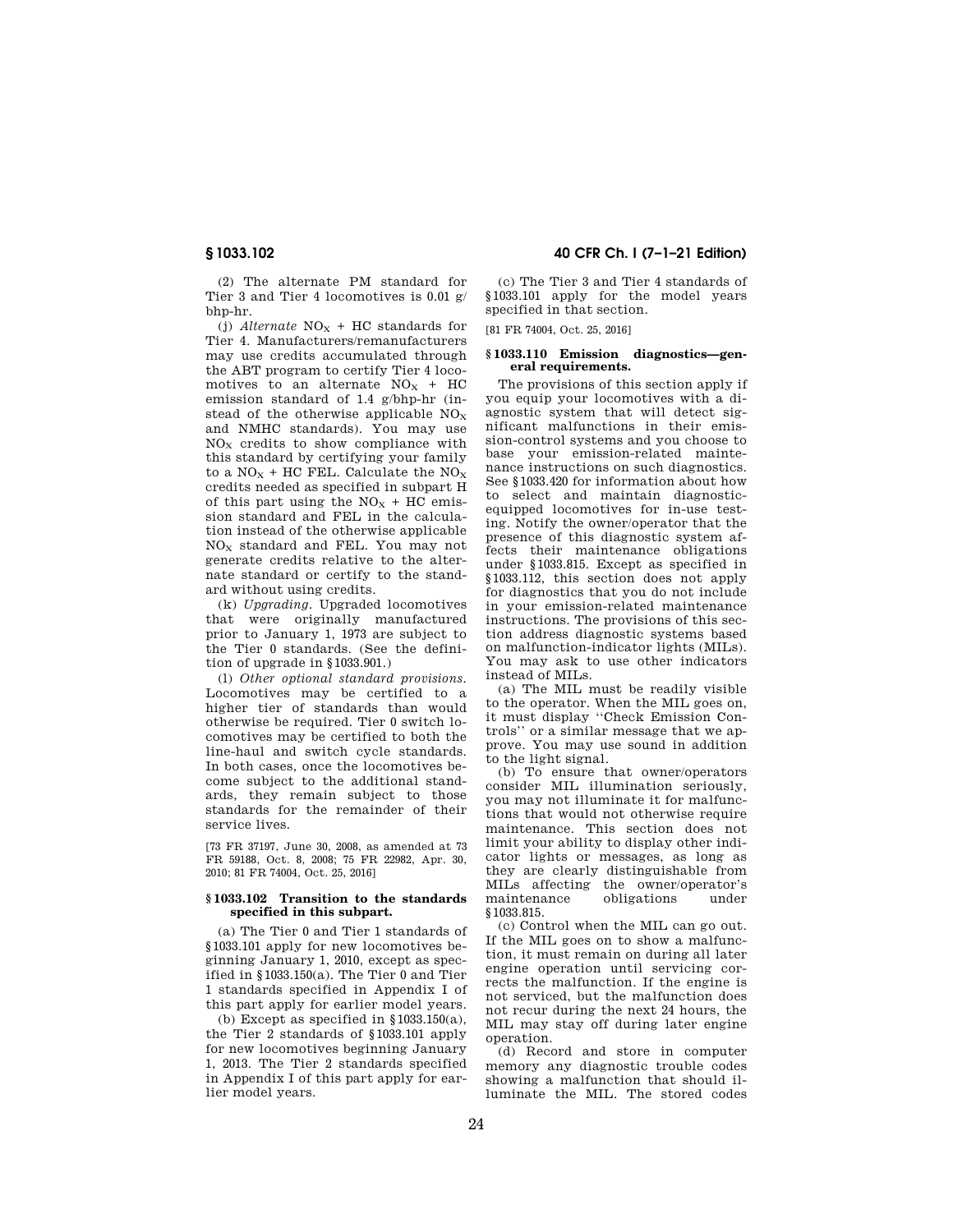(2) The alternate PM standard for Tier 3 and Tier 4 locomotives is 0.01 g/bhp-hr.

(j) *Alternate* $NO_X$ + HC standards for Tier 4. Manufacturers/remanufacturers may use credits accumulated through the ABT program to certify Tier 4 locomotives to an alternate $NO_X$ + HC emission standard of 1.4 g/bhp-hr (instead of the otherwise applicable $NO_X$ and NMHC standards). You may use $NO_X$ credits to show compliance with this standard by certifying your family to a $NO_X$ + HC FEL. Calculate the $NO_X$ credits needed as specified in subpart H of this part using the $NO_X$ + HC emission standard and FEL in the calculation instead of the otherwise applicable $NO_X$ standard and FEL. You may not generate credits relative to the alternate standard or certify to the standard without using credits.

(k) *Upgrading.* Upgraded locomotives that were originally manufactured prior to January 1, 1973 are subject to the Tier 0 standards. (See the definition of upgrade in §1033.901.)

(l) *Other optional standard provisions.* Locomotives may be certified to a higher tier of standards than would otherwise be required. Tier 0 switch locomotives may be certified to both the line-haul and switch cycle standards. In both cases, once the locomotives become subject to the additional standards, they remain subject to those standards for the remainder of their service lives.

[73 FR 37197, June 30, 2008, as amended at 73 FR 59188, Oct. 8, 2008; 75 FR 22982, Apr. 30, 2010; 81 FR 74004, Oct. 25, 2016]

## §1033.102 Transition to the standards specified in this subpart.

(a) The Tier 0 and Tier 1 standards of §1033.101 apply for new locomotives beginning January 1, 2010, except as specified in §1033.150(a). The Tier 0 and Tier 1 standards specified in Appendix I of this part apply for earlier model years.

(b) Except as specified in §1033.150(a), the Tier 2 standards of §1033.101 apply for new locomotives beginning January 1, 2013. The Tier 2 standards specified in Appendix I of this part apply for earlier model years.

(c) The Tier 3 and Tier 4 standards of §1033.101 apply for the model years specified in that section.

[81 FR 74004, Oct. 25, 2016]

## §1033.110 Emission diagnostics—general requirements.

The provisions of this section apply if you equip your locomotives with a diagnostic system that will detect significant malfunctions in their emission-control systems and you choose to base your emission-related maintenance instructions on such diagnostics. See §1033.420 for information about how to select and maintain diagnostic-equipped locomotives for in-use testing. Notify the owner/operator that the presence of this diagnostic system affects their maintenance obligations under §1033.815. Except as specified in §1033.112, this section does not apply for diagnostics that you do not include in your emission-related maintenance instructions. The provisions of this section address diagnostic systems based on malfunction-indicator lights (MILs). You may ask to use other indicators instead of MILs.

(a) The MIL must be readily visible to the operator. When the MIL goes on, it must display "Check Emission Controls" or a similar message that we approve. You may use sound in addition to the light signal.

(b) To ensure that owner/operators consider MIL illumination seriously, you may not illuminate it for malfunctions that would not otherwise require maintenance. This section does not limit your ability to display other indicator lights or messages, as long as they are clearly distinguishable from MILs affecting the owner/operator's maintenance obligations under §1033.815.

(c) Control when the MIL can go out. If the MIL goes on to show a malfunction, it must remain on during all later engine operation until servicing corrects the malfunction. If the engine is not serviced, but the malfunction does not recur during the next 24 hours, the MIL may stay off during later engine operation.

(d) Record and store in computer memory any diagnostic trouble codes showing a malfunction that should illuminate the MIL. The stored codes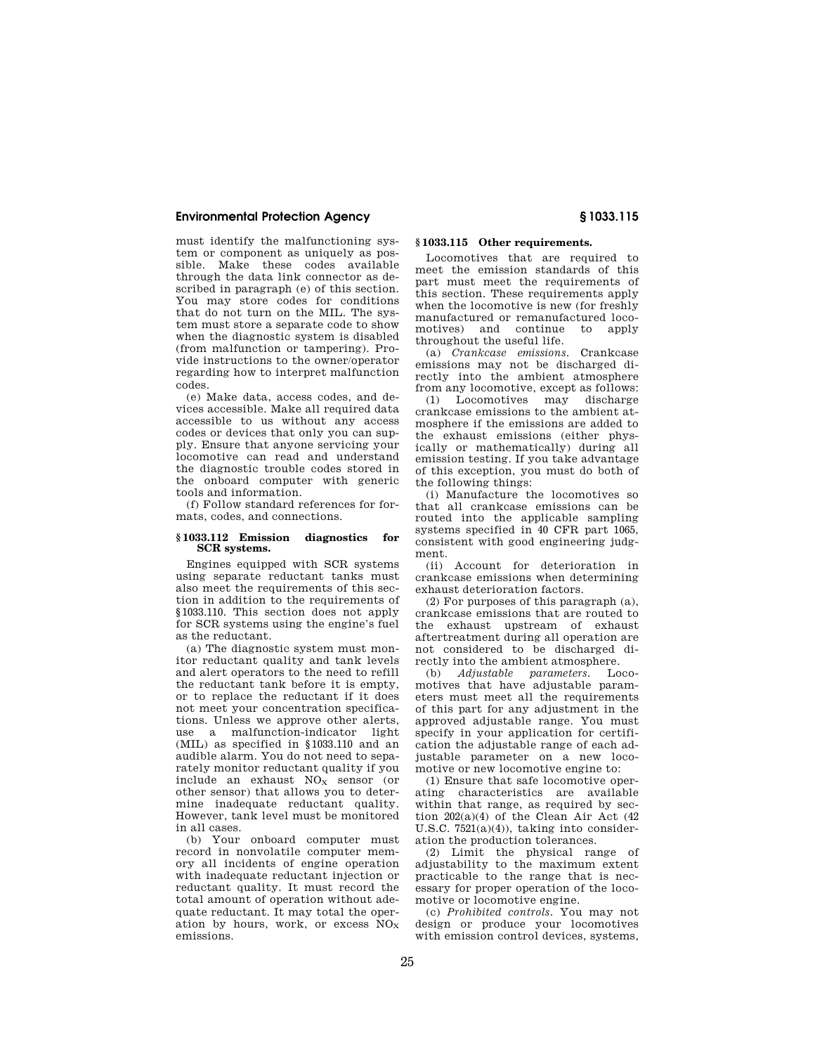must identify the malfunctioning system or component as uniquely as possible. Make these codes available through the data link connector as described in paragraph (e) of this section. You may store codes for conditions that do not turn on the MIL. The system must store a separate code to show when the diagnostic system is disabled (from malfunction or tampering). Provide instructions to the owner/operator regarding how to interpret malfunction codes.

(e) Make data, access codes, and devices accessible. Make all required data accessible to us without any access codes or devices that only you can supply. Ensure that anyone servicing your locomotive can read and understand the diagnostic trouble codes stored in the onboard computer with generic tools and information.

(f) Follow standard references for formats, codes, and connections.

### § 1033.112 Emission diagnostics for SCR systems.

Engines equipped with SCR systems using separate reductant tanks must also meet the requirements of this section in addition to the requirements of §1033.110. This section does not apply for SCR systems using the engine's fuel as the reductant.

(a) The diagnostic system must monitor reductant quality and tank levels and alert operators to the need to refill the reductant tank before it is empty, or to replace the reductant if it does not meet your concentration specifications. Unless we approve other alerts, use a malfunction-indicator light (MIL) as specified in §1033.110 and an audible alarm. You do not need to separately monitor reductant quality if you include an exhaust $NO_X$ sensor (or other sensor) that allows you to determine inadequate reductant quality. However, tank level must be monitored in all cases.

(b) Your onboard computer must record in nonvolatile computer memory all incidents of engine operation with inadequate reductant injection or reductant quality. It must record the total amount of operation without adequate reductant. It may total the operation by hours, work, or excess $NO_X$ emissions.

### § 1033.115 Other requirements.

Locomotives that are required to meet the emission standards of this part must meet the requirements of this section. These requirements apply when the locomotive is new (for freshly manufactured or remanufactured locomotives) and continue to apply throughout the useful life.

(a) *Crankcase emissions.* Crankcase emissions may not be discharged directly into the ambient atmosphere from any locomotive, except as follows:

(1) Locomotives may discharge crankcase emissions to the ambient atmosphere if the emissions are added to the exhaust emissions (either physically or mathematically) during all emission testing. If you take advantage of this exception, you must do both of the following things:

(i) Manufacture the locomotives so that all crankcase emissions can be routed into the applicable sampling systems specified in 40 CFR part 1065, consistent with good engineering judgment.

(ii) Account for deterioration in crankcase emissions when determining exhaust deterioration factors.

(2) For purposes of this paragraph (a), crankcase emissions that are routed to the exhaust upstream of exhaust aftertreatment during all operation are not considered to be discharged directly into the ambient atmosphere.

(b) *Adjustable parameters.* Locomotives that have adjustable parameters must meet all the requirements of this part for any adjustment in the approved adjustable range. You must specify in your application for certification the adjustable range of each adjustable parameter on a new locomotive or new locomotive engine to:

(1) Ensure that safe locomotive operating characteristics are available within that range, as required by section 202(a)(4) of the Clean Air Act (42 U.S.C. 7521(a)(4)), taking into consideration the production tolerances.

(2) Limit the physical range of adjustability to the maximum extent practicable to the range that is necessary for proper operation of the locomotive or locomotive engine.

(c) *Prohibited controls.* You may not design or produce your locomotives with emission control devices, systems,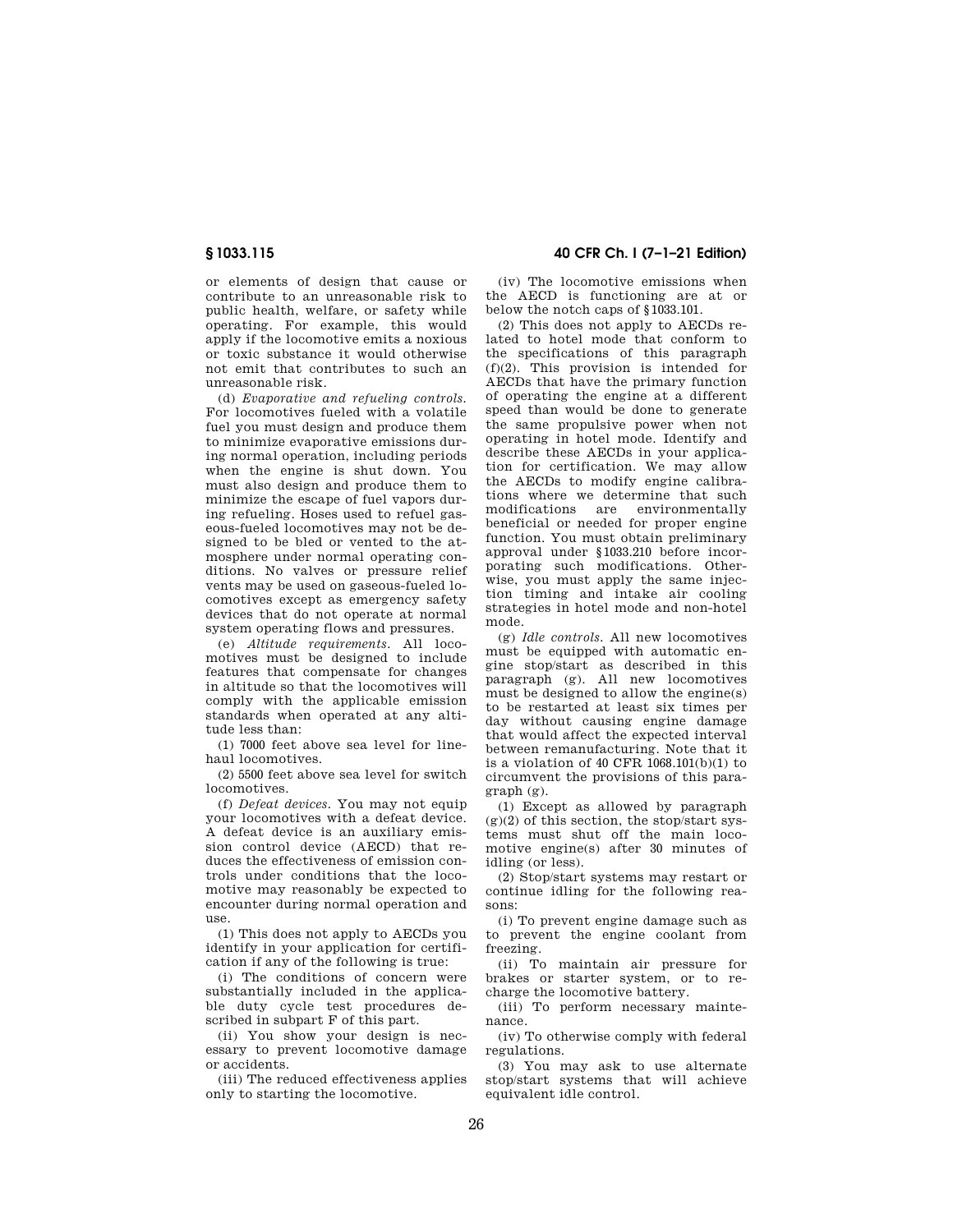or elements of design that cause or contribute to an unreasonable risk to public health, welfare, or safety while operating. For example, this would apply if the locomotive emits a noxious or toxic substance it would otherwise not emit that contributes to such an unreasonable risk.

(d) *Evaporative and refueling controls.* For locomotives fueled with a volatile fuel you must design and produce them to minimize evaporative emissions during normal operation, including periods when the engine is shut down. You must also design and produce them to minimize the escape of fuel vapors during refueling. Hoses used to refuel gaseous-fueled locomotives may not be designed to be bled or vented to the atmosphere under normal operating conditions. No valves or pressure relief vents may be used on gaseous-fueled locomotives except as emergency safety devices that do not operate at normal system operating flows and pressures.

(e) *Altitude requirements.* All locomotives must be designed to include features that compensate for changes in altitude so that the locomotives will comply with the applicable emission standards when operated at any altitude less than:

(1) 7000 feet above sea level for line-haul locomotives.

(2) 5500 feet above sea level for switch locomotives.

(f) *Defeat devices.* You may not equip your locomotives with a defeat device. A defeat device is an auxiliary emission control device (AECD) that reduces the effectiveness of emission controls under conditions that the locomotive may reasonably be expected to encounter during normal operation and use.

(1) This does not apply to AECDs you identify in your application for certification if any of the following is true:

(i) The conditions of concern were substantially included in the applicable duty cycle test procedures described in subpart F of this part.

(ii) You show your design is necessary to prevent locomotive damage or accidents.

(iii) The reduced effectiveness applies only to starting the locomotive.

(iv) The locomotive emissions when the AECD is functioning are at or below the notch caps of §1033.101.

(2) This does not apply to AECDs related to hotel mode that conform to the specifications of this paragraph (f)(2). This provision is intended for AECDs that have the primary function of operating the engine at a different speed than would be done to generate the same propulsive power when not operating in hotel mode. Identify and describe these AECDs in your application for certification. We may allow the AECDs to modify engine calibrations where we determine that such modifications are environmentally beneficial or needed for proper engine function. You must obtain preliminary approval under §1033.210 before incorporating such modifications. Otherwise, you must apply the same injection timing and intake air cooling strategies in hotel mode and non-hotel mode.

(g) *Idle controls.* All new locomotives must be equipped with automatic engine stop/start as described in this paragraph (g). All new locomotives must be designed to allow the engine(s) to be restarted at least six times per day without causing engine damage that would affect the expected interval between remanufacturing. Note that it is a violation of 40 CFR 1068.101(b)(1) to circumvent the provisions of this paragraph (g).

(1) Except as allowed by paragraph (g)(2) of this section, the stop/start systems must shut off the main locomotive engine(s) after 30 minutes of idling (or less).

(2) Stop/start systems may restart or continue idling for the following reasons:

(i) To prevent engine damage such as to prevent the engine coolant from freezing.

(ii) To maintain air pressure for brakes or starter system, or to recharge the locomotive battery.

(iii) To perform necessary maintenance.

(iv) To otherwise comply with federal regulations.

(3) You may ask to use alternate stop/start systems that will achieve equivalent idle control.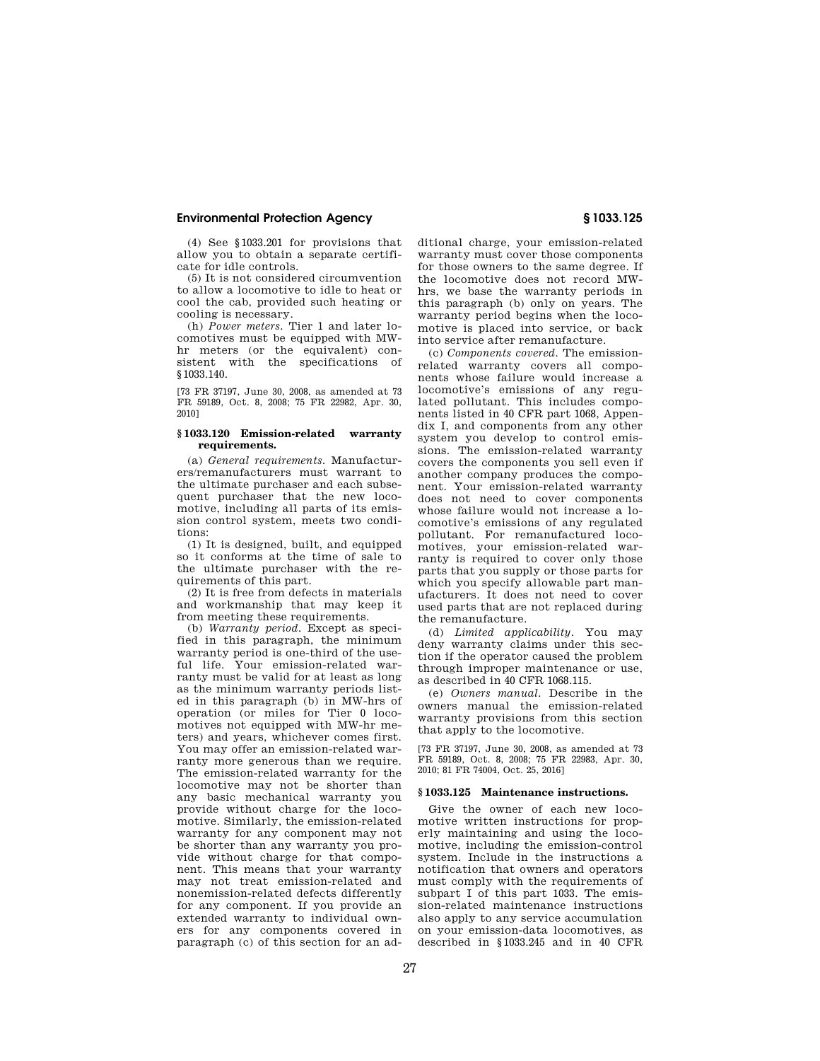(4) See §1033.201 for provisions that allow you to obtain a separate certificate for idle controls.

(5) It is not considered circumvention to allow a locomotive to idle to heat or cool the cab, provided such heating or cooling is necessary.

(h) *Power meters.* Tier 1 and later locomotives must be equipped with MW-hr meters (or the equivalent) consistent with the specifications of §1033.140.

[73 FR 37197, June 30, 2008, as amended at 73 FR 59189, Oct. 8, 2008; 75 FR 22982, Apr. 30, 2010]

### §1033.120 Emission-related warranty requirements.

(a) *General requirements.* Manufacturers/remanufacturers must warrant to the ultimate purchaser and each subsequent purchaser that the new locomotive, including all parts of its emission control system, meets two conditions:

(1) It is designed, built, and equipped so it conforms at the time of sale to the ultimate purchaser with the requirements of this part.

(2) It is free from defects in materials and workmanship that may keep it from meeting these requirements.

(b) *Warranty period.* Except as specified in this paragraph, the minimum warranty period is one-third of the useful life. Your emission-related warranty must be valid for at least as long as the minimum warranty periods listed in this paragraph (b) in MW-hrs of operation (or miles for Tier 0 locomotives not equipped with MW-hr meters) and years, whichever comes first. You may offer an emission-related warranty more generous than we require. The emission-related warranty for the locomotive may not be shorter than any basic mechanical warranty you provide without charge for the locomotive. Similarly, the emission-related warranty for any component may not be shorter than any warranty you provide without charge for that component. This means that your warranty may not treat emission-related and nonemission-related defects differently for any component. If you provide an extended warranty to individual owners for any components covered in paragraph (c) of this section for an additional charge, your emission-related warranty must cover those components for those owners to the same degree. If the locomotive does not record MW-hrs, we base the warranty periods in this paragraph (b) only on years. The warranty period begins when the locomotive is placed into service, or back into service after remanufacture.

(c) *Components covered.* The emission-related warranty covers all components whose failure would increase a locomotive's emissions of any regulated pollutant. This includes components listed in 40 CFR part 1068, Appendix I, and components from any other system you develop to control emissions. The emission-related warranty covers the components you sell even if another company produces the component. Your emission-related warranty does not need to cover components whose failure would not increase a locomotive's emissions of any regulated pollutant. For remanufactured locomotives, your emission-related warranty is required to cover only those parts that you supply or those parts for which you specify allowable part manufacturers. It does not need to cover used parts that are not replaced during the remanufacture.

(d) *Limited applicability.* You may deny warranty claims under this section if the operator caused the problem through improper maintenance or use, as described in 40 CFR 1068.115.

(e) *Owners manual.* Describe in the owners manual the emission-related warranty provisions from this section that apply to the locomotive.

[73 FR 37197, June 30, 2008, as amended at 73 FR 59189, Oct. 8, 2008; 75 FR 22983, Apr. 30, 2010; 81 FR 74004, Oct. 25, 2016]

### §1033.125 Maintenance instructions.

Give the owner of each new locomotive written instructions for properly maintaining and using the locomotive, including the emission-control system. Include in the instructions a notification that owners and operators must comply with the requirements of subpart I of this part 1033. The emission-related maintenance instructions also apply to any service accumulation on your emission-data locomotives, as described in §1033.245 and in 40 CFR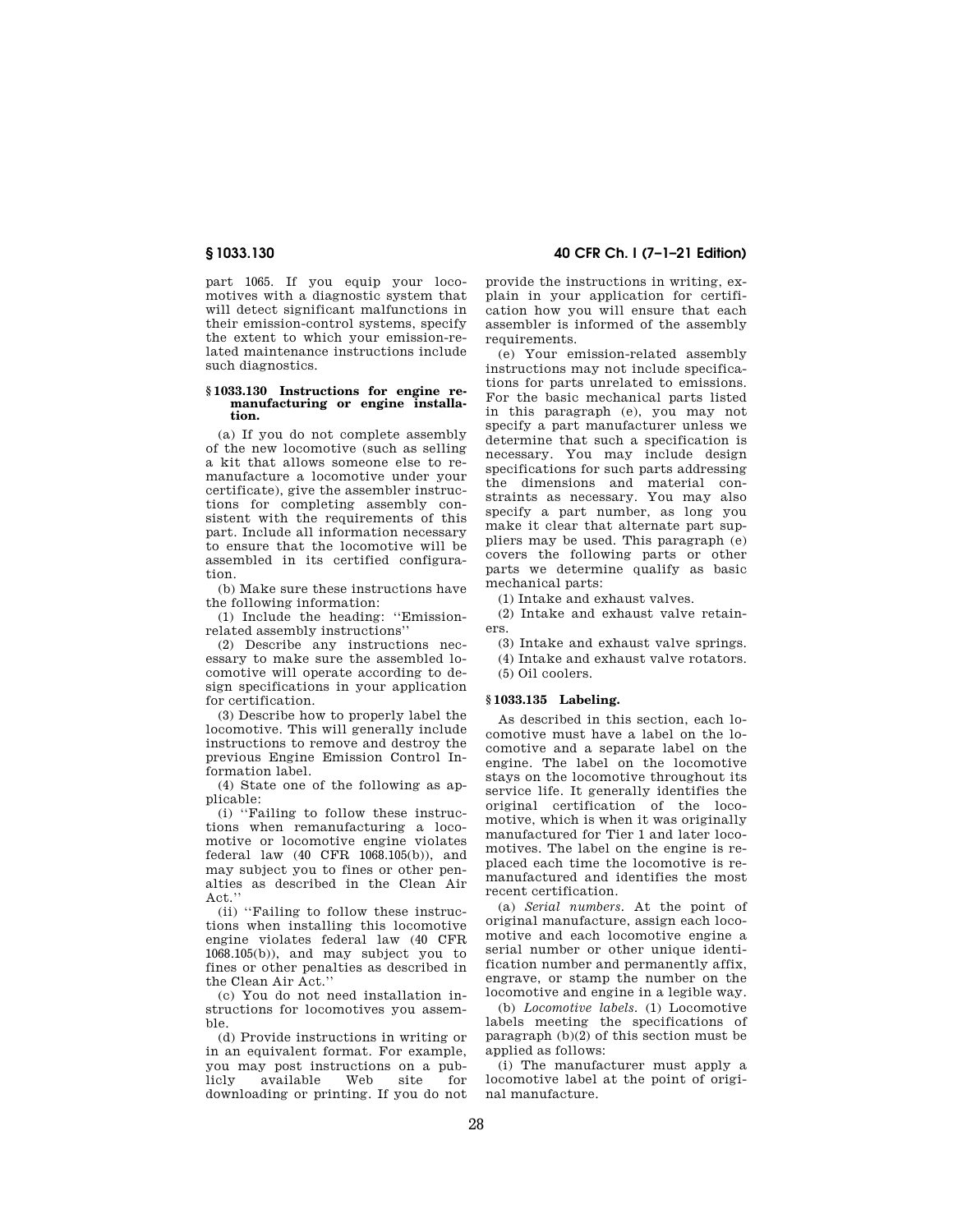part 1065. If you equip your locomotives with a diagnostic system that will detect significant malfunctions in their emission-control systems, specify the extent to which your emission-related maintenance instructions include such diagnostics.

### § 1033.130 Instructions for engine remanufacturing or engine installation.

(a) If you do not complete assembly of the new locomotive (such as selling a kit that allows someone else to remanufacture a locomotive under your certificate), give the assembler instructions for completing assembly consistent with the requirements of this part. Include all information necessary to ensure that the locomotive will be assembled in its certified configuration.

(b) Make sure these instructions have the following information:

(1) Include the heading: ''Emission-related assembly instructions''

(2) Describe any instructions necessary to make sure the assembled locomotive will operate according to design specifications in your application for certification.

(3) Describe how to properly label the locomotive. This will generally include instructions to remove and destroy the previous Engine Emission Control Information label.

(4) State one of the following as applicable:

(i) ''Failing to follow these instructions when remanufacturing a locomotive or locomotive engine violates federal law (40 CFR 1068.105(b)), and may subject you to fines or other penalties as described in the Clean Air Act.''

(ii) ''Failing to follow these instructions when installing this locomotive engine violates federal law (40 CFR 1068.105(b)), and may subject you to fines or other penalties as described in the Clean Air Act.''

(c) You do not need installation instructions for locomotives you assemble.

(d) Provide instructions in writing or in an equivalent format. For example, you may post instructions on a publicly available Web site for downloading or printing. If you do not provide the instructions in writing, explain in your application for certification how you will ensure that each assembler is informed of the assembly requirements.

(e) Your emission-related assembly instructions may not include specifications for parts unrelated to emissions. For the basic mechanical parts listed in this paragraph (e), you may not specify a part manufacturer unless we determine that such a specification is necessary. You may include design specifications for such parts addressing the dimensions and material constraints as necessary. You may also specify a part number, as long you make it clear that alternate part suppliers may be used. This paragraph (e) covers the following parts or other parts we determine qualify as basic mechanical parts:

(1) Intake and exhaust valves.

(2) Intake and exhaust valve retainers.

(3) Intake and exhaust valve springs.

(4) Intake and exhaust valve rotators.

(5) Oil coolers.

### § 1033.135 Labeling.

As described in this section, each locomotive must have a label on the locomotive and a separate label on the engine. The label on the locomotive stays on the locomotive throughout its service life. It generally identifies the original certification of the locomotive, which is when it was originally manufactured for Tier 1 and later locomotives. The label on the engine is replaced each time the locomotive is remanufactured and identifies the most recent certification.

(a) *Serial numbers.* At the point of original manufacture, assign each locomotive and each locomotive engine a serial number or other unique identification number and permanently affix, engrave, or stamp the number on the locomotive and engine in a legible way.

(b) *Locomotive labels.* (1) Locomotive labels meeting the specifications of paragraph (b)(2) of this section must be applied as follows:

(i) The manufacturer must apply a locomotive label at the point of original manufacture.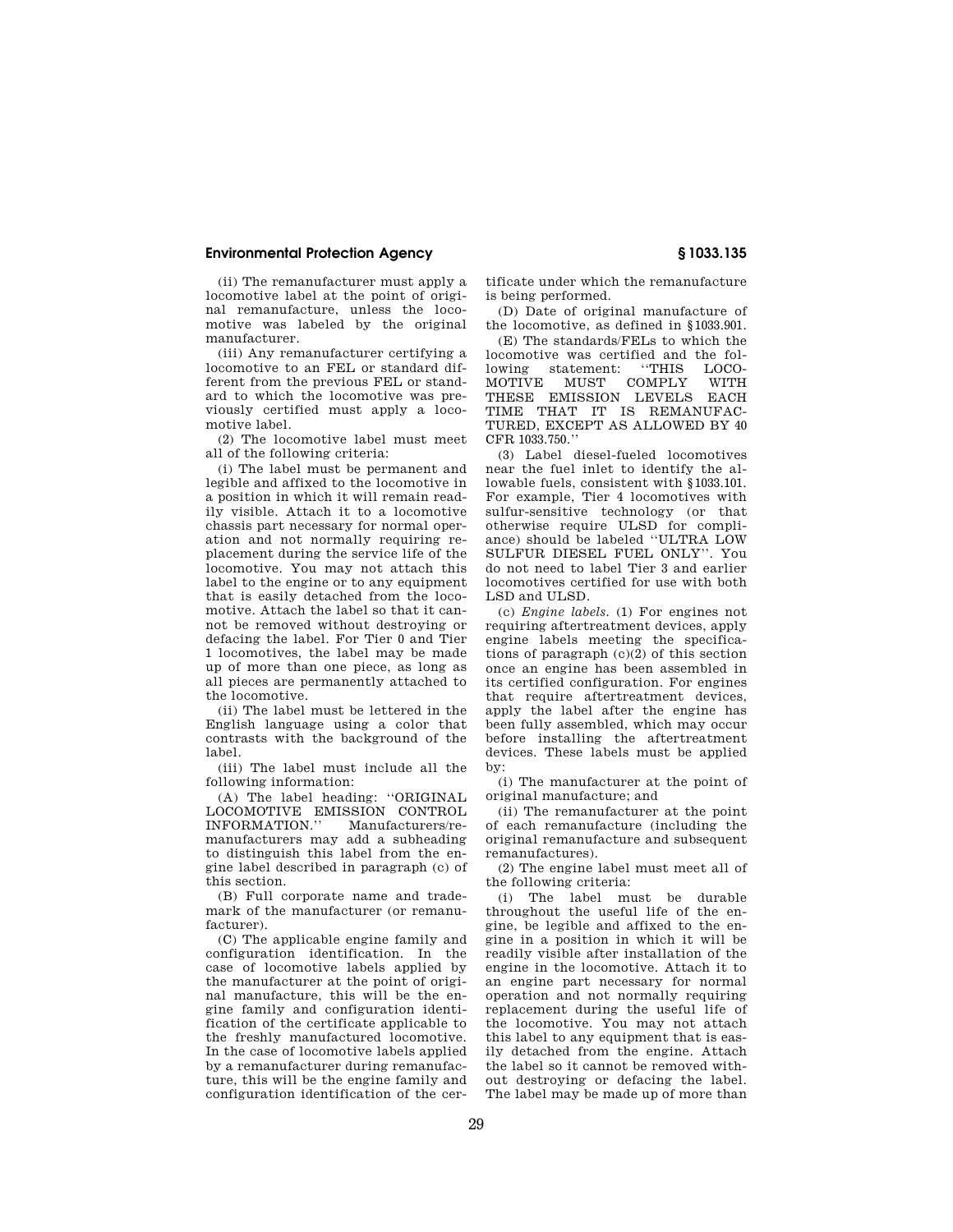(ii) The remanufacturer must apply a locomotive label at the point of original remanufacture, unless the locomotive was labeled by the original manufacturer.

(iii) Any remanufacturer certifying a locomotive to an FEL or standard different from the previous FEL or standard to which the locomotive was previously certified must apply a locomotive label.

(2) The locomotive label must meet all of the following criteria:

(i) The label must be permanent and legible and affixed to the locomotive in a position in which it will remain readily visible. Attach it to a locomotive chassis part necessary for normal operation and not normally requiring replacement during the service life of the locomotive. You may not attach this label to the engine or to any equipment that is easily detached from the locomotive. Attach the label so that it cannot be removed without destroying or defacing the label. For Tier 0 and Tier 1 locomotives, the label may be made up of more than one piece, as long as all pieces are permanently attached to the locomotive.

(ii) The label must be lettered in the English language using a color that contrasts with the background of the label.

(iii) The label must include all the following information:

(A) The label heading: ''ORIGINAL LOCOMOTIVE EMISSION CONTROL INFORMATION.'' Manufacturers/remanufacturers may add a subheading to distinguish this label from the engine label described in paragraph (c) of this section.

(B) Full corporate name and trademark of the manufacturer (or remanufacturer).

(C) The applicable engine family and configuration identification. In the case of locomotive labels applied by the manufacturer at the point of original manufacture, this will be the engine family and configuration identification of the certificate applicable to the freshly manufactured locomotive. In the case of locomotive labels applied by a remanufacturer during remanufacture, this will be the engine family and configuration identification of the certificate under which the remanufacture is being performed.

(D) Date of original manufacture of the locomotive, as defined in §1033.901.

(E) The standards/FELs to which the locomotive was certified and the following statement: ''THIS LOCOMOTIVE MUST COMPLY WITH THESE EMISSION LEVELS EACH TIME THAT IT IS REMANUFACTURED, EXCEPT AS ALLOWED BY 40 CFR 1033.750.''

(3) Label diesel-fueled locomotives near the fuel inlet to identify the allowable fuels, consistent with §1033.101. For example, Tier 4 locomotives with sulfur-sensitive technology (or that otherwise require ULSD for compliance) should be labeled ''ULTRA LOW SULFUR DIESEL FUEL ONLY''. You do not need to label Tier 3 and earlier locomotives certified for use with both LSD and ULSD.

(c) *Engine labels.* (1) For engines not requiring aftertreatment devices, apply engine labels meeting the specifications of paragraph (c)(2) of this section once an engine has been assembled in its certified configuration. For engines that require aftertreatment devices, apply the label after the engine has been fully assembled, which may occur before installing the aftertreatment devices. These labels must be applied by:

(i) The manufacturer at the point of original manufacture; and

(ii) The remanufacturer at the point of each remanufacture (including the original remanufacture and subsequent remanufactures).

(2) The engine label must meet all of the following criteria:

(i) The label must be durable throughout the useful life of the engine, be legible and affixed to the engine in a position in which it will be readily visible after installation of the engine in the locomotive. Attach it to an engine part necessary for normal operation and not normally requiring replacement during the useful life of the locomotive. You may not attach this label to any equipment that is easily detached from the engine. Attach the label so it cannot be removed without destroying or defacing the label. The label may be made up of more than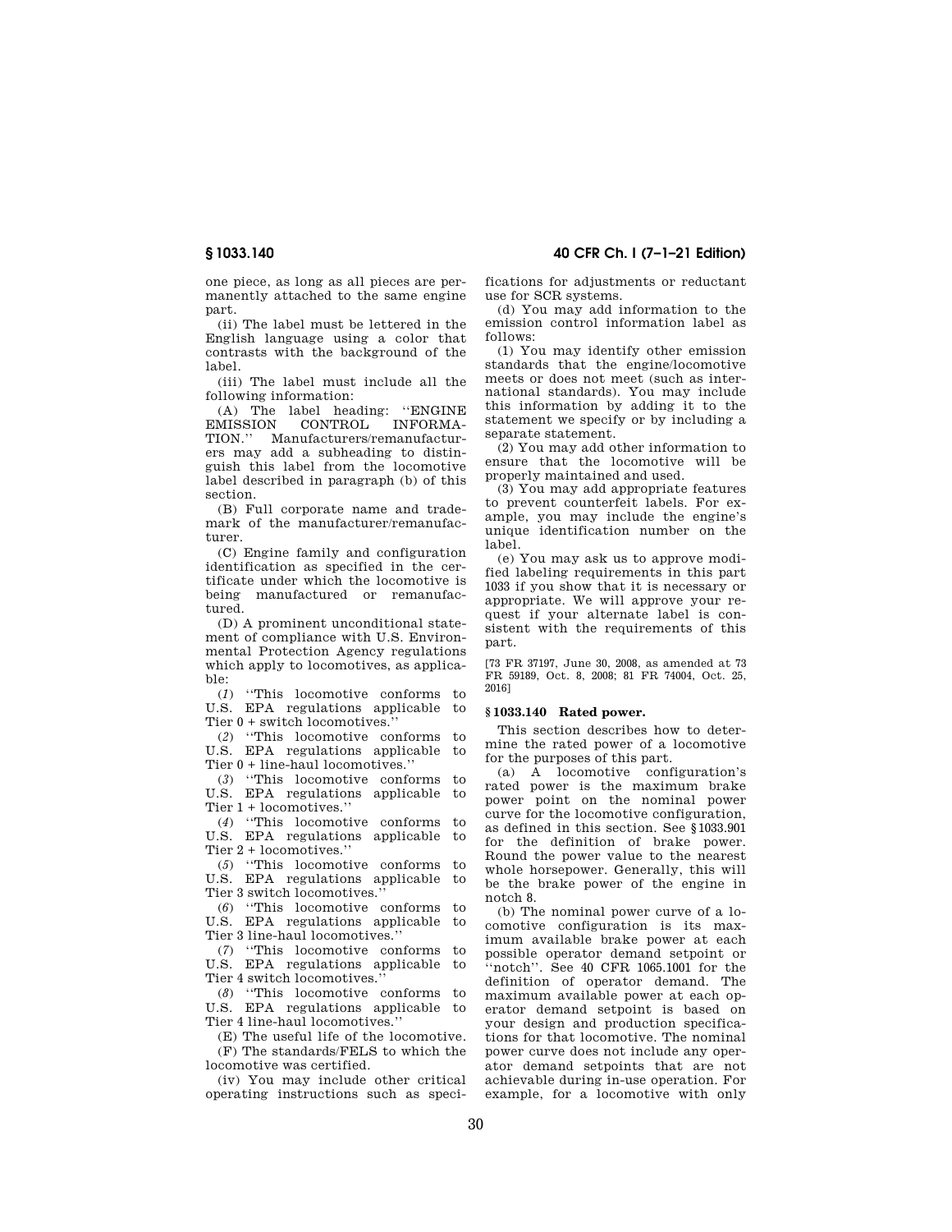one piece, as long as all pieces are permanently attached to the same engine part.

(ii) The label must be lettered in the English language using a color that contrasts with the background of the label.

(iii) The label must include all the following information:

(A) The label heading: "ENGINE EMISSION CONTROL INFORMATION." Manufacturers/remanufacturers may add a subheading to distinguish this label from the locomotive label described in paragraph (b) of this section.

(B) Full corporate name and trademark of the manufacturer/remanufacturer.

(C) Engine family and configuration identification as specified in the certificate under which the locomotive is being manufactured or remanufactured.

(D) A prominent unconditional statement of compliance with U.S. Environmental Protection Agency regulations which apply to locomotives, as applicable:

(*1*) "This locomotive conforms to U.S. EPA regulations applicable to Tier 0 + switch locomotives."

(*2*) "This locomotive conforms to U.S. EPA regulations applicable to Tier 0 + line-haul locomotives."

(*3*) "This locomotive conforms to U.S. EPA regulations applicable to Tier 1 + locomotives."

(*4*) "This locomotive conforms to U.S. EPA regulations applicable to Tier 2 + locomotives."

(*5*) "This locomotive conforms to U.S. EPA regulations applicable to Tier 3 switch locomotives."

(*6*) "This locomotive conforms to U.S. EPA regulations applicable to Tier 3 line-haul locomotives."

(*7*) "This locomotive conforms to U.S. EPA regulations applicable to Tier 4 switch locomotives."

(*8*) "This locomotive conforms to U.S. EPA regulations applicable to Tier 4 line-haul locomotives."

(E) The useful life of the locomotive.

(F) The standards/FELS to which the locomotive was certified.

(iv) You may include other critical operating instructions such as specifications for adjustments or reductant use for SCR systems.

(d) You may add information to the emission control information label as follows:

(1) You may identify other emission standards that the engine/locomotive meets or does not meet (such as international standards). You may include this information by adding it to the statement we specify or by including a separate statement.

(2) You may add other information to ensure that the locomotive will be properly maintained and used.

(3) You may add appropriate features to prevent counterfeit labels. For example, you may include the engine's unique identification number on the label.

(e) You may ask us to approve modified labeling requirements in this part 1033 if you show that it is necessary or appropriate. We will approve your request if your alternate label is consistent with the requirements of this part.

[73 FR 37197, June 30, 2008, as amended at 73 FR 59189, Oct. 8, 2008; 81 FR 74004, Oct. 25, 2016]

## § 1033.140 Rated power.

This section describes how to determine the rated power of a locomotive for the purposes of this part.

(a) A locomotive configuration's rated power is the maximum brake power point on the nominal power curve for the locomotive configuration, as defined in this section. See § 1033.901 for the definition of brake power. Round the power value to the nearest whole horsepower. Generally, this will be the brake power of the engine in notch 8.

(b) The nominal power curve of a locomotive configuration is its maximum available brake power at each possible operator demand setpoint or "notch". See 40 CFR 1065.1001 for the definition of operator demand. The maximum available power at each operator demand setpoint is based on your design and production specifications for that locomotive. The nominal power curve does not include any operator demand setpoints that are not achievable during in-use operation. For example, for a locomotive with only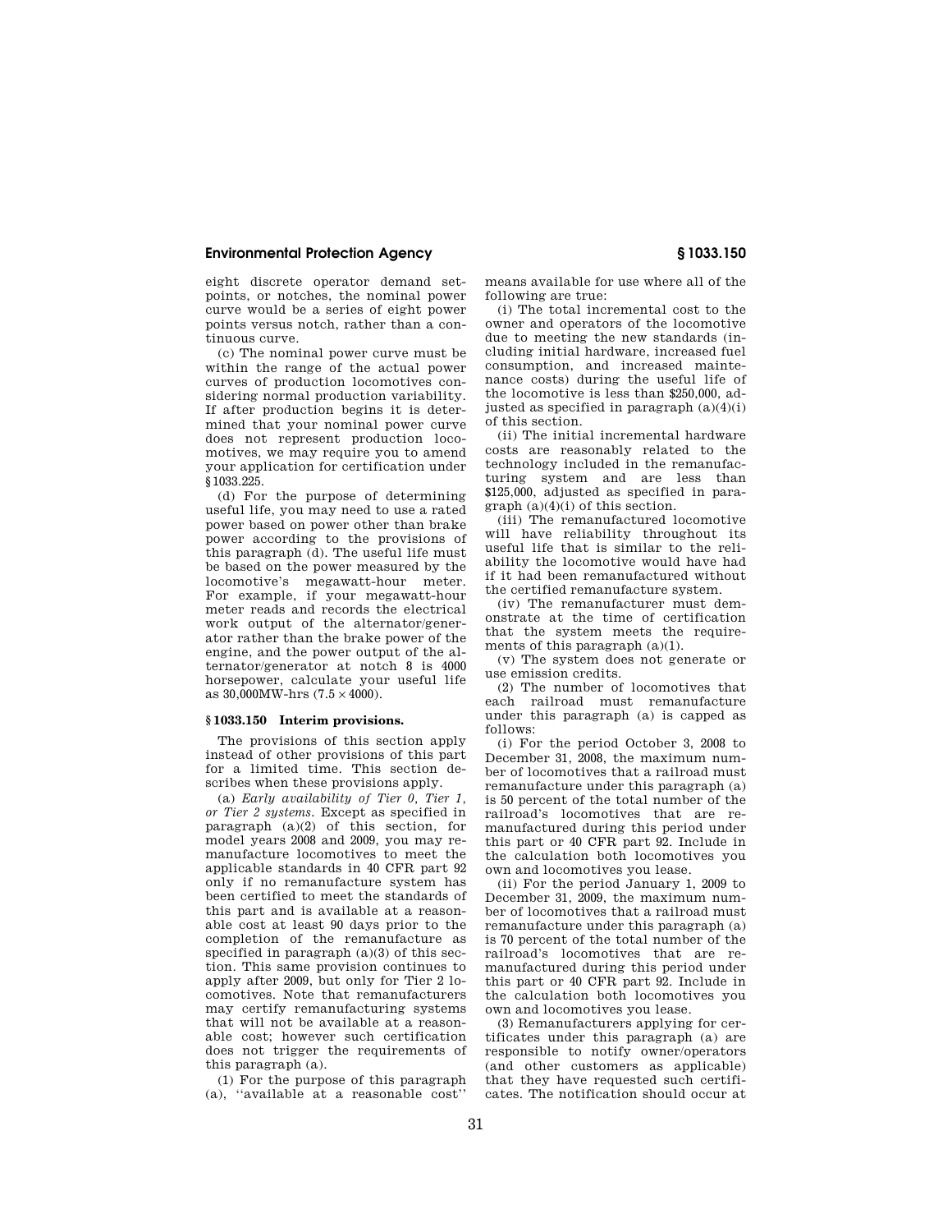eight discrete operator demand setpoints, or notches, the nominal power curve would be a series of eight power points versus notch, rather than a continuous curve.

(c) The nominal power curve must be within the range of the actual power curves of production locomotives considering normal production variability. If after production begins it is determined that your nominal power curve does not represent production locomotives, we may require you to amend your application for certification under §1033.225.

(d) For the purpose of determining useful life, you may need to use a rated power based on power other than brake power according to the provisions of this paragraph (d). The useful life must be based on the power measured by the locomotive's megawatt-hour meter. For example, if your megawatt-hour meter reads and records the electrical work output of the alternator/generator rather than the brake power of the engine, and the power output of the alternator/generator at notch 8 is 4000 horsepower, calculate your useful life as 30,000MW-hrs (7.5 × 4000).

### § 1033.150 Interim provisions.

The provisions of this section apply instead of other provisions of this part for a limited time. This section describes when these provisions apply.

(a) *Early availability of Tier 0, Tier 1, or Tier 2 systems.* Except as specified in paragraph (a)(2) of this section, for model years 2008 and 2009, you may remanufacture locomotives to meet the applicable standards in 40 CFR part 92 only if no remanufacture system has been certified to meet the standards of this part and is available at a reasonable cost at least 90 days prior to the completion of the remanufacture as specified in paragraph (a)(3) of this section. This same provision continues to apply after 2009, but only for Tier 2 locomotives. Note that remanufacturers may certify remanufacturing systems that will not be available at a reasonable cost; however such certification does not trigger the requirements of this paragraph (a).

(1) For the purpose of this paragraph (a), ''available at a reasonable cost'' means available for use where all of the following are true:

(i) The total incremental cost to the owner and operators of the locomotive due to meeting the new standards (including initial hardware, increased fuel consumption, and increased maintenance costs) during the useful life of the locomotive is less than $250,000, adjusted as specified in paragraph (a)(4)(i) of this section.

(ii) The initial incremental hardware costs are reasonably related to the technology included in the remanufacturing system and are less than $125,000, adjusted as specified in paragraph (a)(4)(i) of this section.

(iii) The remanufactured locomotive will have reliability throughout its useful life that is similar to the reliability the locomotive would have had if it had been remanufactured without the certified remanufacture system.

(iv) The remanufacturer must demonstrate at the time of certification that the system meets the requirements of this paragraph (a)(1).

(v) The system does not generate or use emission credits.

(2) The number of locomotives that each railroad must remanufacture under this paragraph (a) is capped as follows:

(i) For the period October 3, 2008 to December 31, 2008, the maximum number of locomotives that a railroad must remanufacture under this paragraph (a) is 50 percent of the total number of the railroad's locomotives that are remanufactured during this period under this part or 40 CFR part 92. Include in the calculation both locomotives you own and locomotives you lease.

(ii) For the period January 1, 2009 to December 31, 2009, the maximum number of locomotives that a railroad must remanufacture under this paragraph (a) is 70 percent of the total number of the railroad's locomotives that are remanufactured during this period under this part or 40 CFR part 92. Include in the calculation both locomotives you own and locomotives you lease.

(3) Remanufacturers applying for certificates under this paragraph (a) are responsible to notify owner/operators (and other customers as applicable) that they have requested such certificates. The notification should occur at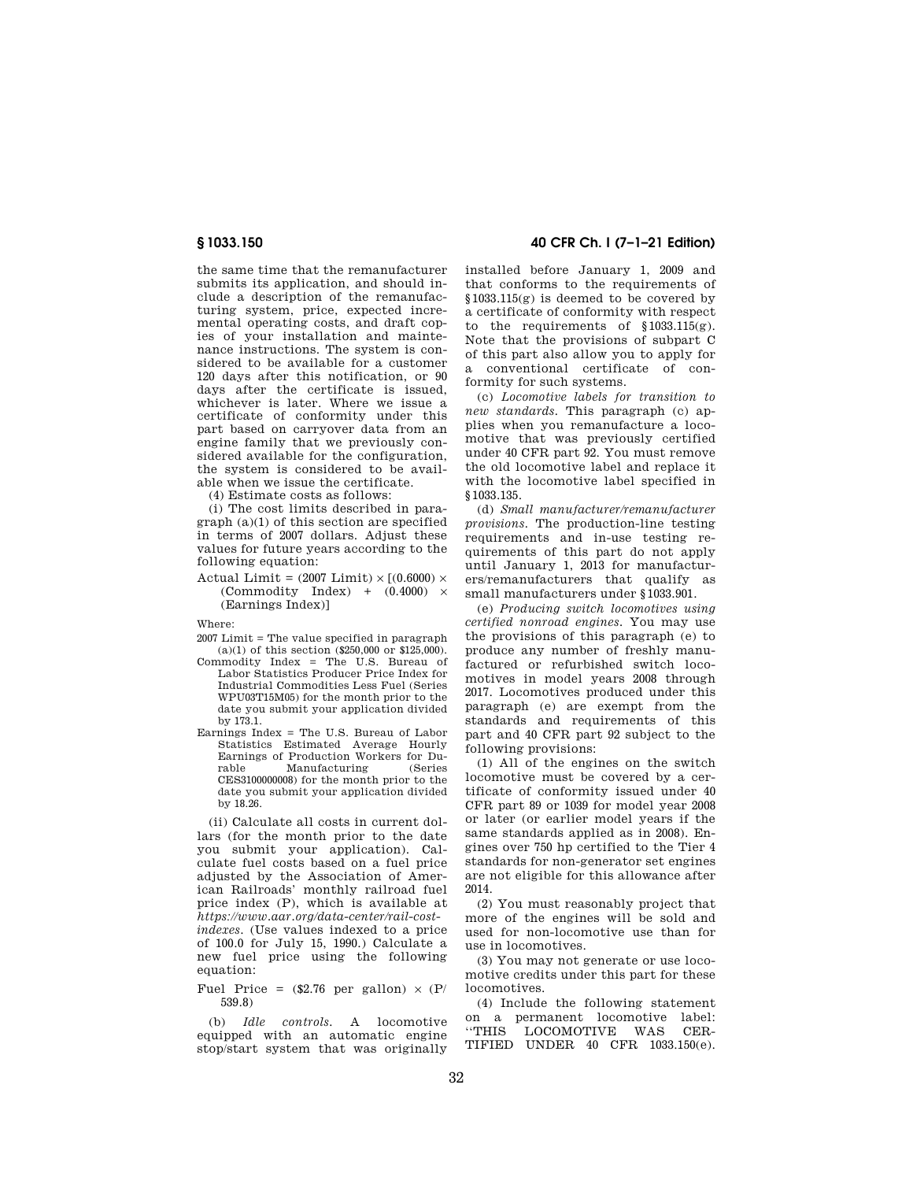the same time that the remanufacturer submits its application, and should include a description of the remanufacturing system, price, expected incremental operating costs, and draft copies of your installation and maintenance instructions. The system is considered to be available for a customer 120 days after this notification, or 90 days after the certificate is issued, whichever is later. Where we issue a certificate of conformity under this part based on carryover data from an engine family that we previously considered available for the configuration, the system is considered to be available when we issue the certificate.

(4) Estimate costs as follows:

(i) The cost limits described in paragraph (a)(1) of this section are specified in terms of 2007 dollars. Adjust these values for future years according to the following equation:

$$\text{Actual Limit} = (\text{2007 Limit}) \times [(0.6000) \times (\text{Commodity Index}) + (0.4000) \times (\text{Earnings Index})]$$

Where:

2007 Limit = The value specified in paragraph (a)(1) of this section ($250,000 or $125,000).

Commodity Index = The U.S. Bureau of Labor Statistics Producer Price Index for Industrial Commodities Less Fuel (Series WPU03T15M05) for the month prior to the date you submit your application divided by 173.1.

Earnings Index = The U.S. Bureau of Labor Statistics Estimated Average Hourly Earnings of Production Workers for Durable Manufacturing (Series CES3100000008) for the month prior to the date you submit your application divided by 18.26.

(ii) Calculate all costs in current dollars (for the month prior to the date you submit your application). Calculate fuel costs based on a fuel price adjusted by the Association of American Railroads' monthly railroad fuel price index (P), which is available at *https://www.aar.org/data-center/rail-cost-indexes*. (Use values indexed to a price of 100.0 for July 15, 1990.) Calculate a new fuel price using the following equation:

$$\text{Fuel Price} = (\$2.76 \text{ per gallon}) \times (P/539.8)$$

(b) *Idle controls.* A locomotive equipped with an automatic engine stop/start system that was originally installed before January 1, 2009 and that conforms to the requirements of §1033.115(g) is deemed to be covered by a certificate of conformity with respect to the requirements of §1033.115(g). Note that the provisions of subpart C of this part also allow you to apply for a conventional certificate of conformity for such systems.

(c) *Locomotive labels for transition to new standards.* This paragraph (c) applies when you remanufacture a locomotive that was previously certified under 40 CFR part 92. You must remove the old locomotive label and replace it with the locomotive label specified in §1033.135.

(d) *Small manufacturer/remanufacturer provisions.* The production-line testing requirements and in-use testing requirements of this part do not apply until January 1, 2013 for manufacturers/remanufacturers that qualify as small manufacturers under §1033.901.

(e) *Producing switch locomotives using certified nonroad engines.* You may use the provisions of this paragraph (e) to produce any number of freshly manufactured or refurbished switch locomotives in model years 2008 through 2017. Locomotives produced under this paragraph (e) are exempt from the standards and requirements of this part and 40 CFR part 92 subject to the following provisions:

(1) All of the engines on the switch locomotive must be covered by a certificate of conformity issued under 40 CFR part 89 or 1039 for model year 2008 or later (or earlier model years if the same standards applied as in 2008). Engines over 750 hp certified to the Tier 4 standards for non-generator set engines are not eligible for this allowance after 2014.

(2) You must reasonably project that more of the engines will be sold and used for non-locomotive use than for use in locomotives.

(3) You may not generate or use locomotive credits under this part for these locomotives.

(4) Include the following statement on a permanent locomotive label: "THIS LOCOMOTIVE WAS CERTIFIED UNDER 40 CFR 1033.150(e).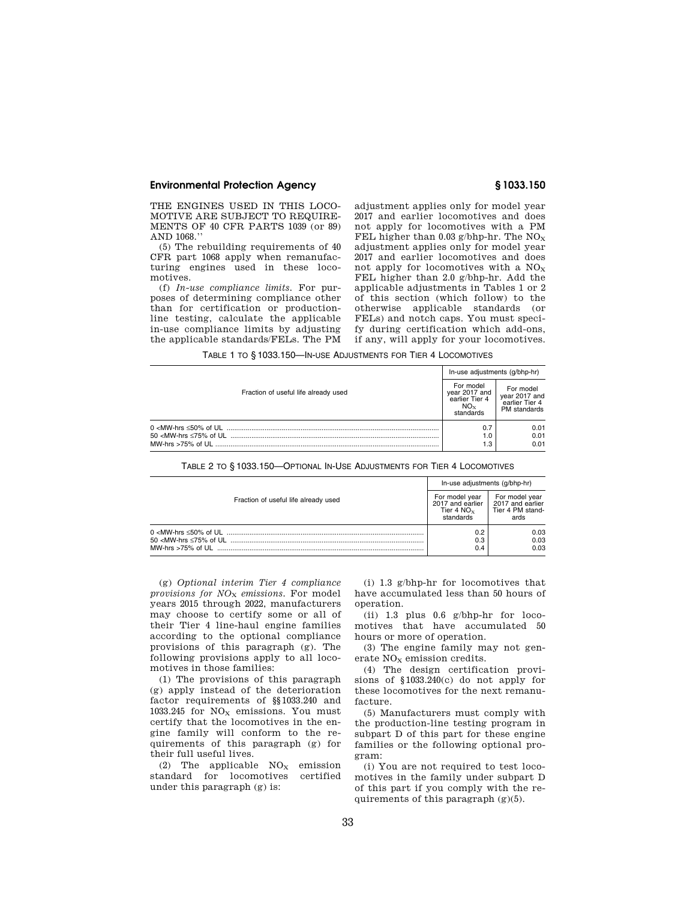THE ENGINES USED IN THIS LOCOMOTIVE ARE SUBJECT TO REQUIREMENTS OF 40 CFR PARTS 1039 (or 89) AND 1068.''

(5) The rebuilding requirements of 40 CFR part 1068 apply when remanufacturing engines used in these locomotives.

(f) *In-use compliance limits.* For purposes of determining compliance other than for certification or production-line testing, calculate the applicable in-use compliance limits by adjusting the applicable standards/FELs. The PM adjustment applies only for model year 2017 and earlier locomotives and does not apply for locomotives with a PM FEL higher than 0.03 g/bhp-hr. The $NO_X$ adjustment applies only for model year 2017 and earlier locomotives and does not apply for locomotives with a $NO_X$ FEL higher than 2.0 g/bhp-hr. Add the applicable adjustments in Tables 1 or 2 of this section (which follow) to the otherwise applicable standards (or FELs) and notch caps. You must specify during certification which add-ons, if any, will apply for your locomotives.

TABLE 1 TO § 1033.150—IN-USE ADJUSTMENTS FOR TIER 4 LOCOMOTIVES

| Fraction of useful life already used | In-use adjustments (g/bhp-hr) | |
|---|---|---|
| | For model year 2017 and earlier Tier 4 $NO_X$ standards | For model year 2017 and earlier Tier 4 PM standards |
| 0 <MW-hrs ≤50% of UL | 0.7 | 0.01 |
| 50 <MW-hrs ≤75% of UL | 1.0 | 0.01 |
| MW-hrs >75% of UL | 1.3 | 0.01 |

TABLE 2 TO § 1033.150—OPTIONAL IN-USE ADJUSTMENTS FOR TIER 4 LOCOMOTIVES

| Fraction of useful life already used | In-use adjustments (g/bhp-hr) | |
|---|---|---|
| | For model year 2017 and earlier Tier 4 $NO_X$ standards | For model year 2017 and earlier Tier 4 PM standards |
| 0 <MW-hrs ≤50% of UL | 0.2 | 0.03 |
| 50 <MW-hrs ≤75% of UL | 0.3 | 0.03 |
| MW-hrs >75% of UL | 0.4 | 0.03 |

(g) *Optional interim Tier 4 compliance provisions for $NO_X$ emissions.* For model years 2015 through 2022, manufacturers may choose to certify some or all of their Tier 4 line-haul engine families according to the optional compliance provisions of this paragraph (g). The following provisions apply to all locomotives in those families:

(1) The provisions of this paragraph (g) apply instead of the deterioration factor requirements of §§ 1033.240 and 1033.245 for $NO_X$ emissions. You must certify that the locomotives in the engine family will conform to the requirements of this paragraph (g) for their full useful lives.

(2) The applicable $NO_X$ emission standard for locomotives certified under this paragraph (g) is:

(i) 1.3 g/bhp-hr for locomotives that have accumulated less than 50 hours of operation.

(ii) 1.3 plus 0.6 g/bhp-hr for locomotives that have accumulated 50 hours or more of operation.

(3) The engine family may not generate $NO_X$ emission credits.

(4) The design certification provisions of § 1033.240(c) do not apply for these locomotives for the next remanufacture.

(5) Manufacturers must comply with the production-line testing program in subpart D of this part for these engine families or the following optional program:

(i) You are not required to test locomotives in the family under subpart D of this part if you comply with the requirements of this paragraph (g)(5).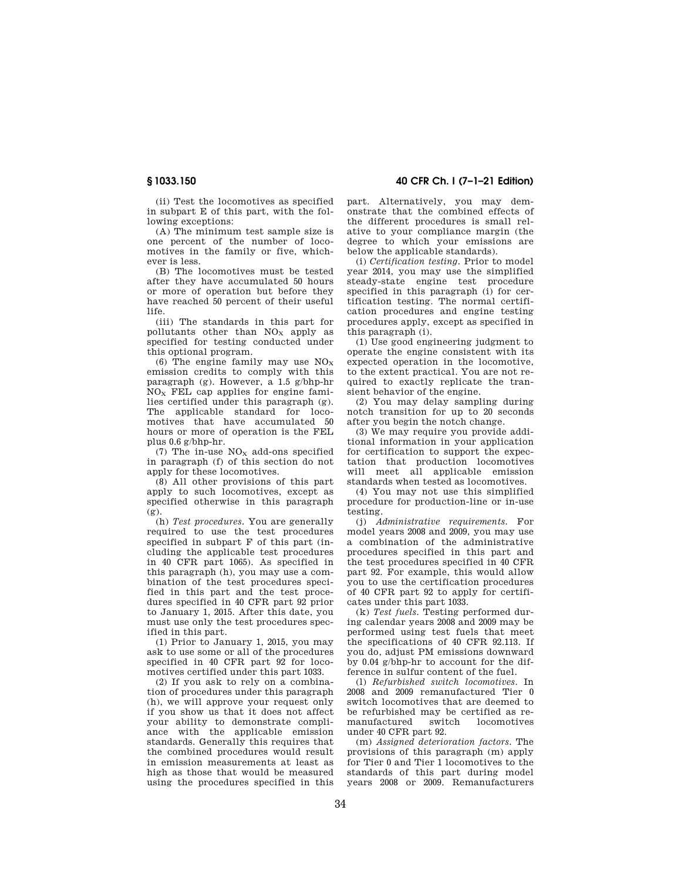(ii) Test the locomotives as specified in subpart E of this part, with the following exceptions:

(A) The minimum test sample size is one percent of the number of locomotives in the family or five, whichever is less.

(B) The locomotives must be tested after they have accumulated 50 hours or more of operation but before they have reached 50 percent of their useful life.

(iii) The standards in this part for pollutants other than $NO_X$ apply as specified for testing conducted under this optional program.

(6) The engine family may use $NO_X$ emission credits to comply with this paragraph (g). However, a 1.5 g/bhp-hr $NO_X$ FEL cap applies for engine families certified under this paragraph (g). The applicable standard for locomotives that have accumulated 50 hours or more of operation is the FEL plus 0.6 g/bhp-hr.

(7) The in-use $NO_X$ add-ons specified in paragraph (f) of this section do not apply for these locomotives.

(8) All other provisions of this part apply to such locomotives, except as specified otherwise in this paragraph (g).

(h) *Test procedures.* You are generally required to use the test procedures specified in subpart F of this part (including the applicable test procedures in 40 CFR part 1065). As specified in this paragraph (h), you may use a combination of the test procedures specified in this part and the test procedures specified in 40 CFR part 92 prior to January 1, 2015. After this date, you must use only the test procedures specified in this part.

(1) Prior to January 1, 2015, you may ask to use some or all of the procedures specified in 40 CFR part 92 for locomotives certified under this part 1033.

(2) If you ask to rely on a combination of procedures under this paragraph (h), we will approve your request only if you show us that it does not affect your ability to demonstrate compliance with the applicable emission standards. Generally this requires that the combined procedures would result in emission measurements at least as high as those that would be measured using the procedures specified in this part. Alternatively, you may demonstrate that the combined effects of the different procedures is small relative to your compliance margin (the degree to which your emissions are below the applicable standards).

(i) *Certification testing.* Prior to model year 2014, you may use the simplified steady-state engine test procedure specified in this paragraph (i) for certification testing. The normal certification procedures and engine testing procedures apply, except as specified in this paragraph (i).

(1) Use good engineering judgment to operate the engine consistent with its expected operation in the locomotive, to the extent practical. You are not required to exactly replicate the transient behavior of the engine.

(2) You may delay sampling during notch transition for up to 20 seconds after you begin the notch change.

(3) We may require you provide additional information in your application for certification to support the expectation that production locomotives will meet all applicable emission standards when tested as locomotives.

(4) You may not use this simplified procedure for production-line or in-use testing.

(j) *Administrative requirements.* For model years 2008 and 2009, you may use a combination of the administrative procedures specified in this part and the test procedures specified in 40 CFR part 92. For example, this would allow you to use the certification procedures of 40 CFR part 92 to apply for certificates under this part 1033.

(k) *Test fuels.* Testing performed during calendar years 2008 and 2009 may be performed using test fuels that meet the specifications of 40 CFR 92.113. If you do, adjust PM emissions downward by 0.04 g/bhp-hr to account for the difference in sulfur content of the fuel.

(l) *Refurbished switch locomotives.* In 2008 and 2009 remanufactured Tier 0 switch locomotives that are deemed to be refurbished may be certified as remanufactured switch locomotives under 40 CFR part 92.

(m) *Assigned deterioration factors.* The provisions of this paragraph (m) apply for Tier 0 and Tier 1 locomotives to the standards of this part during model years 2008 or 2009. Remanufacturers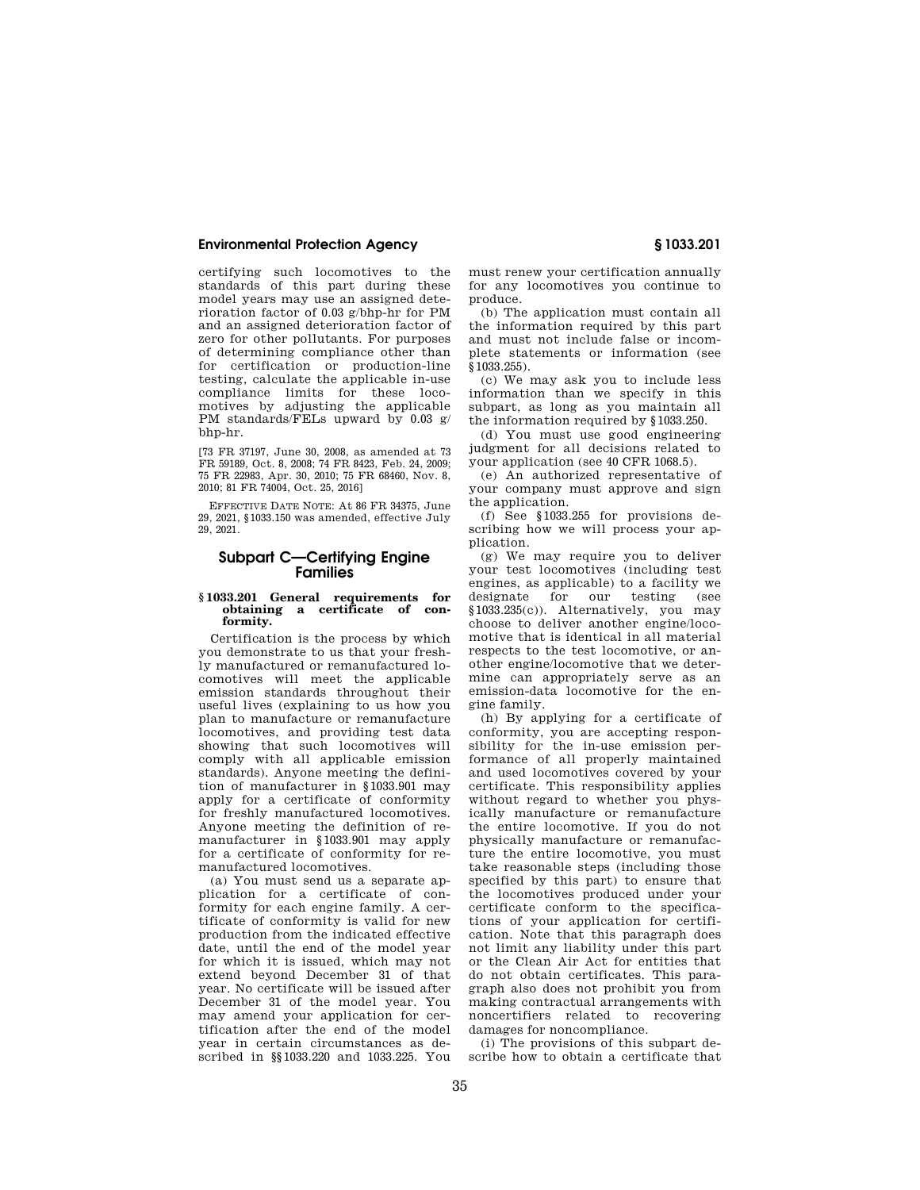certifying such locomotives to the standards of this part during these model years may use an assigned deterioration factor of 0.03 g/bhp-hr for PM and an assigned deterioration factor of zero for other pollutants. For purposes of determining compliance other than for certification or production-line testing, calculate the applicable in-use compliance limits for these locomotives by adjusting the applicable PM standards/FELs upward by 0.03 g/bhp-hr.

[73 FR 37197, June 30, 2008, as amended at 73 FR 59189, Oct. 8, 2008; 74 FR 8423, Feb. 24, 2009; 75 FR 22983, Apr. 30, 2010; 75 FR 68460, Nov. 8, 2010; 81 FR 74004, Oct. 25, 2016]

EFFECTIVE DATE NOTE: At 86 FR 34375, June 29, 2021, §1033.150 was amended, effective July 29, 2021.

## Subpart C—Certifying Engine Families

### §1033.201 General requirements for obtaining a certificate of conformity.

Certification is the process by which you demonstrate to us that your freshly manufactured or remanufactured locomotives will meet the applicable emission standards throughout their useful lives (explaining to us how you plan to manufacture or remanufacture locomotives, and providing test data showing that such locomotives will comply with all applicable emission standards). Anyone meeting the definition of manufacturer in §1033.901 may apply for a certificate of conformity for freshly manufactured locomotives. Anyone meeting the definition of remanufacturer in §1033.901 may apply for a certificate of conformity for remanufactured locomotives.

(a) You must send us a separate application for a certificate of conformity for each engine family. A certificate of conformity is valid for new production from the indicated effective date, until the end of the model year for which it is issued, which may not extend beyond December 31 of that year. No certificate will be issued after December 31 of the model year. You may amend your application for certification after the end of the model year in certain circumstances as described in §§1033.220 and 1033.225. You must renew your certification annually for any locomotives you continue to produce.

(b) The application must contain all the information required by this part and must not include false or incomplete statements or information (see §1033.255).

(c) We may ask you to include less information than we specify in this subpart, as long as you maintain all the information required by §1033.250.

(d) You must use good engineering judgment for all decisions related to your application (see 40 CFR 1068.5).

(e) An authorized representative of your company must approve and sign the application.

(f) See §1033.255 for provisions describing how we will process your application.

(g) We may require you to deliver your test locomotives (including test engines, as applicable) to a facility we designate for our testing (see §1033.235(c)). Alternatively, you may choose to deliver another engine/locomotive that is identical in all material respects to the test locomotive, or another engine/locomotive that we determine can appropriately serve as an emission-data locomotive for the engine family.

(h) By applying for a certificate of conformity, you are accepting responsibility for the in-use emission performance of all properly maintained and used locomotives covered by your certificate. This responsibility applies without regard to whether you physically manufacture or remanufacture the entire locomotive. If you do not physically manufacture or remanufacture the entire locomotive, you must take reasonable steps (including those specified by this part) to ensure that the locomotives produced under your certificate conform to the specifications of your application for certification. Note that this paragraph does not limit any liability under this part or the Clean Air Act for entities that do not obtain certificates. This paragraph also does not prohibit you from making contractual arrangements with noncertifiers related to recovering damages for noncompliance.

(i) The provisions of this subpart describe how to obtain a certificate that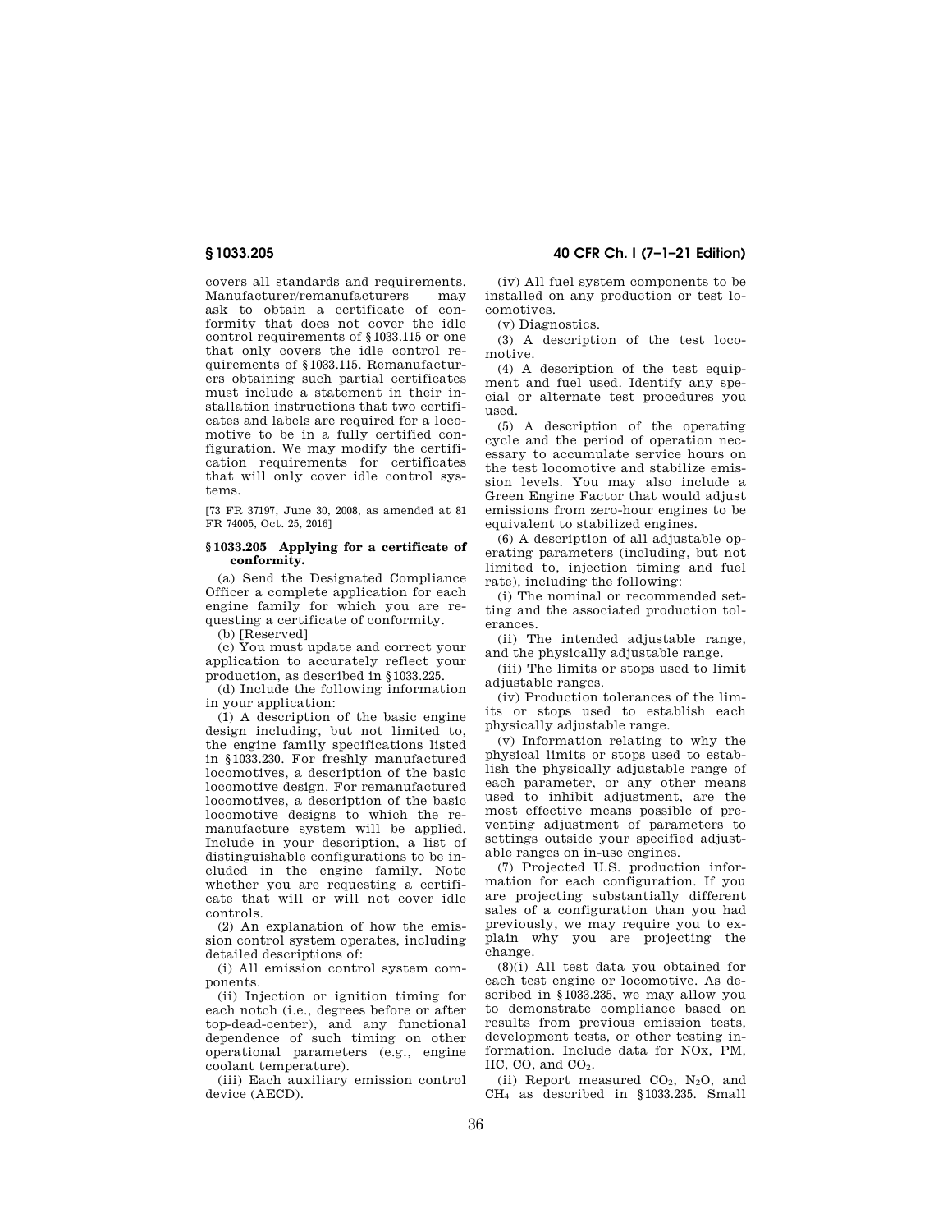covers all standards and requirements. Manufacturer/remanufacturers may ask to obtain a certificate of conformity that does not cover the idle control requirements of §1033.115 or one that only covers the idle control requirements of §1033.115. Remanufacturers obtaining such partial certificates must include a statement in their installation instructions that two certificates and labels are required for a locomotive to be in a fully certified configuration. We may modify the certification requirements for certificates that will only cover idle control systems.

[73 FR 37197, June 30, 2008, as amended at 81 FR 74005, Oct. 25, 2016]

### § 1033.205 Applying for a certificate of conformity.

(a) Send the Designated Compliance Officer a complete application for each engine family for which you are requesting a certificate of conformity.

(b) [Reserved]

(c) You must update and correct your application to accurately reflect your production, as described in §1033.225.

(d) Include the following information in your application:

(1) A description of the basic engine design including, but not limited to, the engine family specifications listed in §1033.230. For freshly manufactured locomotives, a description of the basic locomotive design. For remanufactured locomotives, a description of the basic locomotive designs to which the remanufacture system will be applied. Include in your description, a list of distinguishable configurations to be included in the engine family. Note whether you are requesting a certificate that will or will not cover idle controls.

(2) An explanation of how the emission control system operates, including detailed descriptions of:

(i) All emission control system components.

(ii) Injection or ignition timing for each notch (i.e., degrees before or after top-dead-center), and any functional dependence of such timing on other operational parameters (e.g., engine coolant temperature).

(iii) Each auxiliary emission control device (AECD).

(iv) All fuel system components to be installed on any production or test locomotives.

(v) Diagnostics.

(3) A description of the test locomotive.

(4) A description of the test equipment and fuel used. Identify any special or alternate test procedures you used.

(5) A description of the operating cycle and the period of operation necessary to accumulate service hours on the test locomotive and stabilize emission levels. You may also include a Green Engine Factor that would adjust emissions from zero-hour engines to be equivalent to stabilized engines.

(6) A description of all adjustable operating parameters (including, but not limited to, injection timing and fuel rate), including the following:

(i) The nominal or recommended setting and the associated production tolerances.

(ii) The intended adjustable range, and the physically adjustable range.

(iii) The limits or stops used to limit adjustable ranges.

(iv) Production tolerances of the limits or stops used to establish each physically adjustable range.

(v) Information relating to why the physical limits or stops used to establish the physically adjustable range of each parameter, or any other means used to inhibit adjustment, are the most effective means possible of preventing adjustment of parameters to settings outside your specified adjustable ranges on in-use engines.

(7) Projected U.S. production information for each configuration. If you are projecting substantially different sales of a configuration than you had previously, we may require you to explain why you are projecting the change.

(8)(i) All test data you obtained for each test engine or locomotive. As described in §1033.235, we may allow you to demonstrate compliance based on results from previous emission tests, development tests, or other testing information. Include data for NOx, PM, HC, CO, and $CO_2$.

(ii) Report measured $CO_2$, $N_2O$, and $CH_4$ as described in §1033.235. Small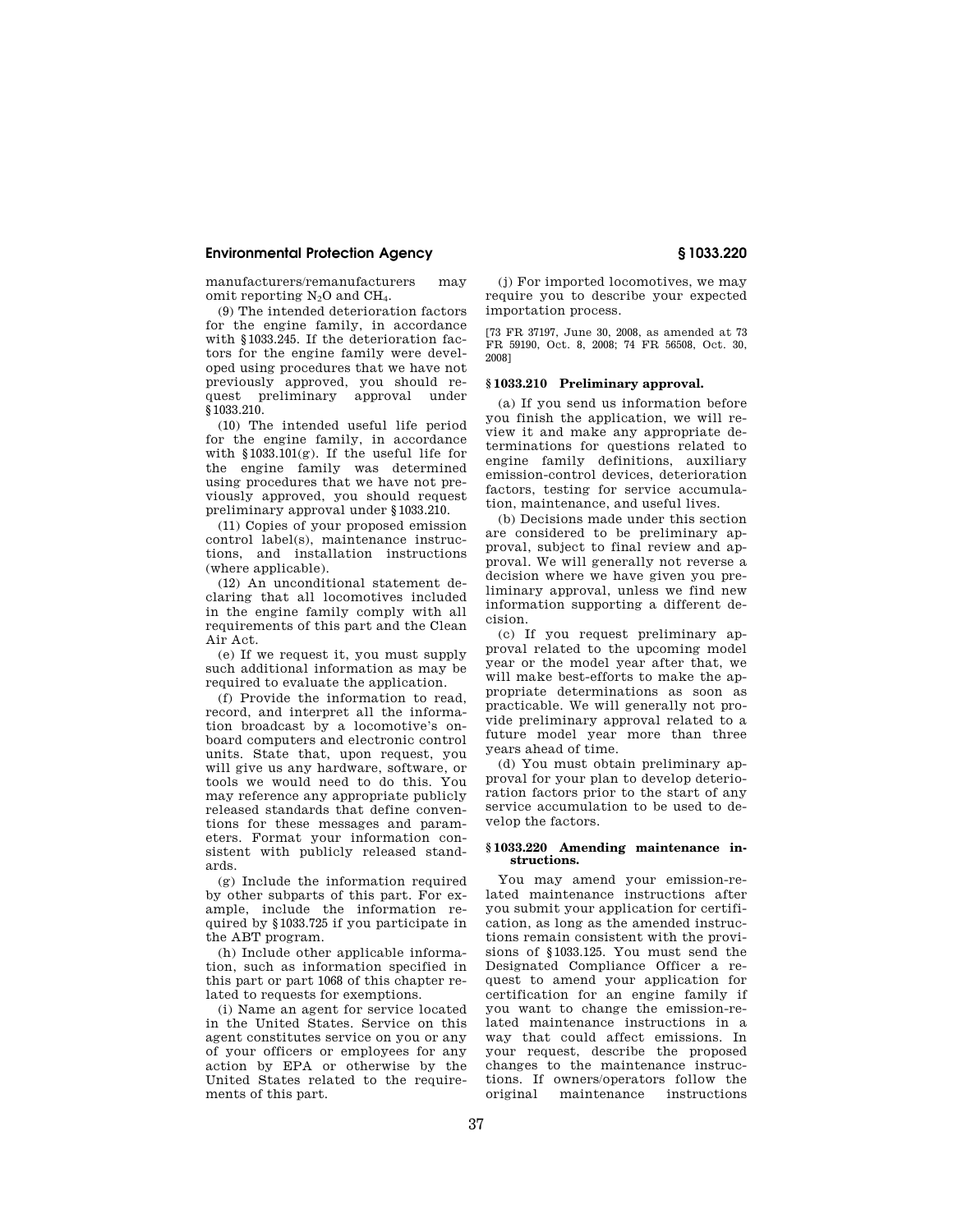manufacturers/remanufacturers may omit reporting $N_2O$ and $CH_4$.

(9) The intended deterioration factors for the engine family, in accordance with §1033.245. If the deterioration factors for the engine family were developed using procedures that we have not previously approved, you should request preliminary approval under §1033.210.

(10) The intended useful life period for the engine family, in accordance with §1033.101(g). If the useful life for the engine family was determined using procedures that we have not previously approved, you should request preliminary approval under §1033.210.

(11) Copies of your proposed emission control label(s), maintenance instructions, and installation instructions (where applicable).

(12) An unconditional statement declaring that all locomotives included in the engine family comply with all requirements of this part and the Clean Air Act.

(e) If we request it, you must supply such additional information as may be required to evaluate the application.

(f) Provide the information to read, record, and interpret all the information broadcast by a locomotive's onboard computers and electronic control units. State that, upon request, you will give us any hardware, software, or tools we would need to do this. You may reference any appropriate publicly released standards that define conventions for these messages and parameters. Format your information consistent with publicly released standards.

(g) Include the information required by other subparts of this part. For example, include the information required by §1033.725 if you participate in the ABT program.

(h) Include other applicable information, such as information specified in this part or part 1068 of this chapter related to requests for exemptions.

(i) Name an agent for service located in the United States. Service on this agent constitutes service on you or any of your officers or employees for any action by EPA or otherwise by the United States related to the requirements of this part.

(j) For imported locomotives, we may require you to describe your expected importation process.

[73 FR 37197, June 30, 2008, as amended at 73 FR 59190, Oct. 8, 2008; 74 FR 56508, Oct. 30, 2008]

## § 1033.210 Preliminary approval.

(a) If you send us information before you finish the application, we will review it and make any appropriate determinations for questions related to engine family definitions, auxiliary emission-control devices, deterioration factors, testing for service accumulation, maintenance, and useful lives.

(b) Decisions made under this section are considered to be preliminary approval, subject to final review and approval. We will generally not reverse a decision where we have given you preliminary approval, unless we find new information supporting a different decision.

(c) If you request preliminary approval related to the upcoming model year or the model year after that, we will make best-efforts to make the appropriate determinations as soon as practicable. We will generally not provide preliminary approval related to a future model year more than three years ahead of time.

(d) You must obtain preliminary approval for your plan to develop deterioration factors prior to the start of any service accumulation to be used to develop the factors.

## § 1033.220 Amending maintenance instructions.

You may amend your emission-related maintenance instructions after you submit your application for certification, as long as the amended instructions remain consistent with the provisions of §1033.125. You must send the Designated Compliance Officer a request to amend your application for certification for an engine family if you want to change the emission-related maintenance instructions in a way that could affect emissions. In your request, describe the proposed changes to the maintenance instructions. If owners/operators follow the original maintenance instructions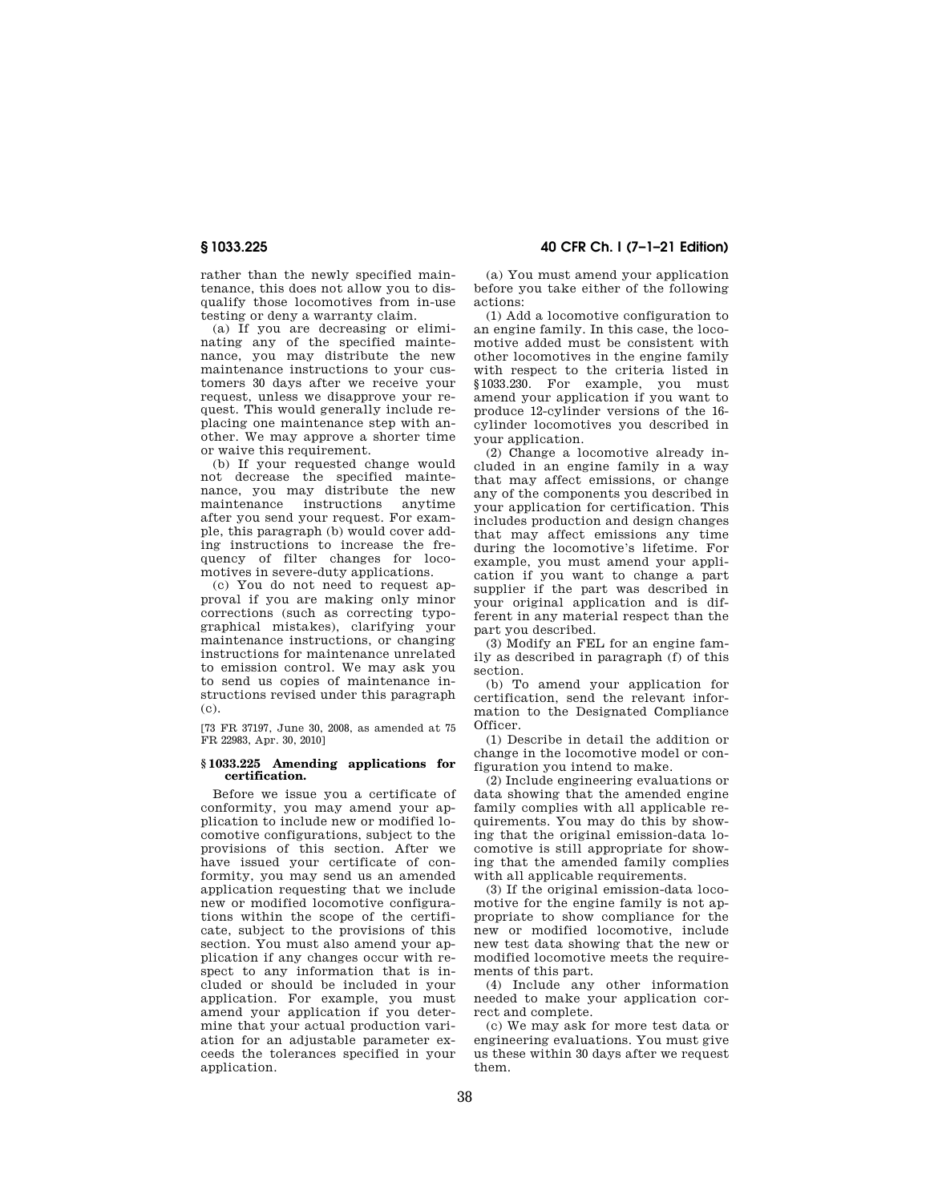rather than the newly specified maintenance, this does not allow you to disqualify those locomotives from in-use testing or deny a warranty claim.

(a) If you are decreasing or eliminating any of the specified maintenance, you may distribute the new maintenance instructions to your customers 30 days after we receive your request, unless we disapprove your request. This would generally include replacing one maintenance step with another. We may approve a shorter time or waive this requirement.

(b) If your requested change would not decrease the specified maintenance, you may distribute the new maintenance instructions anytime after you send your request. For example, this paragraph (b) would cover adding instructions to increase the frequency of filter changes for locomotives in severe-duty applications.

(c) You do not need to request approval if you are making only minor corrections (such as correcting typographical mistakes), clarifying your maintenance instructions, or changing instructions for maintenance unrelated to emission control. We may ask you to send us copies of maintenance instructions revised under this paragraph (c).

[73 FR 37197, June 30, 2008, as amended at 75 FR 22983, Apr. 30, 2010]

## § 1033.225 Amending applications for certification.

Before we issue you a certificate of conformity, you may amend your application to include new or modified locomotive configurations, subject to the provisions of this section. After we have issued your certificate of conformity, you may send us an amended application requesting that we include new or modified locomotive configurations within the scope of the certificate, subject to the provisions of this section. You must also amend your application if any changes occur with respect to any information that is included or should be included in your application. For example, you must amend your application if you determine that your actual production variation for an adjustable parameter exceeds the tolerances specified in your application.

(a) You must amend your application before you take either of the following actions:

(1) Add a locomotive configuration to an engine family. In this case, the locomotive added must be consistent with other locomotives in the engine family with respect to the criteria listed in §1033.230. For example, you must amend your application if you want to produce 12-cylinder versions of the 16-cylinder locomotives you described in your application.

(2) Change a locomotive already included in an engine family in a way that may affect emissions, or change any of the components you described in your application for certification. This includes production and design changes that may affect emissions any time during the locomotive's lifetime. For example, you must amend your application if you want to change a part supplier if the part was described in your original application and is different in any material respect than the part you described.

(3) Modify an FEL for an engine family as described in paragraph (f) of this section.

(b) To amend your application for certification, send the relevant information to the Designated Compliance Officer.

(1) Describe in detail the addition or change in the locomotive model or configuration you intend to make.

(2) Include engineering evaluations or data showing that the amended engine family complies with all applicable requirements. You may do this by showing that the original emission-data locomotive is still appropriate for showing that the amended family complies with all applicable requirements.

(3) If the original emission-data locomotive for the engine family is not appropriate to show compliance for the new or modified locomotive, include new test data showing that the new or modified locomotive meets the requirements of this part.

(4) Include any other information needed to make your application correct and complete.

(c) We may ask for more test data or engineering evaluations. You must give us these within 30 days after we request them.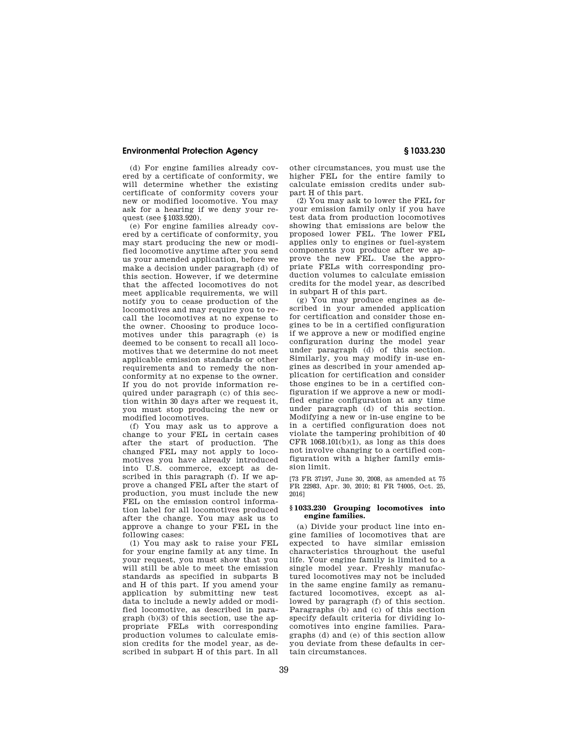(d) For engine families already covered by a certificate of conformity, we will determine whether the existing certificate of conformity covers your new or modified locomotive. You may ask for a hearing if we deny your request (see §1033.920).

(e) For engine families already covered by a certificate of conformity, you may start producing the new or modified locomotive anytime after you send us your amended application, before we make a decision under paragraph (d) of this section. However, if we determine that the affected locomotives do not meet applicable requirements, we will notify you to cease production of the locomotives and may require you to recall the locomotives at no expense to the owner. Choosing to produce locomotives under this paragraph (e) is deemed to be consent to recall all locomotives that we determine do not meet applicable emission standards or other requirements and to remedy the nonconformity at no expense to the owner. If you do not provide information required under paragraph (c) of this section within 30 days after we request it, you must stop producing the new or modified locomotives.

(f) You may ask us to approve a change to your FEL in certain cases after the start of production. The changed FEL may not apply to locomotives you have already introduced into U.S. commerce, except as described in this paragraph (f). If we approve a changed FEL after the start of production, you must include the new FEL on the emission control information label for all locomotives produced after the change. You may ask us to approve a change to your FEL in the following cases:

(1) You may ask to raise your FEL for your engine family at any time. In your request, you must show that you will still be able to meet the emission standards as specified in subparts B and H of this part. If you amend your application by submitting new test data to include a newly added or modified locomotive, as described in paragraph (b)(3) of this section, use the appropriate FELs with corresponding production volumes to calculate emission credits for the model year, as described in subpart H of this part. In all other circumstances, you must use the higher FEL for the entire family to calculate emission credits under subpart H of this part.

(2) You may ask to lower the FEL for your emission family only if you have test data from production locomotives showing that emissions are below the proposed lower FEL. The lower FEL applies only to engines or fuel-system components you produce after we approve the new FEL. Use the appropriate FELs with corresponding production volumes to calculate emission credits for the model year, as described in subpart H of this part.

(g) You may produce engines as described in your amended application for certification and consider those engines to be in a certified configuration if we approve a new or modified engine configuration during the model year under paragraph (d) of this section. Similarly, you may modify in-use engines as described in your amended application for certification and consider those engines to be in a certified configuration if we approve a new or modified engine configuration at any time under paragraph (d) of this section. Modifying a new or in-use engine to be in a certified configuration does not violate the tampering prohibition of 40 CFR 1068.101(b)(1), as long as this does not involve changing to a certified configuration with a higher family emission limit.

[73 FR 37197, June 30, 2008, as amended at 75 FR 22983, Apr. 30, 2010; 81 FR 74005, Oct. 25, 2016]

## §1033.230 Grouping locomotives into engine families.

(a) Divide your product line into engine families of locomotives that are expected to have similar emission characteristics throughout the useful life. Your engine family is limited to a single model year. Freshly manufactured locomotives may not be included in the same engine family as remanufactured locomotives, except as allowed by paragraph (f) of this section. Paragraphs (b) and (c) of this section specify default criteria for dividing locomotives into engine families. Paragraphs (d) and (e) of this section allow you deviate from these defaults in certain circumstances.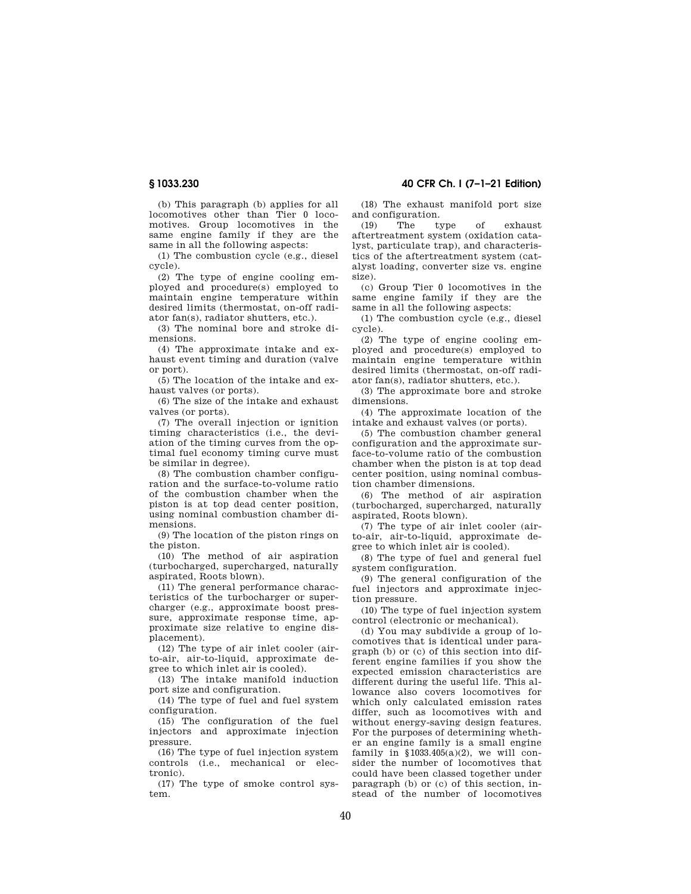(b) This paragraph (b) applies for all locomotives other than Tier 0 locomotives. Group locomotives in the same engine family if they are the same in all the following aspects:

(1) The combustion cycle (e.g., diesel cycle).

(2) The type of engine cooling employed and procedure(s) employed to maintain engine temperature within desired limits (thermostat, on-off radiator fan(s), radiator shutters, etc.).

(3) The nominal bore and stroke dimensions.

(4) The approximate intake and exhaust event timing and duration (valve or port).

(5) The location of the intake and exhaust valves (or ports).

(6) The size of the intake and exhaust valves (or ports).

(7) The overall injection or ignition timing characteristics (i.e., the deviation of the timing curves from the optimal fuel economy timing curve must be similar in degree).

(8) The combustion chamber configuration and the surface-to-volume ratio of the combustion chamber when the piston is at top dead center position, using nominal combustion chamber dimensions.

(9) The location of the piston rings on the piston.

(10) The method of air aspiration (turbocharged, supercharged, naturally aspirated, Roots blown).

(11) The general performance characteristics of the turbocharger or supercharger (e.g., approximate boost pressure, approximate response time, approximate size relative to engine displacement).

(12) The type of air inlet cooler (air-to-air, air-to-liquid, approximate degree to which inlet air is cooled).

(13) The intake manifold induction port size and configuration.

(14) The type of fuel and fuel system configuration.

(15) The configuration of the fuel injectors and approximate injection pressure.

(16) The type of fuel injection system controls (i.e., mechanical or electronic).

(17) The type of smoke control system.

(18) The exhaust manifold port size and configuration.

(19) The type of exhaust aftertreatment system (oxidation catalyst, particulate trap), and characteristics of the aftertreatment system (catalyst loading, converter size vs. engine size).

(c) Group Tier 0 locomotives in the same engine family if they are the same in all the following aspects:

(1) The combustion cycle (e.g., diesel cycle).

(2) The type of engine cooling employed and procedure(s) employed to maintain engine temperature within desired limits (thermostat, on-off radiator fan(s), radiator shutters, etc.).

(3) The approximate bore and stroke dimensions.

(4) The approximate location of the intake and exhaust valves (or ports).

(5) The combustion chamber general configuration and the approximate surface-to-volume ratio of the combustion chamber when the piston is at top dead center position, using nominal combustion chamber dimensions.

(6) The method of air aspiration (turbocharged, supercharged, naturally aspirated, Roots blown).

(7) The type of air inlet cooler (air-to-air, air-to-liquid, approximate degree to which inlet air is cooled).

(8) The type of fuel and general fuel system configuration.

(9) The general configuration of the fuel injectors and approximate injection pressure.

(10) The type of fuel injection system control (electronic or mechanical).

(d) You may subdivide a group of locomotives that is identical under paragraph (b) or (c) of this section into different engine families if you show the expected emission characteristics are different during the useful life. This allowance also covers locomotives for which only calculated emission rates differ, such as locomotives with and without energy-saving design features. For the purposes of determining whether an engine family is a small engine family in §1033.405(a)(2), we will consider the number of locomotives that could have been classed together under paragraph (b) or (c) of this section, instead of the number of locomotives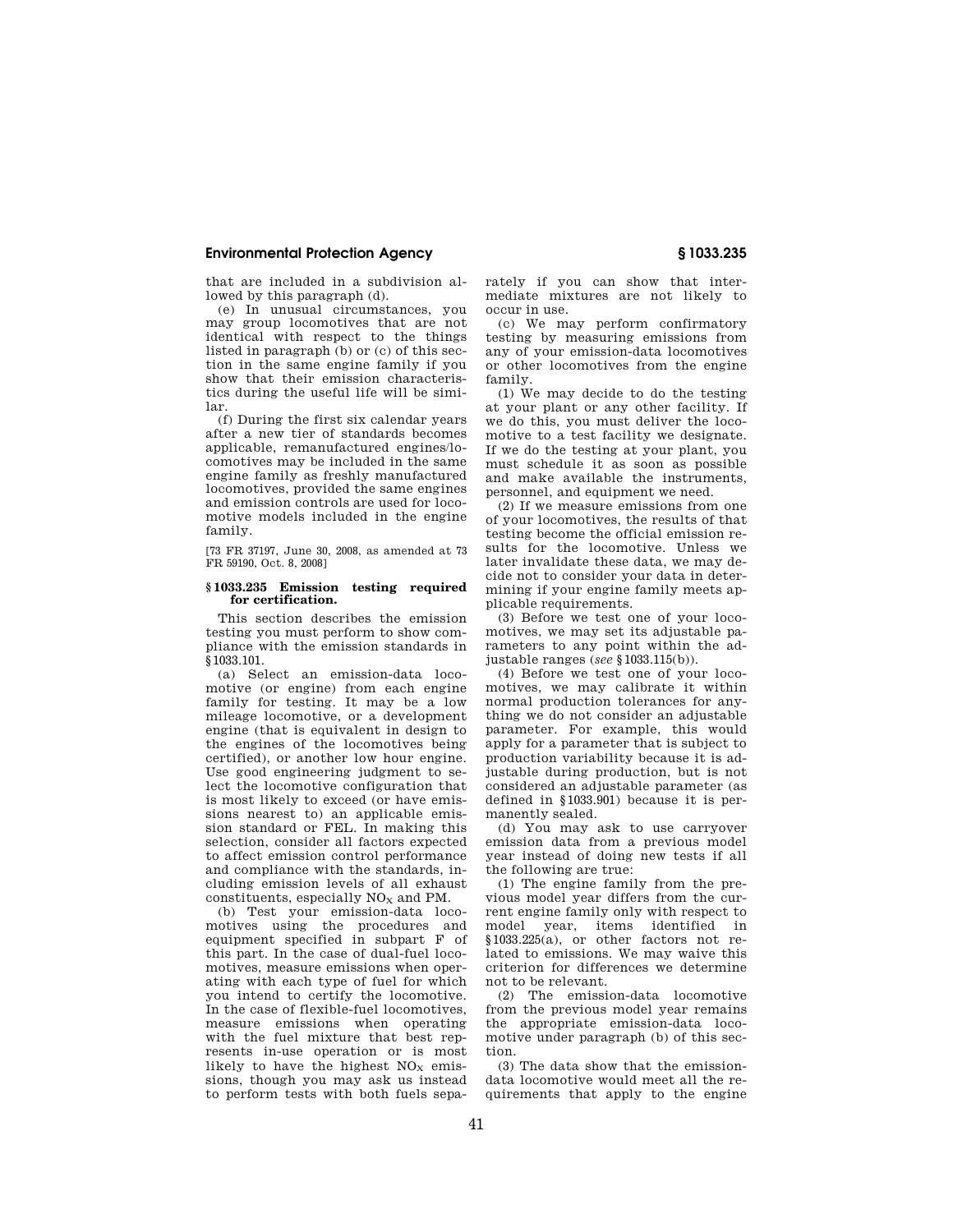that are included in a subdivision allowed by this paragraph (d).

(e) In unusual circumstances, you may group locomotives that are not identical with respect to the things listed in paragraph (b) or (c) of this section in the same engine family if you show that their emission characteristics during the useful life will be similar.

(f) During the first six calendar years after a new tier of standards becomes applicable, remanufactured engines/locomotives may be included in the same engine family as freshly manufactured locomotives, provided the same engines and emission controls are used for locomotive models included in the engine family.

[73 FR 37197, June 30, 2008, as amended at 73 FR 59190, Oct. 8, 2008]

### § 1033.235 Emission testing required for certification.

This section describes the emission testing you must perform to show compliance with the emission standards in §1033.101.

(a) Select an emission-data locomotive (or engine) from each engine family for testing. It may be a low mileage locomotive, or a development engine (that is equivalent in design to the engines of the locomotives being certified), or another low hour engine. Use good engineering judgment to select the locomotive configuration that is most likely to exceed (or have emissions nearest to) an applicable emission standard or FEL. In making this selection, consider all factors expected to affect emission control performance and compliance with the standards, including emission levels of all exhaust constituents, especially $NO_X$ and PM.

(b) Test your emission-data locomotives using the procedures and equipment specified in subpart F of this part. In the case of dual-fuel locomotives, measure emissions when operating with each type of fuel for which you intend to certify the locomotive. In the case of flexible-fuel locomotives, measure emissions when operating with the fuel mixture that best represents in-use operation or is most likely to have the highest $NO_X$ emissions, though you may ask us instead to perform tests with both fuels separately if you can show that intermediate mixtures are not likely to occur in use.

(c) We may perform confirmatory testing by measuring emissions from any of your emission-data locomotives or other locomotives from the engine family.

(1) We may decide to do the testing at your plant or any other facility. If we do this, you must deliver the locomotive to a test facility we designate. If we do the testing at your plant, you must schedule it as soon as possible and make available the instruments, personnel, and equipment we need.

(2) If we measure emissions from one of your locomotives, the results of that testing become the official emission results for the locomotive. Unless we later invalidate these data, we may decide not to consider your data in determining if your engine family meets applicable requirements.

(3) Before we test one of your locomotives, we may set its adjustable parameters to any point within the adjustable ranges (*see* §1033.115(b)).

(4) Before we test one of your locomotives, we may calibrate it within normal production tolerances for anything we do not consider an adjustable parameter. For example, this would apply for a parameter that is subject to production variability because it is adjustable during production, but is not considered an adjustable parameter (as defined in §1033.901) because it is permanently sealed.

(d) You may ask to use carryover emission data from a previous model year instead of doing new tests if all the following are true:

(1) The engine family from the previous model year differs from the current engine family only with respect to model year, items identified in §1033.225(a), or other factors not related to emissions. We may waive this criterion for differences we determine not to be relevant.

(2) The emission-data locomotive from the previous model year remains the appropriate emission-data locomotive under paragraph (b) of this section.

(3) The data show that the emission-data locomotive would meet all the requirements that apply to the engine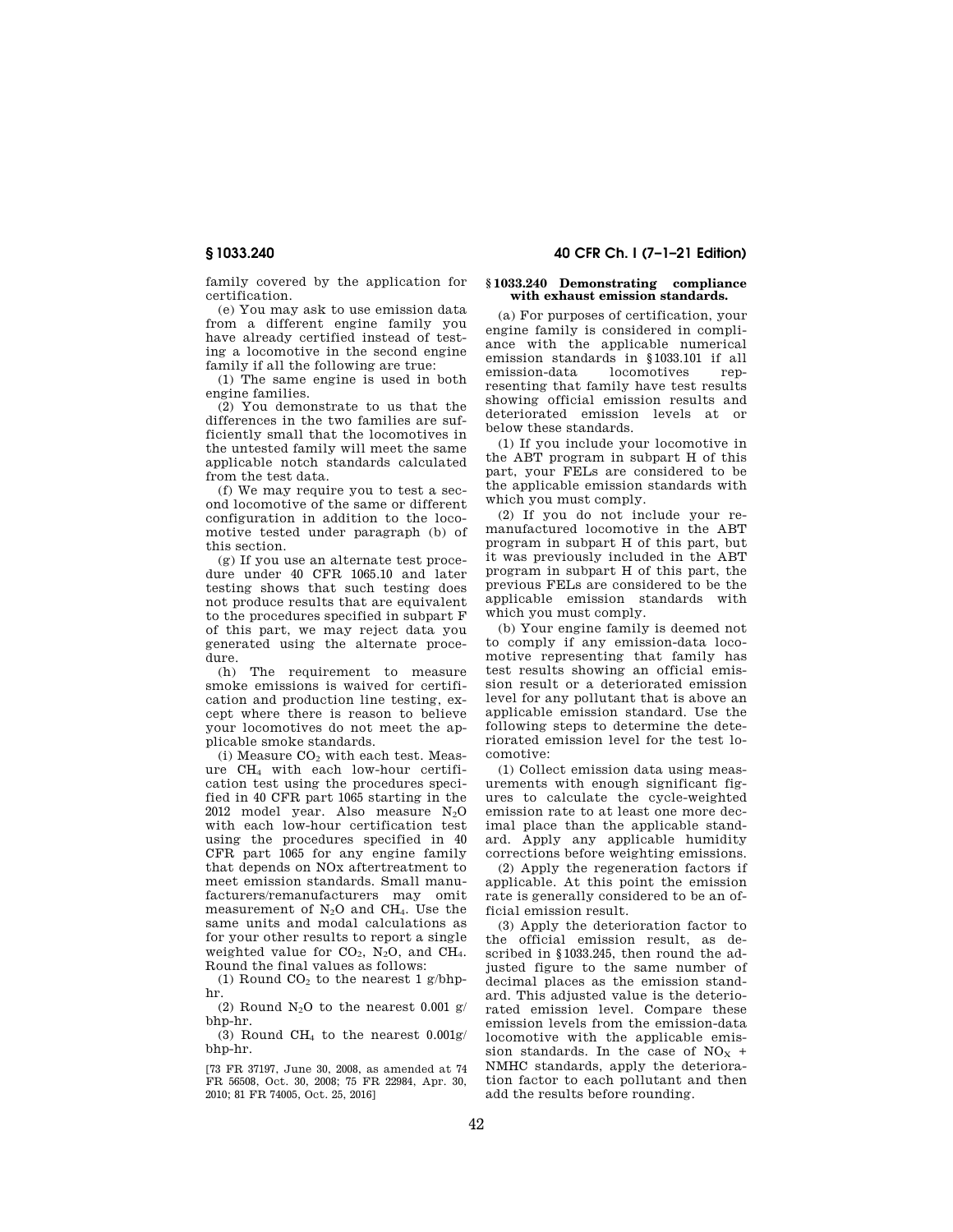family covered by the application for certification.

(e) You may ask to use emission data from a different engine family you have already certified instead of testing a locomotive in the second engine family if all the following are true:

(1) The same engine is used in both engine families.

(2) You demonstrate to us that the differences in the two families are sufficiently small that the locomotives in the untested family will meet the same applicable notch standards calculated from the test data.

(f) We may require you to test a second locomotive of the same or different configuration in addition to the locomotive tested under paragraph (b) of this section.

(g) If you use an alternate test procedure under 40 CFR 1065.10 and later testing shows that such testing does not produce results that are equivalent to the procedures specified in subpart F of this part, we may reject data you generated using the alternate procedure.

(h) The requirement to measure smoke emissions is waived for certification and production line testing, except where there is reason to believe your locomotives do not meet the applicable smoke standards.

(i) Measure $CO_2$ with each test. Measure $CH_4$ with each low-hour certification test using the procedures specified in 40 CFR part 1065 starting in the 2012 model year. Also measure $N_2O$ with each low-hour certification test using the procedures specified in 40 CFR part 1065 for any engine family that depends on NOx aftertreatment to meet emission standards. Small manufacturers/remanufacturers may omit measurement of $N_2O$ and $CH_4$. Use the same units and modal calculations as for your other results to report a single weighted value for $CO_2$, $N_2O$, and $CH_4$. Round the final values as follows:

(1) Round $CO_2$ to the nearest 1 g/bhp-hr.

(2) Round $N_2O$ to the nearest 0.001 g/bhp-hr.

(3) Round $CH_4$ to the nearest 0.001g/bhp-hr.

[73 FR 37197, June 30, 2008, as amended at 74 FR 56508, Oct. 30, 2008; 75 FR 22984, Apr. 30, 2010; 81 FR 74005, Oct. 25, 2016]

### § 1033.240 Demonstrating compliance with exhaust emission standards.

(a) For purposes of certification, your engine family is considered in compliance with the applicable numerical emission standards in § 1033.101 if all emission-data locomotives representing that family have test results showing official emission results and deteriorated emission levels at or below these standards.

(1) If you include your locomotive in the ABT program in subpart H of this part, your FELs are considered to be the applicable emission standards with which you must comply.

(2) If you do not include your remanufactured locomotive in the ABT program in subpart H of this part, but it was previously included in the ABT program in subpart H of this part, the previous FELs are considered to be the applicable emission standards with which you must comply.

(b) Your engine family is deemed not to comply if any emission-data locomotive representing that family has test results showing an official emission result or a deteriorated emission level for any pollutant that is above an applicable emission standard. Use the following steps to determine the deteriorated emission level for the test locomotive:

(1) Collect emission data using measurements with enough significant figures to calculate the cycle-weighted emission rate to at least one more decimal place than the applicable standard. Apply any applicable humidity corrections before weighting emissions.

(2) Apply the regeneration factors if applicable. At this point the emission rate is generally considered to be an official emission result.

(3) Apply the deterioration factor to the official emission result, as described in § 1033.245, then round the adjusted figure to the same number of decimal places as the emission standard. This adjusted value is the deteriorated emission level. Compare these emission levels from the emission-data locomotive with the applicable emission standards. In the case of $NO_X$ + NMHC standards, apply the deterioration factor to each pollutant and then add the results before rounding.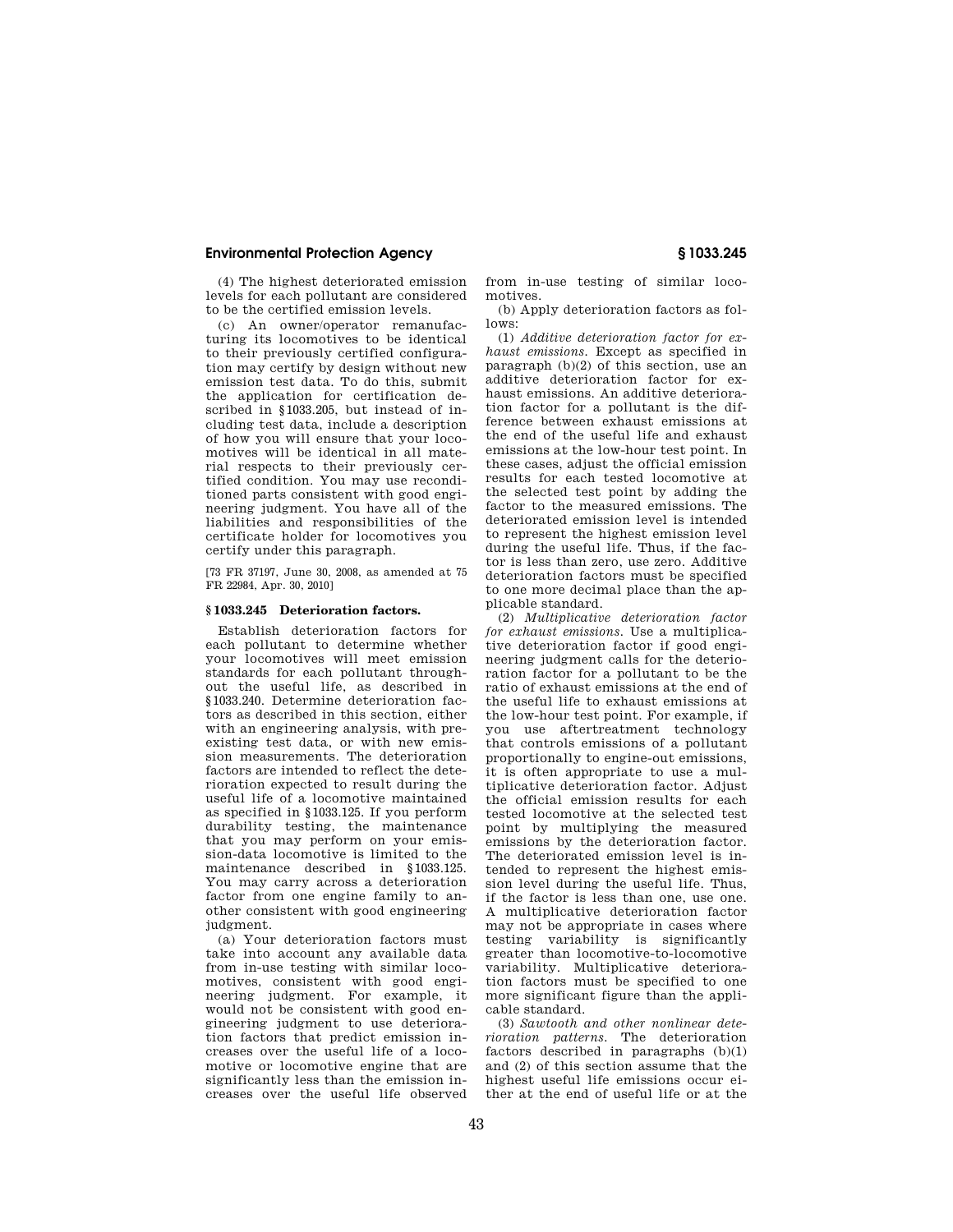(4) The highest deteriorated emission levels for each pollutant are considered to be the certified emission levels.

(c) An owner/operator remanufacturing its locomotives to be identical to their previously certified configuration may certify by design without new emission test data. To do this, submit the application for certification described in §1033.205, but instead of including test data, include a description of how you will ensure that your locomotives will be identical in all material respects to their previously certified condition. You may use reconditioned parts consistent with good engineering judgment. You have all of the liabilities and responsibilities of the certificate holder for locomotives you certify under this paragraph.

[73 FR 37197, June 30, 2008, as amended at 75 FR 22984, Apr. 30, 2010]

### § 1033.245 Deterioration factors.

Establish deterioration factors for each pollutant to determine whether your locomotives will meet emission standards for each pollutant throughout the useful life, as described in §1033.240. Determine deterioration factors as described in this section, either with an engineering analysis, with preexisting test data, or with new emission measurements. The deterioration factors are intended to reflect the deterioration expected to result during the useful life of a locomotive maintained as specified in §1033.125. If you perform durability testing, the maintenance that you may perform on your emission-data locomotive is limited to the maintenance described in §1033.125. You may carry across a deterioration factor from one engine family to another consistent with good engineering judgment.

(a) Your deterioration factors must take into account any available data from in-use testing with similar locomotives, consistent with good engineering judgment. For example, it would not be consistent with good engineering judgment to use deterioration factors that predict emission increases over the useful life of a locomotive or locomotive engine that are significantly less than the emission increases over the useful life observed from in-use testing of similar locomotives.

(b) Apply deterioration factors as follows:

(1) *Additive deterioration factor for exhaust emissions.* Except as specified in paragraph (b)(2) of this section, use an additive deterioration factor for exhaust emissions. An additive deterioration factor for a pollutant is the difference between exhaust emissions at the end of the useful life and exhaust emissions at the low-hour test point. In these cases, adjust the official emission results for each tested locomotive at the selected test point by adding the factor to the measured emissions. The deteriorated emission level is intended to represent the highest emission level during the useful life. Thus, if the factor is less than zero, use zero. Additive deterioration factors must be specified to one more decimal place than the applicable standard.

(2) *Multiplicative deterioration factor for exhaust emissions.* Use a multiplicative deterioration factor if good engineering judgment calls for the deterioration factor for a pollutant to be the ratio of exhaust emissions at the end of the useful life to exhaust emissions at the low-hour test point. For example, if you use aftertreatment technology that controls emissions of a pollutant proportionally to engine-out emissions, it is often appropriate to use a multiplicative deterioration factor. Adjust the official emission results for each tested locomotive at the selected test point by multiplying the measured emissions by the deterioration factor. The deteriorated emission level is intended to represent the highest emission level during the useful life. Thus, if the factor is less than one, use one. A multiplicative deterioration factor may not be appropriate in cases where testing variability is significantly greater than locomotive-to-locomotive variability. Multiplicative deterioration factors must be specified to one more significant figure than the applicable standard.

(3) *Sawtooth and other nonlinear deterioration patterns.* The deterioration factors described in paragraphs (b)(1) and (2) of this section assume that the highest useful life emissions occur either at the end of useful life or at the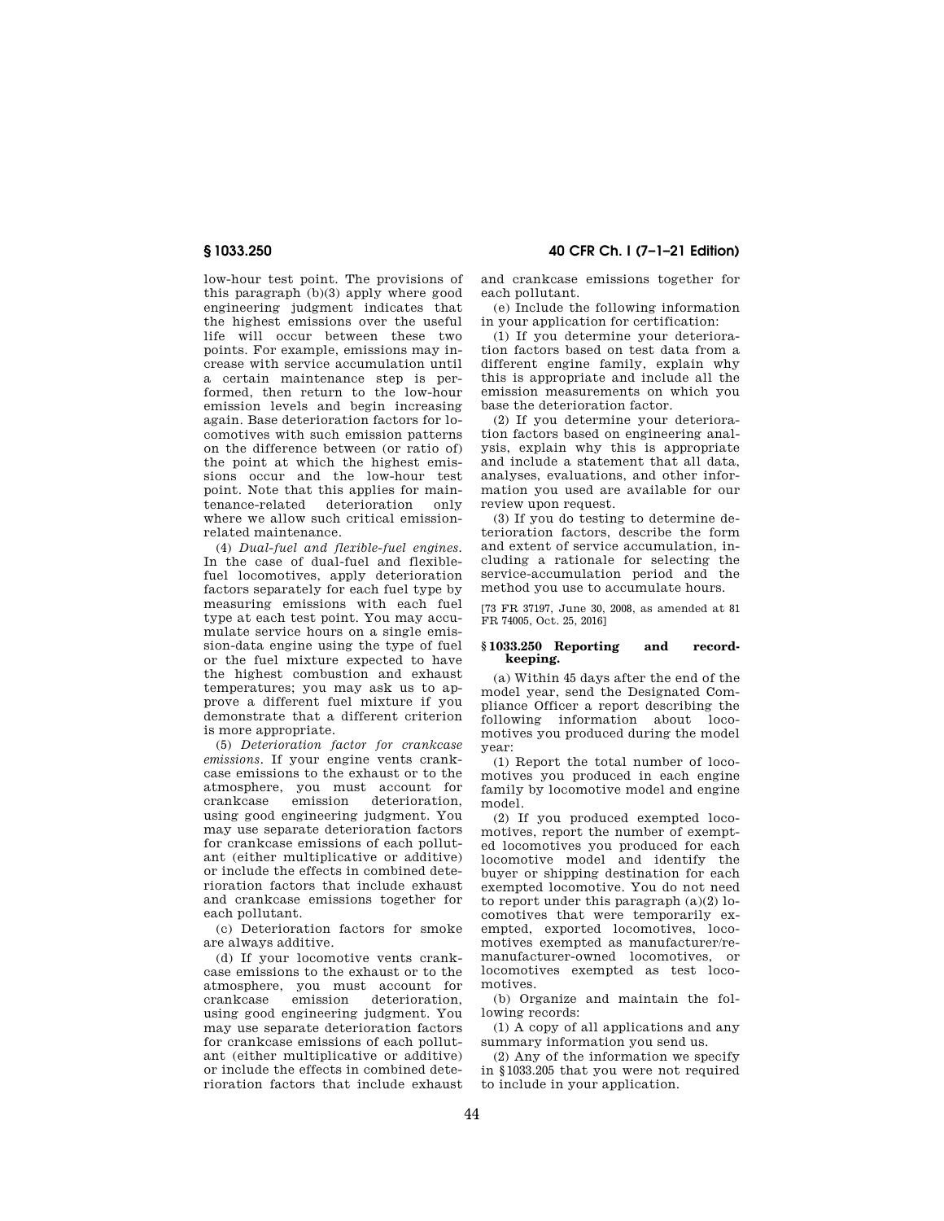low-hour test point. The provisions of this paragraph (b)(3) apply where good engineering judgment indicates that the highest emissions over the useful life will occur between these two points. For example, emissions may increase with service accumulation until a certain maintenance step is performed, then return to the low-hour emission levels and begin increasing again. Base deterioration factors for locomotives with such emission patterns on the difference between (or ratio of) the point at which the highest emissions occur and the low-hour test point. Note that this applies for maintenance-related deterioration only where we allow such critical emission-related maintenance.

(4) *Dual-fuel and flexible-fuel engines.* In the case of dual-fuel and flexible-fuel locomotives, apply deterioration factors separately for each fuel type by measuring emissions with each fuel type at each test point. You may accumulate service hours on a single emission-data engine using the type of fuel or the fuel mixture expected to have the highest combustion and exhaust temperatures; you may ask us to approve a different fuel mixture if you demonstrate that a different criterion is more appropriate.

(5) *Deterioration factor for crankcase emissions.* If your engine vents crankcase emissions to the exhaust or to the atmosphere, you must account for crankcase emission deterioration, using good engineering judgment. You may use separate deterioration factors for crankcase emissions of each pollutant (either multiplicative or additive) or include the effects in combined deterioration factors that include exhaust and crankcase emissions together for each pollutant.

(c) Deterioration factors for smoke are always additive.

(d) If your locomotive vents crankcase emissions to the exhaust or to the atmosphere, you must account for crankcase emission deterioration, using good engineering judgment. You may use separate deterioration factors for crankcase emissions of each pollutant (either multiplicative or additive) or include the effects in combined deterioration factors that include exhaust and crankcase emissions together for each pollutant.

(e) Include the following information in your application for certification:

(1) If you determine your deterioration factors based on test data from a different engine family, explain why this is appropriate and include all the emission measurements on which you base the deterioration factor.

(2) If you determine your deterioration factors based on engineering analysis, explain why this is appropriate and include a statement that all data, analyses, evaluations, and other information you used are available for our review upon request.

(3) If you do testing to determine deterioration factors, describe the form and extent of service accumulation, including a rationale for selecting the service-accumulation period and the method you use to accumulate hours.

[73 FR 37197, June 30, 2008, as amended at 81 FR 74005, Oct. 25, 2016]

## § 1033.250 Reporting and recordkeeping.

(a) Within 45 days after the end of the model year, send the Designated Compliance Officer a report describing the following information about locomotives you produced during the model year:

(1) Report the total number of locomotives you produced in each engine family by locomotive model and engine model.

(2) If you produced exempted locomotives, report the number of exempted locomotives you produced for each locomotive model and identify the buyer or shipping destination for each exempted locomotive. You do not need to report under this paragraph (a)(2) locomotives that were temporarily exempted, exported locomotives, locomotives exempted as manufacturer/remanufacturer-owned locomotives, or locomotives exempted as test locomotives.

(b) Organize and maintain the following records:

(1) A copy of all applications and any summary information you send us.

(2) Any of the information we specify in §1033.205 that you were not required to include in your application.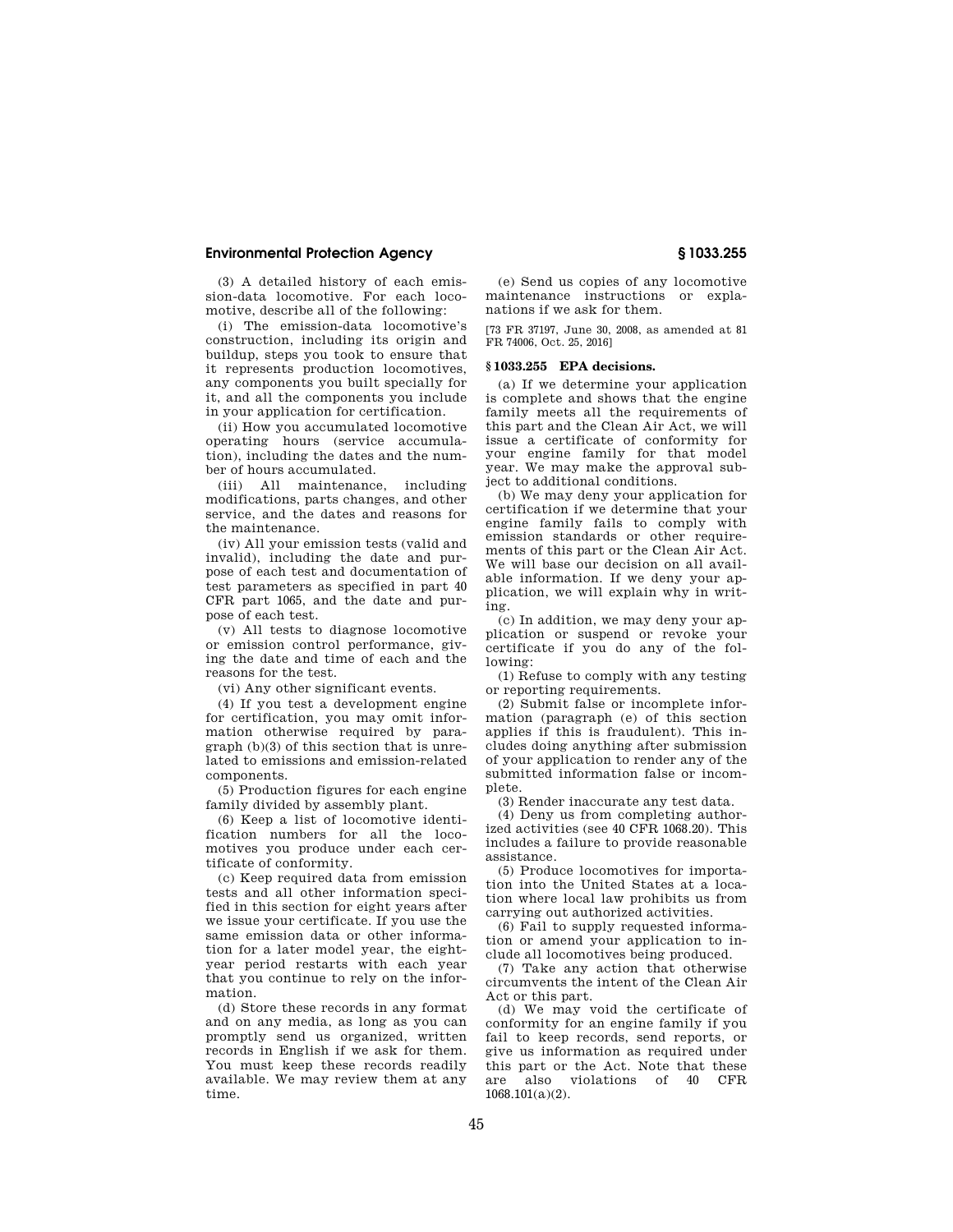(3) A detailed history of each emission-data locomotive. For each locomotive, describe all of the following:

(i) The emission-data locomotive's construction, including its origin and buildup, steps you took to ensure that it represents production locomotives, any components you built specially for it, and all the components you include in your application for certification.

(ii) How you accumulated locomotive operating hours (service accumulation), including the dates and the number of hours accumulated.

(iii) All maintenance, including modifications, parts changes, and other service, and the dates and reasons for the maintenance.

(iv) All your emission tests (valid and invalid), including the date and purpose of each test and documentation of test parameters as specified in part 40 CFR part 1065, and the date and purpose of each test.

(v) All tests to diagnose locomotive or emission control performance, giving the date and time of each and the reasons for the test.

(vi) Any other significant events.

(4) If you test a development engine for certification, you may omit information otherwise required by paragraph (b)(3) of this section that is unrelated to emissions and emission-related components.

(5) Production figures for each engine family divided by assembly plant.

(6) Keep a list of locomotive identification numbers for all the locomotives you produce under each certificate of conformity.

(c) Keep required data from emission tests and all other information specified in this section for eight years after we issue your certificate. If you use the same emission data or other information for a later model year, the eight-year period restarts with each year that you continue to rely on the information.

(d) Store these records in any format and on any media, as long as you can promptly send us organized, written records in English if we ask for them. You must keep these records readily available. We may review them at any time.

(e) Send us copies of any locomotive maintenance instructions or explanations if we ask for them.

[73 FR 37197, June 30, 2008, as amended at 81 FR 74006, Oct. 25, 2016]

## § 1033.255 EPA decisions.

(a) If we determine your application is complete and shows that the engine family meets all the requirements of this part and the Clean Air Act, we will issue a certificate of conformity for your engine family for that model year. We may make the approval subject to additional conditions.

(b) We may deny your application for certification if we determine that your engine family fails to comply with emission standards or other requirements of this part or the Clean Air Act. We will base our decision on all available information. If we deny your application, we will explain why in writing.

(c) In addition, we may deny your application or suspend or revoke your certificate if you do any of the following:

(1) Refuse to comply with any testing or reporting requirements.

(2) Submit false or incomplete information (paragraph (e) of this section applies if this is fraudulent). This includes doing anything after submission of your application to render any of the submitted information false or incomplete.

(3) Render inaccurate any test data.

(4) Deny us from completing authorized activities (see 40 CFR 1068.20). This includes a failure to provide reasonable assistance.

(5) Produce locomotives for importation into the United States at a location where local law prohibits us from carrying out authorized activities.

(6) Fail to supply requested information or amend your application to include all locomotives being produced.

(7) Take any action that otherwise circumvents the intent of the Clean Air Act or this part.

(d) We may void the certificate of conformity for an engine family if you fail to keep records, send reports, or give us information as required under this part or the Act. Note that these are also violations of 40 CFR 1068.101(a)(2).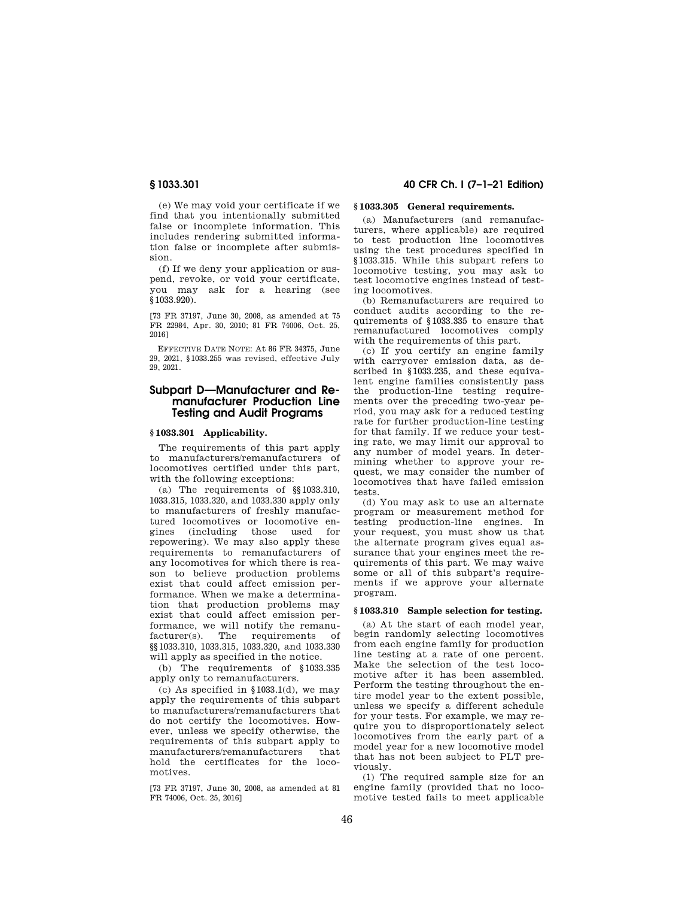(e) We may void your certificate if we find that you intentionally submitted false or incomplete information. This includes rendering submitted information false or incomplete after submission.

(f) If we deny your application or suspend, revoke, or void your certificate, you may ask for a hearing (see §1033.920).

[73 FR 37197, June 30, 2008, as amended at 75 FR 22984, Apr. 30, 2010; 81 FR 74006, Oct. 25, 2016]

EFFECTIVE DATE NOTE: At 86 FR 34375, June 29, 2021, §1033.255 was revised, effective July 29, 2021.

## Subpart D—Manufacturer and Remanufacturer Production Line Testing and Audit Programs

### §1033.301 Applicability.

The requirements of this part apply to manufacturers/remanufacturers of locomotives certified under this part, with the following exceptions:

(a) The requirements of §§1033.310, 1033.315, 1033.320, and 1033.330 apply only to manufacturers of freshly manufactured locomotives or locomotive engines (including those used for repowering). We may also apply these requirements to remanufacturers of any locomotives for which there is reason to believe production problems exist that could affect emission performance. When we make a determination that production problems may exist that could affect emission performance, we will notify the remanufacturer(s). The requirements of §§1033.310, 1033.315, 1033.320, and 1033.330 will apply as specified in the notice.

(b) The requirements of §1033.335 apply only to remanufacturers.

(c) As specified in §1033.1(d), we may apply the requirements of this subpart to manufacturers/remanufacturers that do not certify the locomotives. However, unless we specify otherwise, the requirements of this subpart apply to manufacturers/remanufacturers that hold the certificates for the locomotives.

[73 FR 37197, June 30, 2008, as amended at 81 FR 74006, Oct. 25, 2016]

### §1033.305 General requirements.

(a) Manufacturers (and remanufacturers, where applicable) are required to test production line locomotives using the test procedures specified in §1033.315. While this subpart refers to locomotive testing, you may ask to test locomotive engines instead of testing locomotives.

(b) Remanufacturers are required to conduct audits according to the requirements of §1033.335 to ensure that remanufactured locomotives comply with the requirements of this part.

(c) If you certify an engine family with carryover emission data, as described in §1033.235, and these equivalent engine families consistently pass the production-line testing requirements over the preceding two-year period, you may ask for a reduced testing rate for further production-line testing for that family. If we reduce your testing rate, we may limit our approval to any number of model years. In determining whether to approve your request, we may consider the number of locomotives that have failed emission tests.

(d) You may ask to use an alternate program or measurement method for testing production-line engines. In your request, you must show us that the alternate program gives equal assurance that your engines meet the requirements of this part. We may waive some or all of this subpart's requirements if we approve your alternate program.

### §1033.310 Sample selection for testing.

(a) At the start of each model year, begin randomly selecting locomotives from each engine family for production line testing at a rate of one percent. Make the selection of the test locomotive after it has been assembled. Perform the testing throughout the entire model year to the extent possible, unless we specify a different schedule for your tests. For example, we may require you to disproportionately select locomotives from the early part of a model year for a new locomotive model that has not been subject to PLT previously.

(1) The required sample size for an engine family (provided that no locomotive tested fails to meet applicable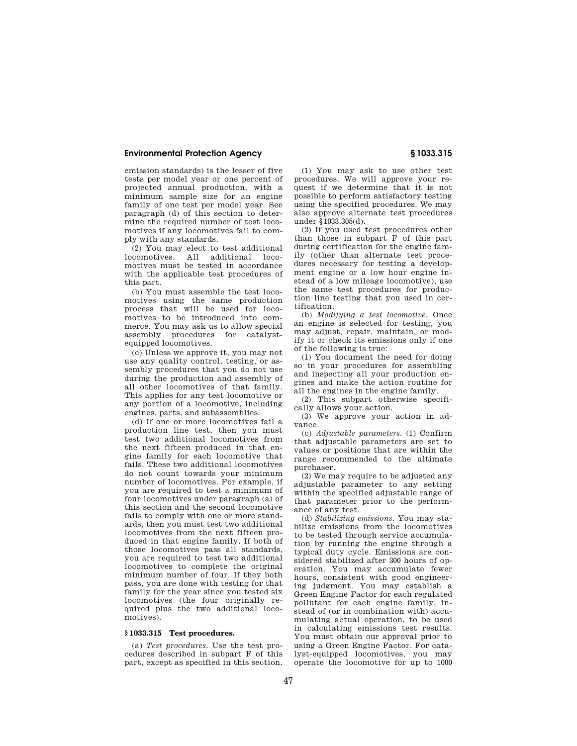emission standards) is the lesser of five tests per model year or one percent of projected annual production, with a minimum sample size for an engine family of one test per model year. See paragraph (d) of this section to determine the required number of test locomotives if any locomotives fail to comply with any standards.

(2) You may elect to test additional locomotives. All additional locomotives must be tested in accordance with the applicable test procedures of this part.

(b) You must assemble the test locomotives using the same production process that will be used for locomotives to be introduced into commerce. You may ask us to allow special assembly procedures for catalyst-equipped locomotives.

(c) Unless we approve it, you may not use any quality control, testing, or assembly procedures that you do not use during the production and assembly of all other locomotives of that family. This applies for any test locomotive or any portion of a locomotive, including engines, parts, and subassemblies.

(d) If one or more locomotives fail a production line test, then you must test two additional locomotives from the next fifteen produced in that engine family for each locomotive that fails. These two additional locomotives do not count towards your minimum number of locomotives. For example, if you are required to test a minimum of four locomotives under paragraph (a) of this section and the second locomotive fails to comply with one or more standards, then you must test two additional locomotives from the next fifteen produced in that engine family. If both of those locomotives pass all standards, you are required to test two additional locomotives to complete the original minimum number of four. If they both pass, you are done with testing for that family for the year since you tested six locomotives (the four originally required plus the two additional locomotives).

## § 1033.315 Test procedures.

(a) *Test procedures.* Use the test procedures described in subpart F of this part, except as specified in this section.

(1) You may ask to use other test procedures. We will approve your request if we determine that it is not possible to perform satisfactory testing using the specified procedures. We may also approve alternate test procedures under § 1033.305(d).

(2) If you used test procedures other than those in subpart F of this part during certification for the engine family (other than alternate test procedures necessary for testing a development engine or a low hour engine instead of a low mileage locomotive), use the same test procedures for production line testing that you used in certification.

(b) *Modifying a test locomotive.* Once an engine is selected for testing, you may adjust, repair, maintain, or modify it or check its emissions only if one of the following is true:

(1) You document the need for doing so in your procedures for assembling and inspecting all your production engines and make the action routine for all the engines in the engine family.

(2) This subpart otherwise specifically allows your action.

(3) We approve your action in advance.

(c) *Adjustable parameters.* (1) Confirm that adjustable parameters are set to values or positions that are within the range recommended to the ultimate purchaser.

(2) We may require to be adjusted any adjustable parameter to any setting within the specified adjustable range of that parameter prior to the performance of any test.

(d) *Stabilizing emissions.* You may stabilize emissions from the locomotives to be tested through service accumulation by running the engine through a typical duty cycle. Emissions are considered stabilized after 300 hours of operation. You may accumulate fewer hours, consistent with good engineering judgment. You may establish a Green Engine Factor for each regulated pollutant for each engine family, instead of (or in combination with) accumulating actual operation, to be used in calculating emissions test results. You must obtain our approval prior to using a Green Engine Factor. For catalyst-equipped locomotives, you may operate the locomotive for up to 1000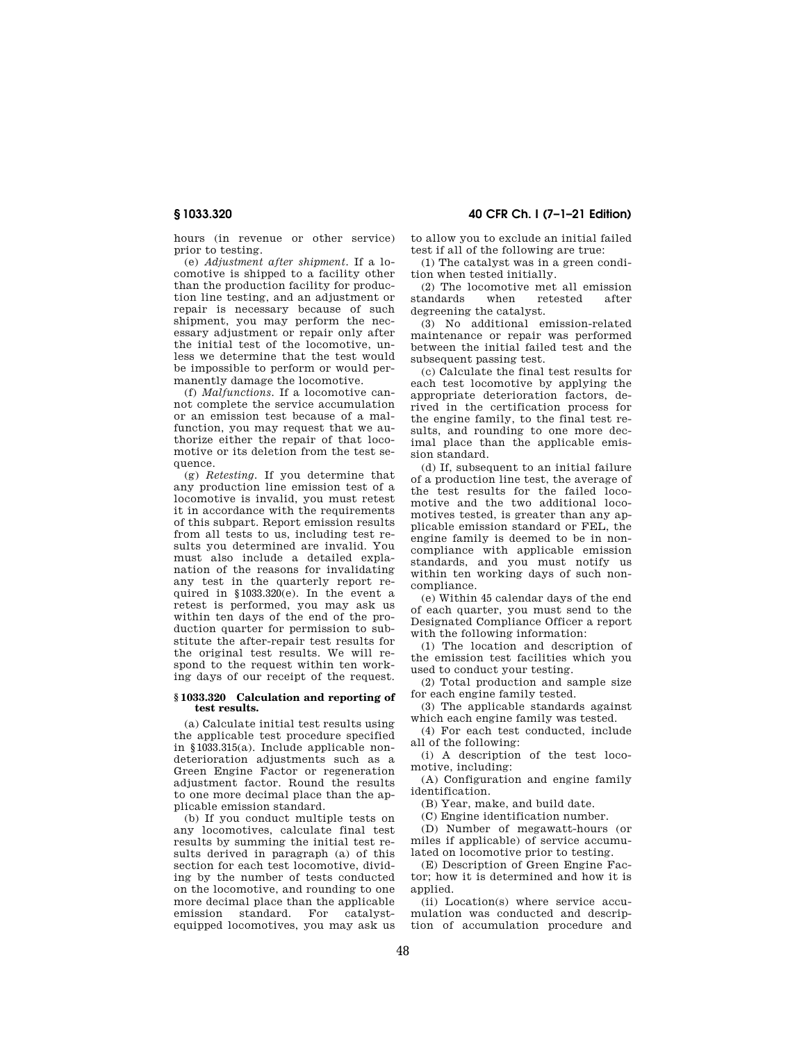hours (in revenue or other service) prior to testing.

(e) *Adjustment after shipment.* If a locomotive is shipped to a facility other than the production facility for production line testing, and an adjustment or repair is necessary because of such shipment, you may perform the necessary adjustment or repair only after the initial test of the locomotive, unless we determine that the test would be impossible to perform or would permanently damage the locomotive.

(f) *Malfunctions.* If a locomotive cannot complete the service accumulation or an emission test because of a malfunction, you may request that we authorize either the repair of that locomotive or its deletion from the test sequence.

(g) *Retesting.* If you determine that any production line emission test of a locomotive is invalid, you must retest it in accordance with the requirements of this subpart. Report emission results from all tests to us, including test results you determined are invalid. You must also include a detailed explanation of the reasons for invalidating any test in the quarterly report required in §1033.320(e). In the event a retest is performed, you may ask us within ten days of the end of the production quarter for permission to substitute the after-repair test results for the original test results. We will respond to the request within ten working days of our receipt of the request.

### § 1033.320 Calculation and reporting of test results.

(a) Calculate initial test results using the applicable test procedure specified in §1033.315(a). Include applicable non-deterioration adjustments such as a Green Engine Factor or regeneration adjustment factor. Round the results to one more decimal place than the applicable emission standard.

(b) If you conduct multiple tests on any locomotives, calculate final test results by summing the initial test results derived in paragraph (a) of this section for each test locomotive, dividing by the number of tests conducted on the locomotive, and rounding to one more decimal place than the applicable emission standard. For catalyst-equipped locomotives, you may ask us to allow you to exclude an initial failed test if all of the following are true:

(1) The catalyst was in a green condition when tested initially.

(2) The locomotive met all emission standards when retested after degreening the catalyst.

(3) No additional emission-related maintenance or repair was performed between the initial failed test and the subsequent passing test.

(c) Calculate the final test results for each test locomotive by applying the appropriate deterioration factors, derived in the certification process for the engine family, to the final test results, and rounding to one more decimal place than the applicable emission standard.

(d) If, subsequent to an initial failure of a production line test, the average of the test results for the failed locomotive and the two additional locomotives tested, is greater than any applicable emission standard or FEL, the engine family is deemed to be in noncompliance with applicable emission standards, and you must notify us within ten working days of such noncompliance.

(e) Within 45 calendar days of the end of each quarter, you must send to the Designated Compliance Officer a report with the following information:

(1) The location and description of the emission test facilities which you used to conduct your testing.

(2) Total production and sample size for each engine family tested.

(3) The applicable standards against which each engine family was tested.

(4) For each test conducted, include all of the following:

(i) A description of the test locomotive, including:

(A) Configuration and engine family identification.

(B) Year, make, and build date.

(C) Engine identification number.

(D) Number of megawatt-hours (or miles if applicable) of service accumulated on locomotive prior to testing.

(E) Description of Green Engine Factor; how it is determined and how it is applied.

(ii) Location(s) where service accumulation was conducted and description of accumulation procedure and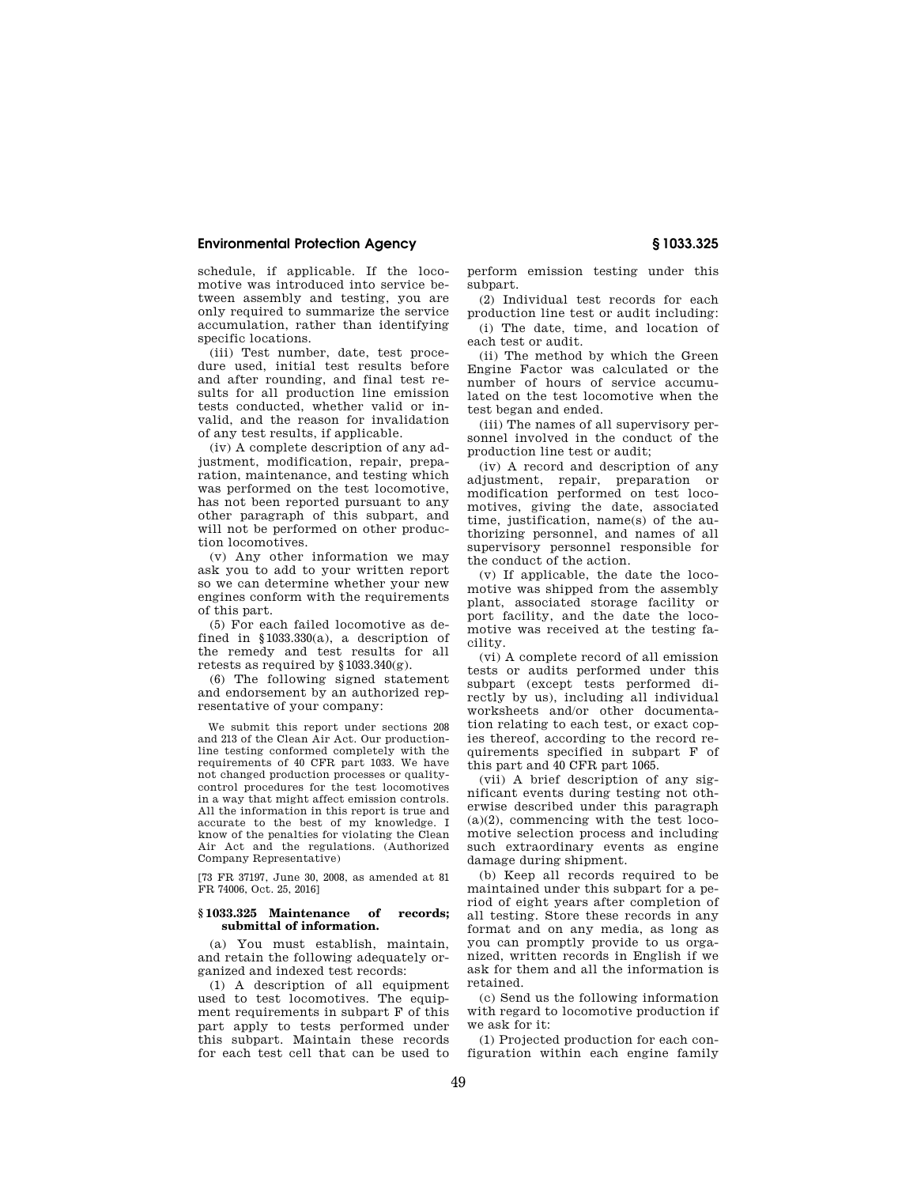schedule, if applicable. If the locomotive was introduced into service between assembly and testing, you are only required to summarize the service accumulation, rather than identifying specific locations.

(iii) Test number, date, test procedure used, initial test results before and after rounding, and final test results for all production line emission tests conducted, whether valid or invalid, and the reason for invalidation of any test results, if applicable.

(iv) A complete description of any adjustment, modification, repair, preparation, maintenance, and testing which was performed on the test locomotive, has not been reported pursuant to any other paragraph of this subpart, and will not be performed on other production locomotives.

(v) Any other information we may ask you to add to your written report so we can determine whether your new engines conform with the requirements of this part.

(5) For each failed locomotive as defined in §1033.330(a), a description of the remedy and test results for all retests as required by §1033.340(g).

(6) The following signed statement and endorsement by an authorized representative of your company:

We submit this report under sections 208 and 213 of the Clean Air Act. Our production-line testing conformed completely with the requirements of 40 CFR part 1033. We have not changed production processes or quality-control procedures for the test locomotives in a way that might affect emission controls. All the information in this report is true and accurate to the best of my knowledge. I know of the penalties for violating the Clean Air Act and the regulations. (Authorized Company Representative)

[73 FR 37197, June 30, 2008, as amended at 81 FR 74006, Oct. 25, 2016]

### §1033.325 Maintenance of records; submittal of information.

(a) You must establish, maintain, and retain the following adequately organized and indexed test records:

(1) A description of all equipment used to test locomotives. The equipment requirements in subpart F of this part apply to tests performed under this subpart. Maintain these records for each test cell that can be used to perform emission testing under this subpart.

(2) Individual test records for each production line test or audit including:

(i) The date, time, and location of each test or audit.

(ii) The method by which the Green Engine Factor was calculated or the number of hours of service accumulated on the test locomotive when the test began and ended.

(iii) The names of all supervisory personnel involved in the conduct of the production line test or audit;

(iv) A record and description of any adjustment, repair, preparation or modification performed on test locomotives, giving the date, associated time, justification, name(s) of the authorizing personnel, and names of all supervisory personnel responsible for the conduct of the action.

(v) If applicable, the date the locomotive was shipped from the assembly plant, associated storage facility or port facility, and the date the locomotive was received at the testing facility.

(vi) A complete record of all emission tests or audits performed under this subpart (except tests performed directly by us), including all individual worksheets and/or other documentation relating to each test, or exact copies thereof, according to the record requirements specified in subpart F of this part and 40 CFR part 1065.

(vii) A brief description of any significant events during testing not otherwise described under this paragraph (a)(2), commencing with the test locomotive selection process and including such extraordinary events as engine damage during shipment.

(b) Keep all records required to be maintained under this subpart for a period of eight years after completion of all testing. Store these records in any format and on any media, as long as you can promptly provide to us organized, written records in English if we ask for them and all the information is retained.

(c) Send us the following information with regard to locomotive production if we ask for it:

(1) Projected production for each configuration within each engine family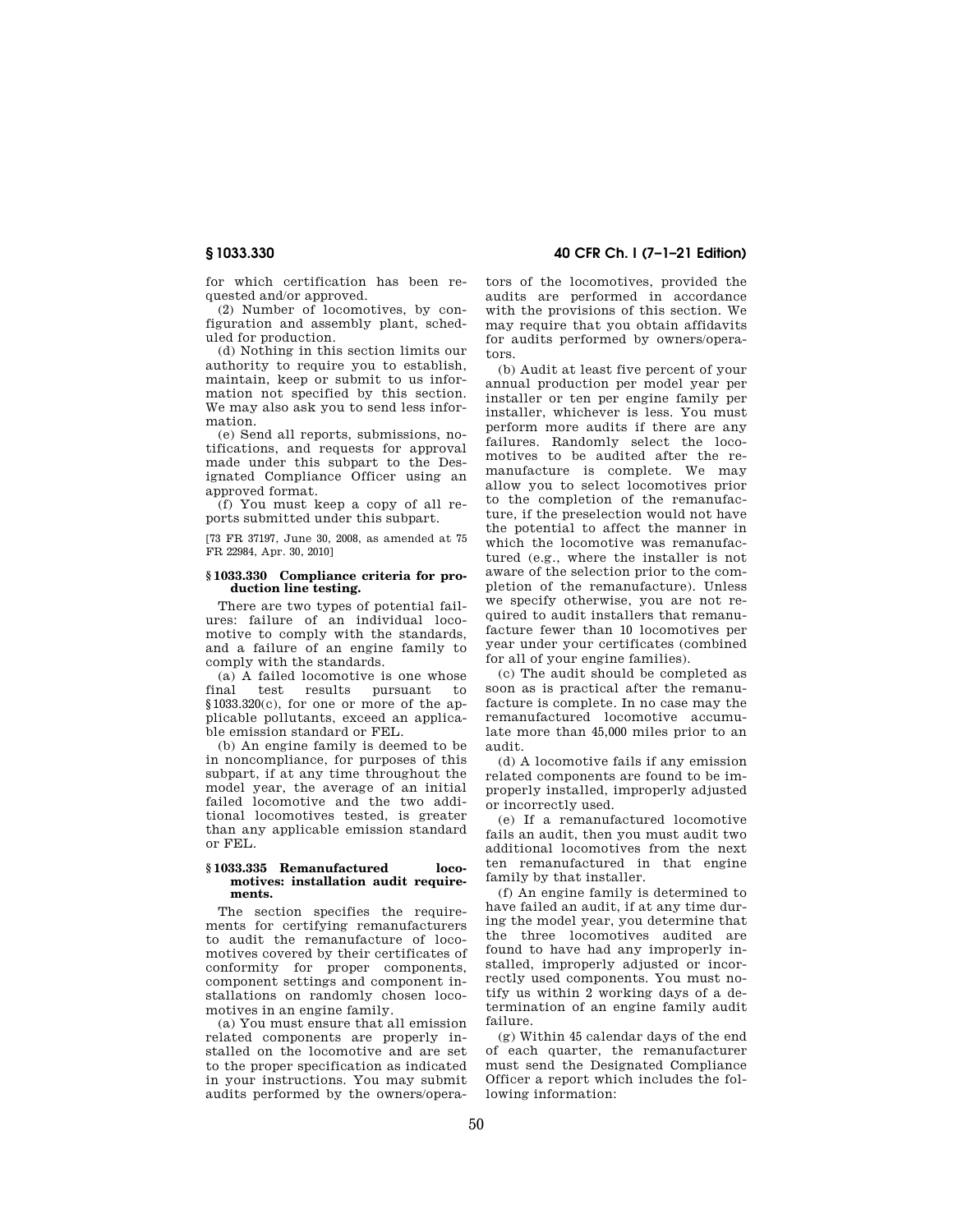for which certification has been requested and/or approved.

(2) Number of locomotives, by configuration and assembly plant, scheduled for production.

(d) Nothing in this section limits our authority to require you to establish, maintain, keep or submit to us information not specified by this section. We may also ask you to send less information.

(e) Send all reports, submissions, notifications, and requests for approval made under this subpart to the Designated Compliance Officer using an approved format.

(f) You must keep a copy of all reports submitted under this subpart.

[73 FR 37197, June 30, 2008, as amended at 75 FR 22984, Apr. 30, 2010]

### § 1033.330 Compliance criteria for production line testing.

There are two types of potential failures: failure of an individual locomotive to comply with the standards, and a failure of an engine family to comply with the standards.

(a) A failed locomotive is one whose final test results pursuant to §1033.320(c), for one or more of the applicable pollutants, exceed an applicable emission standard or FEL.

(b) An engine family is deemed to be in noncompliance, for purposes of this subpart, if at any time throughout the model year, the average of an initial failed locomotive and the two additional locomotives tested, is greater than any applicable emission standard or FEL.

### § 1033.335 Remanufactured locomotives: installation audit requirements.

The section specifies the requirements for certifying remanufacturers to audit the remanufacture of locomotives covered by their certificates of conformity for proper components, component settings and component installations on randomly chosen locomotives in an engine family.

(a) You must ensure that all emission related components are properly installed on the locomotive and are set to the proper specification as indicated in your instructions. You may submit audits performed by the owners/operators of the locomotives, provided the audits are performed in accordance with the provisions of this section. We may require that you obtain affidavits for audits performed by owners/operators.

(b) Audit at least five percent of your annual production per model year per installer or ten per engine family per installer, whichever is less. You must perform more audits if there are any failures. Randomly select the locomotives to be audited after the remanufacture is complete. We may allow you to select locomotives prior to the completion of the remanufacture, if the preselection would not have the potential to affect the manner in which the locomotive was remanufactured (e.g., where the installer is not aware of the selection prior to the completion of the remanufacture). Unless we specify otherwise, you are not required to audit installers that remanufacture fewer than 10 locomotives per year under your certificates (combined for all of your engine families).

(c) The audit should be completed as soon as is practical after the remanufacture is complete. In no case may the remanufactured locomotive accumulate more than 45,000 miles prior to an audit.

(d) A locomotive fails if any emission related components are found to be improperly installed, improperly adjusted or incorrectly used.

(e) If a remanufactured locomotive fails an audit, then you must audit two additional locomotives from the next ten remanufactured in that engine family by that installer.

(f) An engine family is determined to have failed an audit, if at any time during the model year, you determine that the three locomotives audited are found to have had any improperly installed, improperly adjusted or incorrectly used components. You must notify us within 2 working days of a determination of an engine family audit failure.

(g) Within 45 calendar days of the end of each quarter, the remanufacturer must send the Designated Compliance Officer a report which includes the following information: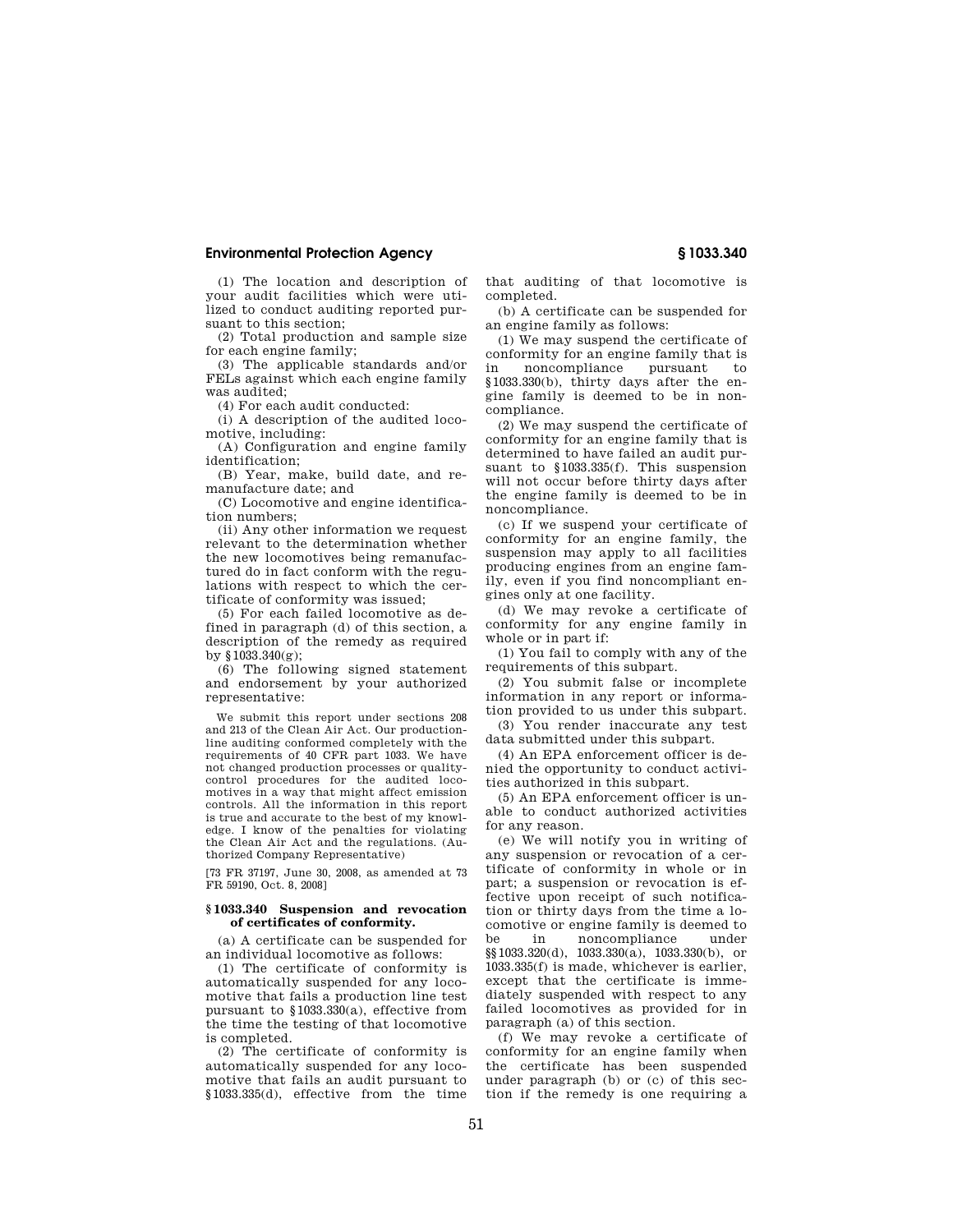(1) The location and description of your audit facilities which were utilized to conduct auditing reported pursuant to this section;

(2) Total production and sample size for each engine family;

(3) The applicable standards and/or FELs against which each engine family was audited;

(4) For each audit conducted:

(i) A description of the audited locomotive, including:

(A) Configuration and engine family identification;

(B) Year, make, build date, and remanufacture date; and

(C) Locomotive and engine identification numbers;

(ii) Any other information we request relevant to the determination whether the new locomotives being remanufactured do in fact conform with the regulations with respect to which the certificate of conformity was issued;

(5) For each failed locomotive as defined in paragraph (d) of this section, a description of the remedy as required by §1033.340(g);

(6) The following signed statement and endorsement by your authorized representative:

We submit this report under sections 208 and 213 of the Clean Air Act. Our production-line auditing conformed completely with the requirements of 40 CFR part 1033. We have not changed production processes or quality-control procedures for the audited locomotives in a way that might affect emission controls. All the information in this report is true and accurate to the best of my knowledge. I know of the penalties for violating the Clean Air Act and the regulations. (Authorized Company Representative)

[73 FR 37197, June 30, 2008, as amended at 73 FR 59190, Oct. 8, 2008]

### §1033.340 Suspension and revocation of certificates of conformity.

(a) A certificate can be suspended for an individual locomotive as follows:

(1) The certificate of conformity is automatically suspended for any locomotive that fails a production line test pursuant to §1033.330(a), effective from the time the testing of that locomotive is completed.

(2) The certificate of conformity is automatically suspended for any locomotive that fails an audit pursuant to §1033.335(d), effective from the time that auditing of that locomotive is completed.

(b) A certificate can be suspended for an engine family as follows:

(1) We may suspend the certificate of conformity for an engine family that is in noncompliance pursuant to §1033.330(b), thirty days after the engine family is deemed to be in noncompliance.

(2) We may suspend the certificate of conformity for an engine family that is determined to have failed an audit pursuant to §1033.335(f). This suspension will not occur before thirty days after the engine family is deemed to be in noncompliance.

(c) If we suspend your certificate of conformity for an engine family, the suspension may apply to all facilities producing engines from an engine family, even if you find noncompliant engines only at one facility.

(d) We may revoke a certificate of conformity for any engine family in whole or in part if:

(1) You fail to comply with any of the requirements of this subpart.

(2) You submit false or incomplete information in any report or information provided to us under this subpart.

(3) You render inaccurate any test data submitted under this subpart.

(4) An EPA enforcement officer is denied the opportunity to conduct activities authorized in this subpart.

(5) An EPA enforcement officer is unable to conduct authorized activities for any reason.

(e) We will notify you in writing of any suspension or revocation of a certificate of conformity in whole or in part; a suspension or revocation is effective upon receipt of such notification or thirty days from the time a locomotive or engine family is deemed to be in noncompliance under §§1033.320(d), 1033.330(a), 1033.330(b), or 1033.335(f) is made, whichever is earlier, except that the certificate is immediately suspended with respect to any failed locomotives as provided for in paragraph (a) of this section.

(f) We may revoke a certificate of conformity for an engine family when the certificate has been suspended under paragraph (b) or (c) of this section if the remedy is one requiring a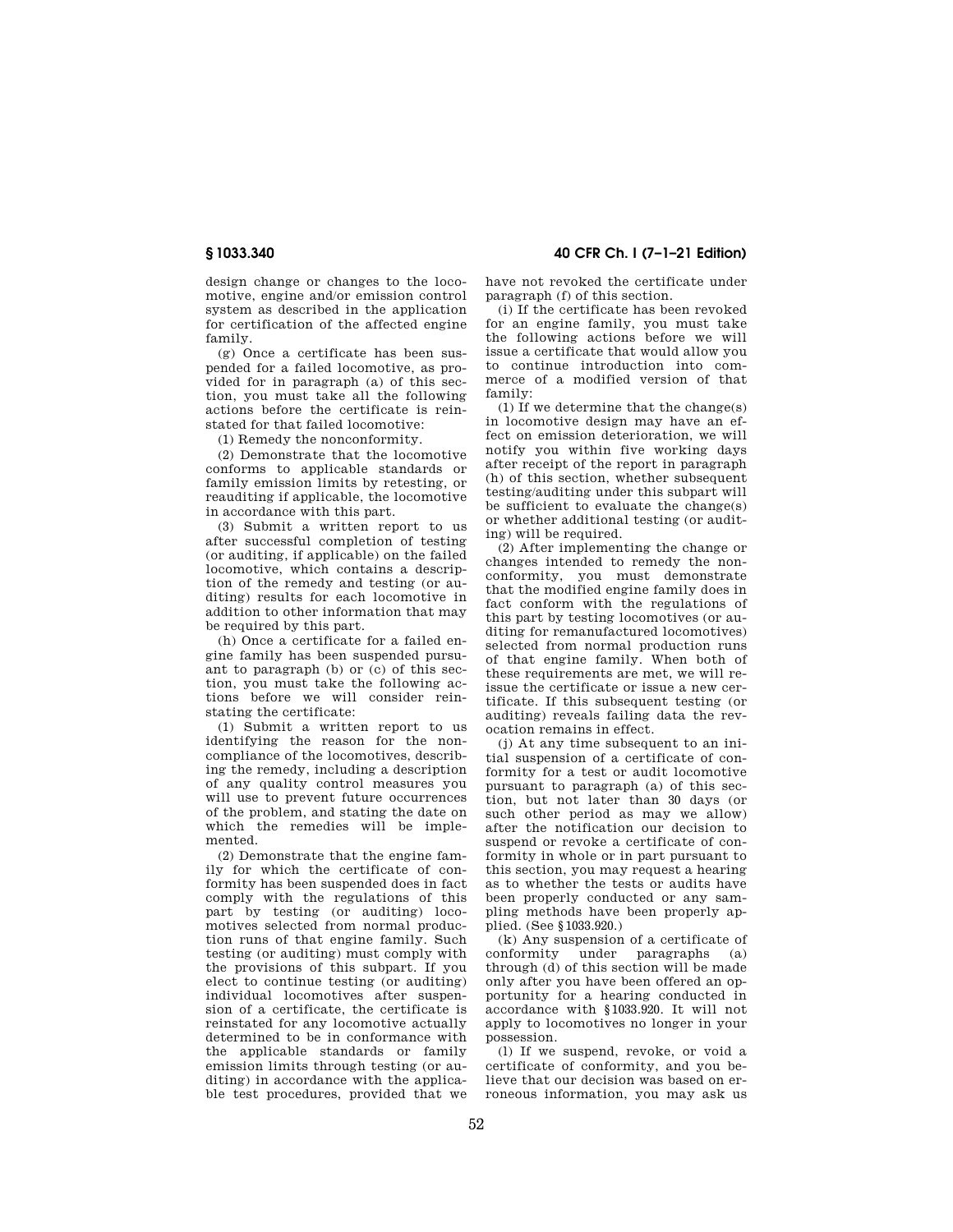design change or changes to the locomotive, engine and/or emission control system as described in the application for certification of the affected engine family.

(g) Once a certificate has been suspended for a failed locomotive, as provided for in paragraph (a) of this section, you must take all the following actions before the certificate is reinstated for that failed locomotive:

(1) Remedy the nonconformity.

(2) Demonstrate that the locomotive conforms to applicable standards or family emission limits by retesting, or reauditing if applicable, the locomotive in accordance with this part.

(3) Submit a written report to us after successful completion of testing (or auditing, if applicable) on the failed locomotive, which contains a description of the remedy and testing (or auditing) results for each locomotive in addition to other information that may be required by this part.

(h) Once a certificate for a failed engine family has been suspended pursuant to paragraph (b) or (c) of this section, you must take the following actions before we will consider reinstating the certificate:

(1) Submit a written report to us identifying the reason for the noncompliance of the locomotives, describing the remedy, including a description of any quality control measures you will use to prevent future occurrences of the problem, and stating the date on which the remedies will be implemented.

(2) Demonstrate that the engine family for which the certificate of conformity has been suspended does in fact comply with the regulations of this part by testing (or auditing) locomotives selected from normal production runs of that engine family. Such testing (or auditing) must comply with the provisions of this subpart. If you elect to continue testing (or auditing) individual locomotives after suspension of a certificate, the certificate is reinstated for any locomotive actually determined to be in conformance with the applicable standards or family emission limits through testing (or auditing) in accordance with the applicable test procedures, provided that we have not revoked the certificate under paragraph (f) of this section.

(i) If the certificate has been revoked for an engine family, you must take the following actions before we will issue a certificate that would allow you to continue introduction into commerce of a modified version of that family:

(1) If we determine that the change(s) in locomotive design may have an effect on emission deterioration, we will notify you within five working days after receipt of the report in paragraph (h) of this section, whether subsequent testing/auditing under this subpart will be sufficient to evaluate the change(s) or whether additional testing (or auditing) will be required.

(2) After implementing the change or changes intended to remedy the nonconformity, you must demonstrate that the modified engine family does in fact conform with the regulations of this part by testing locomotives (or auditing for remanufactured locomotives) selected from normal production runs of that engine family. When both of these requirements are met, we will reissue the certificate or issue a new certificate. If this subsequent testing (or auditing) reveals failing data the revocation remains in effect.

(j) At any time subsequent to an initial suspension of a certificate of conformity for a test or audit locomotive pursuant to paragraph (a) of this section, but not later than 30 days (or such other period as may we allow) after the notification our decision to suspend or revoke a certificate of conformity in whole or in part pursuant to this section, you may request a hearing as to whether the tests or audits have been properly conducted or any sampling methods have been properly applied. (See §1033.920.)

(k) Any suspension of a certificate of conformity under paragraphs (a) through (d) of this section will be made only after you have been offered an opportunity for a hearing conducted in accordance with §1033.920. It will not apply to locomotives no longer in your possession.

(l) If we suspend, revoke, or void a certificate of conformity, and you believe that our decision was based on erroneous information, you may ask us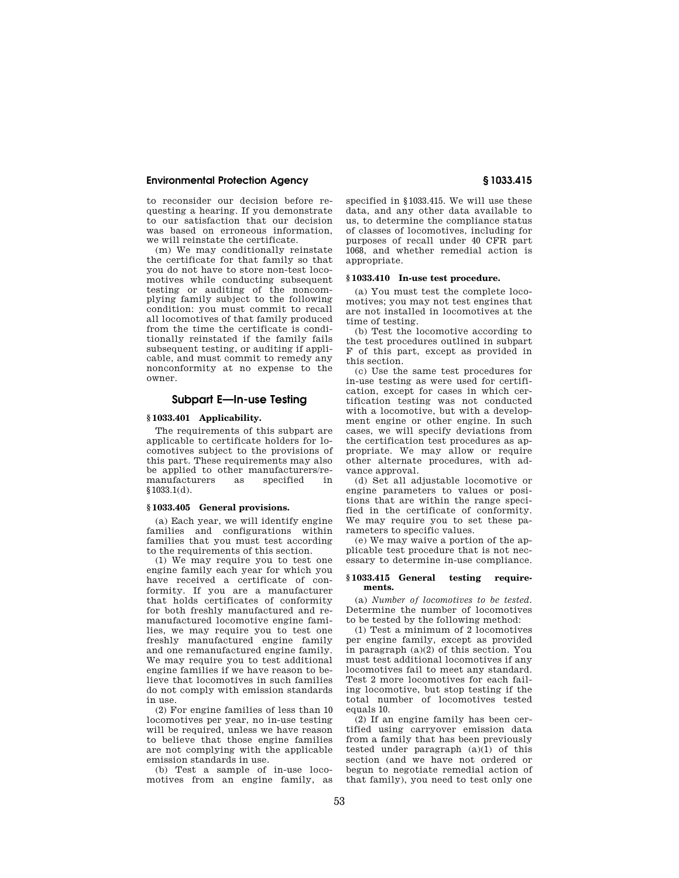to reconsider our decision before requesting a hearing. If you demonstrate to our satisfaction that our decision was based on erroneous information, we will reinstate the certificate.

(m) We may conditionally reinstate the certificate for that family so that you do not have to store non-test locomotives while conducting subsequent testing or auditing of the noncomplying family subject to the following condition: you must commit to recall all locomotives of that family produced from the time the certificate is conditionally reinstated if the family fails subsequent testing, or auditing if applicable, and must commit to remedy any nonconformity at no expense to the owner.

## Subpart E—In-use Testing

### § 1033.401 Applicability.

The requirements of this subpart are applicable to certificate holders for locomotives subject to the provisions of this part. These requirements may also be applied to other manufacturers/remanufacturers as specified in § 1033.1(d).

### § 1033.405 General provisions.

(a) Each year, we will identify engine families and configurations within families that you must test according to the requirements of this section.

(1) We may require you to test one engine family each year for which you have received a certificate of conformity. If you are a manufacturer that holds certificates of conformity for both freshly manufactured and remanufactured locomotive engine families, we may require you to test one freshly manufactured engine family and one remanufactured engine family. We may require you to test additional engine families if we have reason to believe that locomotives in such families do not comply with emission standards in use.

(2) For engine families of less than 10 locomotives per year, no in-use testing will be required, unless we have reason to believe that those engine families are not complying with the applicable emission standards in use.

(b) Test a sample of in-use locomotives from an engine family, as specified in § 1033.415. We will use these data, and any other data available to us, to determine the compliance status of classes of locomotives, including for purposes of recall under 40 CFR part 1068, and whether remedial action is appropriate.

### § 1033.410 In-use test procedure.

(a) You must test the complete locomotives; you may not test engines that are not installed in locomotives at the time of testing.

(b) Test the locomotive according to the test procedures outlined in subpart F of this part, except as provided in this section.

(c) Use the same test procedures for in-use testing as were used for certification, except for cases in which certification testing was not conducted with a locomotive, but with a development engine or other engine. In such cases, we will specify deviations from the certification test procedures as appropriate. We may allow or require other alternate procedures, with advance approval.

(d) Set all adjustable locomotive or engine parameters to values or positions that are within the range specified in the certificate of conformity. We may require you to set these parameters to specific values.

(e) We may waive a portion of the applicable test procedure that is not necessary to determine in-use compliance.

### § 1033.415 General testing requirements.

(a) *Number of locomotives to be tested.* Determine the number of locomotives to be tested by the following method:

(1) Test a minimum of 2 locomotives per engine family, except as provided in paragraph (a)(2) of this section. You must test additional locomotives if any locomotives fail to meet any standard. Test 2 more locomotives for each failing locomotive, but stop testing if the total number of locomotives tested equals 10.

(2) If an engine family has been certified using carryover emission data from a family that has been previously tested under paragraph (a)(1) of this section (and we have not ordered or begun to negotiate remedial action of that family), you need to test only one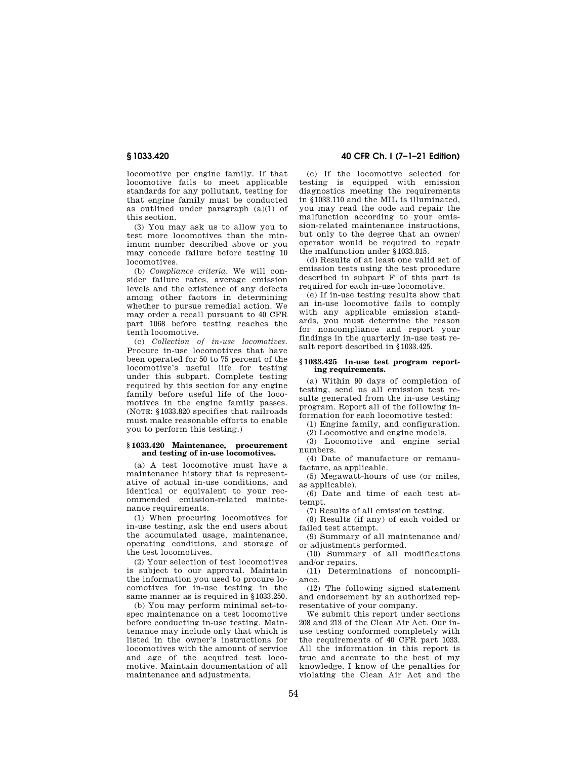locomotive per engine family. If that locomotive fails to meet applicable standards for any pollutant, testing for that engine family must be conducted as outlined under paragraph (a)(1) of this section.

(3) You may ask us to allow you to test more locomotives than the minimum number described above or you may concede failure before testing 10 locomotives.

(b) *Compliance criteria.* We will consider failure rates, average emission levels and the existence of any defects among other factors in determining whether to pursue remedial action. We may order a recall pursuant to 40 CFR part 1068 before testing reaches the tenth locomotive.

(c) *Collection of in-use locomotives.* Procure in-use locomotives that have been operated for 50 to 75 percent of the locomotive's useful life for testing under this subpart. Complete testing required by this section for any engine family before useful life of the locomotives in the engine family passes. (NOTE: §1033.820 specifies that railroads must make reasonable efforts to enable you to perform this testing.)

### §1033.420 Maintenance, procurement and testing of in-use locomotives.

(a) A test locomotive must have a maintenance history that is representative of actual in-use conditions, and identical or equivalent to your recommended emission-related maintenance requirements.

(1) When procuring locomotives for in-use testing, ask the end users about the accumulated usage, maintenance, operating conditions, and storage of the test locomotives.

(2) Your selection of test locomotives is subject to our approval. Maintain the information you used to procure locomotives for in-use testing in the same manner as is required in §1033.250.

(b) You may perform minimal set-to-spec maintenance on a test locomotive before conducting in-use testing. Maintenance may include only that which is listed in the owner's instructions for locomotives with the amount of service and age of the acquired test locomotive. Maintain documentation of all maintenance and adjustments.

(c) If the locomotive selected for testing is equipped with emission diagnostics meeting the requirements in §1033.110 and the MIL is illuminated, you may read the code and repair the malfunction according to your emission-related maintenance instructions, but only to the degree that an owner/operator would be required to repair the malfunction under §1033.815.

(d) Results of at least one valid set of emission tests using the test procedure described in subpart F of this part is required for each in-use locomotive.

(e) If in-use testing results show that an in-use locomotive fails to comply with any applicable emission standards, you must determine the reason for noncompliance and report your findings in the quarterly in-use test result report described in §1033.425.

### §1033.425 In-use test program reporting requirements.

(a) Within 90 days of completion of testing, send us all emission test results generated from the in-use testing program. Report all of the following information for each locomotive tested:

(1) Engine family, and configuration.

(2) Locomotive and engine models.

(3) Locomotive and engine serial numbers.

(4) Date of manufacture or remanufacture, as applicable.

(5) Megawatt-hours of use (or miles, as applicable).

(6) Date and time of each test attempt.

(7) Results of all emission testing.

(8) Results (if any) of each voided or failed test attempt.

(9) Summary of all maintenance and/or adjustments performed.

(10) Summary of all modifications and/or repairs.

(11) Determinations of noncompliance.

(12) The following signed statement and endorsement by an authorized representative of your company.

We submit this report under sections 208 and 213 of the Clean Air Act. Our in-use testing conformed completely with the requirements of 40 CFR part 1033. All the information in this report is true and accurate to the best of my knowledge. I know of the penalties for violating the Clean Air Act and the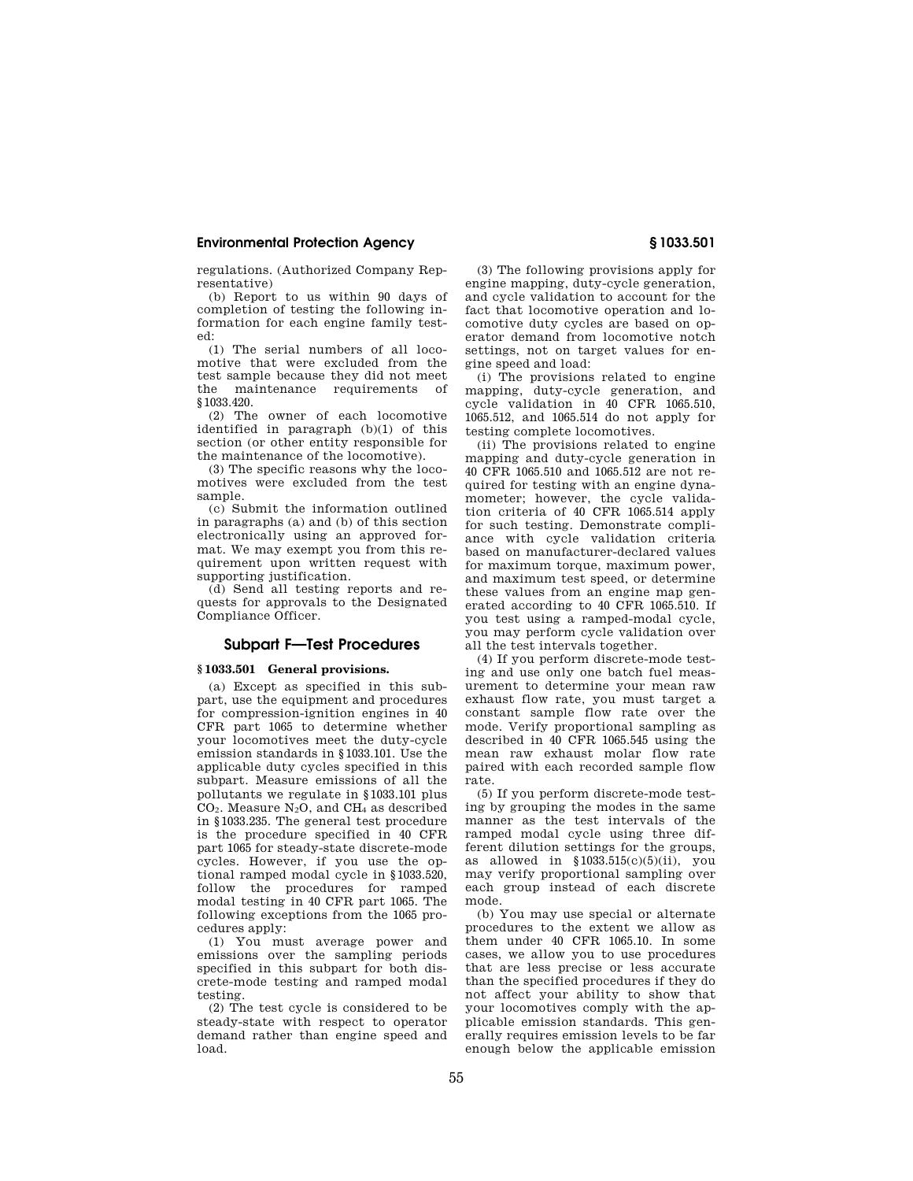regulations. (Authorized Company Representative)

(b) Report to us within 90 days of completion of testing the following information for each engine family tested:

(1) The serial numbers of all locomotive that were excluded from the test sample because they did not meet the maintenance requirements of §1033.420.

(2) The owner of each locomotive identified in paragraph (b)(1) of this section (or other entity responsible for the maintenance of the locomotive).

(3) The specific reasons why the locomotives were excluded from the test sample.

(c) Submit the information outlined in paragraphs (a) and (b) of this section electronically using an approved format. We may exempt you from this requirement upon written request with supporting justification.

(d) Send all testing reports and requests for approvals to the Designated Compliance Officer.

## Subpart F—Test Procedures

### §1033.501 General provisions.

(a) Except as specified in this subpart, use the equipment and procedures for compression-ignition engines in 40 CFR part 1065 to determine whether your locomotives meet the duty-cycle emission standards in §1033.101. Use the applicable duty cycles specified in this subpart. Measure emissions of all the pollutants we regulate in §1033.101 plus $CO_2$. Measure $N_2O$, and $CH_4$ as described in §1033.235. The general test procedure is the procedure specified in 40 CFR part 1065 for steady-state discrete-mode cycles. However, if you use the optional ramped modal cycle in §1033.520, follow the procedures for ramped modal testing in 40 CFR part 1065. The following exceptions from the 1065 procedures apply:

(1) You must average power and emissions over the sampling periods specified in this subpart for both discrete-mode testing and ramped modal testing.

(2) The test cycle is considered to be steady-state with respect to operator demand rather than engine speed and load.

(3) The following provisions apply for engine mapping, duty-cycle generation, and cycle validation to account for the fact that locomotive operation and locomotive duty cycles are based on operator demand from locomotive notch settings, not on target values for engine speed and load:

(i) The provisions related to engine mapping, duty-cycle generation, and cycle validation in 40 CFR 1065.510, 1065.512, and 1065.514 do not apply for testing complete locomotives.

(ii) The provisions related to engine mapping and duty-cycle generation in 40 CFR 1065.510 and 1065.512 are not required for testing with an engine dynamometer; however, the cycle validation criteria of 40 CFR 1065.514 apply for such testing. Demonstrate compliance with cycle validation criteria based on manufacturer-declared values for maximum torque, maximum power, and maximum test speed, or determine these values from an engine map generated according to 40 CFR 1065.510. If you test using a ramped-modal cycle, you may perform cycle validation over all the test intervals together.

(4) If you perform discrete-mode testing and use only one batch fuel measurement to determine your mean raw exhaust flow rate, you must target a constant sample flow rate over the mode. Verify proportional sampling as described in 40 CFR 1065.545 using the mean raw exhaust molar flow rate paired with each recorded sample flow rate.

(5) If you perform discrete-mode testing by grouping the modes in the same manner as the test intervals of the ramped modal cycle using three different dilution settings for the groups, as allowed in §1033.515(c)(5)(ii), you may verify proportional sampling over each group instead of each discrete mode.

(b) You may use special or alternate procedures to the extent we allow as them under 40 CFR 1065.10. In some cases, we allow you to use procedures that are less precise or less accurate than the specified procedures if they do not affect your ability to show that your locomotives comply with the applicable emission standards. This generally requires emission levels to be far enough below the applicable emission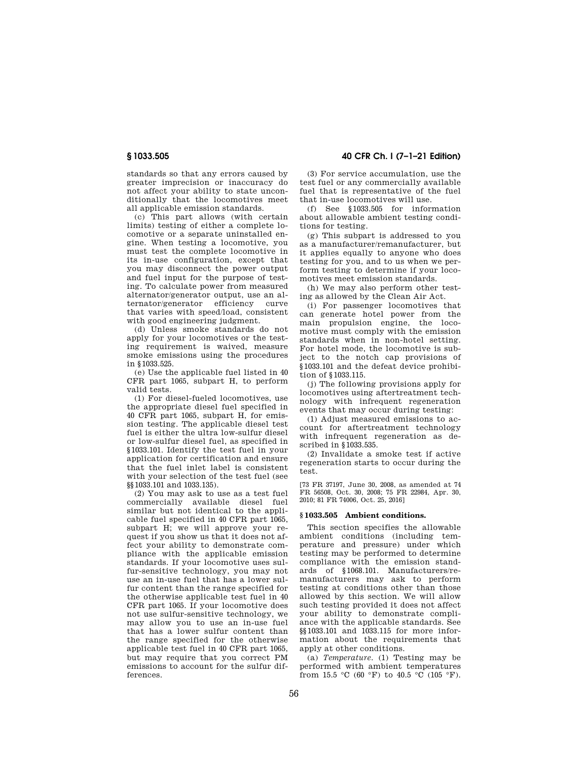standards so that any errors caused by greater imprecision or inaccuracy do not affect your ability to state unconditionally that the locomotives meet all applicable emission standards.

(c) This part allows (with certain limits) testing of either a complete locomotive or a separate uninstalled engine. When testing a locomotive, you must test the complete locomotive in its in-use configuration, except that you may disconnect the power output and fuel input for the purpose of testing. To calculate power from measured alternator/generator output, use an alternator/generator efficiency curve that varies with speed/load, consistent with good engineering judgment.

(d) Unless smoke standards do not apply for your locomotives or the testing requirement is waived, measure smoke emissions using the procedures in §1033.525.

(e) Use the applicable fuel listed in 40 CFR part 1065, subpart H, to perform valid tests.

(1) For diesel-fueled locomotives, use the appropriate diesel fuel specified in 40 CFR part 1065, subpart H, for emission testing. The applicable diesel test fuel is either the ultra low-sulfur diesel or low-sulfur diesel fuel, as specified in §1033.101. Identify the test fuel in your application for certification and ensure that the fuel inlet label is consistent with your selection of the test fuel (see §§1033.101 and 1033.135).

(2) You may ask to use as a test fuel commercially available diesel fuel similar but not identical to the applicable fuel specified in 40 CFR part 1065, subpart H; we will approve your request if you show us that it does not affect your ability to demonstrate compliance with the applicable emission standards. If your locomotive uses sulfur-sensitive technology, you may not use an in-use fuel that has a lower sulfur content than the range specified for the otherwise applicable test fuel in 40 CFR part 1065. If your locomotive does not use sulfur-sensitive technology, we may allow you to use an in-use fuel that has a lower sulfur content than the range specified for the otherwise applicable test fuel in 40 CFR part 1065, but may require that you correct PM emissions to account for the sulfur differences.

(3) For service accumulation, use the test fuel or any commercially available fuel that is representative of the fuel that in-use locomotives will use.

(f) See §1033.505 for information about allowable ambient testing conditions for testing.

(g) This subpart is addressed to you as a manufacturer/remanufacturer, but it applies equally to anyone who does testing for you, and to us when we perform testing to determine if your locomotives meet emission standards.

(h) We may also perform other testing as allowed by the Clean Air Act.

(i) For passenger locomotives that can generate hotel power from the main propulsion engine, the locomotive must comply with the emission standards when in non-hotel setting. For hotel mode, the locomotive is subject to the notch cap provisions of §1033.101 and the defeat device prohibition of §1033.115.

(j) The following provisions apply for locomotives using aftertreatment technology with infrequent regeneration events that may occur during testing:

(1) Adjust measured emissions to account for aftertreatment technology with infrequent regeneration as described in §1033.535.

(2) Invalidate a smoke test if active regeneration starts to occur during the test.

[73 FR 37197, June 30, 2008, as amended at 74 FR 56508, Oct. 30, 2008; 75 FR 22984, Apr. 30, 2010; 81 FR 74006, Oct. 25, 2016]

## §1033.505 Ambient conditions.

This section specifies the allowable ambient conditions (including temperature and pressure) under which testing may be performed to determine compliance with the emission standards of §1068.101. Manufacturers/remanufacturers may ask to perform testing at conditions other than those allowed by this section. We will allow such testing provided it does not affect your ability to demonstrate compliance with the applicable standards. See §§1033.101 and 1033.115 for more information about the requirements that apply at other conditions.

(a) *Temperature.* (1) Testing may be performed with ambient temperatures from 15.5 °C (60 °F) to 40.5 °C (105 °F).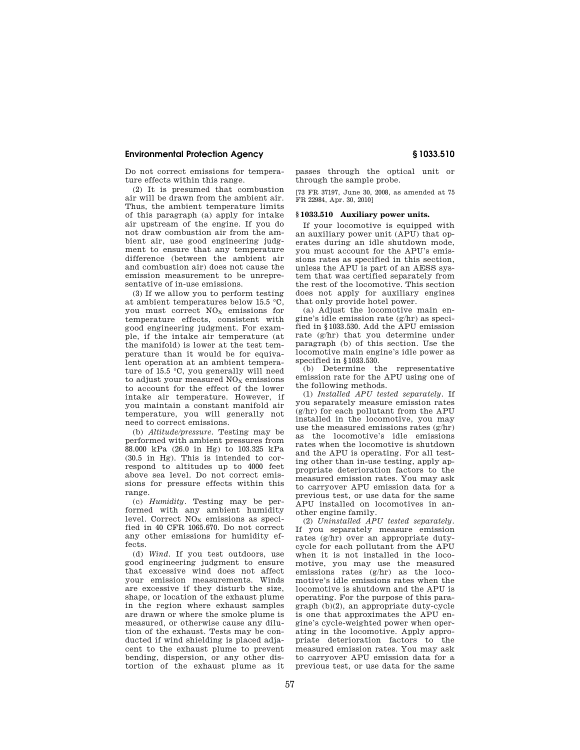Do not correct emissions for temperature effects within this range.

(2) It is presumed that combustion air will be drawn from the ambient air. Thus, the ambient temperature limits of this paragraph (a) apply for intake air upstream of the engine. If you do not draw combustion air from the ambient air, use good engineering judgment to ensure that any temperature difference (between the ambient air and combustion air) does not cause the emission measurement to be unrepresentative of in-use emissions.

(3) If we allow you to perform testing at ambient temperatures below 15.5 °C, you must correct $NO_X$ emissions for temperature effects, consistent with good engineering judgment. For example, if the intake air temperature (at the manifold) is lower at the test temperature than it would be for equivalent operation at an ambient temperature of 15.5 °C, you generally will need to adjust your measured $NO_X$ emissions to account for the effect of the lower intake air temperature. However, if you maintain a constant manifold air temperature, you will generally not need to correct emissions.

(b) *Altitude/pressure.* Testing may be performed with ambient pressures from 88.000 kPa (26.0 in Hg) to 103.325 kPa (30.5 in Hg). This is intended to correspond to altitudes up to 4000 feet above sea level. Do not correct emissions for pressure effects within this range.

(c) *Humidity.* Testing may be performed with any ambient humidity level. Correct $NO_X$ emissions as specified in 40 CFR 1065.670. Do not correct any other emissions for humidity effects.

(d) *Wind.* If you test outdoors, use good engineering judgment to ensure that excessive wind does not affect your emission measurements. Winds are excessive if they disturb the size, shape, or location of the exhaust plume in the region where exhaust samples are drawn or where the smoke plume is measured, or otherwise cause any dilution of the exhaust. Tests may be conducted if wind shielding is placed adjacent to the exhaust plume to prevent bending, dispersion, or any other distortion of the exhaust plume as it passes through the optical unit or through the sample probe.

[73 FR 37197, June 30, 2008, as amended at 75 FR 22984, Apr. 30, 2010]

## § 1033.510 Auxiliary power units.

If your locomotive is equipped with an auxiliary power unit (APU) that operates during an idle shutdown mode, you must account for the APU's emissions rates as specified in this section, unless the APU is part of an AESS system that was certified separately from the rest of the locomotive. This section does not apply for auxiliary engines that only provide hotel power.

(a) Adjust the locomotive main engine's idle emission rate (g/hr) as specified in § 1033.530. Add the APU emission rate (g/hr) that you determine under paragraph (b) of this section. Use the locomotive main engine's idle power as specified in § 1033.530.

(b) Determine the representative emission rate for the APU using one of the following methods.

(1) *Installed APU tested separately.* If you separately measure emission rates (g/hr) for each pollutant from the APU installed in the locomotive, you may use the measured emissions rates (g/hr) as the locomotive's idle emissions rates when the locomotive is shutdown and the APU is operating. For all testing other than in-use testing, apply appropriate deterioration factors to the measured emission rates. You may ask to carryover APU emission data for a previous test, or use data for the same APU installed on locomotives in another engine family.

(2) *Uninstalled APU tested separately.* If you separately measure emission rates (g/hr) over an appropriate duty-cycle for each pollutant from the APU when it is not installed in the locomotive, you may use the measured emissions rates (g/hr) as the locomotive's idle emissions rates when the locomotive is shutdown and the APU is operating. For the purpose of this paragraph (b)(2), an appropriate duty-cycle is one that approximates the APU engine's cycle-weighted power when operating in the locomotive. Apply appropriate deterioration factors to the measured emission rates. You may ask to carryover APU emission data for a previous test, or use data for the same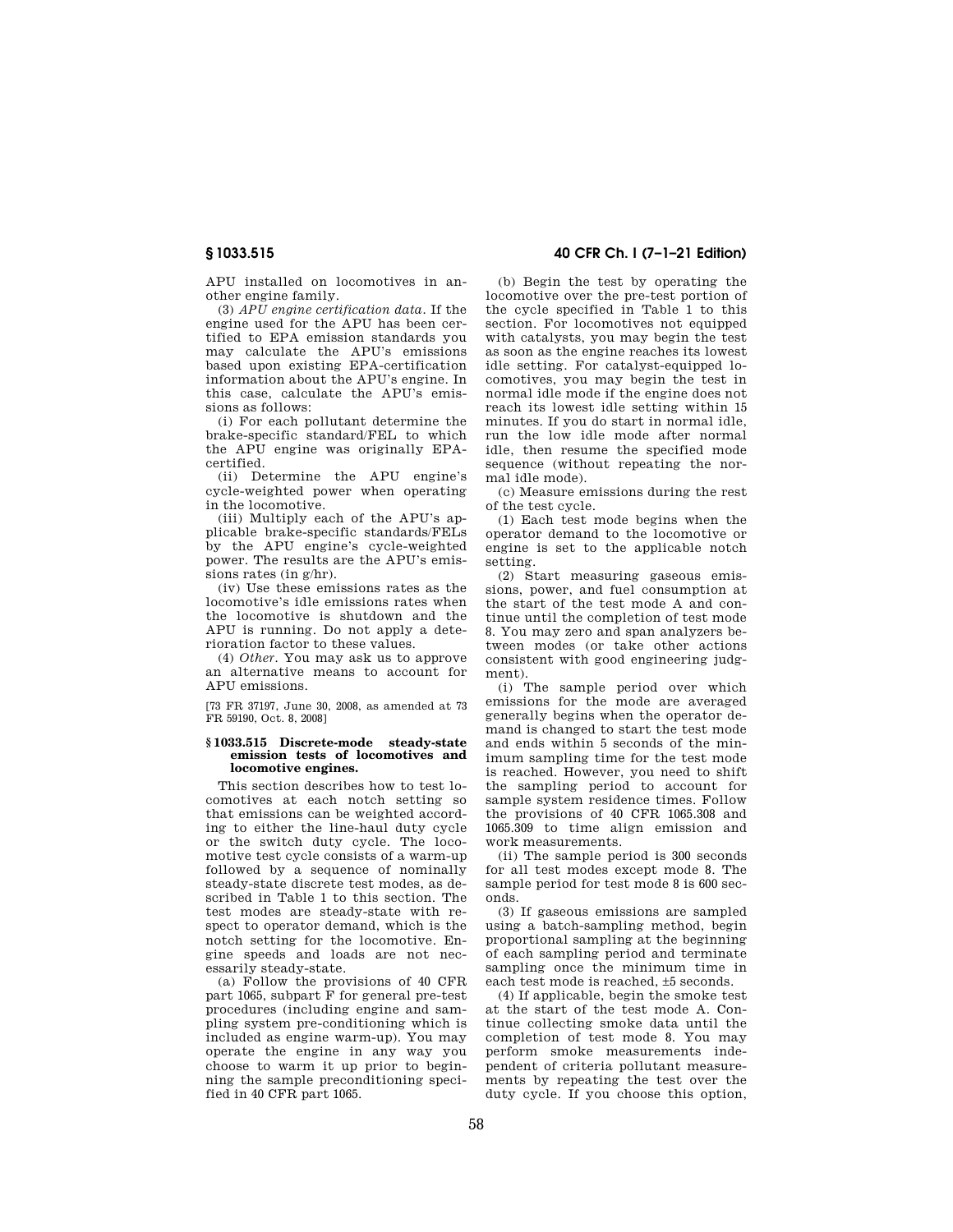APU installed on locomotives in another engine family.

(3) *APU engine certification data.* If the engine used for the APU has been certified to EPA emission standards you may calculate the APU's emissions based upon existing EPA-certification information about the APU's engine. In this case, calculate the APU's emissions as follows:

(i) For each pollutant determine the brake-specific standard/FEL to which the APU engine was originally EPA-certified.

(ii) Determine the APU engine's cycle-weighted power when operating in the locomotive.

(iii) Multiply each of the APU's applicable brake-specific standards/FELs by the APU engine's cycle-weighted power. The results are the APU's emissions rates (in g/hr).

(iv) Use these emissions rates as the locomotive's idle emissions rates when the locomotive is shutdown and the APU is running. Do not apply a deterioration factor to these values.

(4) *Other.* You may ask us to approve an alternative means to account for APU emissions.

[73 FR 37197, June 30, 2008, as amended at 73 FR 59190, Oct. 8, 2008]

### § 1033.515 Discrete-mode steady-state emission tests of locomotives and locomotive engines.

This section describes how to test locomotives at each notch setting so that emissions can be weighted according to either the line-haul duty cycle or the switch duty cycle. The locomotive test cycle consists of a warm-up followed by a sequence of nominally steady-state discrete test modes, as described in Table 1 to this section. The test modes are steady-state with respect to operator demand, which is the notch setting for the locomotive. Engine speeds and loads are not necessarily steady-state.

(a) Follow the provisions of 40 CFR part 1065, subpart F for general pre-test procedures (including engine and sampling system pre-conditioning which is included as engine warm-up). You may operate the engine in any way you choose to warm it up prior to beginning the sample preconditioning specified in 40 CFR part 1065.

(b) Begin the test by operating the locomotive over the pre-test portion of the cycle specified in Table 1 to this section. For locomotives not equipped with catalysts, you may begin the test as soon as the engine reaches its lowest idle setting. For catalyst-equipped locomotives, you may begin the test in normal idle mode if the engine does not reach its lowest idle setting within 15 minutes. If you do start in normal idle, run the low idle mode after normal idle, then resume the specified mode sequence (without repeating the normal idle mode).

(c) Measure emissions during the rest of the test cycle.

(1) Each test mode begins when the operator demand to the locomotive or engine is set to the applicable notch setting.

(2) Start measuring gaseous emissions, power, and fuel consumption at the start of the test mode A and continue until the completion of test mode 8. You may zero and span analyzers between modes (or take other actions consistent with good engineering judgment).

(i) The sample period over which emissions for the mode are averaged generally begins when the operator demand is changed to start the test mode and ends within 5 seconds of the minimum sampling time for the test mode is reached. However, you need to shift the sampling period to account for sample system residence times. Follow the provisions of 40 CFR 1065.308 and 1065.309 to time align emission and work measurements.

(ii) The sample period is 300 seconds for all test modes except mode 8. The sample period for test mode 8 is 600 seconds.

(3) If gaseous emissions are sampled using a batch-sampling method, begin proportional sampling at the beginning of each sampling period and terminate sampling once the minimum time in each test mode is reached, ±5 seconds.

(4) If applicable, begin the smoke test at the start of the test mode A. Continue collecting smoke data until the completion of test mode 8. You may perform smoke measurements independent of criteria pollutant measurements by repeating the test over the duty cycle. If you choose this option,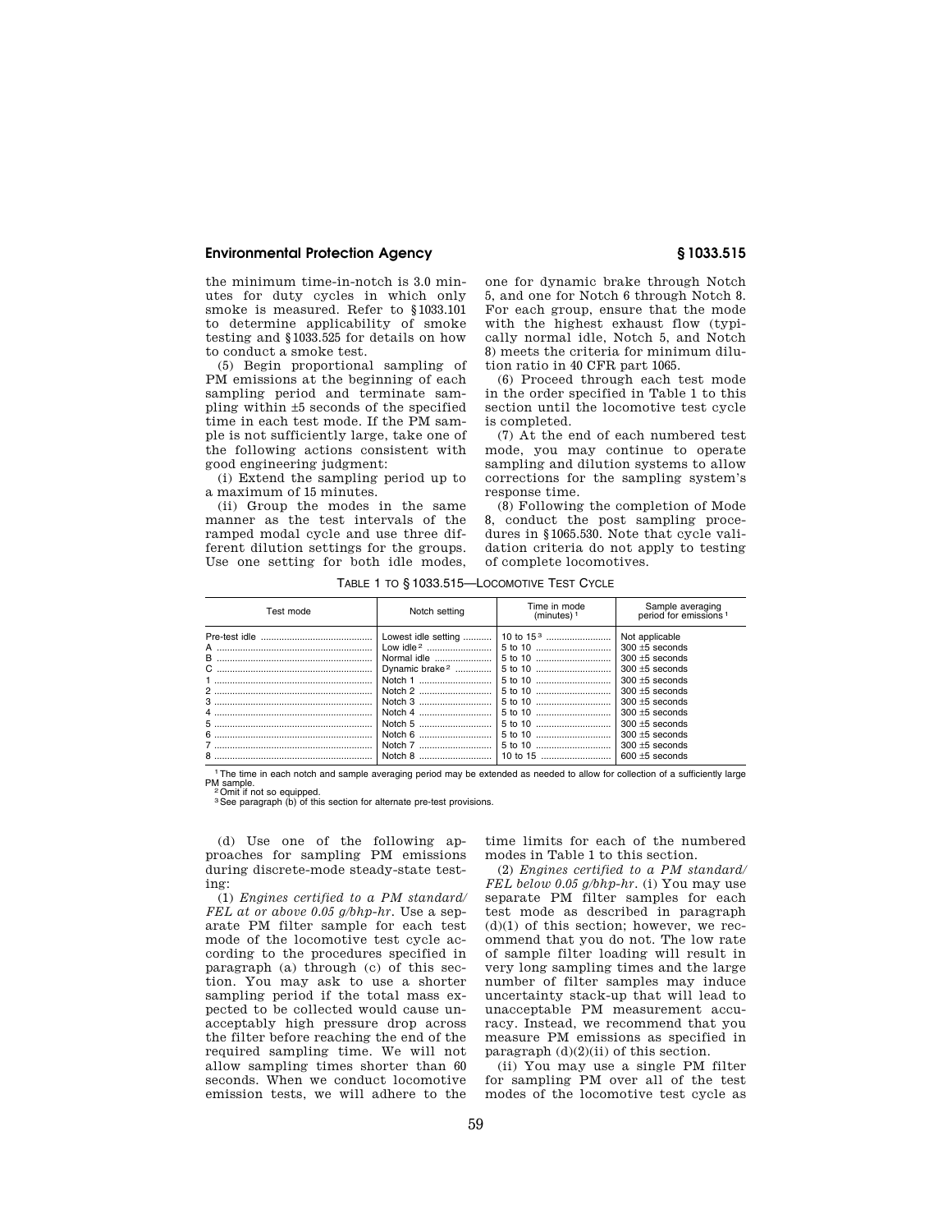the minimum time-in-notch is 3.0 minutes for duty cycles in which only smoke is measured. Refer to §1033.101 to determine applicability of smoke testing and §1033.525 for details on how to conduct a smoke test.

(5) Begin proportional sampling of PM emissions at the beginning of each sampling period and terminate sampling within ±5 seconds of the specified time in each test mode. If the PM sample is not sufficiently large, take one of the following actions consistent with good engineering judgment:

(i) Extend the sampling period up to a maximum of 15 minutes.

(ii) Group the modes in the same manner as the test intervals of the ramped modal cycle and use three different dilution settings for the groups. Use one setting for both idle modes, one for dynamic brake through Notch 5, and one for Notch 6 through Notch 8. For each group, ensure that the mode with the highest exhaust flow (typically normal idle, Notch 5, and Notch 8) meets the criteria for minimum dilution ratio in 40 CFR part 1065.

(6) Proceed through each test mode in the order specified in Table 1 to this section until the locomotive test cycle is completed.

(7) At the end of each numbered test mode, you may continue to operate sampling and dilution systems to allow corrections for the sampling system's response time.

(8) Following the completion of Mode 8, conduct the post sampling procedures in §1065.530. Note that cycle validation criteria do not apply to testing of complete locomotives.

TABLE 1 TO §1033.515—LOCOMOTIVE TEST CYCLE

| Test mode | Notch setting | Time in mode (minutes) [1] | Sample averaging period for emissions [1] |
|---|---|---|---|
| Pre-test idle | Lowest idle setting | 10 to 15 [3] | Not applicable |
| A | Low idle [2] | 5 to 10 | 300 ±5 seconds |
| B | Normal idle | 5 to 10 | 300 ±5 seconds |
| C | Dynamic brake [2] | 5 to 10 | 300 ±5 seconds |
| 1 | Notch 1 | 5 to 10 | 300 ±5 seconds |
| 2 | Notch 2 | 5 to 10 | 300 ±5 seconds |
| 3 | Notch 3 | 5 to 10 | 300 ±5 seconds |
| 4 | Notch 4 | 5 to 10 | 300 ±5 seconds |
| 5 | Notch 5 | 5 to 10 | 300 ±5 seconds |
| 6 | Notch 6 | 5 to 10 | 300 ±5 seconds |
| 7 | Notch 7 | 5 to 10 | 300 ±5 seconds |
| 8 | Notch 8 | 10 to 15 | 600 ±5 seconds |

[1] The time in each notch and sample averaging period may be extended as needed to allow for collection of a sufficiently large PM sample.

[2] Omit if not so equipped.

[3] See paragraph (b) of this section for alternate pre-test provisions.

(d) Use one of the following approaches for sampling PM emissions during discrete-mode steady-state testing:

(1) *Engines certified to a PM standard/FEL at or above 0.05 g/bhp-hr*. Use a separate PM filter sample for each test mode of the locomotive test cycle according to the procedures specified in paragraph (a) through (c) of this section. You may ask to use a shorter sampling period if the total mass expected to be collected would cause unacceptably high pressure drop across the filter before reaching the end of the required sampling time. We will not allow sampling times shorter than 60 seconds. When we conduct locomotive emission tests, we will adhere to the time limits for each of the numbered modes in Table 1 to this section.

(2) *Engines certified to a PM standard/FEL below 0.05 g/bhp-hr*. (i) You may use separate PM filter samples for each test mode as described in paragraph (d)(1) of this section; however, we recommend that you do not. The low rate of sample filter loading will result in very long sampling times and the large number of filter samples may induce uncertainty stack-up that will lead to unacceptable PM measurement accuracy. Instead, we recommend that you measure PM emissions as specified in paragraph (d)(2)(ii) of this section.

(ii) You may use a single PM filter for sampling PM over all of the test modes of the locomotive test cycle as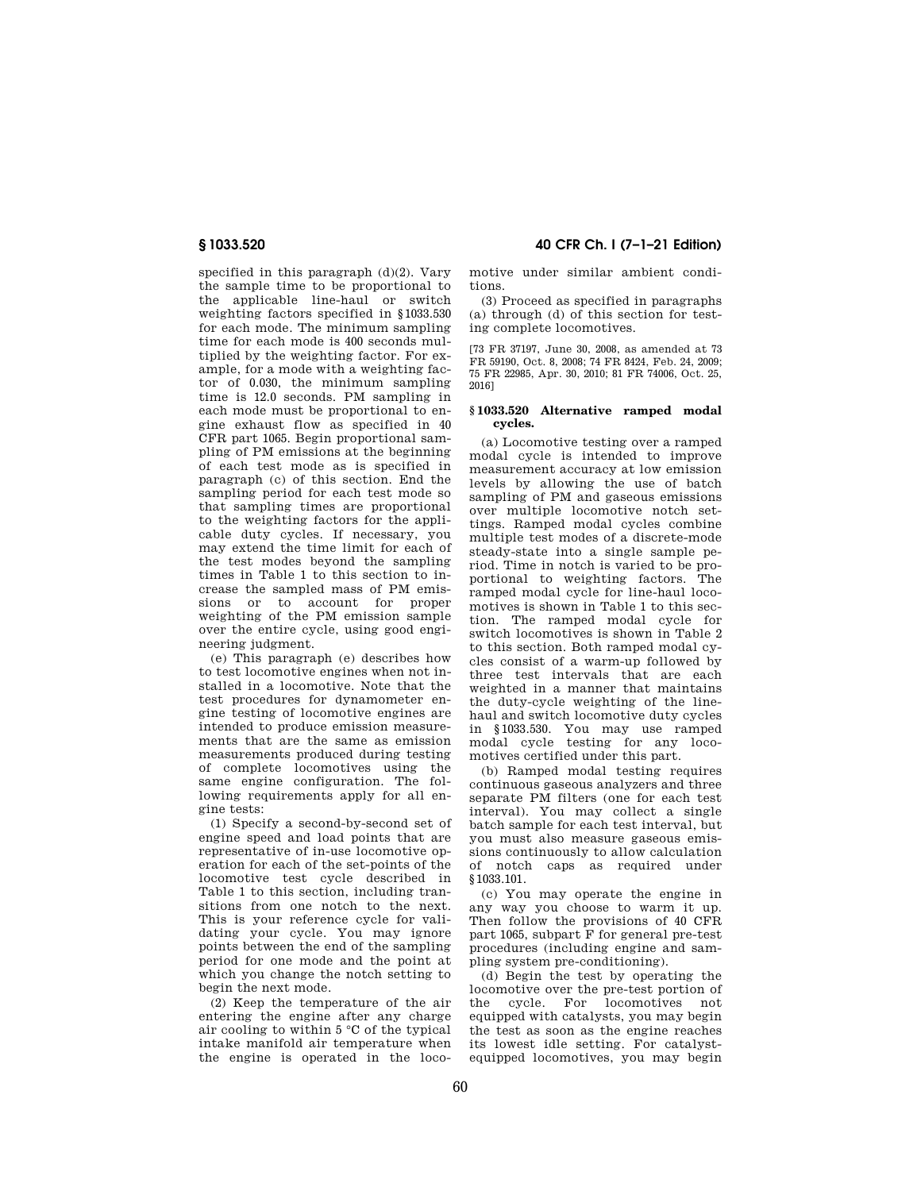specified in this paragraph (d)(2). Vary the sample time to be proportional to the applicable line-haul or switch weighting factors specified in §1033.530 for each mode. The minimum sampling time for each mode is 400 seconds multiplied by the weighting factor. For example, for a mode with a weighting factor of 0.030, the minimum sampling time is 12.0 seconds. PM sampling in each mode must be proportional to engine exhaust flow as specified in 40 CFR part 1065. Begin proportional sampling of PM emissions at the beginning of each test mode as is specified in paragraph (c) of this section. End the sampling period for each test mode so that sampling times are proportional to the weighting factors for the applicable duty cycles. If necessary, you may extend the time limit for each of the test modes beyond the sampling times in Table 1 to this section to increase the sampled mass of PM emissions or to account for proper weighting of the PM emission sample over the entire cycle, using good engineering judgment.

(e) This paragraph (e) describes how to test locomotive engines when not installed in a locomotive. Note that the test procedures for dynamometer engine testing of locomotive engines are intended to produce emission measurements that are the same as emission measurements produced during testing of complete locomotives using the same engine configuration. The following requirements apply for all engine tests:

(1) Specify a second-by-second set of engine speed and load points that are representative of in-use locomotive operation for each of the set-points of the locomotive test cycle described in Table 1 to this section, including transitions from one notch to the next. This is your reference cycle for validating your cycle. You may ignore points between the end of the sampling period for one mode and the point at which you change the notch setting to begin the next mode.

(2) Keep the temperature of the air entering the engine after any charge air cooling to within 5 °C of the typical intake manifold air temperature when the engine is operated in the locomotive under similar ambient conditions.

(3) Proceed as specified in paragraphs (a) through (d) of this section for testing complete locomotives.

[73 FR 37197, June 30, 2008, as amended at 73 FR 59190, Oct. 8, 2008; 74 FR 8424, Feb. 24, 2009; 75 FR 22985, Apr. 30, 2010; 81 FR 74006, Oct. 25, 2016]

### §1033.520 Alternative ramped modal cycles.

(a) Locomotive testing over a ramped modal cycle is intended to improve measurement accuracy at low emission levels by allowing the use of batch sampling of PM and gaseous emissions over multiple locomotive notch settings. Ramped modal cycles combine multiple test modes of a discrete-mode steady-state into a single sample period. Time in notch is varied to be proportional to weighting factors. The ramped modal cycle for line-haul locomotives is shown in Table 1 to this section. The ramped modal cycle for switch locomotives is shown in Table 2 to this section. Both ramped modal cycles consist of a warm-up followed by three test intervals that are each weighted in a manner that maintains the duty-cycle weighting of the line-haul and switch locomotive duty cycles in §1033.530. You may use ramped modal cycle testing for any locomotives certified under this part.

(b) Ramped modal testing requires continuous gaseous analyzers and three separate PM filters (one for each test interval). You may collect a single batch sample for each test interval, but you must also measure gaseous emissions continuously to allow calculation of notch caps as required under §1033.101.

(c) You may operate the engine in any way you choose to warm it up. Then follow the provisions of 40 CFR part 1065, subpart F for general pre-test procedures (including engine and sampling system pre-conditioning).

(d) Begin the test by operating the locomotive over the pre-test portion of the cycle. For locomotives not equipped with catalysts, you may begin the test as soon as the engine reaches its lowest idle setting. For catalyst-equipped locomotives, you may begin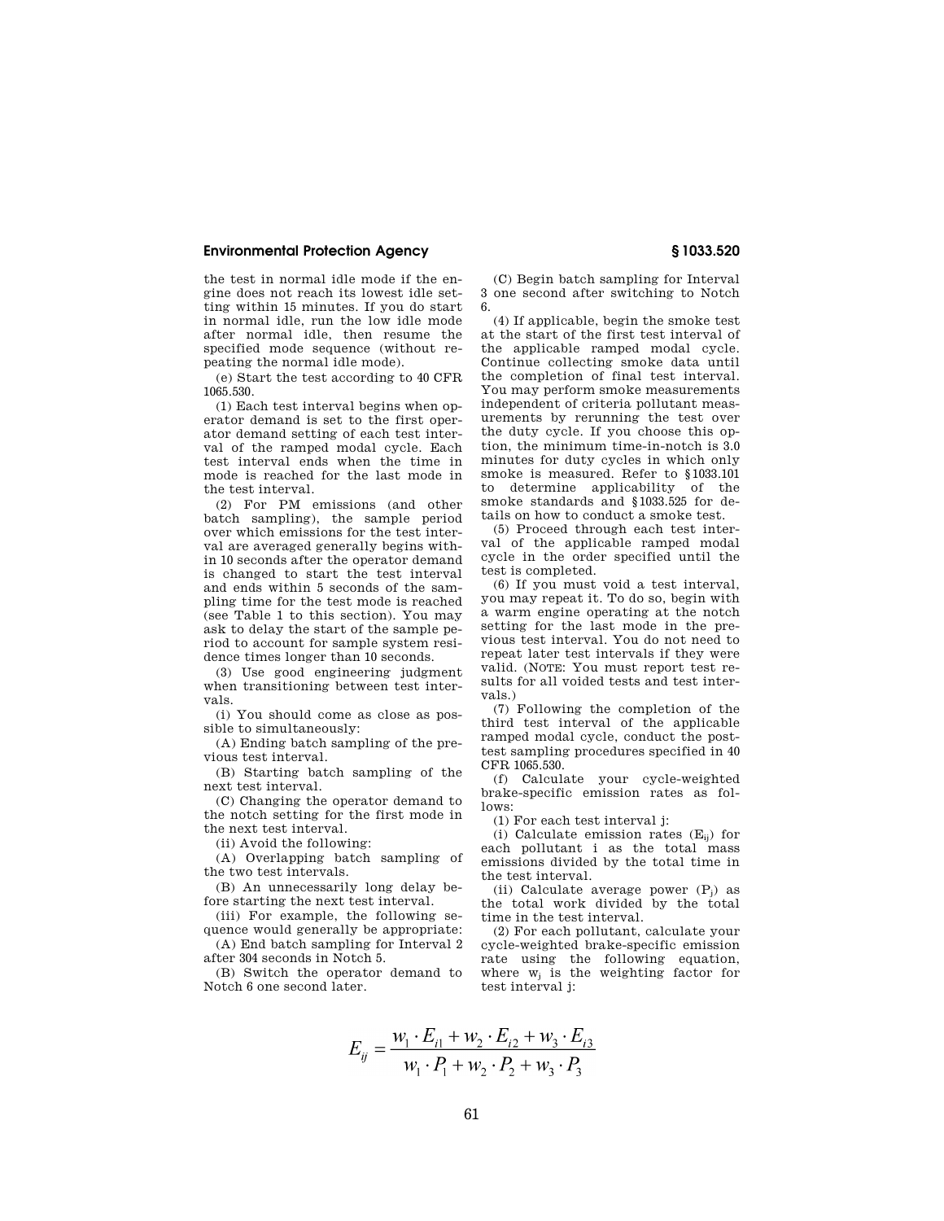the test in normal idle mode if the engine does not reach its lowest idle setting within 15 minutes. If you do start in normal idle, run the low idle mode after normal idle, then resume the specified mode sequence (without repeating the normal idle mode).

(e) Start the test according to 40 CFR 1065.530.

(1) Each test interval begins when operator demand is set to the first operator demand setting of each test interval of the ramped modal cycle. Each test interval ends when the time in mode is reached for the last mode in the test interval.

(2) For PM emissions (and other batch sampling), the sample period over which emissions for the test interval are averaged generally begins within 10 seconds after the operator demand is changed to start the test interval and ends within 5 seconds of the sampling time for the test mode is reached (see Table 1 to this section). You may ask to delay the start of the sample period to account for sample system residence times longer than 10 seconds.

(3) Use good engineering judgment when transitioning between test intervals.

(i) You should come as close as possible to simultaneously:

(A) Ending batch sampling of the previous test interval.

(B) Starting batch sampling of the next test interval.

(C) Changing the operator demand to the notch setting for the first mode in the next test interval.

(ii) Avoid the following:

(A) Overlapping batch sampling of the two test intervals.

(B) An unnecessarily long delay before starting the next test interval.

(iii) For example, the following sequence would generally be appropriate:

(A) End batch sampling for Interval 2 after 304 seconds in Notch 5.

(B) Switch the operator demand to Notch 6 one second later.

(C) Begin batch sampling for Interval 3 one second after switching to Notch 6.

(4) If applicable, begin the smoke test at the start of the first test interval of the applicable ramped modal cycle. Continue collecting smoke data until the completion of final test interval. You may perform smoke measurements independent of criteria pollutant measurements by rerunning the test over the duty cycle. If you choose this option, the minimum time-in-notch is 3.0 minutes for duty cycles in which only smoke is measured. Refer to §1033.101 to determine applicability of the smoke standards and §1033.525 for details on how to conduct a smoke test.

(5) Proceed through each test interval of the applicable ramped modal cycle in the order specified until the test is completed.

(6) If you must void a test interval, you may repeat it. To do so, begin with a warm engine operating at the notch setting for the last mode in the previous test interval. You do not need to repeat later test intervals if they were valid. (NOTE: You must report test results for all voided tests and test intervals.)

(7) Following the completion of the third test interval of the applicable ramped modal cycle, conduct the post-test sampling procedures specified in 40 CFR 1065.530.

(f) Calculate your cycle-weighted brake-specific emission rates as follows:

(1) For each test interval j:

(i) Calculate emission rates ($E_{ij}$) for each pollutant i as the total mass emissions divided by the total time in the test interval.

(ii) Calculate average power ($P_j$) as the total work divided by the total time in the test interval.

(2) For each pollutant, calculate your cycle-weighted brake-specific emission rate using the following equation, where $w_j$ is the weighting factor for test interval j:

$$E_{ij} = \frac{w_1 \cdot E_{i1} + w_2 \cdot E_{i2} + w_3 \cdot E_{i3}}{w_1 \cdot P_1 + w_2 \cdot P_2 + w_3 \cdot P_3}$$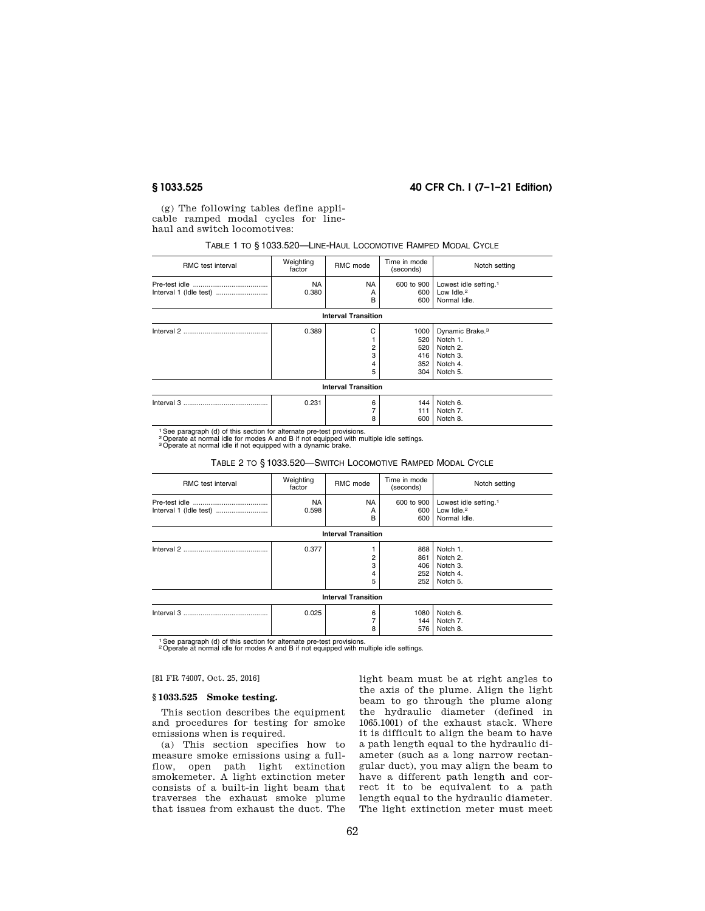(g) The following tables define applicable ramped modal cycles for line-haul and switch locomotives:

TABLE 1 TO § 1033.520—LINE-HAUL LOCOMOTIVE RAMPED MODAL CYCLE

| RMC test interval | Weighting factor | RMC mode | Time in mode (seconds) | Notch setting |
|---|---|---|---|---|
| Pre-test idle | NA | NA | 600 to 900 | Lowest idle setting.[1] |
| Interval 1 (Idle test) | 0.380 | A | 600 | Low Idle.[2] |
| | | B | 600 | Normal Idle. |
| **Interval Transition** | | | | |
| Interval 2 | 0.389 | C | 1000 | Dynamic Brake.[3] |
| | | 1 | 520 | Notch 1. |
| | | 2 | 520 | Notch 2. |
| | | 3 | 416 | Notch 3. |
| | | 4 | 352 | Notch 4. |
| | | 5 | 304 | Notch 5. |
| **Interval Transition** | | | | |
| Interval 3 | 0.231 | 6 | 144 | Notch 6. |
| | | 7 | 111 | Notch 7. |
| | | 8 | 600 | Notch 8. |

[1] See paragraph (d) of this section for alternate pre-test provisions.
[2] Operate at normal idle for modes A and B if not equipped with multiple idle settings.
[3] Operate at normal idle if not equipped with a dynamic brake.

TABLE 2 TO § 1033.520—SWITCH LOCOMOTIVE RAMPED MODAL CYCLE

| RMC test interval | Weighting factor | RMC mode | Time in mode (seconds) | Notch setting |
|---|---|---|---|---|
| Pre-test idle | NA | NA | 600 to 900 | Lowest idle setting.[1] |
| Interval 1 (Idle test) | 0.598 | A | 600 | Low Idle.[2] |
| | | B | 600 | Normal Idle. |
| **Interval Transition** | | | | |
| Interval 2 | 0.377 | 1 | 868 | Notch 1. |
| | | 2 | 861 | Notch 2. |
| | | 3 | 406 | Notch 3. |
| | | 4 | 252 | Notch 4. |
| | | 5 | 252 | Notch 5. |
| **Interval Transition** | | | | |
| Interval 3 | 0.025 | 6 | 1080 | Notch 6. |
| | | 7 | 144 | Notch 7. |
| | | 8 | 576 | Notch 8. |

[1] See paragraph (d) of this section for alternate pre-test provisions.
[2] Operate at normal idle for modes A and B if not equipped with multiple idle settings.

[81 FR 74007, Oct. 25, 2016]

## § 1033.525 Smoke testing.

This section describes the equipment and procedures for testing for smoke emissions when is required.

(a) This section specifies how to measure smoke emissions using a full-flow, open path light extinction smokemeter. A light extinction meter consists of a built-in light beam that traverses the exhaust smoke plume that issues from exhaust the duct. The light beam must be at right angles to the axis of the plume. Align the light beam to go through the plume along the hydraulic diameter (defined in 1065.1001) of the exhaust stack. Where it is difficult to align the beam to have a path length equal to the hydraulic diameter (such as a long narrow rectangular duct), you may align the beam to have a different path length and correct it to be equivalent to a path length equal to the hydraulic diameter. The light extinction meter must meet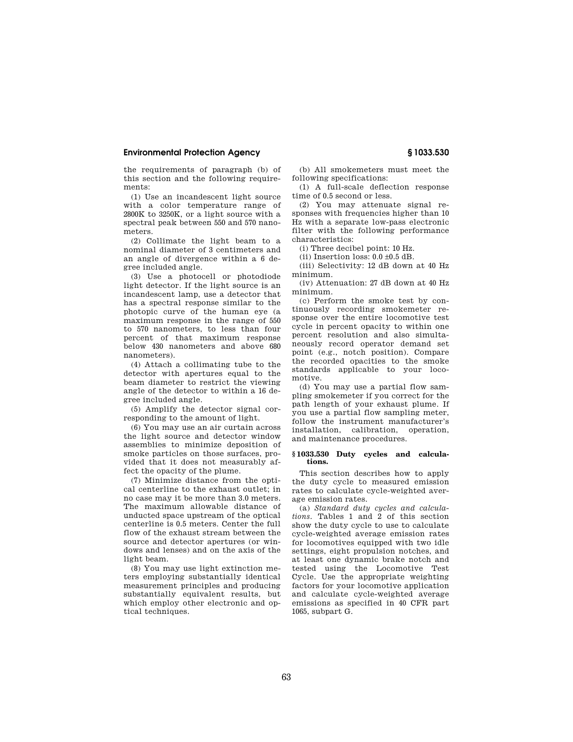the requirements of paragraph (b) of this section and the following requirements:

(1) Use an incandescent light source with a color temperature range of 2800K to 3250K, or a light source with a spectral peak between 550 and 570 nanometers.

(2) Collimate the light beam to a nominal diameter of 3 centimeters and an angle of divergence within a 6 degree included angle.

(3) Use a photocell or photodiode light detector. If the light source is an incandescent lamp, use a detector that has a spectral response similar to the photopic curve of the human eye (a maximum response in the range of 550 to 570 nanometers, to less than four percent of that maximum response below 430 nanometers and above 680 nanometers).

(4) Attach a collimating tube to the detector with apertures equal to the beam diameter to restrict the viewing angle of the detector to within a 16 degree included angle.

(5) Amplify the detector signal corresponding to the amount of light.

(6) You may use an air curtain across the light source and detector window assemblies to minimize deposition of smoke particles on those surfaces, provided that it does not measurably affect the opacity of the plume.

(7) Minimize distance from the optical centerline to the exhaust outlet; in no case may it be more than 3.0 meters. The maximum allowable distance of unducted space upstream of the optical centerline is 0.5 meters. Center the full flow of the exhaust stream between the source and detector apertures (or windows and lenses) and on the axis of the light beam.

(8) You may use light extinction meters employing substantially identical measurement principles and producing substantially equivalent results, but which employ other electronic and optical techniques.

(b) All smokemeters must meet the following specifications:

(1) A full-scale deflection response time of 0.5 second or less.

(2) You may attenuate signal responses with frequencies higher than 10 Hz with a separate low-pass electronic filter with the following performance characteristics:

(i) Three decibel point: 10 Hz.

(ii) Insertion loss: 0.0 ±0.5 dB.

(iii) Selectivity: 12 dB down at 40 Hz minimum.

(iv) Attenuation: 27 dB down at 40 Hz minimum.

(c) Perform the smoke test by continuously recording smokemeter response over the entire locomotive test cycle in percent opacity to within one percent resolution and also simultaneously record operator demand set point (e.g., notch position). Compare the recorded opacities to the smoke standards applicable to your locomotive.

(d) You may use a partial flow sampling smokemeter if you correct for the path length of your exhaust plume. If you use a partial flow sampling meter, follow the instrument manufacturer's installation, calibration, operation, and maintenance procedures.

### § 1033.530 Duty cycles and calculations.

This section describes how to apply the duty cycle to measured emission rates to calculate cycle-weighted average emission rates.

(a) *Standard duty cycles and calculations.* Tables 1 and 2 of this section show the duty cycle to use to calculate cycle-weighted average emission rates for locomotives equipped with two idle settings, eight propulsion notches, and at least one dynamic brake notch and tested using the Locomotive Test Cycle. Use the appropriate weighting factors for your locomotive application and calculate cycle-weighted average emissions as specified in 40 CFR part 1065, subpart G.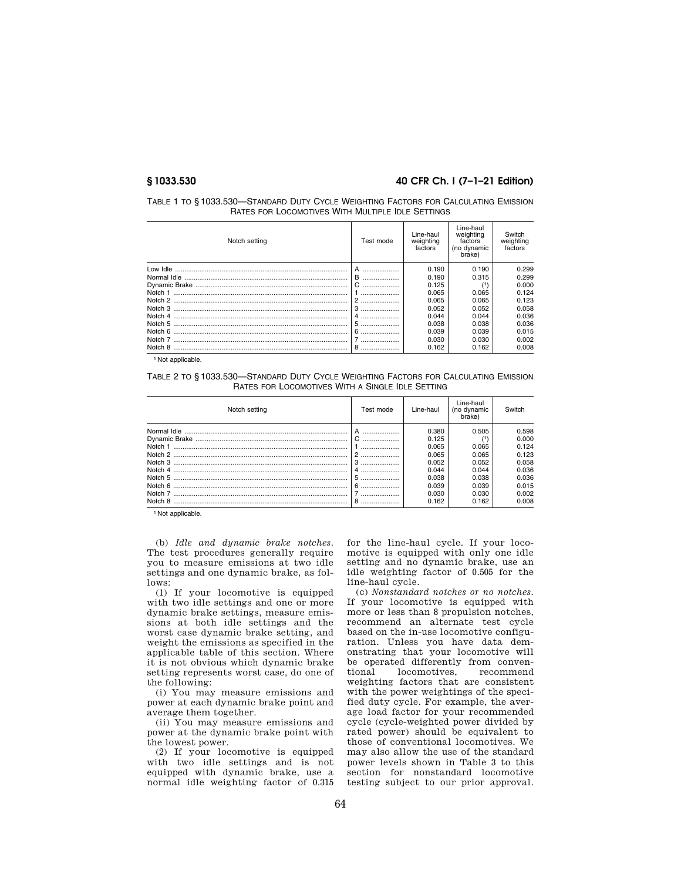TABLE 1 TO § 1033.530—STANDARD DUTY CYCLE WEIGHTING FACTORS FOR CALCULATING EMISSION RATES FOR LOCOMOTIVES WITH MULTIPLE IDLE SETTINGS

| Notch setting | Test mode | Line-haul weighting factors | Line-haul weighting factors (no dynamic brake) | Switch weighting factors |
|---|---|---|---|---|
| Low Idle | A | 0.190 | 0.190 | 0.299 |
| Normal Idle | B | 0.190 | 0.315 | 0.299 |
| Dynamic Brake | C | 0.125 | (1) | 0.000 |
| Notch 1 | 1 | 0.065 | 0.065 | 0.124 |
| Notch 2 | 2 | 0.065 | 0.065 | 0.123 |
| Notch 3 | 3 | 0.052 | 0.052 | 0.058 |
| Notch 4 | 4 | 0.044 | 0.044 | 0.036 |
| Notch 5 | 5 | 0.038 | 0.038 | 0.036 |
| Notch 6 | 6 | 0.039 | 0.039 | 0.015 |
| Notch 7 | 7 | 0.030 | 0.030 | 0.002 |
| Notch 8 | 8 | 0.162 | 0.162 | 0.008 |

[1] Not applicable.

TABLE 2 TO § 1033.530—STANDARD DUTY CYCLE WEIGHTING FACTORS FOR CALCULATING EMISSION RATES FOR LOCOMOTIVES WITH A SINGLE IDLE SETTING

| Notch setting | Test mode | Line-haul | Line-haul (no dynamic brake) | Switch |
|---|---|---|---|---|
| Normal Idle | A | 0.380 | 0.505 | 0.598 |
| Dynamic Brake | C | 0.125 | (1) | 0.000 |
| Notch 1 | 1 | 0.065 | 0.065 | 0.124 |
| Notch 2 | 2 | 0.065 | 0.065 | 0.123 |
| Notch 3 | 3 | 0.052 | 0.052 | 0.058 |
| Notch 4 | 4 | 0.044 | 0.044 | 0.036 |
| Notch 5 | 5 | 0.038 | 0.038 | 0.036 |
| Notch 6 | 6 | 0.039 | 0.039 | 0.015 |
| Notch 7 | 7 | 0.030 | 0.030 | 0.002 |
| Notch 8 | 8 | 0.162 | 0.162 | 0.008 |

[1] Not applicable.

(b) *Idle and dynamic brake notches.* The test procedures generally require you to measure emissions at two idle settings and one dynamic brake, as follows:

(1) If your locomotive is equipped with two idle settings and one or more dynamic brake settings, measure emissions at both idle settings and the worst case dynamic brake setting, and weight the emissions as specified in the applicable table of this section. Where it is not obvious which dynamic brake setting represents worst case, do one of the following:

(i) You may measure emissions and power at each dynamic brake point and average them together.

(ii) You may measure emissions and power at the dynamic brake point with the lowest power.

(2) If your locomotive is equipped with two idle settings and is not equipped with dynamic brake, use a normal idle weighting factor of 0.315 for the line-haul cycle. If your locomotive is equipped with only one idle setting and no dynamic brake, use an idle weighting factor of 0.505 for the line-haul cycle.

(c) *Nonstandard notches or no notches.* If your locomotive is equipped with more or less than 8 propulsion notches, recommend an alternate test cycle based on the in-use locomotive configuration. Unless you have data demonstrating that your locomotive will be operated differently from conventional locomotives, recommend weighting factors that are consistent with the power weightings of the specified duty cycle. For example, the average load factor for your recommended cycle (cycle-weighted power divided by rated power) should be equivalent to those of conventional locomotives. We may also allow the use of the standard power levels shown in Table 3 to this section for nonstandard locomotive testing subject to our prior approval.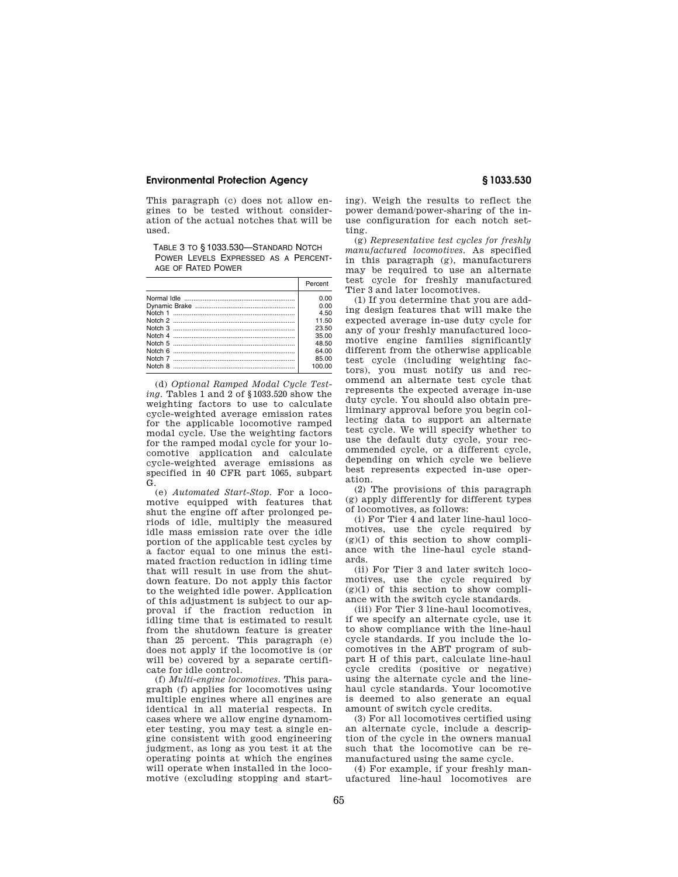This paragraph (c) does not allow engines to be tested without consideration of the actual notches that will be used.

TABLE 3 TO § 1033.530—STANDARD NOTCH POWER LEVELS EXPRESSED AS A PERCENTAGE OF RATED POWER

| | Percent |
|---|---|
| Normal Idle | 0.00 |
| Dynamic Brake | 0.00 |
| Notch 1 | 4.50 |
| Notch 2 | 11.50 |
| Notch 3 | 23.50 |
| Notch 4 | 35.00 |
| Notch 5 | 48.50 |
| Notch 6 | 64.00 |
| Notch 7 | 85.00 |
| Notch 8 | 100.00 |

(d) *Optional Ramped Modal Cycle Testing*. Tables 1 and 2 of § 1033.520 show the weighting factors to use to calculate cycle-weighted average emission rates for the applicable locomotive ramped modal cycle. Use the weighting factors for the ramped modal cycle for your locomotive application and calculate cycle-weighted average emissions as specified in 40 CFR part 1065, subpart G.

(e) *Automated Start-Stop*. For a locomotive equipped with features that shut the engine off after prolonged periods of idle, multiply the measured idle mass emission rate over the idle portion of the applicable test cycles by a factor equal to one minus the estimated fraction reduction in idling time that will result in use from the shutdown feature. Do not apply this factor to the weighted idle power. Application of this adjustment is subject to our approval if the fraction reduction in idling time that is estimated to result from the shutdown feature is greater than 25 percent. This paragraph (e) does not apply if the locomotive is (or will be) covered by a separate certificate for idle control.

(f) *Multi-engine locomotives*. This paragraph (f) applies for locomotives using multiple engines where all engines are identical in all material respects. In cases where we allow engine dynamometer testing, you may test a single engine consistent with good engineering judgment, as long as you test it at the operating points at which the engines will operate when installed in the locomotive (excluding stopping and starting). Weigh the results to reflect the power demand/power-sharing of the in-use configuration for each notch setting.

(g) *Representative test cycles for freshly manufactured locomotives*. As specified in this paragraph (g), manufacturers may be required to use an alternate test cycle for freshly manufactured Tier 3 and later locomotives.

(1) If you determine that you are adding design features that will make the expected average in-use duty cycle for any of your freshly manufactured locomotive engine families significantly different from the otherwise applicable test cycle (including weighting factors), you must notify us and recommend an alternate test cycle that represents the expected average in-use duty cycle. You should also obtain preliminary approval before you begin collecting data to support an alternate test cycle. We will specify whether to use the default duty cycle, your recommended cycle, or a different cycle, depending on which cycle we believe best represents expected in-use operation.

(2) The provisions of this paragraph (g) apply differently for different types of locomotives, as follows:

(i) For Tier 4 and later line-haul locomotives, use the cycle required by (g)(1) of this section to show compliance with the line-haul cycle standards.

(ii) For Tier 3 and later switch locomotives, use the cycle required by (g)(1) of this section to show compliance with the switch cycle standards.

(iii) For Tier 3 line-haul locomotives, if we specify an alternate cycle, use it to show compliance with the line-haul cycle standards. If you include the locomotives in the ABT program of subpart H of this part, calculate line-haul cycle credits (positive or negative) using the alternate cycle and the line-haul cycle standards. Your locomotive is deemed to also generate an equal amount of switch cycle credits.

(3) For all locomotives certified using an alternate cycle, include a description of the cycle in the owners manual such that the locomotive can be remanufactured using the same cycle.

(4) For example, if your freshly manufactured line-haul locomotives are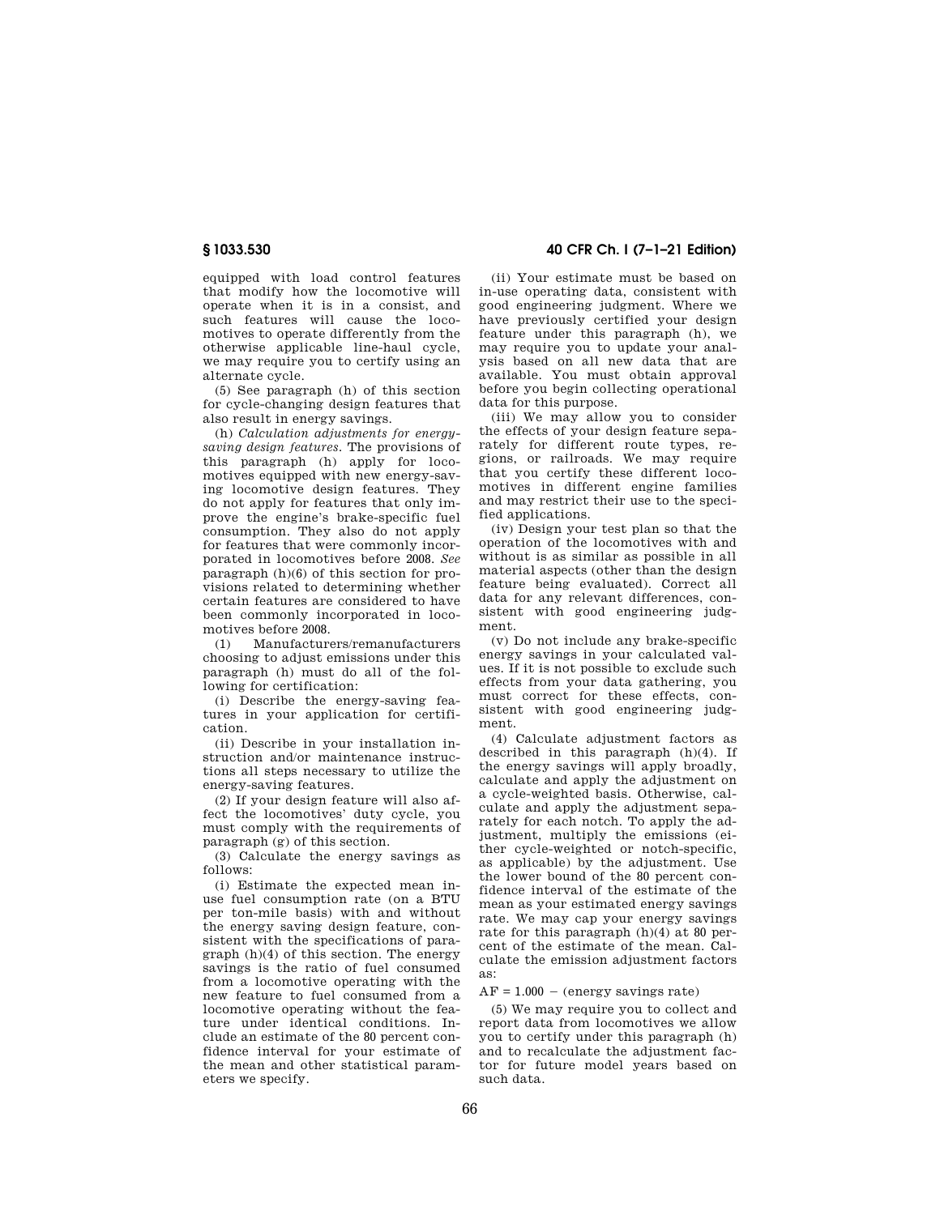equipped with load control features that modify how the locomotive will operate when it is in a consist, and such features will cause the locomotives to operate differently from the otherwise applicable line-haul cycle, we may require you to certify using an alternate cycle.

(5) See paragraph (h) of this section for cycle-changing design features that also result in energy savings.

(h) *Calculation adjustments for energy-saving design features.* The provisions of this paragraph (h) apply for locomotives equipped with new energy-saving locomotive design features. They do not apply for features that only improve the engine's brake-specific fuel consumption. They also do not apply for features that were commonly incorporated in locomotives before 2008. *See* paragraph (h)(6) of this section for provisions related to determining whether certain features are considered to have been commonly incorporated in locomotives before 2008.

(1) Manufacturers/remanufacturers choosing to adjust emissions under this paragraph (h) must do all of the following for certification:

(i) Describe the energy-saving features in your application for certification.

(ii) Describe in your installation instruction and/or maintenance instructions all steps necessary to utilize the energy-saving features.

(2) If your design feature will also affect the locomotives' duty cycle, you must comply with the requirements of paragraph (g) of this section.

(3) Calculate the energy savings as follows:

(i) Estimate the expected mean in-use fuel consumption rate (on a BTU per ton-mile basis) with and without the energy saving design feature, consistent with the specifications of paragraph (h)(4) of this section. The energy savings is the ratio of fuel consumed from a locomotive operating with the new feature to fuel consumed from a locomotive operating without the feature under identical conditions. Include an estimate of the 80 percent confidence interval for your estimate of the mean and other statistical parameters we specify.

(ii) Your estimate must be based on in-use operating data, consistent with good engineering judgment. Where we have previously certified your design feature under this paragraph (h), we may require you to update your analysis based on all new data that are available. You must obtain approval before you begin collecting operational data for this purpose.

(iii) We may allow you to consider the effects of your design feature separately for different route types, regions, or railroads. We may require that you certify these different locomotives in different engine families and may restrict their use to the specified applications.

(iv) Design your test plan so that the operation of the locomotives with and without is as similar as possible in all material aspects (other than the design feature being evaluated). Correct all data for any relevant differences, consistent with good engineering judgment.

(v) Do not include any brake-specific energy savings in your calculated values. If it is not possible to exclude such effects from your data gathering, you must correct for these effects, consistent with good engineering judgment.

(4) Calculate adjustment factors as described in this paragraph (h)(4). If the energy savings will apply broadly, calculate and apply the adjustment on a cycle-weighted basis. Otherwise, calculate and apply the adjustment separately for each notch. To apply the adjustment, multiply the emissions (either cycle-weighted or notch-specific, as applicable) by the adjustment. Use the lower bound of the 80 percent confidence interval of the estimate of the mean as your estimated energy savings rate. We may cap your energy savings rate for this paragraph (h)(4) at 80 percent of the estimate of the mean. Calculate the emission adjustment factors as:

$$AF = 1.000 - (\text{energy savings rate})$$

(5) We may require you to collect and report data from locomotives we allow you to certify under this paragraph (h) and to recalculate the adjustment factor for future model years based on such data.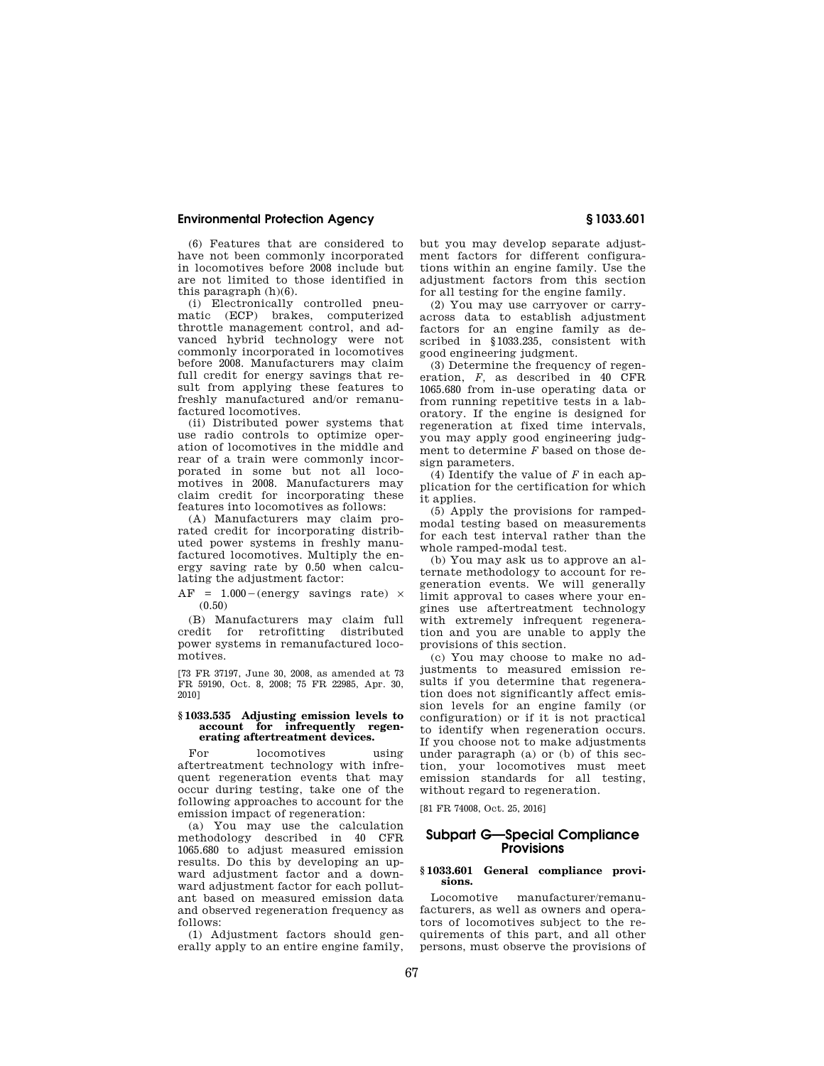(6) Features that are considered to have not been commonly incorporated in locomotives before 2008 include but are not limited to those identified in this paragraph (h)(6).

(i) Electronically controlled pneumatic (ECP) brakes, computerized throttle management control, and advanced hybrid technology were not commonly incorporated in locomotives before 2008. Manufacturers may claim full credit for energy savings that result from applying these features to freshly manufactured and/or remanufactured locomotives.

(ii) Distributed power systems that use radio controls to optimize operation of locomotives in the middle and rear of a train were commonly incorporated in some but not all locomotives in 2008. Manufacturers may claim credit for incorporating these features into locomotives as follows:

(A) Manufacturers may claim prorated credit for incorporating distributed power systems in freshly manufactured locomotives. Multiply the energy saving rate by 0.50 when calculating the adjustment factor:

$$AF = 1.000 - (\text{energy savings rate}) \times (0.50)$$

(B) Manufacturers may claim full credit for retrofitting distributed power systems in remanufactured locomotives.

[73 FR 37197, June 30, 2008, as amended at 73 FR 59190, Oct. 8, 2008; 75 FR 22985, Apr. 30, 2010]

### § 1033.535 Adjusting emission levels to account for infrequently regenerating aftertreatment devices.

For locomotives using aftertreatment technology with infrequent regeneration events that may occur during testing, take one of the following approaches to account for the emission impact of regeneration:

(a) You may use the calculation methodology described in 40 CFR 1065.680 to adjust measured emission results. Do this by developing an upward adjustment factor and a downward adjustment factor for each pollutant based on measured emission data and observed regeneration frequency as follows:

(1) Adjustment factors should generally apply to an entire engine family, but you may develop separate adjustment factors for different configurations within an engine family. Use the adjustment factors from this section for all testing for the engine family.

(2) You may use carryover or carry-across data to establish adjustment factors for an engine family as described in §1033.235, consistent with good engineering judgment.

(3) Determine the frequency of regeneration, *F*, as described in 40 CFR 1065.680 from in-use operating data or from running repetitive tests in a laboratory. If the engine is designed for regeneration at fixed time intervals, you may apply good engineering judgment to determine *F* based on those design parameters.

(4) Identify the value of *F* in each application for the certification for which it applies.

(5) Apply the provisions for ramped-modal testing based on measurements for each test interval rather than the whole ramped-modal test.

(b) You may ask us to approve an alternate methodology to account for regeneration events. We will generally limit approval to cases where your engines use aftertreatment technology with extremely infrequent regeneration and you are unable to apply the provisions of this section.

(c) You may choose to make no adjustments to measured emission results if you determine that regeneration does not significantly affect emission levels for an engine family (or configuration) or if it is not practical to identify when regeneration occurs. If you choose not to make adjustments under paragraph (a) or (b) of this section, your locomotives must meet emission standards for all testing, without regard to regeneration.

[81 FR 74008, Oct. 25, 2016]

## Subpart G—Special Compliance Provisions

### § 1033.601 General compliance provisions.

Locomotive manufacturer/remanufacturers, as well as owners and operators of locomotives subject to the requirements of this part, and all other persons, must observe the provisions of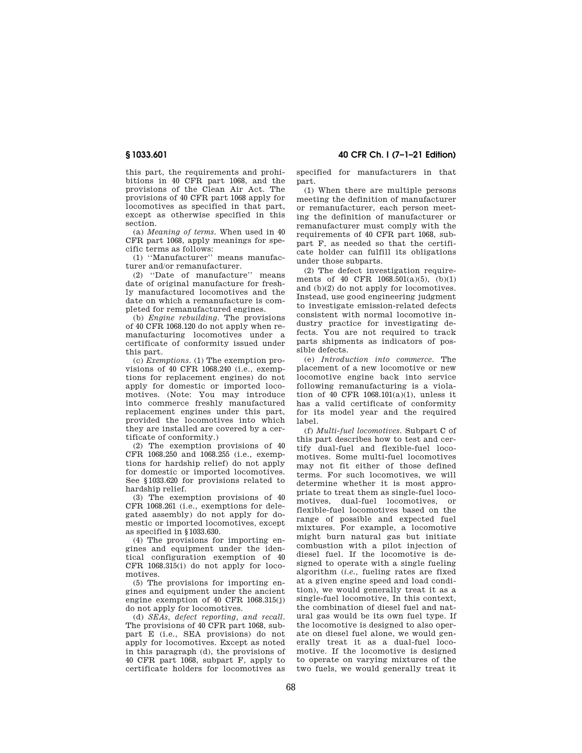this part, the requirements and prohibitions in 40 CFR part 1068, and the provisions of the Clean Air Act. The provisions of 40 CFR part 1068 apply for locomotives as specified in that part, except as otherwise specified in this section.

(a) *Meaning of terms.* When used in 40 CFR part 1068, apply meanings for specific terms as follows:

(1) ''Manufacturer'' means manufacturer and/or remanufacturer.

(2) ''Date of manufacture'' means date of original manufacture for freshly manufactured locomotives and the date on which a remanufacture is completed for remanufactured engines.

(b) *Engine rebuilding.* The provisions of 40 CFR 1068.120 do not apply when remanufacturing locomotives under a certificate of conformity issued under this part.

(c) *Exemptions.* (1) The exemption provisions of 40 CFR 1068.240 (i.e., exemptions for replacement engines) do not apply for domestic or imported locomotives. (Note: You may introduce into commerce freshly manufactured replacement engines under this part, provided the locomotives into which they are installed are covered by a certificate of conformity.)

(2) The exemption provisions of 40 CFR 1068.250 and 1068.255 (i.e., exemptions for hardship relief) do not apply for domestic or imported locomotives. See §1033.620 for provisions related to hardship relief.

(3) The exemption provisions of 40 CFR 1068.261 (i.e., exemptions for delegated assembly) do not apply for domestic or imported locomotives, except as specified in §1033.630.

(4) The provisions for importing engines and equipment under the identical configuration exemption of 40 CFR 1068.315(i) do not apply for locomotives.

(5) The provisions for importing engines and equipment under the ancient engine exemption of 40 CFR 1068.315(j) do not apply for locomotives.

(d) *SEAs, defect reporting, and recall.* The provisions of 40 CFR part 1068, subpart E (i.e., SEA provisions) do not apply for locomotives. Except as noted in this paragraph (d), the provisions of 40 CFR part 1068, subpart F, apply to certificate holders for locomotives as specified for manufacturers in that part.

(1) When there are multiple persons meeting the definition of manufacturer or remanufacturer, each person meeting the definition of manufacturer or remanufacturer must comply with the requirements of 40 CFR part 1068, subpart F, as needed so that the certificate holder can fulfill its obligations under those subparts.

(2) The defect investigation requirements of 40 CFR 1068.501(a)(5), (b)(1) and (b)(2) do not apply for locomotives. Instead, use good engineering judgment to investigate emission-related defects consistent with normal locomotive industry practice for investigating defects. You are not required to track parts shipments as indicators of possible defects.

(e) *Introduction into commerce.* The placement of a new locomotive or new locomotive engine back into service following remanufacturing is a violation of 40 CFR 1068.101(a)(1), unless it has a valid certificate of conformity for its model year and the required label.

(f) *Multi-fuel locomotives.* Subpart C of this part describes how to test and certify dual-fuel and flexible-fuel locomotives. Some multi-fuel locomotives may not fit either of those defined terms. For such locomotives, we will determine whether it is most appropriate to treat them as single-fuel locomotives, dual-fuel locomotives, or flexible-fuel locomotives based on the range of possible and expected fuel mixtures. For example, a locomotive might burn natural gas but initiate combustion with a pilot injection of diesel fuel. If the locomotive is designed to operate with a single fueling algorithm (*i.e.*, fueling rates are fixed at a given engine speed and load condition), we would generally treat it as a single-fuel locomotive, In this context, the combination of diesel fuel and natural gas would be its own fuel type. If the locomotive is designed to also operate on diesel fuel alone, we would generally treat it as a dual-fuel locomotive. If the locomotive is designed to operate on varying mixtures of the two fuels, we would generally treat it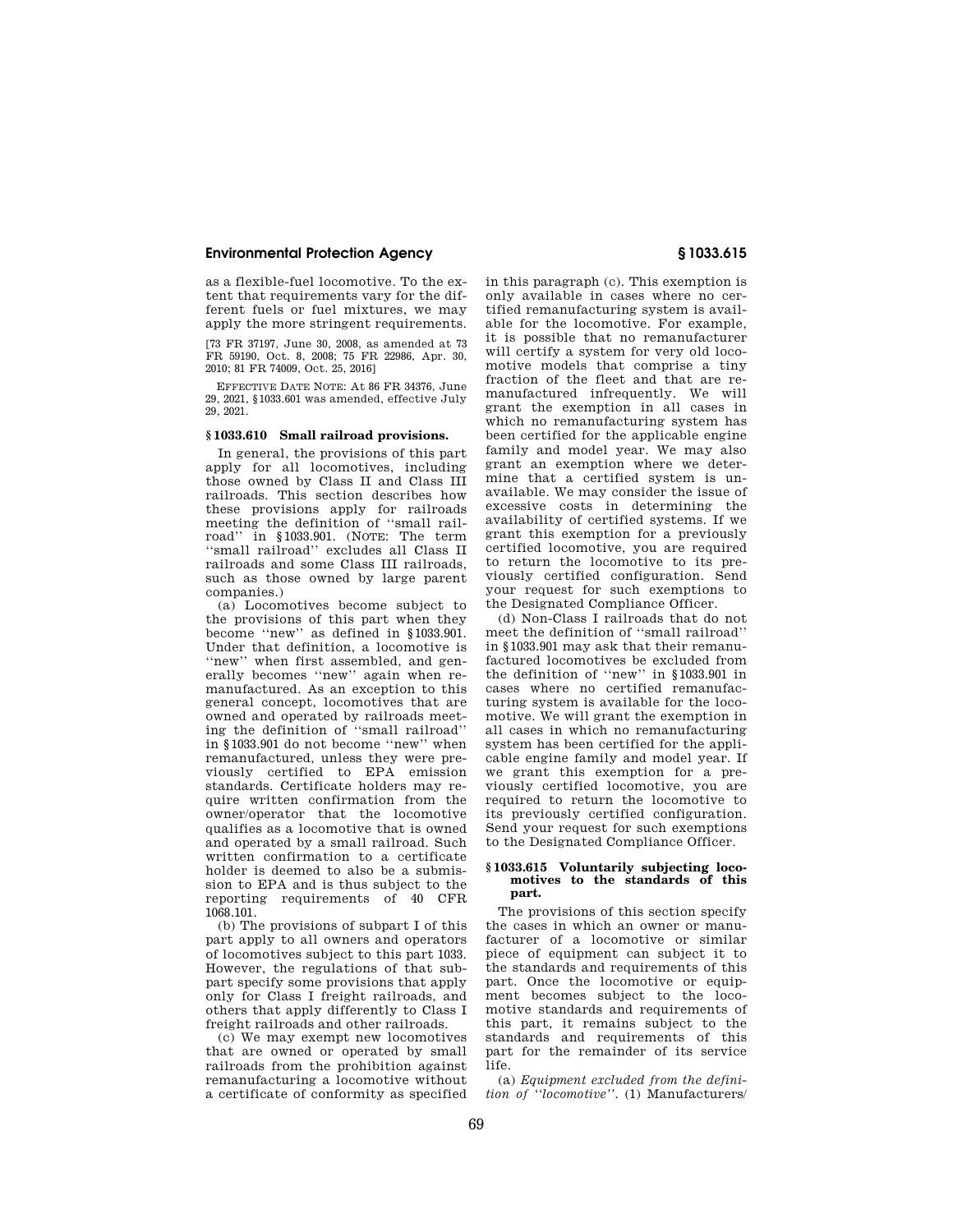as a flexible-fuel locomotive. To the extent that requirements vary for the different fuels or fuel mixtures, we may apply the more stringent requirements.

[73 FR 37197, June 30, 2008, as amended at 73 FR 59190, Oct. 8, 2008; 75 FR 22986, Apr. 30, 2010; 81 FR 74009, Oct. 25, 2016]

EFFECTIVE DATE NOTE: At 86 FR 34376, June 29, 2021, §1033.601 was amended, effective July 29, 2021.

### § 1033.610 Small railroad provisions.

In general, the provisions of this part apply for all locomotives, including those owned by Class II and Class III railroads. This section describes how these provisions apply for railroads meeting the definition of "small railroad" in §1033.901. (NOTE: The term "small railroad" excludes all Class II railroads and some Class III railroads, such as those owned by large parent companies.)

(a) Locomotives become subject to the provisions of this part when they become "new" as defined in §1033.901. Under that definition, a locomotive is "new" when first assembled, and generally becomes "new" again when remanufactured. As an exception to this general concept, locomotives that are owned and operated by railroads meeting the definition of "small railroad" in §1033.901 do not become "new" when remanufactured, unless they were previously certified to EPA emission standards. Certificate holders may require written confirmation from the owner/operator that the locomotive qualifies as a locomotive that is owned and operated by a small railroad. Such written confirmation to a certificate holder is deemed to also be a submission to EPA and is thus subject to the reporting requirements of 40 CFR 1068.101.

(b) The provisions of subpart I of this part apply to all owners and operators of locomotives subject to this part 1033. However, the regulations of that subpart specify some provisions that apply only for Class I freight railroads, and others that apply differently to Class I freight railroads and other railroads.

(c) We may exempt new locomotives that are owned or operated by small railroads from the prohibition against remanufacturing a locomotive without a certificate of conformity as specified in this paragraph (c). This exemption is only available in cases where no certified remanufacturing system is available for the locomotive. For example, it is possible that no remanufacturer will certify a system for very old locomotive models that comprise a tiny fraction of the fleet and that are remanufactured infrequently. We will grant the exemption in all cases in which no remanufacturing system has been certified for the applicable engine family and model year. We may also grant an exemption where we determine that a certified system is unavailable. We may consider the issue of excessive costs in determining the availability of certified systems. If we grant this exemption for a previously certified locomotive, you are required to return the locomotive to its previously certified configuration. Send your request for such exemptions to the Designated Compliance Officer.

(d) Non-Class I railroads that do not meet the definition of "small railroad" in §1033.901 may ask that their remanufactured locomotives be excluded from the definition of "new" in §1033.901 in cases where no certified remanufacturing system is available for the locomotive. We will grant the exemption in all cases in which no remanufacturing system has been certified for the applicable engine family and model year. If we grant this exemption for a previously certified locomotive, you are required to return the locomotive to its previously certified configuration. Send your request for such exemptions to the Designated Compliance Officer.

### § 1033.615 Voluntarily subjecting locomotives to the standards of this part.

The provisions of this section specify the cases in which an owner or manufacturer of a locomotive or similar piece of equipment can subject it to the standards and requirements of this part. Once the locomotive or equipment becomes subject to the locomotive standards and requirements of this part, it remains subject to the standards and requirements of this part for the remainder of its service life.

(a) *Equipment excluded from the definition of "locomotive".* (1) Manufacturers/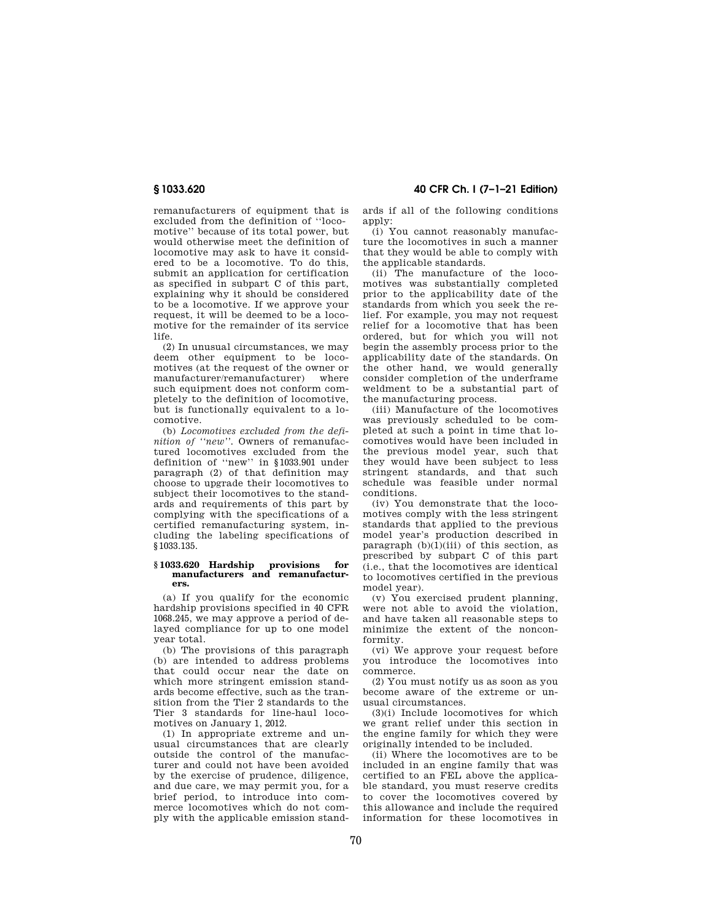remanufacturers of equipment that is excluded from the definition of ''locomotive'' because of its total power, but would otherwise meet the definition of locomotive may ask to have it considered to be a locomotive. To do this, submit an application for certification as specified in subpart C of this part, explaining why it should be considered to be a locomotive. If we approve your request, it will be deemed to be a locomotive for the remainder of its service life.

(2) In unusual circumstances, we may deem other equipment to be locomotives (at the request of the owner or manufacturer/remanufacturer) where such equipment does not conform completely to the definition of locomotive, but is functionally equivalent to a locomotive.

(b) *Locomotives excluded from the definition of ''new''.* Owners of remanufactured locomotives excluded from the definition of ''new'' in §1033.901 under paragraph (2) of that definition may choose to upgrade their locomotives to subject their locomotives to the standards and requirements of this part by complying with the specifications of a certified remanufacturing system, including the labeling specifications of §1033.135.

## §1033.620 Hardship provisions for manufacturers and remanufacturers.

(a) If you qualify for the economic hardship provisions specified in 40 CFR 1068.245, we may approve a period of delayed compliance for up to one model year total.

(b) The provisions of this paragraph (b) are intended to address problems that could occur near the date on which more stringent emission standards become effective, such as the transition from the Tier 2 standards to the Tier 3 standards for line-haul locomotives on January 1, 2012.

(1) In appropriate extreme and unusual circumstances that are clearly outside the control of the manufacturer and could not have been avoided by the exercise of prudence, diligence, and due care, we may permit you, for a brief period, to introduce into commerce locomotives which do not comply with the applicable emission standards if all of the following conditions apply:

(i) You cannot reasonably manufacture the locomotives in such a manner that they would be able to comply with the applicable standards.

(ii) The manufacture of the locomotives was substantially completed prior to the applicability date of the standards from which you seek the relief. For example, you may not request relief for a locomotive that has been ordered, but for which you will not begin the assembly process prior to the applicability date of the standards. On the other hand, we would generally consider completion of the underframe weldment to be a substantial part of the manufacturing process.

(iii) Manufacture of the locomotives was previously scheduled to be completed at such a point in time that locomotives would have been included in the previous model year, such that they would have been subject to less stringent standards, and that such schedule was feasible under normal conditions.

(iv) You demonstrate that the locomotives comply with the less stringent standards that applied to the previous model year's production described in paragraph (b)(1)(iii) of this section, as prescribed by subpart C of this part (i.e., that the locomotives are identical to locomotives certified in the previous model year).

(v) You exercised prudent planning, were not able to avoid the violation, and have taken all reasonable steps to minimize the extent of the nonconformity.

(vi) We approve your request before you introduce the locomotives into commerce.

(2) You must notify us as soon as you become aware of the extreme or unusual circumstances.

(3)(i) Include locomotives for which we grant relief under this section in the engine family for which they were originally intended to be included.

(ii) Where the locomotives are to be included in an engine family that was certified to an FEL above the applicable standard, you must reserve credits to cover the locomotives covered by this allowance and include the required information for these locomotives in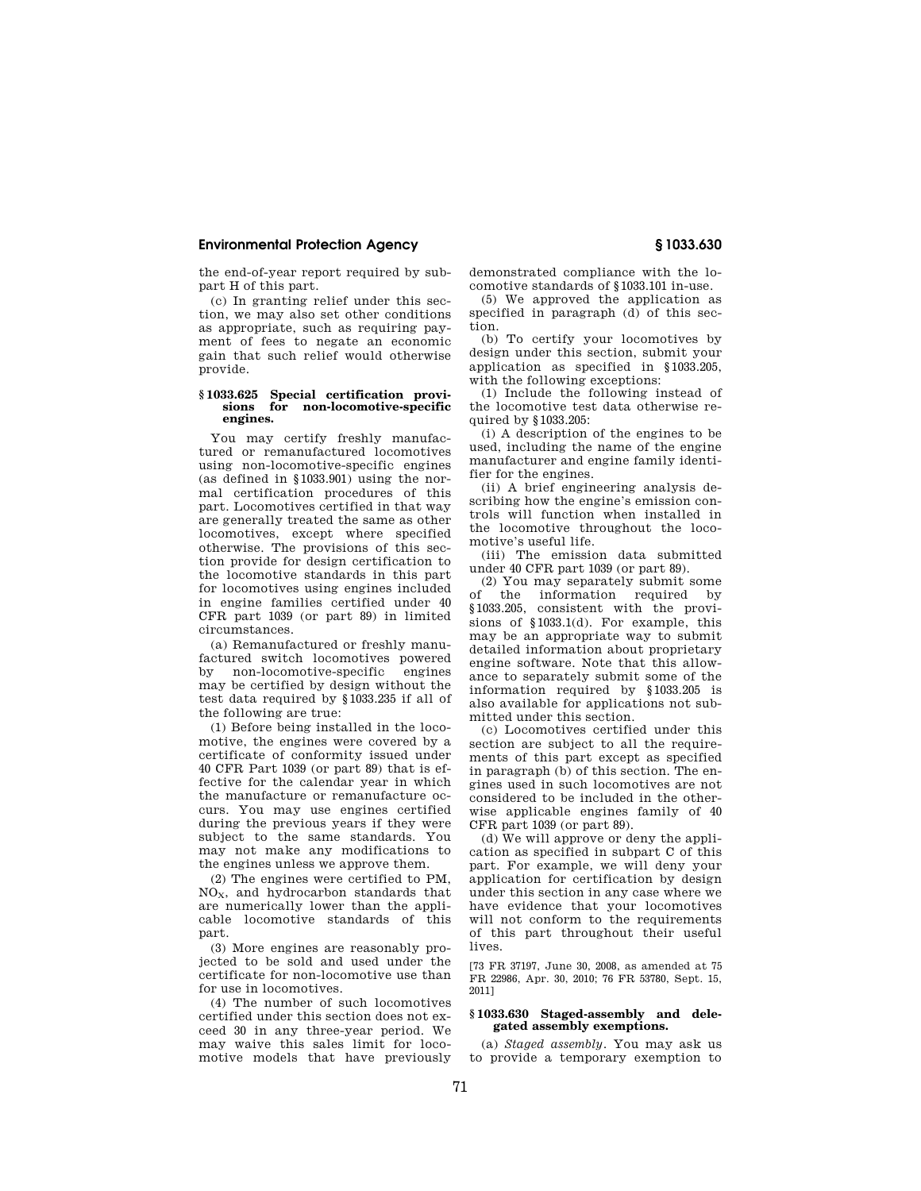the end-of-year report required by subpart H of this part.

(c) In granting relief under this section, we may also set other conditions as appropriate, such as requiring payment of fees to negate an economic gain that such relief would otherwise provide.

## § 1033.625 Special certification provisions for non-locomotive-specific engines.

You may certify freshly manufactured or remanufactured locomotives using non-locomotive-specific engines (as defined in § 1033.901) using the normal certification procedures of this part. Locomotives certified in that way are generally treated the same as other locomotives, except where specified otherwise. The provisions of this section provide for design certification to the locomotive standards in this part for locomotives using engines included in engine families certified under 40 CFR part 1039 (or part 89) in limited circumstances.

(a) Remanufactured or freshly manufactured switch locomotives powered by non-locomotive-specific engines may be certified by design without the test data required by § 1033.235 if all of the following are true:

(1) Before being installed in the locomotive, the engines were covered by a certificate of conformity issued under 40 CFR Part 1039 (or part 89) that is effective for the calendar year in which the manufacture or remanufacture occurs. You may use engines certified during the previous years if they were subject to the same standards. You may not make any modifications to the engines unless we approve them.

(2) The engines were certified to PM, $NO_X$, and hydrocarbon standards that are numerically lower than the applicable locomotive standards of this part.

(3) More engines are reasonably projected to be sold and used under the certificate for non-locomotive use than for use in locomotives.

(4) The number of such locomotives certified under this section does not exceed 30 in any three-year period. We may waive this sales limit for locomotive models that have previously demonstrated compliance with the locomotive standards of § 1033.101 in-use.

(5) We approved the application as specified in paragraph (d) of this section.

(b) To certify your locomotives by design under this section, submit your application as specified in § 1033.205, with the following exceptions:

(1) Include the following instead of the locomotive test data otherwise required by § 1033.205:

(i) A description of the engines to be used, including the name of the engine manufacturer and engine family identifier for the engines.

(ii) A brief engineering analysis describing how the engine's emission controls will function when installed in the locomotive throughout the locomotive's useful life.

(iii) The emission data submitted under 40 CFR part 1039 (or part 89).

(2) You may separately submit some of the information required by § 1033.205, consistent with the provisions of § 1033.1(d). For example, this may be an appropriate way to submit detailed information about proprietary engine software. Note that this allowance to separately submit some of the information required by § 1033.205 is also available for applications not submitted under this section.

(c) Locomotives certified under this section are subject to all the requirements of this part except as specified in paragraph (b) of this section. The engines used in such locomotives are not considered to be included in the otherwise applicable engines family of 40 CFR part 1039 (or part 89).

(d) We will approve or deny the application as specified in subpart C of this part. For example, we will deny your application for certification by design under this section in any case where we have evidence that your locomotives will not conform to the requirements of this part throughout their useful lives.

[73 FR 37197, June 30, 2008, as amended at 75 FR 22986, Apr. 30, 2010; 76 FR 53780, Sept. 15, 2011]

## § 1033.630 Staged-assembly and delegated assembly exemptions.

(a) *Staged assembly*. You may ask us to provide a temporary exemption to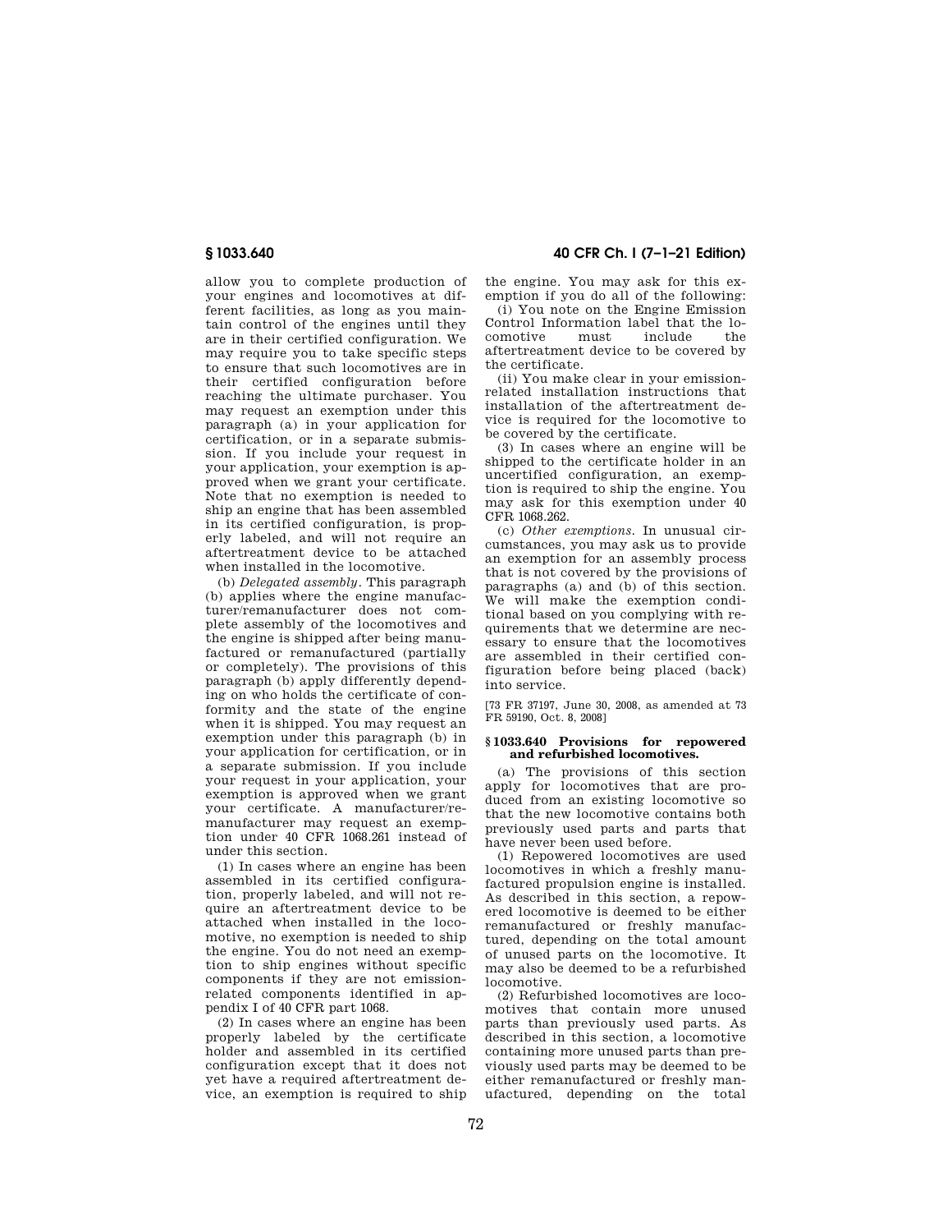allow you to complete production of your engines and locomotives at different facilities, as long as you maintain control of the engines until they are in their certified configuration. We may require you to take specific steps to ensure that such locomotives are in their certified configuration before reaching the ultimate purchaser. You may request an exemption under this paragraph (a) in your application for certification, or in a separate submission. If you include your request in your application, your exemption is approved when we grant your certificate. Note that no exemption is needed to ship an engine that has been assembled in its certified configuration, is properly labeled, and will not require an aftertreatment device to be attached when installed in the locomotive.

(b) *Delegated assembly.* This paragraph (b) applies where the engine manufacturer/remanufacturer does not complete assembly of the locomotives and the engine is shipped after being manufactured or remanufactured (partially or completely). The provisions of this paragraph (b) apply differently depending on who holds the certificate of conformity and the state of the engine when it is shipped. You may request an exemption under this paragraph (b) in your application for certification, or in a separate submission. If you include your request in your application, your exemption is approved when we grant your certificate. A manufacturer/remanufacturer may request an exemption under 40 CFR 1068.261 instead of under this section.

(1) In cases where an engine has been assembled in its certified configuration, properly labeled, and will not require an aftertreatment device to be attached when installed in the locomotive, no exemption is needed to ship the engine. You do not need an exemption to ship engines without specific components if they are not emission-related components identified in appendix I of 40 CFR part 1068.

(2) In cases where an engine has been properly labeled by the certificate holder and assembled in its certified configuration except that it does not yet have a required aftertreatment device, an exemption is required to ship the engine. You may ask for this exemption if you do all of the following:

(i) You note on the Engine Emission Control Information label that the locomotive must include the aftertreatment device to be covered by the certificate.

(ii) You make clear in your emission-related installation instructions that installation of the aftertreatment device is required for the locomotive to be covered by the certificate.

(3) In cases where an engine will be shipped to the certificate holder in an uncertified configuration, an exemption is required to ship the engine. You may ask for this exemption under 40 CFR 1068.262.

(c) *Other exemptions.* In unusual circumstances, you may ask us to provide an exemption for an assembly process that is not covered by the provisions of paragraphs (a) and (b) of this section. We will make the exemption conditional based on you complying with requirements that we determine are necessary to ensure that the locomotives are assembled in their certified configuration before being placed (back) into service.

[73 FR 37197, June 30, 2008, as amended at 73 FR 59190, Oct. 8, 2008]

### § 1033.640 Provisions for repowered and refurbished locomotives.

(a) The provisions of this section apply for locomotives that are produced from an existing locomotive so that the new locomotive contains both previously used parts and parts that have never been used before.

(1) Repowered locomotives are used locomotives in which a freshly manufactured propulsion engine is installed. As described in this section, a repowered locomotive is deemed to be either remanufactured or freshly manufactured, depending on the total amount of unused parts on the locomotive. It may also be deemed to be a refurbished locomotive.

(2) Refurbished locomotives are locomotives that contain more unused parts than previously used parts. As described in this section, a locomotive containing more unused parts than previously used parts may be deemed to be either remanufactured or freshly manufactured, depending on the total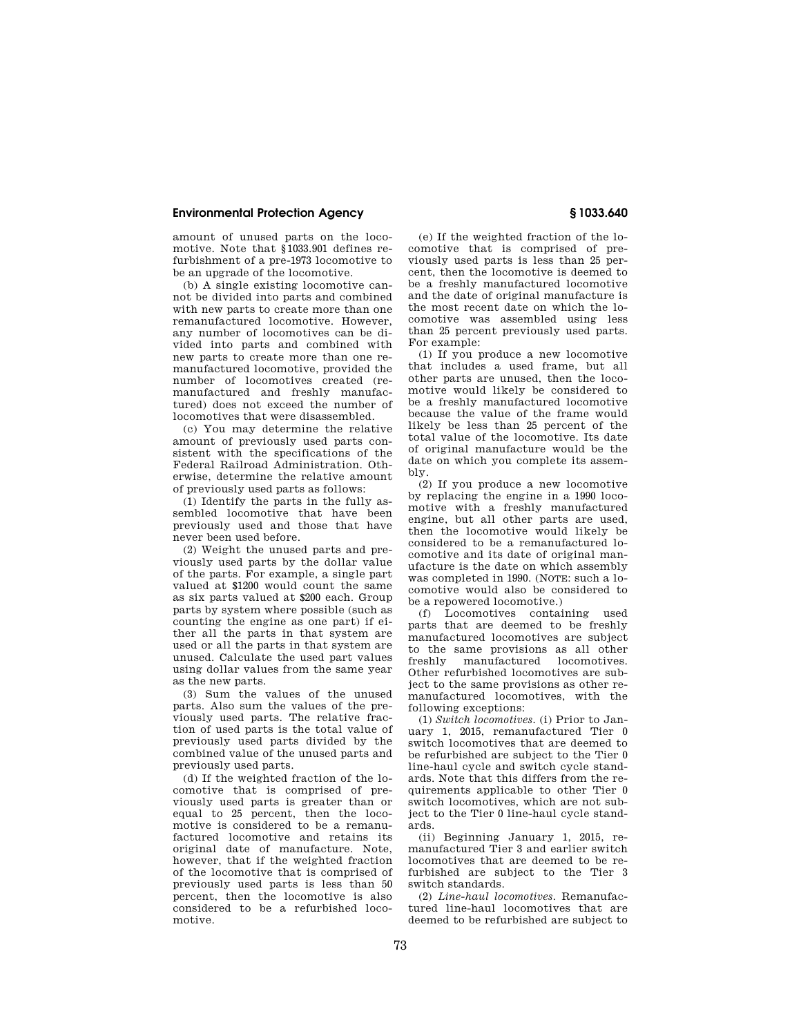amount of unused parts on the locomotive. Note that §1033.901 defines refurbishment of a pre-1973 locomotive to be an upgrade of the locomotive.

(b) A single existing locomotive cannot be divided into parts and combined with new parts to create more than one remanufactured locomotive. However, any number of locomotives can be divided into parts and combined with new parts to create more than one remanufactured locomotive, provided the number of locomotives created (remanufactured and freshly manufactured) does not exceed the number of locomotives that were disassembled.

(c) You may determine the relative amount of previously used parts consistent with the specifications of the Federal Railroad Administration. Otherwise, determine the relative amount of previously used parts as follows:

(1) Identify the parts in the fully assembled locomotive that have been previously used and those that have never been used before.

(2) Weight the unused parts and previously used parts by the dollar value of the parts. For example, a single part valued at $1200 would count the same as six parts valued at $200 each. Group parts by system where possible (such as counting the engine as one part) if either all the parts in that system are used or all the parts in that system are unused. Calculate the used part values using dollar values from the same year as the new parts.

(3) Sum the values of the unused parts. Also sum the values of the previously used parts. The relative fraction of used parts is the total value of previously used parts divided by the combined value of the unused parts and previously used parts.

(d) If the weighted fraction of the locomotive that is comprised of previously used parts is greater than or equal to 25 percent, then the locomotive is considered to be a remanufactured locomotive and retains its original date of manufacture. Note, however, that if the weighted fraction of the locomotive that is comprised of previously used parts is less than 50 percent, then the locomotive is also considered to be a refurbished locomotive.

(e) If the weighted fraction of the locomotive that is comprised of previously used parts is less than 25 percent, then the locomotive is deemed to be a freshly manufactured locomotive and the date of original manufacture is the most recent date on which the locomotive was assembled using less than 25 percent previously used parts. For example:

(1) If you produce a new locomotive that includes a used frame, but all other parts are unused, then the locomotive would likely be considered to be a freshly manufactured locomotive because the value of the frame would likely be less than 25 percent of the total value of the locomotive. Its date of original manufacture would be the date on which you complete its assembly.

(2) If you produce a new locomotive by replacing the engine in a 1990 locomotive with a freshly manufactured engine, but all other parts are used, then the locomotive would likely be considered to be a remanufactured locomotive and its date of original manufacture is the date on which assembly was completed in 1990. (NOTE: such a locomotive would also be considered to be a repowered locomotive.)

(f) Locomotives containing used parts that are deemed to be freshly manufactured locomotives are subject to the same provisions as all other freshly manufactured locomotives. Other refurbished locomotives are subject to the same provisions as other remanufactured locomotives, with the following exceptions:

(1) *Switch locomotives.* (i) Prior to January 1, 2015, remanufactured Tier 0 switch locomotives that are deemed to be refurbished are subject to the Tier 0 line-haul cycle and switch cycle standards. Note that this differs from the requirements applicable to other Tier 0 switch locomotives, which are not subject to the Tier 0 line-haul cycle standards.

(ii) Beginning January 1, 2015, remanufactured Tier 3 and earlier switch locomotives that are deemed to be refurbished are subject to the Tier 3 switch standards.

(2) *Line-haul locomotives.* Remanufactured line-haul locomotives that are deemed to be refurbished are subject to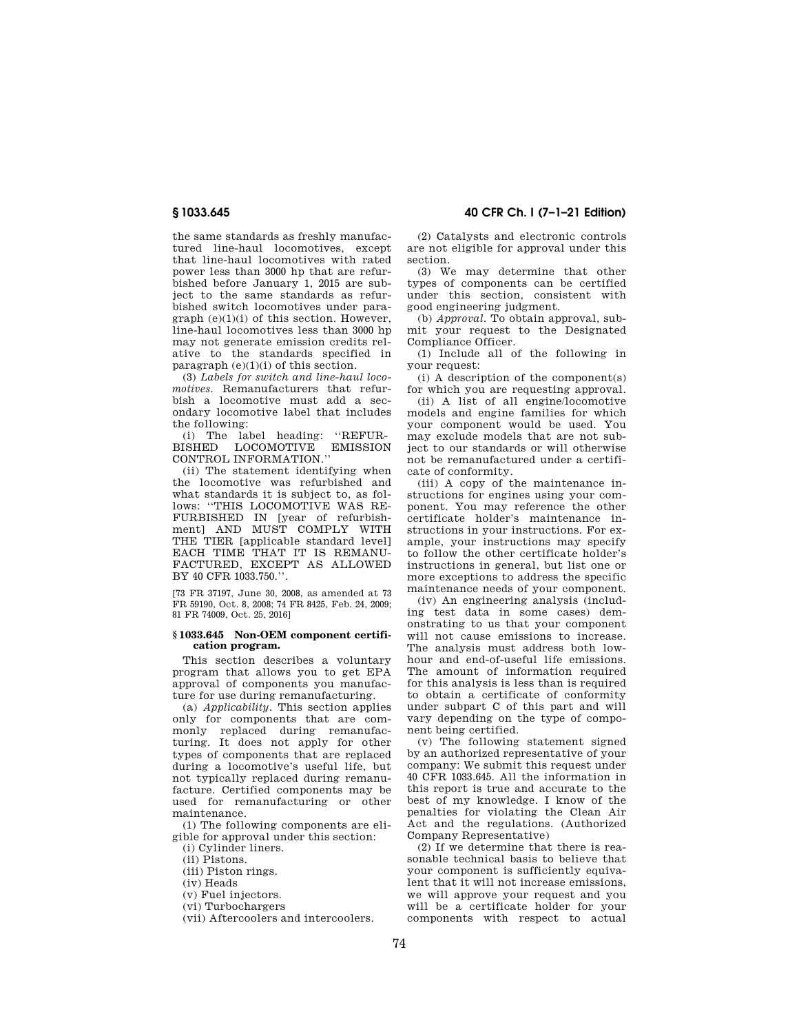the same standards as freshly manufactured line-haul locomotives, except that line-haul locomotives with rated power less than 3000 hp that are refurbished before January 1, 2015 are subject to the same standards as refurbished switch locomotives under paragraph (e)(1)(i) of this section. However, line-haul locomotives less than 3000 hp may not generate emission credits relative to the standards specified in paragraph (e)(1)(i) of this section.

(3) *Labels for switch and line-haul locomotives.* Remanufacturers that refurbish a locomotive must add a secondary locomotive label that includes the following:

(i) The label heading: ''REFURBISHED LOCOMOTIVE EMISSION CONTROL INFORMATION.''

(ii) The statement identifying when the locomotive was refurbished and what standards it is subject to, as follows: ''THIS LOCOMOTIVE WAS REFURBISHED IN [year of refurbishment] AND MUST COMPLY WITH THE TIER [applicable standard level] EACH TIME THAT IT IS REMANUFACTURED, EXCEPT AS ALLOWED BY 40 CFR 1033.750.''.

[73 FR 37197, June 30, 2008, as amended at 73 FR 59190, Oct. 8, 2008; 74 FR 8425, Feb. 24, 2009; 81 FR 74009, Oct. 25, 2016]

## § 1033.645 Non-OEM component certification program.

This section describes a voluntary program that allows you to get EPA approval of components you manufacture for use during remanufacturing.

(a) *Applicability.* This section applies only for components that are commonly replaced during remanufacturing. It does not apply for other types of components that are replaced during a locomotive's useful life, but not typically replaced during remanufacture. Certified components may be used for remanufacturing or other maintenance.

(1) The following components are eligible for approval under this section:

(i) Cylinder liners.

(ii) Pistons.

(iii) Piston rings.

(iv) Heads

(v) Fuel injectors.

(vi) Turbochargers

(vii) Aftercoolers and intercoolers.

(2) Catalysts and electronic controls are not eligible for approval under this section.

(3) We may determine that other types of components can be certified under this section, consistent with good engineering judgment.

(b) *Approval.* To obtain approval, submit your request to the Designated Compliance Officer.

(1) Include all of the following in your request:

(i) A description of the component(s) for which you are requesting approval.

(ii) A list of all engine/locomotive models and engine families for which your component would be used. You may exclude models that are not subject to our standards or will otherwise not be remanufactured under a certificate of conformity.

(iii) A copy of the maintenance instructions for engines using your component. You may reference the other certificate holder's maintenance instructions in your instructions. For example, your instructions may specify to follow the other certificate holder's instructions in general, but list one or more exceptions to address the specific maintenance needs of your component.

(iv) An engineering analysis (including test data in some cases) demonstrating to us that your component will not cause emissions to increase. The analysis must address both low-hour and end-of-useful life emissions. The amount of information required for this analysis is less than is required to obtain a certificate of conformity under subpart C of this part and will vary depending on the type of component being certified.

(v) The following statement signed by an authorized representative of your company: We submit this request under 40 CFR 1033.645. All the information in this report is true and accurate to the best of my knowledge. I know of the penalties for violating the Clean Air Act and the regulations. (Authorized Company Representative)

(2) If we determine that there is reasonable technical basis to believe that your component is sufficiently equivalent that it will not increase emissions, we will approve your request and you will be a certificate holder for your components with respect to actual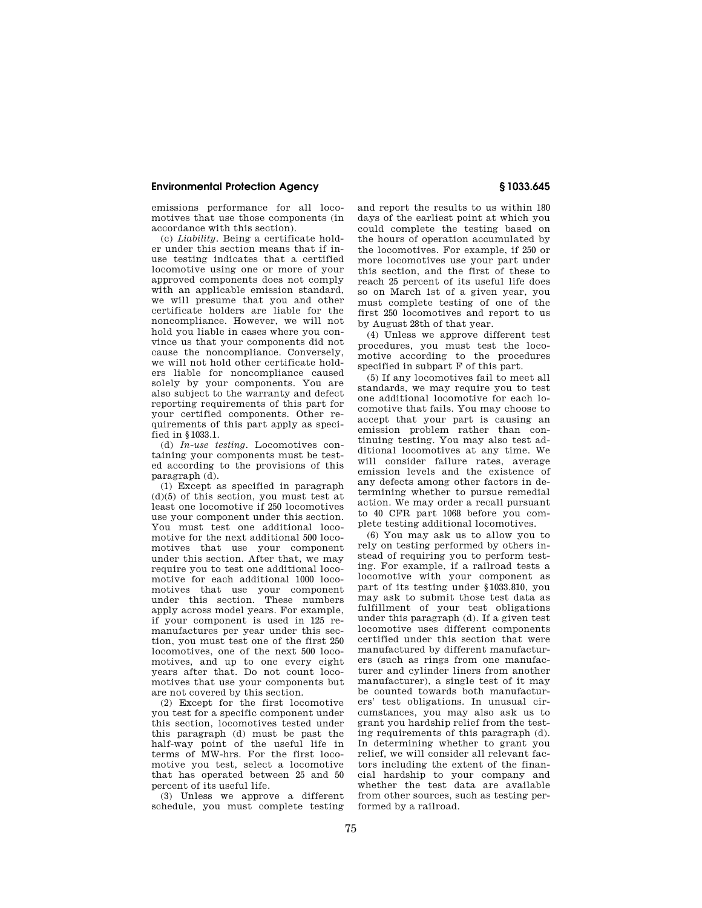emissions performance for all locomotives that use those components (in accordance with this section).

(c) *Liability.* Being a certificate holder under this section means that if in-use testing indicates that a certified locomotive using one or more of your approved components does not comply with an applicable emission standard, we will presume that you and other certificate holders are liable for the noncompliance. However, we will not hold you liable in cases where you convince us that your components did not cause the noncompliance. Conversely, we will not hold other certificate holders liable for noncompliance caused solely by your components. You are also subject to the warranty and defect reporting requirements of this part for your certified components. Other requirements of this part apply as specified in §1033.1.

(d) *In-use testing.* Locomotives containing your components must be tested according to the provisions of this paragraph (d).

(1) Except as specified in paragraph (d)(5) of this section, you must test at least one locomotive if 250 locomotives use your component under this section. You must test one additional locomotive for the next additional 500 locomotives that use your component under this section. After that, we may require you to test one additional locomotive for each additional 1000 locomotives that use your component under this section. These numbers apply across model years. For example, if your component is used in 125 remanufactures per year under this section, you must test one of the first 250 locomotives, one of the next 500 locomotives, and up to one every eight years after that. Do not count locomotives that use your components but are not covered by this section.

(2) Except for the first locomotive you test for a specific component under this section, locomotives tested under this paragraph (d) must be past the half-way point of the useful life in terms of MW-hrs. For the first locomotive you test, select a locomotive that has operated between 25 and 50 percent of its useful life.

(3) Unless we approve a different schedule, you must complete testing and report the results to us within 180 days of the earliest point at which you could complete the testing based on the hours of operation accumulated by the locomotives. For example, if 250 or more locomotives use your part under this section, and the first of these to reach 25 percent of its useful life does so on March 1st of a given year, you must complete testing of one of the first 250 locomotives and report to us by August 28th of that year.

(4) Unless we approve different test procedures, you must test the locomotive according to the procedures specified in subpart F of this part.

(5) If any locomotives fail to meet all standards, we may require you to test one additional locomotive for each locomotive that fails. You may choose to accept that your part is causing an emission problem rather than continuing testing. You may also test additional locomotives at any time. We will consider failure rates, average emission levels and the existence of any defects among other factors in determining whether to pursue remedial action. We may order a recall pursuant to 40 CFR part 1068 before you complete testing additional locomotives.

(6) You may ask us to allow you to rely on testing performed by others instead of requiring you to perform testing. For example, if a railroad tests a locomotive with your component as part of its testing under §1033.810, you may ask to submit those test data as fulfillment of your test obligations under this paragraph (d). If a given test locomotive uses different components certified under this section that were manufactured by different manufacturers (such as rings from one manufacturer and cylinder liners from another manufacturer), a single test of it may be counted towards both manufacturers' test obligations. In unusual circumstances, you may also ask us to grant you hardship relief from the testing requirements of this paragraph (d). In determining whether to grant you relief, we will consider all relevant factors including the extent of the financial hardship to your company and whether the test data are available from other sources, such as testing performed by a railroad.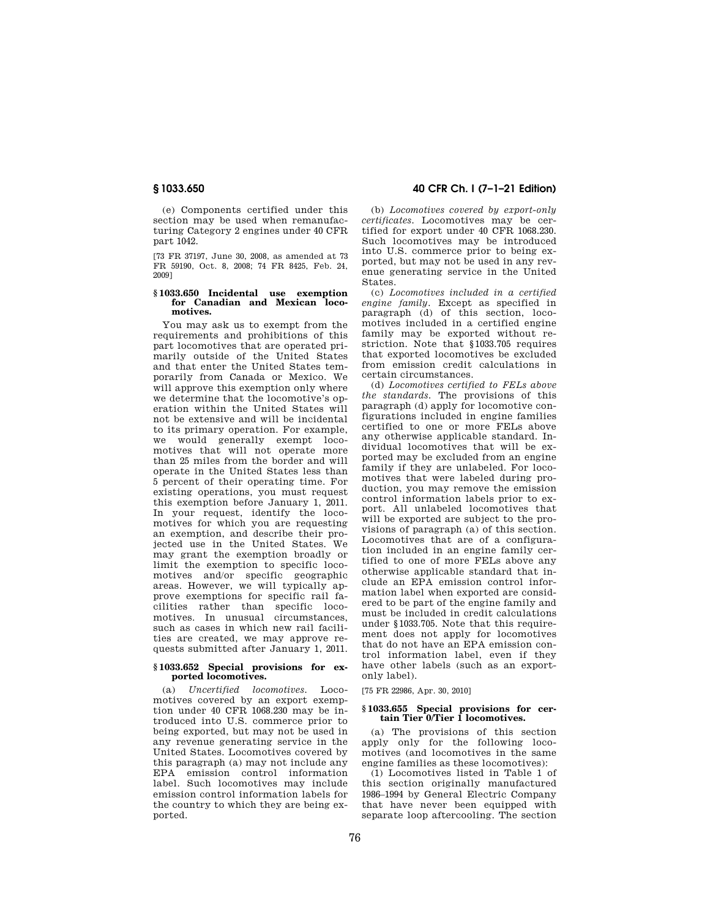(e) Components certified under this section may be used when remanufacturing Category 2 engines under 40 CFR part 1042.

[73 FR 37197, June 30, 2008, as amended at 73 FR 59190, Oct. 8, 2008; 74 FR 8425, Feb. 24, 2009]

### § 1033.650 Incidental use exemption for Canadian and Mexican locomotives.

You may ask us to exempt from the requirements and prohibitions of this part locomotives that are operated primarily outside of the United States and that enter the United States temporarily from Canada or Mexico. We will approve this exemption only where we determine that the locomotive's operation within the United States will not be extensive and will be incidental to its primary operation. For example, we would generally exempt locomotives that will not operate more than 25 miles from the border and will operate in the United States less than 5 percent of their operating time. For existing operations, you must request this exemption before January 1, 2011. In your request, identify the locomotives for which you are requesting an exemption, and describe their projected use in the United States. We may grant the exemption broadly or limit the exemption to specific locomotives and/or specific geographic areas. However, we will typically approve exemptions for specific rail facilities rather than specific locomotives. In unusual circumstances, such as cases in which new rail facilities are created, we may approve requests submitted after January 1, 2011.

### § 1033.652 Special provisions for exported locomotives.

(a) *Uncertified locomotives.* Locomotives covered by an export exemption under 40 CFR 1068.230 may be introduced into U.S. commerce prior to being exported, but may not be used in any revenue generating service in the United States. Locomotives covered by this paragraph (a) may not include any EPA emission control information label. Such locomotives may include emission control information labels for the country to which they are being exported.

(b) *Locomotives covered by export-only certificates.* Locomotives may be certified for export under 40 CFR 1068.230. Such locomotives may be introduced into U.S. commerce prior to being exported, but may not be used in any revenue generating service in the United States.

(c) *Locomotives included in a certified engine family.* Except as specified in paragraph (d) of this section, locomotives included in a certified engine family may be exported without restriction. Note that §1033.705 requires that exported locomotives be excluded from emission credit calculations in certain circumstances.

(d) *Locomotives certified to FELs above the standards.* The provisions of this paragraph (d) apply for locomotive configurations included in engine families certified to one or more FELs above any otherwise applicable standard. Individual locomotives that will be exported may be excluded from an engine family if they are unlabeled. For locomotives that were labeled during production, you may remove the emission control information labels prior to export. All unlabeled locomotives that will be exported are subject to the provisions of paragraph (a) of this section. Locomotives that are of a configuration included in an engine family certified to one of more FELs above any otherwise applicable standard that include an EPA emission control information label when exported are considered to be part of the engine family and must be included in credit calculations under §1033.705. Note that this requirement does not apply for locomotives that do not have an EPA emission control information label, even if they have other labels (such as an export-only label).

[75 FR 22986, Apr. 30, 2010]

### § 1033.655 Special provisions for certain Tier 0/Tier 1 locomotives.

(a) The provisions of this section apply only for the following locomotives (and locomotives in the same engine families as these locomotives):

(1) Locomotives listed in Table 1 of this section originally manufactured 1986–1994 by General Electric Company that have never been equipped with separate loop aftercooling. The section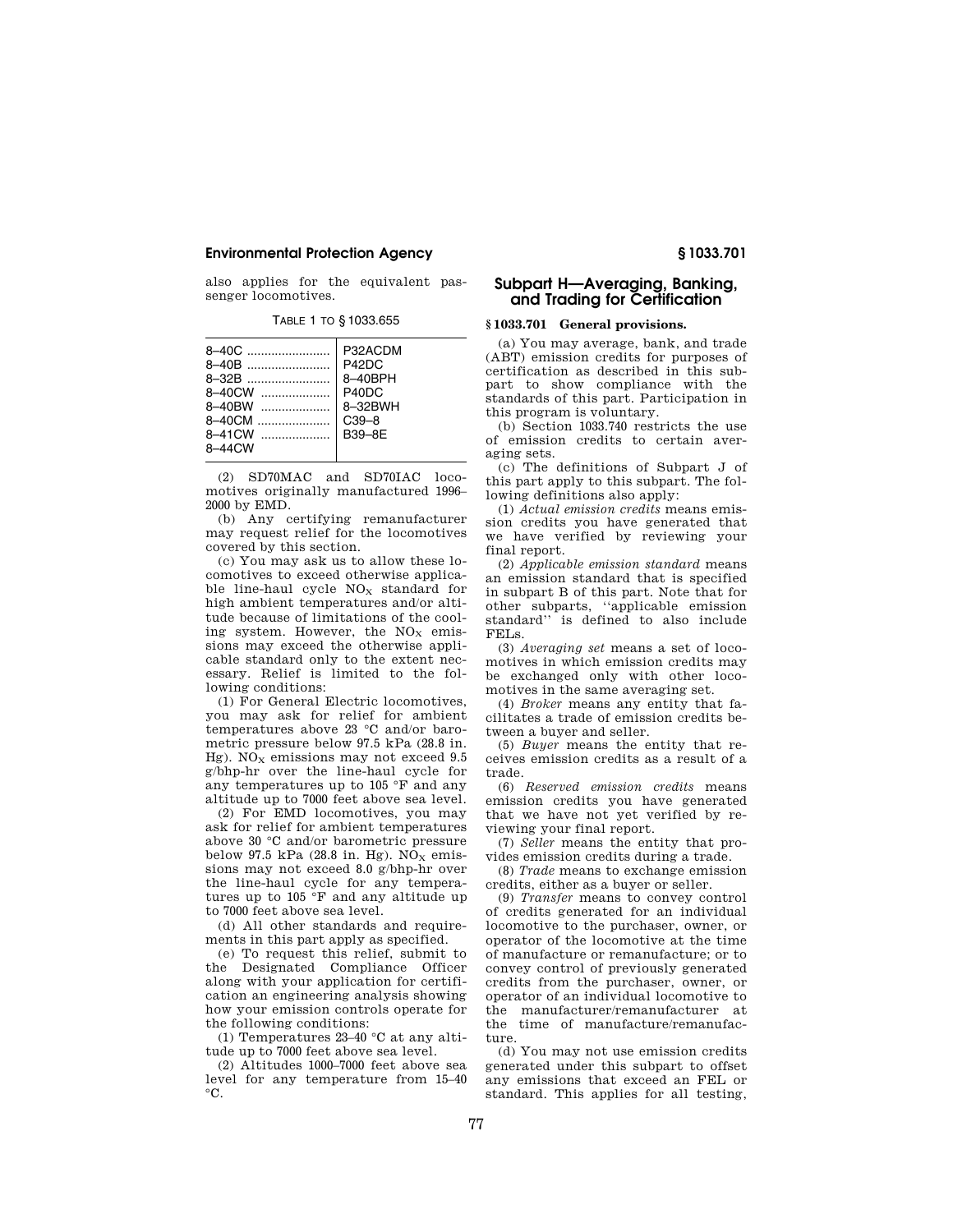also applies for the equivalent passenger locomotives.

TABLE 1 TO § 1033.655

| | |
|---|---|
| 8–40C | P32ACDM |
| 8–40B | P42DC |
| 8–32B | 8–40BPH |
| 8–40CW | P40DC |
| 8–40BW | 8–32BWH |
| 8–40CM | C39–8 |
| 8–41CW | B39–8E |
| 8–44CW | |

(2) SD70MAC and SD70IAC locomotives originally manufactured 1996–2000 by EMD.

(b) Any certifying remanufacturer may request relief for the locomotives covered by this section.

(c) You may ask us to allow these locomotives to exceed otherwise applicable line-haul cycle $NO_X$ standard for high ambient temperatures and/or altitude because of limitations of the cooling system. However, the $NO_X$ emissions may exceed the otherwise applicable standard only to the extent necessary. Relief is limited to the following conditions:

(1) For General Electric locomotives, you may ask for relief for ambient temperatures above 23 °C and/or barometric pressure below 97.5 kPa (28.8 in. Hg). $NO_X$ emissions may not exceed 9.5 g/bhp-hr over the line-haul cycle for any temperatures up to 105 °F and any altitude up to 7000 feet above sea level.

(2) For EMD locomotives, you may ask for relief for ambient temperatures above 30 °C and/or barometric pressure below 97.5 kPa (28.8 in. Hg). $NO_X$ emissions may not exceed 8.0 g/bhp-hr over the line-haul cycle for any temperatures up to 105 °F and any altitude up to 7000 feet above sea level.

(d) All other standards and requirements in this part apply as specified.

(e) To request this relief, submit to the Designated Compliance Officer along with your application for certification an engineering analysis showing how your emission controls operate for the following conditions:

(1) Temperatures 23–40 °C at any altitude up to 7000 feet above sea level.

(2) Altitudes 1000–7000 feet above sea level for any temperature from 15–40 °C.

## Subpart H—Averaging, Banking, and Trading for Certification

### § 1033.701 General provisions.

(a) You may average, bank, and trade (ABT) emission credits for purposes of certification as described in this subpart to show compliance with the standards of this part. Participation in this program is voluntary.

(b) Section 1033.740 restricts the use of emission credits to certain averaging sets.

(c) The definitions of Subpart J of this part apply to this subpart. The following definitions also apply:

(1) *Actual emission credits* means emission credits you have generated that we have verified by reviewing your final report.

(2) *Applicable emission standard* means an emission standard that is specified in subpart B of this part. Note that for other subparts, ''applicable emission standard'' is defined to also include FELs.

(3) *Averaging set* means a set of locomotives in which emission credits may be exchanged only with other locomotives in the same averaging set.

(4) *Broker* means any entity that facilitates a trade of emission credits between a buyer and seller.

(5) *Buyer* means the entity that receives emission credits as a result of a trade.

(6) *Reserved emission credits* means emission credits you have generated that we have not yet verified by reviewing your final report.

(7) *Seller* means the entity that provides emission credits during a trade.

(8) *Trade* means to exchange emission credits, either as a buyer or seller.

(9) *Transfer* means to convey control of credits generated for an individual locomotive to the purchaser, owner, or operator of the locomotive at the time of manufacture or remanufacture; or to convey control of previously generated credits from the purchaser, owner, or operator of an individual locomotive to the manufacturer/remanufacturer at the time of manufacture/remanufacture.

(d) You may not use emission credits generated under this subpart to offset any emissions that exceed an FEL or standard. This applies for all testing,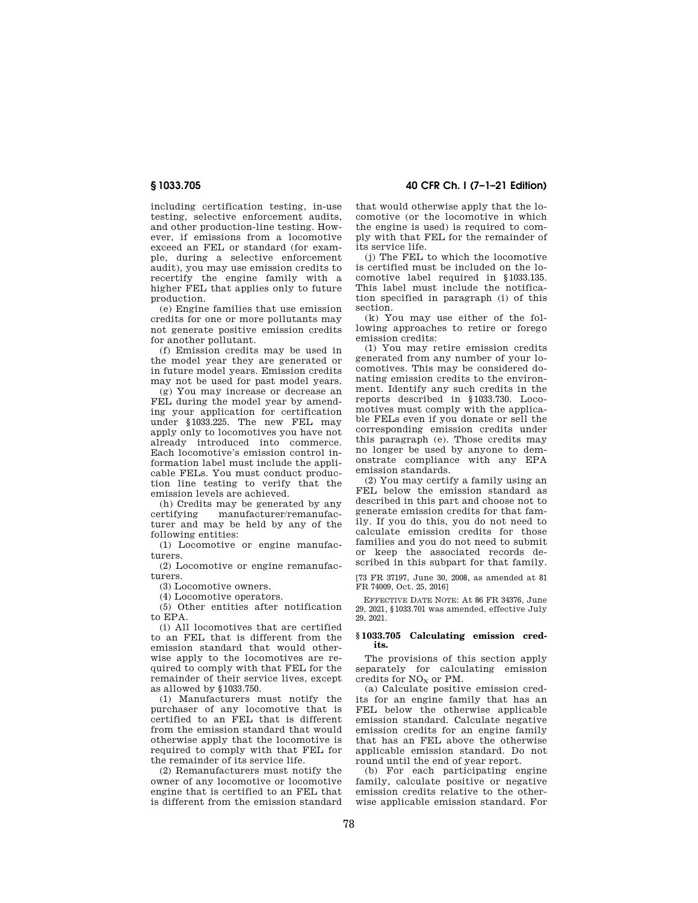including certification testing, in-use testing, selective enforcement audits, and other production-line testing. However, if emissions from a locomotive exceed an FEL or standard (for example, during a selective enforcement audit), you may use emission credits to recertify the engine family with a higher FEL that applies only to future production.

(e) Engine families that use emission credits for one or more pollutants may not generate positive emission credits for another pollutant.

(f) Emission credits may be used in the model year they are generated or in future model years. Emission credits may not be used for past model years.

(g) You may increase or decrease an FEL during the model year by amending your application for certification under §1033.225. The new FEL may apply only to locomotives you have not already introduced into commerce. Each locomotive's emission control information label must include the applicable FELs. You must conduct production line testing to verify that the emission levels are achieved.

(h) Credits may be generated by any certifying manufacturer/remanufacturer and may be held by any of the following entities:

(1) Locomotive or engine manufacturers.

(2) Locomotive or engine remanufacturers.

(3) Locomotive owners.

(4) Locomotive operators.

(5) Other entities after notification to EPA.

(i) All locomotives that are certified to an FEL that is different from the emission standard that would otherwise apply to the locomotives are required to comply with that FEL for the remainder of their service lives, except as allowed by §1033.750.

(1) Manufacturers must notify the purchaser of any locomotive that is certified to an FEL that is different from the emission standard that would otherwise apply that the locomotive is required to comply with that FEL for the remainder of its service life.

(2) Remanufacturers must notify the owner of any locomotive or locomotive engine that is certified to an FEL that is different from the emission standard that would otherwise apply that the locomotive (or the locomotive in which the engine is used) is required to comply with that FEL for the remainder of its service life.

(j) The FEL to which the locomotive is certified must be included on the locomotive label required in §1033.135. This label must include the notification specified in paragraph (i) of this section.

(k) You may use either of the following approaches to retire or forego emission credits:

(1) You may retire emission credits generated from any number of your locomotives. This may be considered donating emission credits to the environment. Identify any such credits in the reports described in §1033.730. Locomotives must comply with the applicable FELs even if you donate or sell the corresponding emission credits under this paragraph (e). Those credits may no longer be used by anyone to demonstrate compliance with any EPA emission standards.

(2) You may certify a family using an FEL below the emission standard as described in this part and choose not to generate emission credits for that family. If you do this, you do not need to calculate emission credits for those families and you do not need to submit or keep the associated records described in this subpart for that family.

[73 FR 37197, June 30, 2008, as amended at 81 FR 74009, Oct. 25, 2016]

EFFECTIVE DATE NOTE: At 86 FR 34376, June 29, 2021, §1033.701 was amended, effective July 29, 2021.

## §1033.705 Calculating emission credits.

The provisions of this section apply separately for calculating emission credits for $NO_X$ or PM.

(a) Calculate positive emission credits for an engine family that has an FEL below the otherwise applicable emission standard. Calculate negative emission credits for an engine family that has an FEL above the otherwise applicable emission standard. Do not round until the end of year report.

(b) For each participating engine family, calculate positive or negative emission credits relative to the otherwise applicable emission standard. For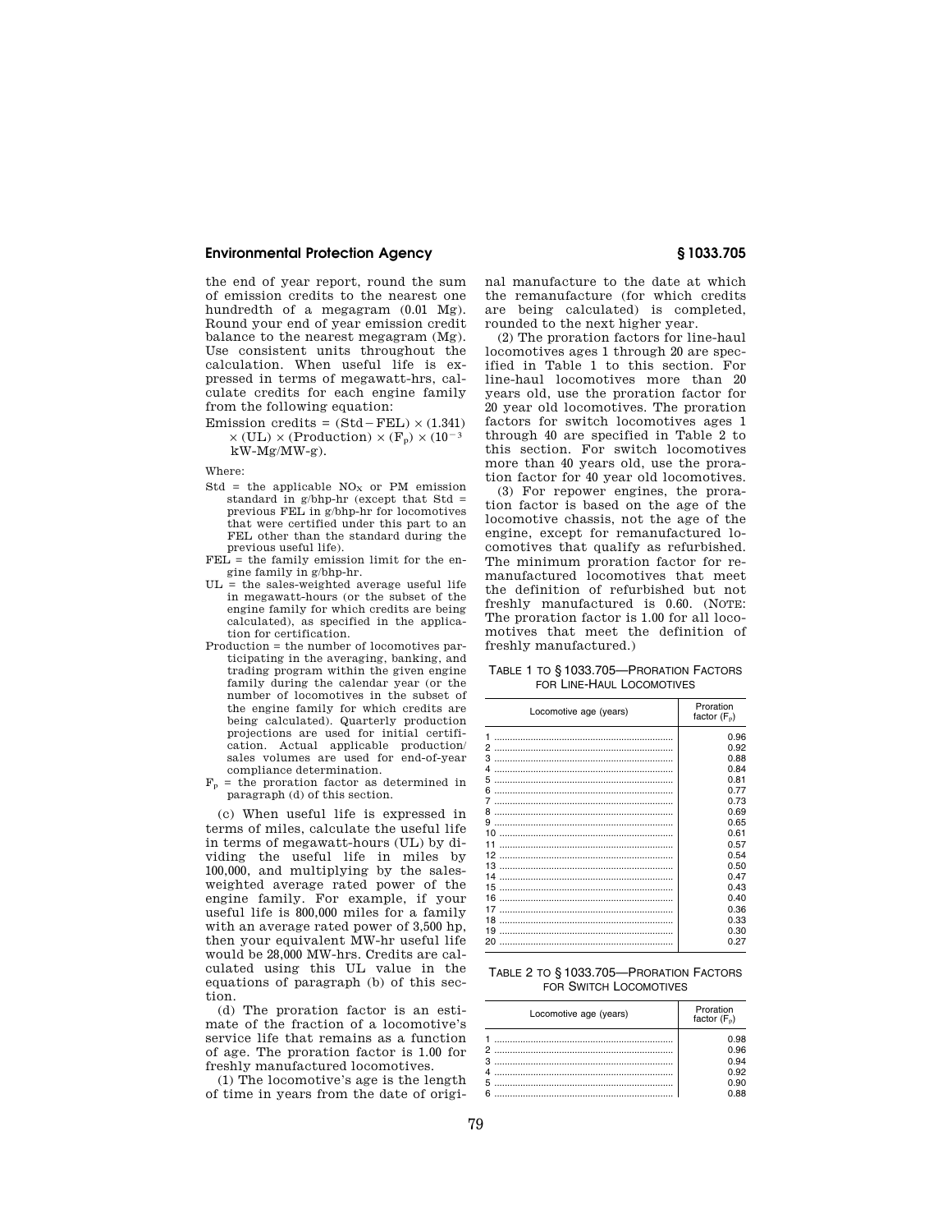the end of year report, round the sum of emission credits to the nearest one hundredth of a megagram (0.01 Mg). Round your end of year emission credit balance to the nearest megagram (Mg). Use consistent units throughout the calculation. When useful life is expressed in terms of megawatt-hrs, calculate credits for each engine family from the following equation:

$$\text{Emission credits} = (\text{Std} - \text{FEL}) \times (1.341) \times (\text{UL}) \times (\text{Production}) \times (F_p) \times (10^{-3}\ \text{kW-Mg/MW-g}).$$

Where:

Std = the applicable $NO_X$ or PM emission standard in g/bhp-hr (except that Std = previous FEL in g/bhp-hr for locomotives that were certified under this part to an FEL other than the standard during the previous useful life).

FEL = the family emission limit for the engine family in g/bhp-hr.

UL = the sales-weighted average useful life in megawatt-hours (or the subset of the engine family for which credits are being calculated), as specified in the application for certification.

Production = the number of locomotives participating in the averaging, banking, and trading program within the given engine family during the calendar year (or the number of locomotives in the subset of the engine family for which credits are being calculated). Quarterly production projections are used for initial certification. Actual applicable production/sales volumes are used for end-of-year compliance determination.

$F_p$ = the proration factor as determined in paragraph (d) of this section.

(c) When useful life is expressed in terms of miles, calculate the useful life in terms of megawatt-hours (UL) by dividing the useful life in miles by 100,000, and multiplying by the sales-weighted average rated power of the engine family. For example, if your useful life is 800,000 miles for a family with an average rated power of 3,500 hp, then your equivalent MW-hr useful life would be 28,000 MW-hrs. Credits are calculated using this UL value in the equations of paragraph (b) of this section.

(d) The proration factor is an estimate of the fraction of a locomotive's service life that remains as a function of age. The proration factor is 1.00 for freshly manufactured locomotives.

(1) The locomotive's age is the length of time in years from the date of original manufacture to the date at which the remanufacture (for which credits are being calculated) is completed, rounded to the next higher year.

(2) The proration factors for line-haul locomotives ages 1 through 20 are specified in Table 1 to this section. For line-haul locomotives more than 20 years old, use the proration factor for 20 year old locomotives. The proration factors for switch locomotives ages 1 through 40 are specified in Table 2 to this section. For switch locomotives more than 40 years old, use the proration factor for 40 year old locomotives.

(3) For repower engines, the proration factor is based on the age of the locomotive chassis, not the age of the engine, except for remanufactured locomotives that qualify as refurbished. The minimum proration factor for remanufactured locomotives that meet the definition of refurbished but not freshly manufactured is 0.60. (NOTE: The proration factor is 1.00 for all locomotives that meet the definition of freshly manufactured.)

TABLE 1 TO § 1033.705—PRORATION FACTORS FOR LINE-HAUL LOCOMOTIVES

| Locomotive age (years) | Proration factor ($F_p$) |
|---|---|
| 1 | 0.96 |
| 2 | 0.92 |
| 3 | 0.88 |
| 4 | 0.84 |
| 5 | 0.81 |
| 6 | 0.77 |
| 7 | 0.73 |
| 8 | 0.69 |
| 9 | 0.65 |
| 10 | 0.61 |
| 11 | 0.57 |
| 12 | 0.54 |
| 13 | 0.50 |
| 14 | 0.47 |
| 15 | 0.43 |
| 16 | 0.40 |
| 17 | 0.36 |
| 18 | 0.33 |
| 19 | 0.30 |
| 20 | 0.27 |

TABLE 2 TO § 1033.705—PRORATION FACTORS FOR SWITCH LOCOMOTIVES

| Locomotive age (years) | Proration factor ($F_p$) |
|---|---|
| 1 | 0.98 |
| 2 | 0.96 |
| 3 | 0.94 |
| 4 | 0.92 |
| 5 | 0.90 |
| 6 | 0.88 |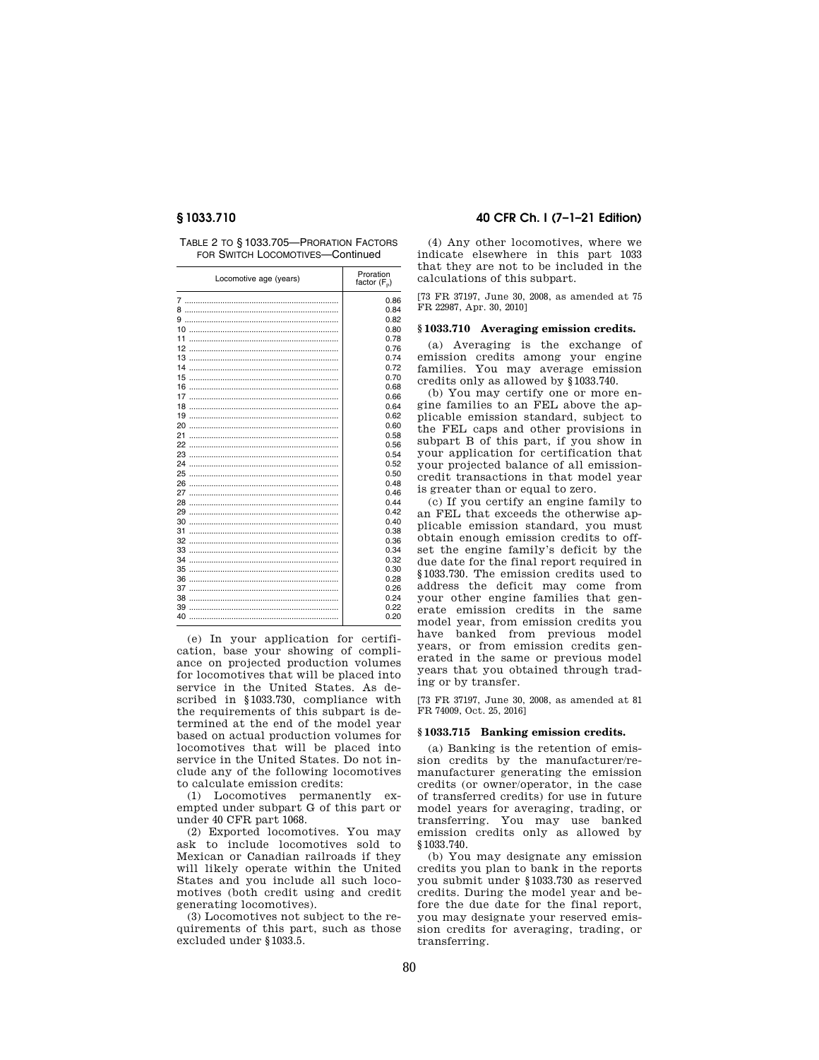TABLE 2 TO § 1033.705—PRORATION FACTORS FOR SWITCH LOCOMOTIVES—Continued

| Locomotive age (years) | Proration factor ($F_p$) |
|---|---|
| 7 | 0.86 |
| 8 | 0.84 |
| 9 | 0.82 |
| 10 | 0.80 |
| 11 | 0.78 |
| 12 | 0.76 |
| 13 | 0.74 |
| 14 | 0.72 |
| 15 | 0.70 |
| 16 | 0.68 |
| 17 | 0.66 |
| 18 | 0.64 |
| 19 | 0.62 |
| 20 | 0.60 |
| 21 | 0.58 |
| 22 | 0.56 |
| 23 | 0.54 |
| 24 | 0.52 |
| 25 | 0.50 |
| 26 | 0.48 |
| 27 | 0.46 |
| 28 | 0.44 |
| 29 | 0.42 |
| 30 | 0.40 |
| 31 | 0.38 |
| 32 | 0.36 |
| 33 | 0.34 |
| 34 | 0.32 |
| 35 | 0.30 |
| 36 | 0.28 |
| 37 | 0.26 |
| 38 | 0.24 |
| 39 | 0.22 |
| 40 | 0.20 |

(e) In your application for certification, base your showing of compliance on projected production volumes for locomotives that will be placed into service in the United States. As described in §1033.730, compliance with the requirements of this subpart is determined at the end of the model year based on actual production volumes for locomotives that will be placed into service in the United States. Do not include any of the following locomotives to calculate emission credits:

(1) Locomotives permanently exempted under subpart G of this part or under 40 CFR part 1068.

(2) Exported locomotives. You may ask to include locomotives sold to Mexican or Canadian railroads if they will likely operate within the United States and you include all such locomotives (both credit using and credit generating locomotives).

(3) Locomotives not subject to the requirements of this part, such as those excluded under §1033.5.

(4) Any other locomotives, where we indicate elsewhere in this part 1033 that they are not to be included in the calculations of this subpart.

[73 FR 37197, June 30, 2008, as amended at 75 FR 22987, Apr. 30, 2010]

## § 1033.710 Averaging emission credits.

(a) Averaging is the exchange of emission credits among your engine families. You may average emission credits only as allowed by §1033.740.

(b) You may certify one or more engine families to an FEL above the applicable emission standard, subject to the FEL caps and other provisions in subpart B of this part, if you show in your application for certification that your projected balance of all emission-credit transactions in that model year is greater than or equal to zero.

(c) If you certify an engine family to an FEL that exceeds the otherwise applicable emission standard, you must obtain enough emission credits to offset the engine family's deficit by the due date for the final report required in §1033.730. The emission credits used to address the deficit may come from your other engine families that generate emission credits in the same model year, from emission credits you have banked from previous model years, or from emission credits generated in the same or previous model years that you obtained through trading or by transfer.

[73 FR 37197, June 30, 2008, as amended at 81 FR 74009, Oct. 25, 2016]

## § 1033.715 Banking emission credits.

(a) Banking is the retention of emission credits by the manufacturer/remanufacturer generating the emission credits (or owner/operator, in the case of transferred credits) for use in future model years for averaging, trading, or transferring. You may use banked emission credits only as allowed by §1033.740.

(b) You may designate any emission credits you plan to bank in the reports you submit under §1033.730 as reserved credits. During the model year and before the due date for the final report, you may designate your reserved emission credits for averaging, trading, or transferring.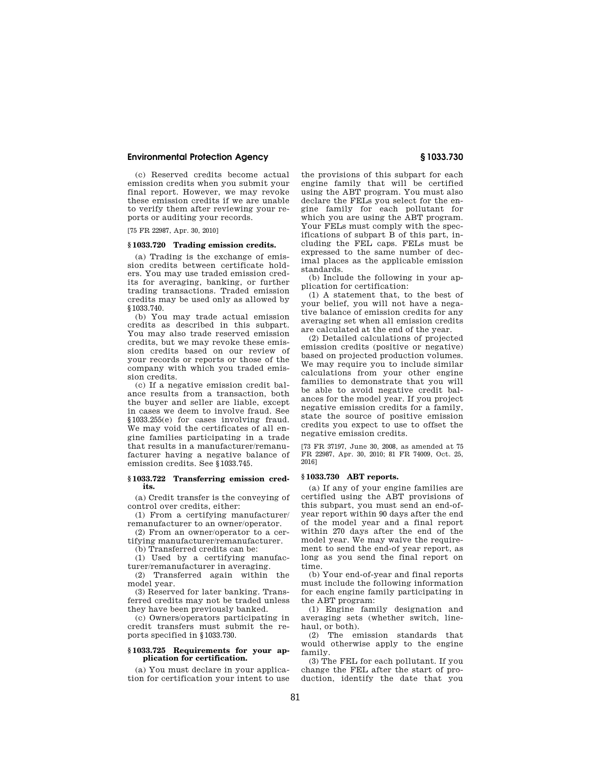(c) Reserved credits become actual emission credits when you submit your final report. However, we may revoke these emission credits if we are unable to verify them after reviewing your reports or auditing your records.

[75 FR 22987, Apr. 30, 2010]

### § 1033.720 Trading emission credits.

(a) Trading is the exchange of emission credits between certificate holders. You may use traded emission credits for averaging, banking, or further trading transactions. Traded emission credits may be used only as allowed by § 1033.740.

(b) You may trade actual emission credits as described in this subpart. You may also trade reserved emission credits, but we may revoke these emission credits based on our review of your records or reports or those of the company with which you traded emission credits.

(c) If a negative emission credit balance results from a transaction, both the buyer and seller are liable, except in cases we deem to involve fraud. See § 1033.255(e) for cases involving fraud. We may void the certificates of all engine families participating in a trade that results in a manufacturer/remanufacturer having a negative balance of emission credits. See § 1033.745.

### § 1033.722 Transferring emission credits.

(a) Credit transfer is the conveying of control over credits, either:

(1) From a certifying manufacturer/remanufacturer to an owner/operator.

(2) From an owner/operator to a certifying manufacturer/remanufacturer.

(b) Transferred credits can be:

(1) Used by a certifying manufacturer/remanufacturer in averaging.

(2) Transferred again within the model year.

(3) Reserved for later banking. Transferred credits may not be traded unless they have been previously banked.

(c) Owners/operators participating in credit transfers must submit the reports specified in § 1033.730.

### § 1033.725 Requirements for your application for certification.

(a) You must declare in your application for certification your intent to use the provisions of this subpart for each engine family that will be certified using the ABT program. You must also declare the FELs you select for the engine family for each pollutant for which you are using the ABT program. Your FELs must comply with the specifications of subpart B of this part, including the FEL caps. FELs must be expressed to the same number of decimal places as the applicable emission standards.

(b) Include the following in your application for certification:

(1) A statement that, to the best of your belief, you will not have a negative balance of emission credits for any averaging set when all emission credits are calculated at the end of the year.

(2) Detailed calculations of projected emission credits (positive or negative) based on projected production volumes. We may require you to include similar calculations from your other engine families to demonstrate that you will be able to avoid negative credit balances for the model year. If you project negative emission credits for a family, state the source of positive emission credits you expect to use to offset the negative emission credits.

[73 FR 37197, June 30, 2008, as amended at 75 FR 22987, Apr. 30, 2010; 81 FR 74009, Oct. 25, 2016]

### § 1033.730 ABT reports.

(a) If any of your engine families are certified using the ABT provisions of this subpart, you must send an end-of-year report within 90 days after the end of the model year and a final report within 270 days after the end of the model year. We may waive the requirement to send the end-of year report, as long as you send the final report on time.

(b) Your end-of-year and final reports must include the following information for each engine family participating in the ABT program:

(1) Engine family designation and averaging sets (whether switch, line-haul, or both).

(2) The emission standards that would otherwise apply to the engine family.

(3) The FEL for each pollutant. If you change the FEL after the start of production, identify the date that you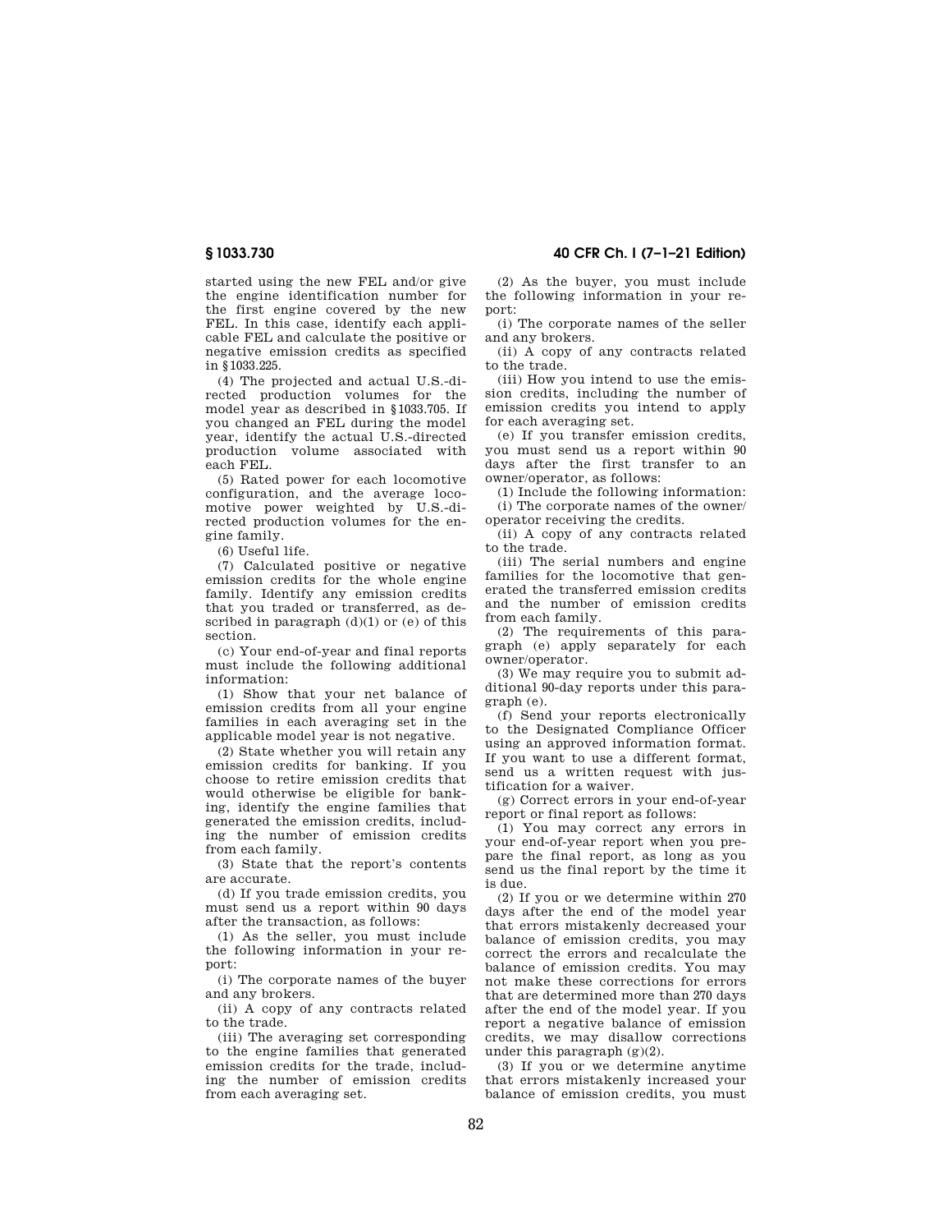started using the new FEL and/or give the engine identification number for the first engine covered by the new FEL. In this case, identify each applicable FEL and calculate the positive or negative emission credits as specified in §1033.225.

(4) The projected and actual U.S.-directed production volumes for the model year as described in §1033.705. If you changed an FEL during the model year, identify the actual U.S.-directed production volume associated with each FEL.

(5) Rated power for each locomotive configuration, and the average locomotive power weighted by U.S.-directed production volumes for the engine family.

(6) Useful life.

(7) Calculated positive or negative emission credits for the whole engine family. Identify any emission credits that you traded or transferred, as described in paragraph (d)(1) or (e) of this section.

(c) Your end-of-year and final reports must include the following additional information:

(1) Show that your net balance of emission credits from all your engine families in each averaging set in the applicable model year is not negative.

(2) State whether you will retain any emission credits for banking. If you choose to retire emission credits that would otherwise be eligible for banking, identify the engine families that generated the emission credits, including the number of emission credits from each family.

(3) State that the report's contents are accurate.

(d) If you trade emission credits, you must send us a report within 90 days after the transaction, as follows:

(1) As the seller, you must include the following information in your report:

(i) The corporate names of the buyer and any brokers.

(ii) A copy of any contracts related to the trade.

(iii) The averaging set corresponding to the engine families that generated emission credits for the trade, including the number of emission credits from each averaging set.

(2) As the buyer, you must include the following information in your report:

(i) The corporate names of the seller and any brokers.

(ii) A copy of any contracts related to the trade.

(iii) How you intend to use the emission credits, including the number of emission credits you intend to apply for each averaging set.

(e) If you transfer emission credits, you must send us a report within 90 days after the first transfer to an owner/operator, as follows:

(1) Include the following information:

(i) The corporate names of the owner/operator receiving the credits.

(ii) A copy of any contracts related to the trade.

(iii) The serial numbers and engine families for the locomotive that generated the transferred emission credits and the number of emission credits from each family.

(2) The requirements of this paragraph (e) apply separately for each owner/operator.

(3) We may require you to submit additional 90-day reports under this paragraph (e).

(f) Send your reports electronically to the Designated Compliance Officer using an approved information format. If you want to use a different format, send us a written request with justification for a waiver.

(g) Correct errors in your end-of-year report or final report as follows:

(1) You may correct any errors in your end-of-year report when you prepare the final report, as long as you send us the final report by the time it is due.

(2) If you or we determine within 270 days after the end of the model year that errors mistakenly decreased your balance of emission credits, you may correct the errors and recalculate the balance of emission credits. You may not make these corrections for errors that are determined more than 270 days after the end of the model year. If you report a negative balance of emission credits, we may disallow corrections under this paragraph (g)(2).

(3) If you or we determine anytime that errors mistakenly increased your balance of emission credits, you must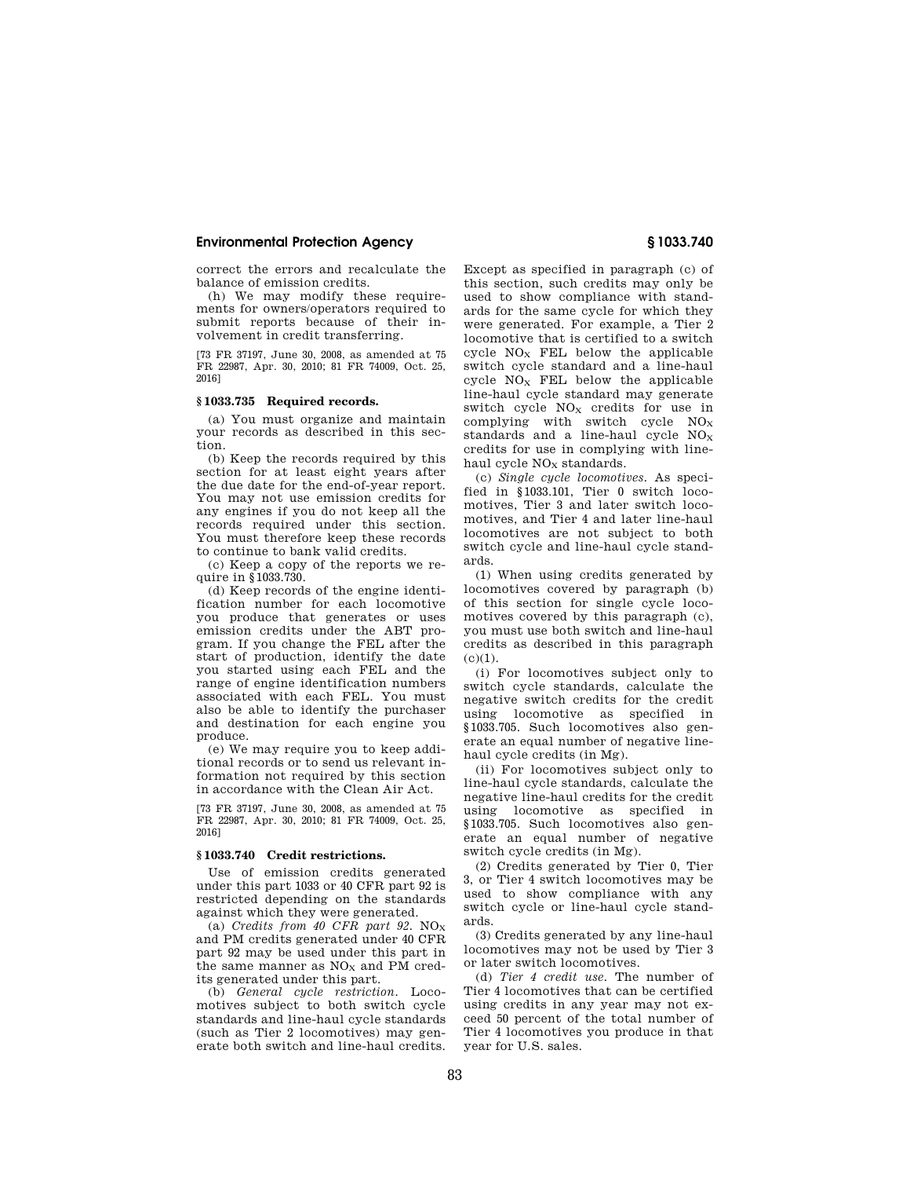correct the errors and recalculate the balance of emission credits.

(h) We may modify these requirements for owners/operators required to submit reports because of their involvement in credit transferring.

[73 FR 37197, June 30, 2008, as amended at 75 FR 22987, Apr. 30, 2010; 81 FR 74009, Oct. 25, 2016]

### § 1033.735 Required records.

(a) You must organize and maintain your records as described in this section.

(b) Keep the records required by this section for at least eight years after the due date for the end-of-year report. You may not use emission credits for any engines if you do not keep all the records required under this section. You must therefore keep these records to continue to bank valid credits.

(c) Keep a copy of the reports we require in §1033.730.

(d) Keep records of the engine identification number for each locomotive you produce that generates or uses emission credits under the ABT program. If you change the FEL after the start of production, identify the date you started using each FEL and the range of engine identification numbers associated with each FEL. You must also be able to identify the purchaser and destination for each engine you produce.

(e) We may require you to keep additional records or to send us relevant information not required by this section in accordance with the Clean Air Act.

[73 FR 37197, June 30, 2008, as amended at 75 FR 22987, Apr. 30, 2010; 81 FR 74009, Oct. 25, 2016]

### § 1033.740 Credit restrictions.

Use of emission credits generated under this part 1033 or 40 CFR part 92 is restricted depending on the standards against which they were generated.

(a) *Credits from 40 CFR part 92.* $NO_X$ and PM credits generated under 40 CFR part 92 may be used under this part in the same manner as $NO_X$ and PM credits generated under this part.

(b) *General cycle restriction.* Locomotives subject to both switch cycle standards and line-haul cycle standards (such as Tier 2 locomotives) may generate both switch and line-haul credits. Except as specified in paragraph (c) of this section, such credits may only be used to show compliance with standards for the same cycle for which they were generated. For example, a Tier 2 locomotive that is certified to a switch cycle $NO_X$ FEL below the applicable switch cycle standard and a line-haul cycle $NO_X$ FEL below the applicable line-haul cycle standard may generate switch cycle $NO_X$ credits for use in complying with switch cycle $NO_X$ standards and a line-haul cycle $NO_X$ credits for use in complying with line-haul cycle $NO_X$ standards.

(c) *Single cycle locomotives.* As specified in §1033.101, Tier 0 switch locomotives, Tier 3 and later switch locomotives, and Tier 4 and later line-haul locomotives are not subject to both switch cycle and line-haul cycle standards.

(1) When using credits generated by locomotives covered by paragraph (b) of this section for single cycle locomotives covered by this paragraph (c), you must use both switch and line-haul credits as described in this paragraph (c)(1).

(i) For locomotives subject only to switch cycle standards, calculate the negative switch credits for the credit using locomotive as specified in §1033.705. Such locomotives also generate an equal number of negative line-haul cycle credits (in Mg).

(ii) For locomotives subject only to line-haul cycle standards, calculate the negative line-haul credits for the credit using locomotive as specified in §1033.705. Such locomotives also generate an equal number of negative switch cycle credits (in Mg).

(2) Credits generated by Tier 0, Tier 3, or Tier 4 switch locomotives may be used to show compliance with any switch cycle or line-haul cycle standards.

(3) Credits generated by any line-haul locomotives may not be used by Tier 3 or later switch locomotives.

(d) *Tier 4 credit use.* The number of Tier 4 locomotives that can be certified using credits in any year may not exceed 50 percent of the total number of Tier 4 locomotives you produce in that year for U.S. sales.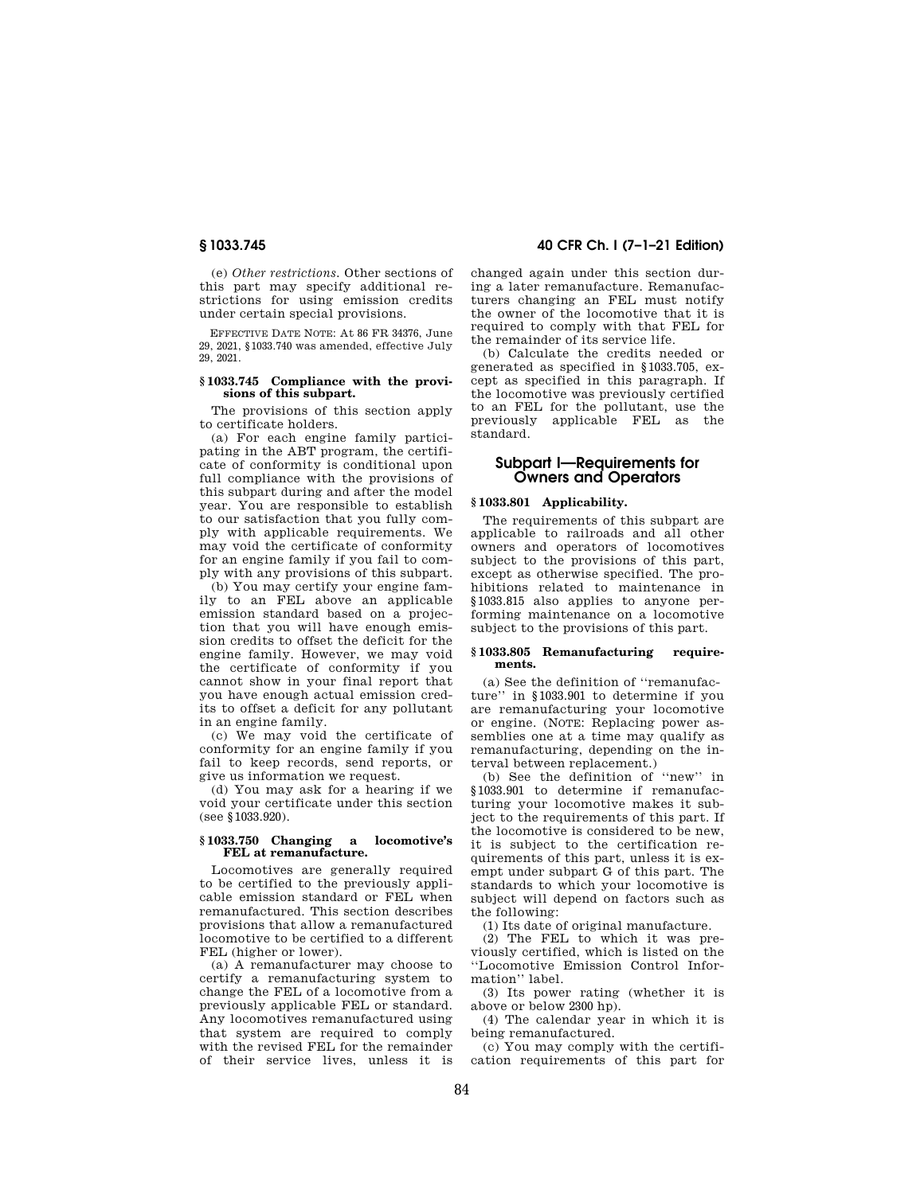(e) *Other restrictions.* Other sections of this part may specify additional restrictions for using emission credits under certain special provisions.

EFFECTIVE DATE NOTE: At 86 FR 34376, June 29, 2021, §1033.740 was amended, effective July 29, 2021.

#### § 1033.745 Compliance with the provisions of this subpart.

The provisions of this section apply to certificate holders.

(a) For each engine family participating in the ABT program, the certificate of conformity is conditional upon full compliance with the provisions of this subpart during and after the model year. You are responsible to establish to our satisfaction that you fully comply with applicable requirements. We may void the certificate of conformity for an engine family if you fail to comply with any provisions of this subpart.

(b) You may certify your engine family to an FEL above an applicable emission standard based on a projection that you will have enough emission credits to offset the deficit for the engine family. However, we may void the certificate of conformity if you cannot show in your final report that you have enough actual emission credits to offset a deficit for any pollutant in an engine family.

(c) We may void the certificate of conformity for an engine family if you fail to keep records, send reports, or give us information we request.

(d) You may ask for a hearing if we void your certificate under this section (see §1033.920).

#### § 1033.750 Changing a locomotive's FEL at remanufacture.

Locomotives are generally required to be certified to the previously applicable emission standard or FEL when remanufactured. This section describes provisions that allow a remanufactured locomotive to be certified to a different FEL (higher or lower).

(a) A remanufacturer may choose to certify a remanufacturing system to change the FEL of a locomotive from a previously applicable FEL or standard. Any locomotives remanufactured using that system are required to comply with the revised FEL for the remainder of their service lives, unless it is changed again under this section during a later remanufacture. Remanufacturers changing an FEL must notify the owner of the locomotive that it is required to comply with that FEL for the remainder of its service life.

(b) Calculate the credits needed or generated as specified in §1033.705, except as specified in this paragraph. If the locomotive was previously certified to an FEL for the pollutant, use the previously applicable FEL as the standard.

## Subpart I—Requirements for Owners and Operators

#### § 1033.801 Applicability.

The requirements of this subpart are applicable to railroads and all other owners and operators of locomotives subject to the provisions of this part, except as otherwise specified. The prohibitions related to maintenance in §1033.815 also applies to anyone performing maintenance on a locomotive subject to the provisions of this part.

#### § 1033.805 Remanufacturing requirements.

(a) See the definition of "remanufacture" in §1033.901 to determine if you are remanufacturing your locomotive or engine. (NOTE: Replacing power assemblies one at a time may qualify as remanufacturing, depending on the interval between replacement.)

(b) See the definition of "new" in §1033.901 to determine if remanufacturing your locomotive makes it subject to the requirements of this part. If the locomotive is considered to be new, it is subject to the certification requirements of this part, unless it is exempt under subpart G of this part. The standards to which your locomotive is subject will depend on factors such as the following:

(1) Its date of original manufacture.

(2) The FEL to which it was previously certified, which is listed on the "Locomotive Emission Control Information" label.

(3) Its power rating (whether it is above or below 2300 hp).

(4) The calendar year in which it is being remanufactured.

(c) You may comply with the certification requirements of this part for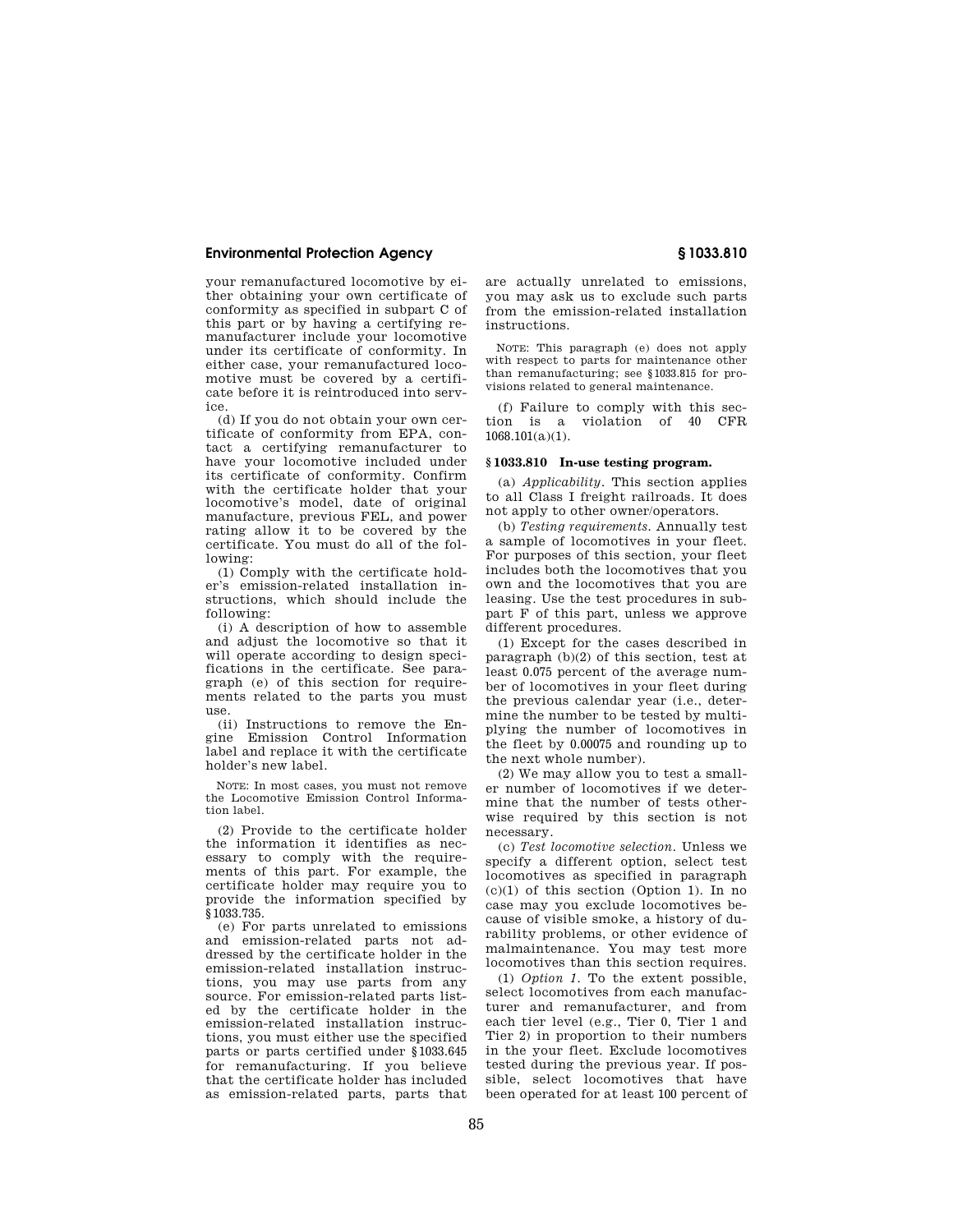your remanufactured locomotive by either obtaining your own certificate of conformity as specified in subpart C of this part or by having a certifying remanufacturer include your locomotive under its certificate of conformity. In either case, your remanufactured locomotive must be covered by a certificate before it is reintroduced into service.

(d) If you do not obtain your own certificate of conformity from EPA, contact a certifying remanufacturer to have your locomotive included under its certificate of conformity. Confirm with the certificate holder that your locomotive's model, date of original manufacture, previous FEL, and power rating allow it to be covered by the certificate. You must do all of the following:

(1) Comply with the certificate holder's emission-related installation instructions, which should include the following:

(i) A description of how to assemble and adjust the locomotive so that it will operate according to design specifications in the certificate. See paragraph (e) of this section for requirements related to the parts you must use.

(ii) Instructions to remove the Engine Emission Control Information label and replace it with the certificate holder's new label.

NOTE: In most cases, you must not remove the Locomotive Emission Control Information label.

(2) Provide to the certificate holder the information it identifies as necessary to comply with the requirements of this part. For example, the certificate holder may require you to provide the information specified by §1033.735.

(e) For parts unrelated to emissions and emission-related parts not addressed by the certificate holder in the emission-related installation instructions, you may use parts from any source. For emission-related parts listed by the certificate holder in the emission-related installation instructions, you must either use the specified parts or parts certified under §1033.645 for remanufacturing. If you believe that the certificate holder has included as emission-related parts, parts that are actually unrelated to emissions, you may ask us to exclude such parts from the emission-related installation instructions.

NOTE: This paragraph (e) does not apply with respect to parts for maintenance other than remanufacturing; see §1033.815 for provisions related to general maintenance.

(f) Failure to comply with this section is a violation of 40 CFR 1068.101(a)(1).

### §1033.810 In-use testing program.

(a) *Applicability*. This section applies to all Class I freight railroads. It does not apply to other owner/operators.

(b) *Testing requirements*. Annually test a sample of locomotives in your fleet. For purposes of this section, your fleet includes both the locomotives that you own and the locomotives that you are leasing. Use the test procedures in subpart F of this part, unless we approve different procedures.

(1) Except for the cases described in paragraph (b)(2) of this section, test at least 0.075 percent of the average number of locomotives in your fleet during the previous calendar year (i.e., determine the number to be tested by multiplying the number of locomotives in the fleet by 0.00075 and rounding up to the next whole number).

(2) We may allow you to test a smaller number of locomotives if we determine that the number of tests otherwise required by this section is not necessary.

(c) *Test locomotive selection*. Unless we specify a different option, select test locomotives as specified in paragraph (c)(1) of this section (Option 1). In no case may you exclude locomotives because of visible smoke, a history of durability problems, or other evidence of malmaintenance. You may test more locomotives than this section requires.

(1) *Option 1*. To the extent possible, select locomotives from each manufacturer and remanufacturer, and from each tier level (e.g., Tier 0, Tier 1 and Tier 2) in proportion to their numbers in the your fleet. Exclude locomotives tested during the previous year. If possible, select locomotives that have been operated for at least 100 percent of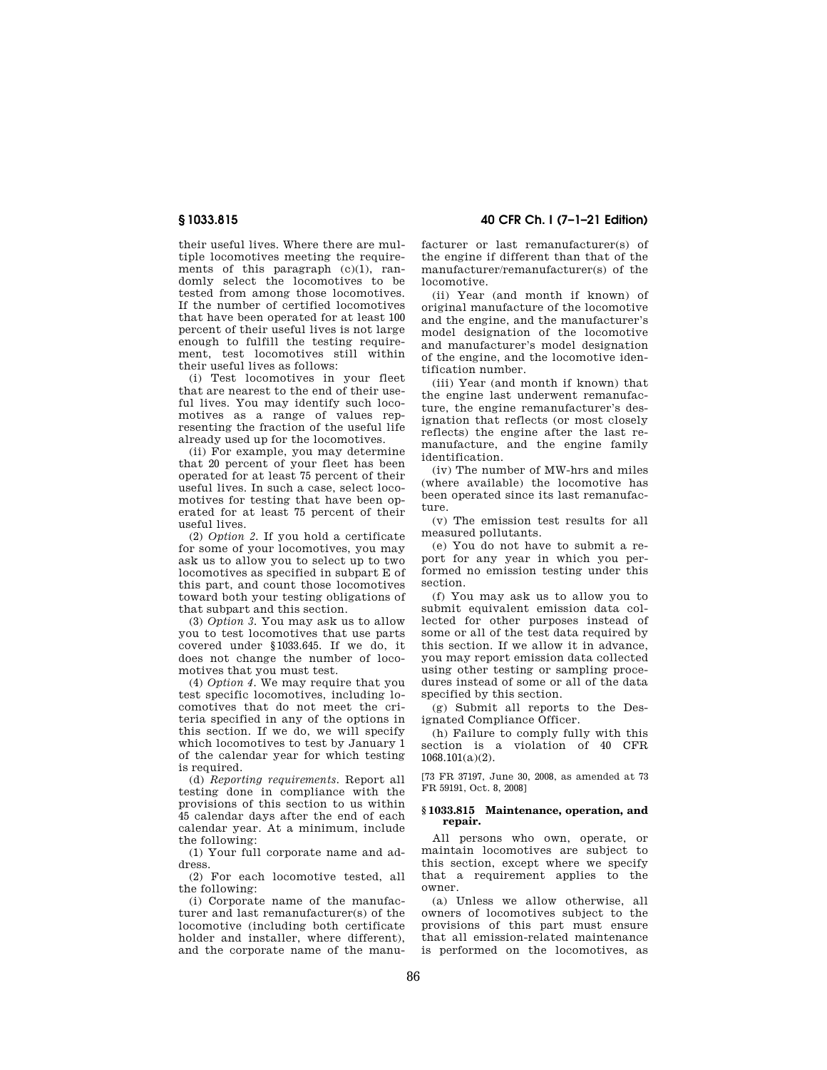their useful lives. Where there are multiple locomotives meeting the requirements of this paragraph (c)(1), randomly select the locomotives to be tested from among those locomotives. If the number of certified locomotives that have been operated for at least 100 percent of their useful lives is not large enough to fulfill the testing requirement, test locomotives still within their useful lives as follows:

(i) Test locomotives in your fleet that are nearest to the end of their useful lives. You may identify such locomotives as a range of values representing the fraction of the useful life already used up for the locomotives.

(ii) For example, you may determine that 20 percent of your fleet has been operated for at least 75 percent of their useful lives. In such a case, select locomotives for testing that have been operated for at least 75 percent of their useful lives.

(2) *Option 2.* If you hold a certificate for some of your locomotives, you may ask us to allow you to select up to two locomotives as specified in subpart E of this part, and count those locomotives toward both your testing obligations of that subpart and this section.

(3) *Option 3.* You may ask us to allow you to test locomotives that use parts covered under §1033.645. If we do, it does not change the number of locomotives that you must test.

(4) *Option 4.* We may require that you test specific locomotives, including locomotives that do not meet the criteria specified in any of the options in this section. If we do, we will specify which locomotives to test by January 1 of the calendar year for which testing is required.

(d) *Reporting requirements.* Report all testing done in compliance with the provisions of this section to us within 45 calendar days after the end of each calendar year. At a minimum, include the following:

(1) Your full corporate name and address.

(2) For each locomotive tested, all the following:

(i) Corporate name of the manufacturer and last remanufacturer(s) of the locomotive (including both certificate holder and installer, where different), and the corporate name of the manufacturer or last remanufacturer(s) of the engine if different than that of the manufacturer/remanufacturer(s) of the locomotive.

(ii) Year (and month if known) of original manufacture of the locomotive and the engine, and the manufacturer's model designation of the locomotive and manufacturer's model designation of the engine, and the locomotive identification number.

(iii) Year (and month if known) that the engine last underwent remanufacture, the engine remanufacturer's designation that reflects (or most closely reflects) the engine after the last remanufacture, and the engine family identification.

(iv) The number of MW-hrs and miles (where available) the locomotive has been operated since its last remanufacture.

(v) The emission test results for all measured pollutants.

(e) You do not have to submit a report for any year in which you performed no emission testing under this section.

(f) You may ask us to allow you to submit equivalent emission data collected for other purposes instead of some or all of the test data required by this section. If we allow it in advance, you may report emission data collected using other testing or sampling procedures instead of some or all of the data specified by this section.

(g) Submit all reports to the Designated Compliance Officer.

(h) Failure to comply fully with this section is a violation of 40 CFR 1068.101(a)(2).

[73 FR 37197, June 30, 2008, as amended at 73 FR 59191, Oct. 8, 2008]

### § 1033.815 Maintenance, operation, and repair.

All persons who own, operate, or maintain locomotives are subject to this section, except where we specify that a requirement applies to the owner.

(a) Unless we allow otherwise, all owners of locomotives subject to the provisions of this part must ensure that all emission-related maintenance is performed on the locomotives, as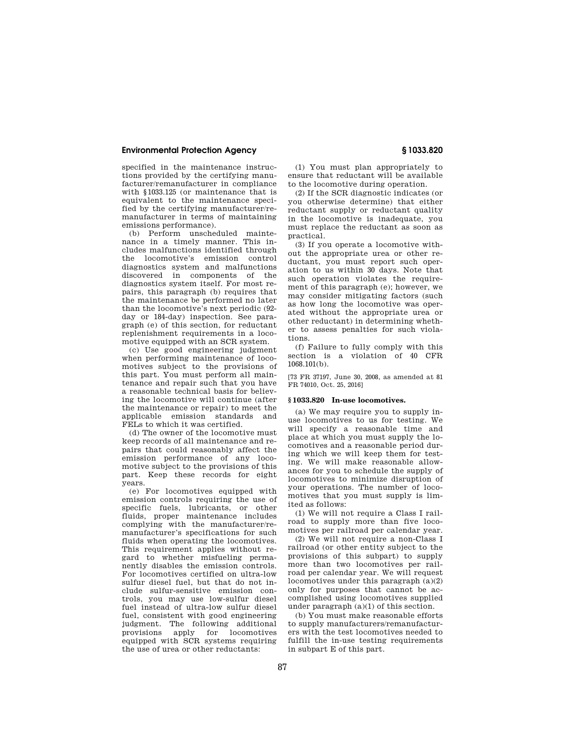specified in the maintenance instructions provided by the certifying manufacturer/remanufacturer in compliance with §1033.125 (or maintenance that is equivalent to the maintenance specified by the certifying manufacturer/remanufacturer in terms of maintaining emissions performance).

(b) Perform unscheduled maintenance in a timely manner. This includes malfunctions identified through the locomotive's emission control diagnostics system and malfunctions discovered in components of the diagnostics system itself. For most repairs, this paragraph (b) requires that the maintenance be performed no later than the locomotive's next periodic (92-day or 184-day) inspection. See paragraph (e) of this section, for reductant replenishment requirements in a locomotive equipped with an SCR system.

(c) Use good engineering judgment when performing maintenance of locomotives subject to the provisions of this part. You must perform all maintenance and repair such that you have a reasonable technical basis for believing the locomotive will continue (after the maintenance or repair) to meet the applicable emission standards and FELs to which it was certified.

(d) The owner of the locomotive must keep records of all maintenance and repairs that could reasonably affect the emission performance of any locomotive subject to the provisions of this part. Keep these records for eight years.

(e) For locomotives equipped with emission controls requiring the use of specific fuels, lubricants, or other fluids, proper maintenance includes complying with the manufacturer/remanufacturer's specifications for such fluids when operating the locomotives. This requirement applies without regard to whether misfueling permanently disables the emission controls. For locomotives certified on ultra-low sulfur diesel fuel, but that do not include sulfur-sensitive emission controls, you may use low-sulfur diesel fuel instead of ultra-low sulfur diesel fuel, consistent with good engineering judgment. The following additional provisions apply for locomotives equipped with SCR systems requiring the use of urea or other reductants:

(1) You must plan appropriately to ensure that reductant will be available to the locomotive during operation.

(2) If the SCR diagnostic indicates (or you otherwise determine) that either reductant supply or reductant quality in the locomotive is inadequate, you must replace the reductant as soon as practical.

(3) If you operate a locomotive without the appropriate urea or other reductant, you must report such operation to us within 30 days. Note that such operation violates the requirement of this paragraph (e); however, we may consider mitigating factors (such as how long the locomotive was operated without the appropriate urea or other reductant) in determining whether to assess penalties for such violations.

(f) Failure to fully comply with this section is a violation of 40 CFR 1068.101(b).

[73 FR 37197, June 30, 2008, as amended at 81 FR 74010, Oct. 25, 2016]

## §1033.820 In-use locomotives.

(a) We may require you to supply in-use locomotives to us for testing. We will specify a reasonable time and place at which you must supply the locomotives and a reasonable period during which we will keep them for testing. We will make reasonable allowances for you to schedule the supply of locomotives to minimize disruption of your operations. The number of locomotives that you must supply is limited as follows:

(1) We will not require a Class I railroad to supply more than five locomotives per railroad per calendar year.

(2) We will not require a non-Class I railroad (or other entity subject to the provisions of this subpart) to supply more than two locomotives per railroad per calendar year. We will request locomotives under this paragraph (a)(2) only for purposes that cannot be accomplished using locomotives supplied under paragraph (a)(1) of this section.

(b) You must make reasonable efforts to supply manufacturers/remanufacturers with the test locomotives needed to fulfill the in-use testing requirements in subpart E of this part.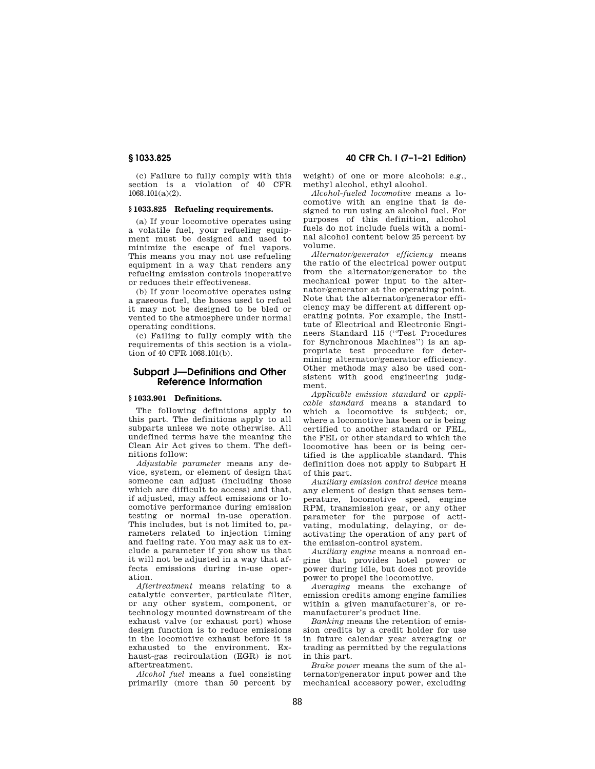(c) Failure to fully comply with this section is a violation of 40 CFR 1068.101(a)(2).

### § 1033.825 Refueling requirements.

(a) If your locomotive operates using a volatile fuel, your refueling equipment must be designed and used to minimize the escape of fuel vapors. This means you may not use refueling equipment in a way that renders any refueling emission controls inoperative or reduces their effectiveness.

(b) If your locomotive operates using a gaseous fuel, the hoses used to refuel it may not be designed to be bled or vented to the atmosphere under normal operating conditions.

(c) Failing to fully comply with the requirements of this section is a violation of 40 CFR 1068.101(b).

## Subpart J—Definitions and Other Reference Information

### § 1033.901 Definitions.

The following definitions apply to this part. The definitions apply to all subparts unless we note otherwise. All undefined terms have the meaning the Clean Air Act gives to them. The definitions follow:

*Adjustable parameter* means any device, system, or element of design that someone can adjust (including those which are difficult to access) and that, if adjusted, may affect emissions or locomotive performance during emission testing or normal in-use operation. This includes, but is not limited to, parameters related to injection timing and fueling rate. You may ask us to exclude a parameter if you show us that it will not be adjusted in a way that affects emissions during in-use operation.

*Aftertreatment* means relating to a catalytic converter, particulate filter, or any other system, component, or technology mounted downstream of the exhaust valve (or exhaust port) whose design function is to reduce emissions in the locomotive exhaust before it is exhausted to the environment. Exhaust-gas recirculation (EGR) is not aftertreatment.

*Alcohol fuel* means a fuel consisting primarily (more than 50 percent by weight) of one or more alcohols: e.g., methyl alcohol, ethyl alcohol.

*Alcohol-fueled locomotive* means a locomotive with an engine that is designed to run using an alcohol fuel. For purposes of this definition, alcohol fuels do not include fuels with a nominal alcohol content below 25 percent by volume.

*Alternator/generator efficiency* means the ratio of the electrical power output from the alternator/generator to the mechanical power input to the alternator/generator at the operating point. Note that the alternator/generator efficiency may be different at different operating points. For example, the Institute of Electrical and Electronic Engineers Standard 115 (''Test Procedures for Synchronous Machines'') is an appropriate test procedure for determining alternator/generator efficiency. Other methods may also be used consistent with good engineering judgment.

*Applicable emission standard* or *applicable standard* means a standard to which a locomotive is subject; or, where a locomotive has been or is being certified to another standard or FEL, the FEL or other standard to which the locomotive has been or is being certified is the applicable standard. This definition does not apply to Subpart H of this part.

*Auxiliary emission control device* means any element of design that senses temperature, locomotive speed, engine RPM, transmission gear, or any other parameter for the purpose of activating, modulating, delaying, or deactivating the operation of any part of the emission-control system.

*Auxiliary engine* means a nonroad engine that provides hotel power or power during idle, but does not provide power to propel the locomotive.

*Averaging* means the exchange of emission credits among engine families within a given manufacturer's, or remanufacturer's product line.

*Banking* means the retention of emission credits by a credit holder for use in future calendar year averaging or trading as permitted by the regulations in this part.

*Brake power* means the sum of the alternator/generator input power and the mechanical accessory power, excluding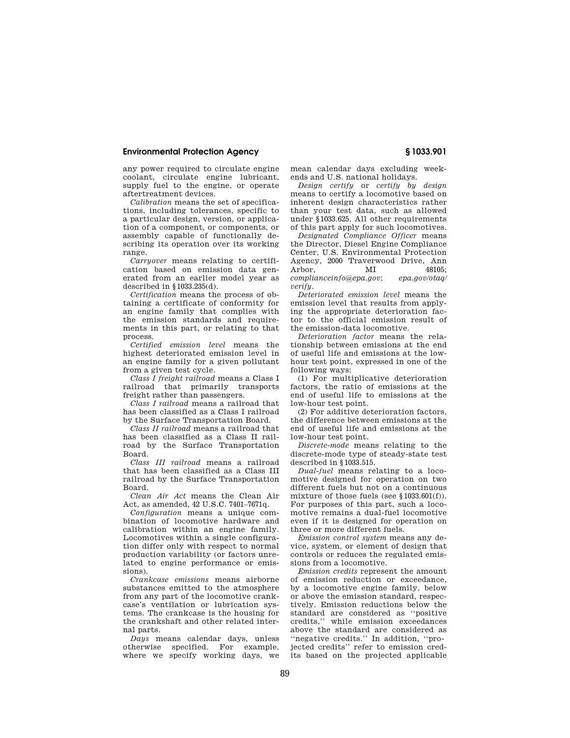any power required to circulate engine coolant, circulate engine lubricant, supply fuel to the engine, or operate aftertreatment devices.

*Calibration* means the set of specifications, including tolerances, specific to a particular design, version, or application of a component, or components, or assembly capable of functionally describing its operation over its working range.

*Carryover* means relating to certification based on emission data generated from an earlier model year as described in §1033.235(d).

*Certification* means the process of obtaining a certificate of conformity for an engine family that complies with the emission standards and requirements in this part, or relating to that process.

*Certified emission level* means the highest deteriorated emission level in an engine family for a given pollutant from a given test cycle.

*Class I freight railroad* means a Class I railroad that primarily transports freight rather than passengers.

*Class I railroad* means a railroad that has been classified as a Class I railroad by the Surface Transportation Board.

*Class II railroad* means a railroad that has been classified as a Class II railroad by the Surface Transportation Board.

*Class III railroad* means a railroad that has been classified as a Class III railroad by the Surface Transportation Board.

*Clean Air Act* means the Clean Air Act, as amended, 42 U.S.C. 7401–7671q.

*Configuration* means a unique combination of locomotive hardware and calibration within an engine family. Locomotives within a single configuration differ only with respect to normal production variability (or factors unrelated to engine performance or emissions).

*Crankcase emissions* means airborne substances emitted to the atmosphere from any part of the locomotive crankcase's ventilation or lubrication systems. The crankcase is the housing for the crankshaft and other related internal parts.

*Days* means calendar days, unless otherwise specified. For example, where we specify working days, we mean calendar days excluding weekends and U.S. national holidays.

*Design certify* or *certify by design* means to certify a locomotive based on inherent design characteristics rather than your test data, such as allowed under §1033.625. All other requirements of this part apply for such locomotives.

*Designated Compliance Officer* means the Director, Diesel Engine Compliance Center, U.S. Environmental Protection Agency, 2000 Traverwood Drive, Ann Arbor, MI 48105; *complianceinfo@epa.gov*; *epa.gov/otaq/verify*.

*Deteriorated emission level* means the emission level that results from applying the appropriate deterioration factor to the official emission result of the emission-data locomotive.

*Deterioration factor* means the relationship between emissions at the end of useful life and emissions at the low-hour test point, expressed in one of the following ways:

(1) For multiplicative deterioration factors, the ratio of emissions at the end of useful life to emissions at the low-hour test point.

(2) For additive deterioration factors, the difference between emissions at the end of useful life and emissions at the low-hour test point.

*Discrete-mode* means relating to the discrete-mode type of steady-state test described in §1033.515.

*Dual-fuel* means relating to a locomotive designed for operation on two different fuels but not on a continuous mixture of those fuels (see §1033.601(f)). For purposes of this part, such a locomotive remains a dual-fuel locomotive even if it is designed for operation on three or more different fuels.

*Emission control system* means any device, system, or element of design that controls or reduces the regulated emissions from a locomotive.

*Emission credits* represent the amount of emission reduction or exceedance, by a locomotive engine family, below or above the emission standard, respectively. Emission reductions below the standard are considered as "positive credits," while emission exceedances above the standard are considered as "negative credits." In addition, "projected credits" refer to emission credits based on the projected applicable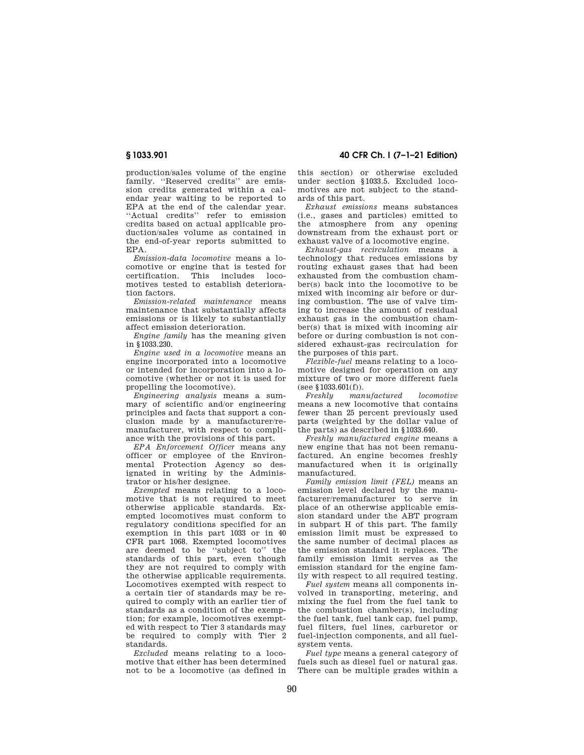production/sales volume of the engine family. ''Reserved credits'' are emission credits generated within a calendar year waiting to be reported to EPA at the end of the calendar year. ''Actual credits'' refer to emission credits based on actual applicable production/sales volume as contained in the end-of-year reports submitted to EPA.

*Emission-data locomotive* means a locomotive or engine that is tested for certification. This includes locomotives tested to establish deterioration factors.

*Emission-related maintenance* means maintenance that substantially affects emissions or is likely to substantially affect emission deterioration.

*Engine family* has the meaning given in §1033.230.

*Engine used in a locomotive* means an engine incorporated into a locomotive or intended for incorporation into a locomotive (whether or not it is used for propelling the locomotive).

*Engineering analysis* means a summary of scientific and/or engineering principles and facts that support a conclusion made by a manufacturer/remanufacturer, with respect to compliance with the provisions of this part.

*EPA Enforcement Officer* means any officer or employee of the Environmental Protection Agency so designated in writing by the Administrator or his/her designee.

*Exempted* means relating to a locomotive that is not required to meet otherwise applicable standards. Exempted locomotives must conform to regulatory conditions specified for an exemption in this part 1033 or in 40 CFR part 1068. Exempted locomotives are deemed to be ''subject to'' the standards of this part, even though they are not required to comply with the otherwise applicable requirements. Locomotives exempted with respect to a certain tier of standards may be required to comply with an earlier tier of standards as a condition of the exemption; for example, locomotives exempted with respect to Tier 3 standards may be required to comply with Tier 2 standards.

*Excluded* means relating to a locomotive that either has been determined not to be a locomotive (as defined in this section) or otherwise excluded under section §1033.5. Excluded locomotives are not subject to the standards of this part.

*Exhaust emissions* means substances (i.e., gases and particles) emitted to the atmosphere from any opening downstream from the exhaust port or exhaust valve of a locomotive engine.

*Exhaust-gas recirculation* means a technology that reduces emissions by routing exhaust gases that had been exhausted from the combustion chamber(s) back into the locomotive to be mixed with incoming air before or during combustion. The use of valve timing to increase the amount of residual exhaust gas in the combustion chamber(s) that is mixed with incoming air before or during combustion is not considered exhaust-gas recirculation for the purposes of this part.

*Flexible-fuel* means relating to a locomotive designed for operation on any mixture of two or more different fuels (see §1033.601(f)).

*Freshly manufactured locomotive* means a new locomotive that contains fewer than 25 percent previously used parts (weighted by the dollar value of the parts) as described in §1033.640.

*Freshly manufactured engine* means a new engine that has not been remanufactured. An engine becomes freshly manufactured when it is originally manufactured.

*Family emission limit (FEL)* means an emission level declared by the manufacturer/remanufacturer to serve in place of an otherwise applicable emission standard under the ABT program in subpart H of this part. The family emission limit must be expressed to the same number of decimal places as the emission standard it replaces. The family emission limit serves as the emission standard for the engine family with respect to all required testing.

*Fuel system* means all components involved in transporting, metering, and mixing the fuel from the fuel tank to the combustion chamber(s), including the fuel tank, fuel tank cap, fuel pump, fuel filters, fuel lines, carburetor or fuel-injection components, and all fuel-system vents.

*Fuel type* means a general category of fuels such as diesel fuel or natural gas. There can be multiple grades within a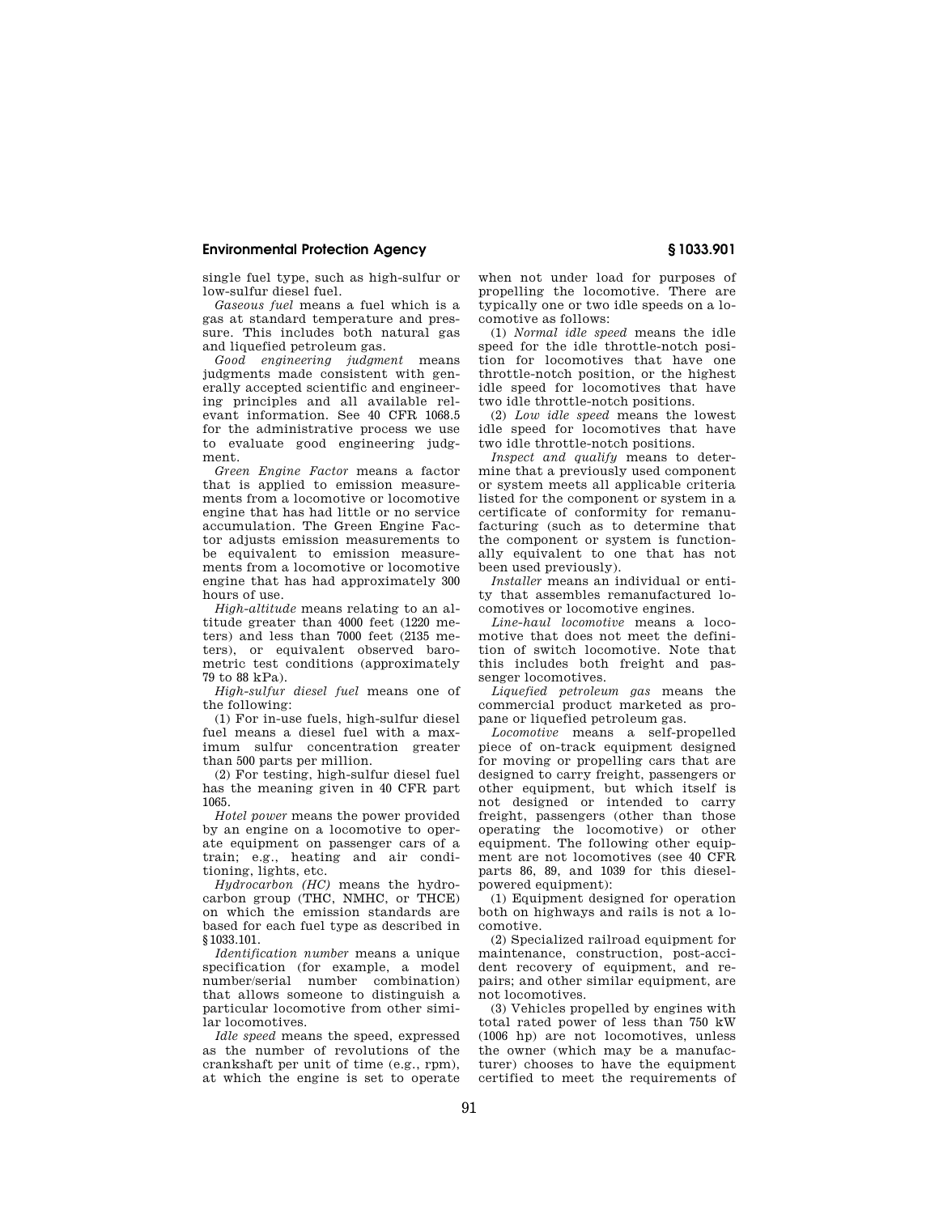single fuel type, such as high-sulfur or low-sulfur diesel fuel.

*Gaseous fuel* means a fuel which is a gas at standard temperature and pressure. This includes both natural gas and liquefied petroleum gas.

*Good engineering judgment* means judgments made consistent with generally accepted scientific and engineering principles and all available relevant information. See 40 CFR 1068.5 for the administrative process we use to evaluate good engineering judgment.

*Green Engine Factor* means a factor that is applied to emission measurements from a locomotive or locomotive engine that has had little or no service accumulation. The Green Engine Factor adjusts emission measurements to be equivalent to emission measurements from a locomotive or locomotive engine that has had approximately 300 hours of use.

*High-altitude* means relating to an altitude greater than 4000 feet (1220 meters) and less than 7000 feet (2135 meters), or equivalent observed barometric test conditions (approximately 79 to 88 kPa).

*High-sulfur diesel fuel* means one of the following:

(1) For in-use fuels, high-sulfur diesel fuel means a diesel fuel with a maximum sulfur concentration greater than 500 parts per million.

(2) For testing, high-sulfur diesel fuel has the meaning given in 40 CFR part 1065.

*Hotel power* means the power provided by an engine on a locomotive to operate equipment on passenger cars of a train; e.g., heating and air conditioning, lights, etc.

*Hydrocarbon (HC)* means the hydrocarbon group (THC, NMHC, or THCE) on which the emission standards are based for each fuel type as described in §1033.101.

*Identification number* means a unique specification (for example, a model number/serial number combination) that allows someone to distinguish a particular locomotive from other similar locomotives.

*Idle speed* means the speed, expressed as the number of revolutions of the crankshaft per unit of time (e.g., rpm), at which the engine is set to operate when not under load for purposes of propelling the locomotive. There are typically one or two idle speeds on a locomotive as follows:

(1) *Normal idle speed* means the idle speed for the idle throttle-notch position for locomotives that have one throttle-notch position, or the highest idle speed for locomotives that have two idle throttle-notch positions.

(2) *Low idle speed* means the lowest idle speed for locomotives that have two idle throttle-notch positions.

*Inspect and qualify* means to determine that a previously used component or system meets all applicable criteria listed for the component or system in a certificate of conformity for remanufacturing (such as to determine that the component or system is functionally equivalent to one that has not been used previously).

*Installer* means an individual or entity that assembles remanufactured locomotives or locomotive engines.

*Line-haul locomotive* means a locomotive that does not meet the definition of switch locomotive. Note that this includes both freight and passenger locomotives.

*Liquefied petroleum gas* means the commercial product marketed as propane or liquefied petroleum gas.

*Locomotive* means a self-propelled piece of on-track equipment designed for moving or propelling cars that are designed to carry freight, passengers or other equipment, but which itself is not designed or intended to carry freight, passengers (other than those operating the locomotive) or other equipment. The following other equipment are not locomotives (see 40 CFR parts 86, 89, and 1039 for this diesel-powered equipment):

(1) Equipment designed for operation both on highways and rails is not a locomotive.

(2) Specialized railroad equipment for maintenance, construction, post-accident recovery of equipment, and repairs; and other similar equipment, are not locomotives.

(3) Vehicles propelled by engines with total rated power of less than 750 kW (1006 hp) are not locomotives, unless the owner (which may be a manufacturer) chooses to have the equipment certified to meet the requirements of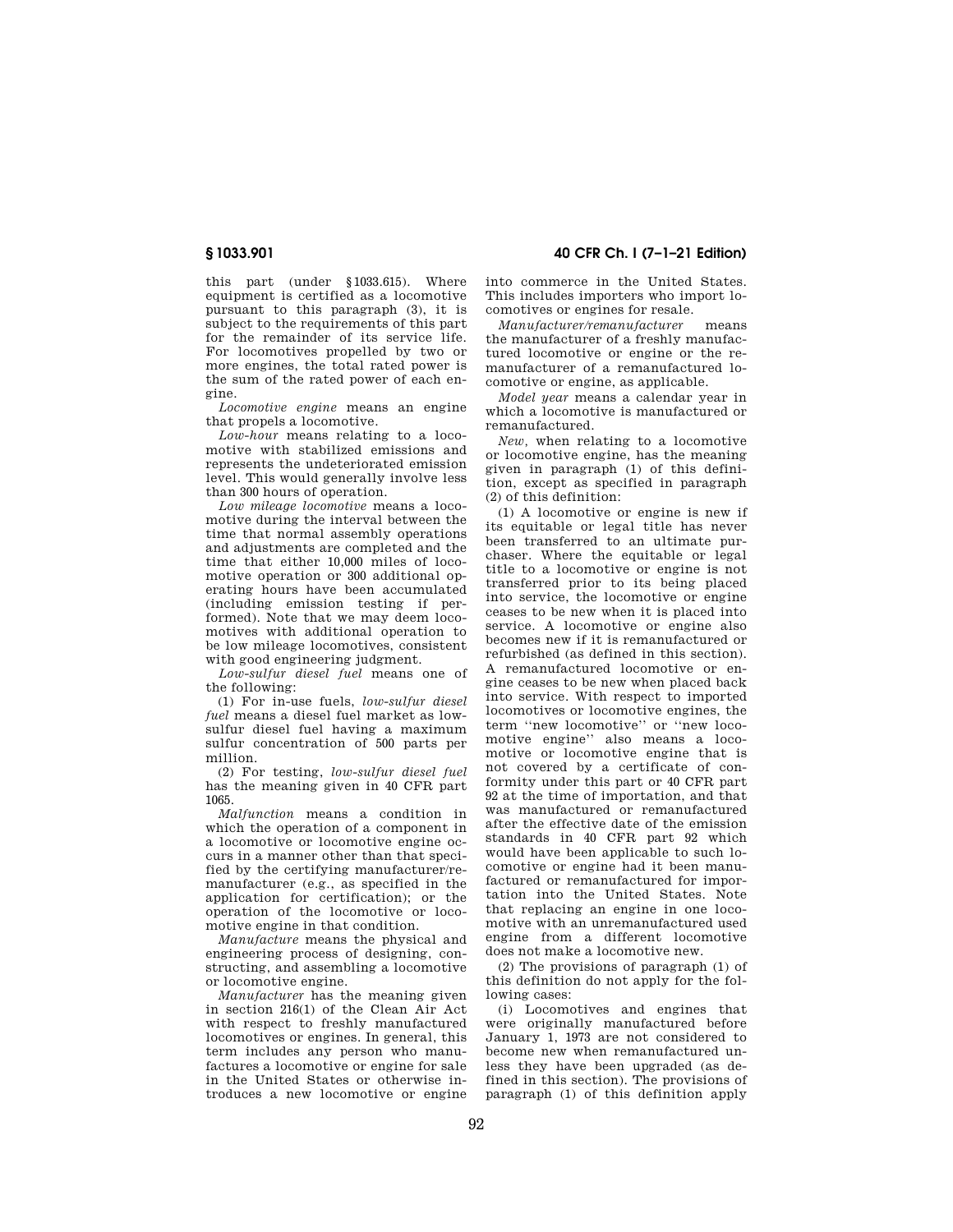this part (under §1033.615). Where equipment is certified as a locomotive pursuant to this paragraph (3), it is subject to the requirements of this part for the remainder of its service life. For locomotives propelled by two or more engines, the total rated power is the sum of the rated power of each engine.

*Locomotive engine* means an engine that propels a locomotive.

*Low-hour* means relating to a locomotive with stabilized emissions and represents the undeteriorated emission level. This would generally involve less than 300 hours of operation.

*Low mileage locomotive* means a locomotive during the interval between the time that normal assembly operations and adjustments are completed and the time that either 10,000 miles of locomotive operation or 300 additional operating hours have been accumulated (including emission testing if performed). Note that we may deem locomotives with additional operation to be low mileage locomotives, consistent with good engineering judgment.

*Low-sulfur diesel fuel* means one of the following:

(1) For in-use fuels, *low-sulfur diesel fuel* means a diesel fuel market as low-sulfur diesel fuel having a maximum sulfur concentration of 500 parts per million.

(2) For testing, *low-sulfur diesel fuel* has the meaning given in 40 CFR part 1065.

*Malfunction* means a condition in which the operation of a component in a locomotive or locomotive engine occurs in a manner other than that specified by the certifying manufacturer/remanufacturer (e.g., as specified in the application for certification); or the operation of the locomotive or locomotive engine in that condition.

*Manufacture* means the physical and engineering process of designing, constructing, and assembling a locomotive or locomotive engine.

*Manufacturer* has the meaning given in section 216(1) of the Clean Air Act with respect to freshly manufactured locomotives or engines. In general, this term includes any person who manufactures a locomotive or engine for sale in the United States or otherwise introduces a new locomotive or engine into commerce in the United States. This includes importers who import locomotives or engines for resale.

*Manufacturer/remanufacturer* means the manufacturer of a freshly manufactured locomotive or engine or the remanufacturer of a remanufactured locomotive or engine, as applicable.

*Model year* means a calendar year in which a locomotive is manufactured or remanufactured.

*New*, when relating to a locomotive or locomotive engine, has the meaning given in paragraph (1) of this definition, except as specified in paragraph (2) of this definition:

(1) A locomotive or engine is new if its equitable or legal title has never been transferred to an ultimate purchaser. Where the equitable or legal title to a locomotive or engine is not transferred prior to its being placed into service, the locomotive or engine ceases to be new when it is placed into service. A locomotive or engine also becomes new if it is remanufactured or refurbished (as defined in this section). A remanufactured locomotive or engine ceases to be new when placed back into service. With respect to imported locomotives or locomotive engines, the term "new locomotive" or "new locomotive engine" also means a locomotive or locomotive engine that is not covered by a certificate of conformity under this part or 40 CFR part 92 at the time of importation, and that was manufactured or remanufactured after the effective date of the emission standards in 40 CFR part 92 which would have been applicable to such locomotive or engine had it been manufactured or remanufactured for importation into the United States. Note that replacing an engine in one locomotive with an unremanufactured used engine from a different locomotive does not make a locomotive new.

(2) The provisions of paragraph (1) of this definition do not apply for the following cases:

(i) Locomotives and engines that were originally manufactured before January 1, 1973 are not considered to become new when remanufactured unless they have been upgraded (as defined in this section). The provisions of paragraph (1) of this definition apply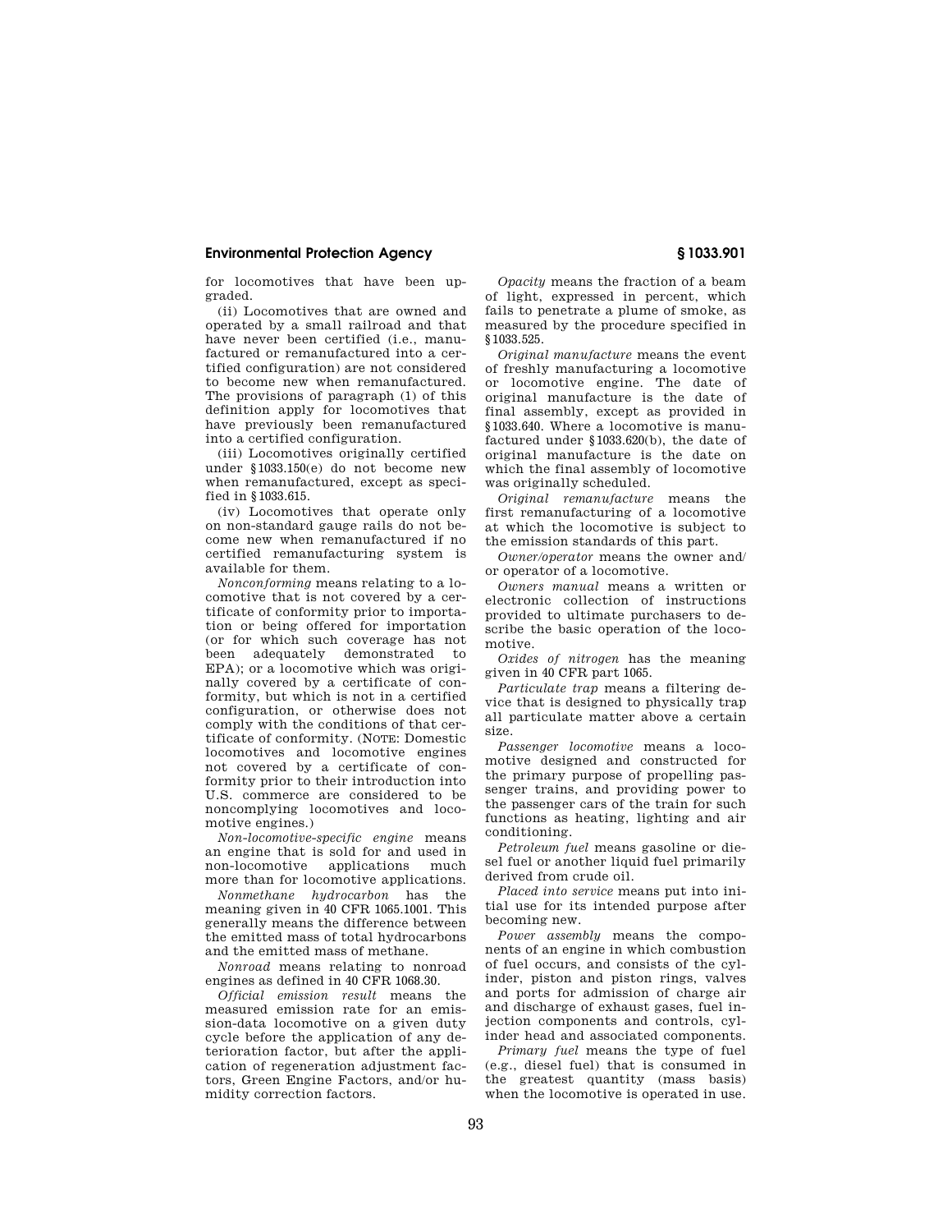for locomotives that have been upgraded.

(ii) Locomotives that are owned and operated by a small railroad and that have never been certified (i.e., manufactured or remanufactured into a certified configuration) are not considered to become new when remanufactured. The provisions of paragraph (1) of this definition apply for locomotives that have previously been remanufactured into a certified configuration.

(iii) Locomotives originally certified under §1033.150(e) do not become new when remanufactured, except as specified in §1033.615.

(iv) Locomotives that operate only on non-standard gauge rails do not become new when remanufactured if no certified remanufacturing system is available for them.

*Nonconforming* means relating to a locomotive that is not covered by a certificate of conformity prior to importation or being offered for importation (or for which such coverage has not been adequately demonstrated to EPA); or a locomotive which was originally covered by a certificate of conformity, but which is not in a certified configuration, or otherwise does not comply with the conditions of that certificate of conformity. (NOTE: Domestic locomotives and locomotive engines not covered by a certificate of conformity prior to their introduction into U.S. commerce are considered to be noncomplying locomotives and locomotive engines.)

*Non-locomotive-specific engine* means an engine that is sold for and used in non-locomotive applications much more than for locomotive applications.

*Nonmethane hydrocarbon* has the meaning given in 40 CFR 1065.1001. This generally means the difference between the emitted mass of total hydrocarbons and the emitted mass of methane.

*Nonroad* means relating to nonroad engines as defined in 40 CFR 1068.30.

*Official emission result* means the measured emission rate for an emission-data locomotive on a given duty cycle before the application of any deterioration factor, but after the application of regeneration adjustment factors, Green Engine Factors, and/or humidity correction factors.

*Opacity* means the fraction of a beam of light, expressed in percent, which fails to penetrate a plume of smoke, as measured by the procedure specified in §1033.525.

*Original manufacture* means the event of freshly manufacturing a locomotive or locomotive engine. The date of original manufacture is the date of final assembly, except as provided in §1033.640. Where a locomotive is manufactured under §1033.620(b), the date of original manufacture is the date on which the final assembly of locomotive was originally scheduled.

*Original remanufacture* means the first remanufacturing of a locomotive at which the locomotive is subject to the emission standards of this part.

*Owner/operator* means the owner and/or operator of a locomotive.

*Owners manual* means a written or electronic collection of instructions provided to ultimate purchasers to describe the basic operation of the locomotive.

*Oxides of nitrogen* has the meaning given in 40 CFR part 1065.

*Particulate trap* means a filtering device that is designed to physically trap all particulate matter above a certain size.

*Passenger locomotive* means a locomotive designed and constructed for the primary purpose of propelling passenger trains, and providing power to the passenger cars of the train for such functions as heating, lighting and air conditioning.

*Petroleum fuel* means gasoline or diesel fuel or another liquid fuel primarily derived from crude oil.

*Placed into service* means put into initial use for its intended purpose after becoming new.

*Power assembly* means the components of an engine in which combustion of fuel occurs, and consists of the cylinder, piston and piston rings, valves and ports for admission of charge air and discharge of exhaust gases, fuel injection components and controls, cylinder head and associated components.

*Primary fuel* means the type of fuel (e.g., diesel fuel) that is consumed in the greatest quantity (mass basis) when the locomotive is operated in use.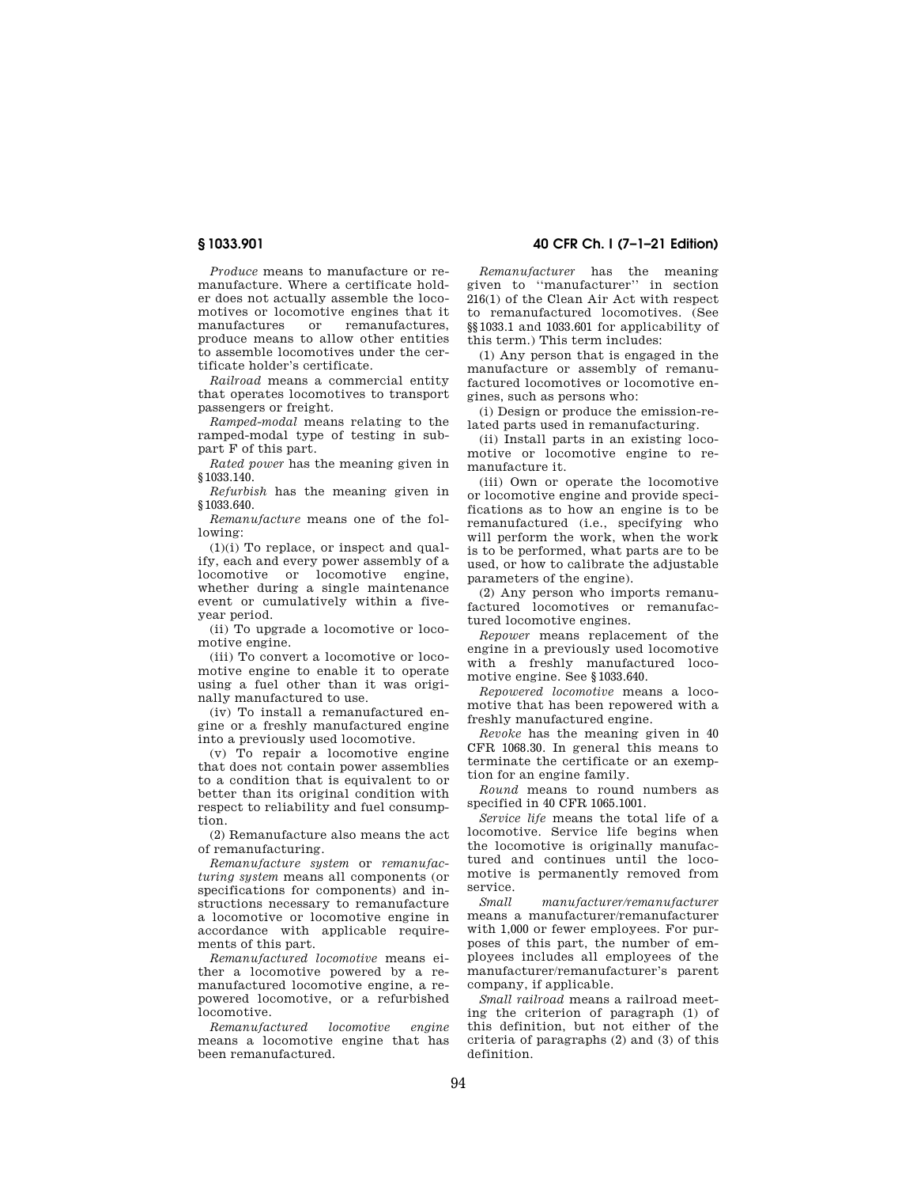*Produce* means to manufacture or remanufacture. Where a certificate holder does not actually assemble the locomotives or locomotive engines that it manufactures or remanufactures, produce means to allow other entities to assemble locomotives under the certificate holder's certificate.

*Railroad* means a commercial entity that operates locomotives to transport passengers or freight.

*Ramped-modal* means relating to the ramped-modal type of testing in subpart F of this part.

*Rated power* has the meaning given in §1033.140.

*Refurbish* has the meaning given in §1033.640.

*Remanufacture* means one of the following:

(1)(i) To replace, or inspect and qualify, each and every power assembly of a locomotive or locomotive engine, whether during a single maintenance event or cumulatively within a five-year period.

(ii) To upgrade a locomotive or locomotive engine.

(iii) To convert a locomotive or locomotive engine to enable it to operate using a fuel other than it was originally manufactured to use.

(iv) To install a remanufactured engine or a freshly manufactured engine into a previously used locomotive.

(v) To repair a locomotive engine that does not contain power assemblies to a condition that is equivalent to or better than its original condition with respect to reliability and fuel consumption.

(2) Remanufacture also means the act of remanufacturing.

*Remanufacture system* or *remanufacturing system* means all components (or specifications for components) and instructions necessary to remanufacture a locomotive or locomotive engine in accordance with applicable requirements of this part.

*Remanufactured locomotive* means either a locomotive powered by a remanufactured locomotive engine, a repowered locomotive, or a refurbished locomotive.

*Remanufactured locomotive engine* means a locomotive engine that has been remanufactured.

*Remanufacturer* has the meaning given to "manufacturer" in section 216(1) of the Clean Air Act with respect to remanufactured locomotives. (See §§1033.1 and 1033.601 for applicability of this term.) This term includes:

(1) Any person that is engaged in the manufacture or assembly of remanufactured locomotives or locomotive engines, such as persons who:

(i) Design or produce the emission-related parts used in remanufacturing.

(ii) Install parts in an existing locomotive or locomotive engine to remanufacture it.

(iii) Own or operate the locomotive or locomotive engine and provide specifications as to how an engine is to be remanufactured (i.e., specifying who will perform the work, when the work is to be performed, what parts are to be used, or how to calibrate the adjustable parameters of the engine).

(2) Any person who imports remanufactured locomotives or remanufactured locomotive engines.

*Repower* means replacement of the engine in a previously used locomotive with a freshly manufactured locomotive engine. See §1033.640.

*Repowered locomotive* means a locomotive that has been repowered with a freshly manufactured engine.

*Revoke* has the meaning given in 40 CFR 1068.30. In general this means to terminate the certificate or an exemption for an engine family.

*Round* means to round numbers as specified in 40 CFR 1065.1001.

*Service life* means the total life of a locomotive. Service life begins when the locomotive is originally manufactured and continues until the locomotive is permanently removed from service.

*Small manufacturer/remanufacturer* means a manufacturer/remanufacturer with 1,000 or fewer employees. For purposes of this part, the number of employees includes all employees of the manufacturer/remanufacturer's parent company, if applicable.

*Small railroad* means a railroad meeting the criterion of paragraph (1) of this definition, but not either of the criteria of paragraphs (2) and (3) of this definition.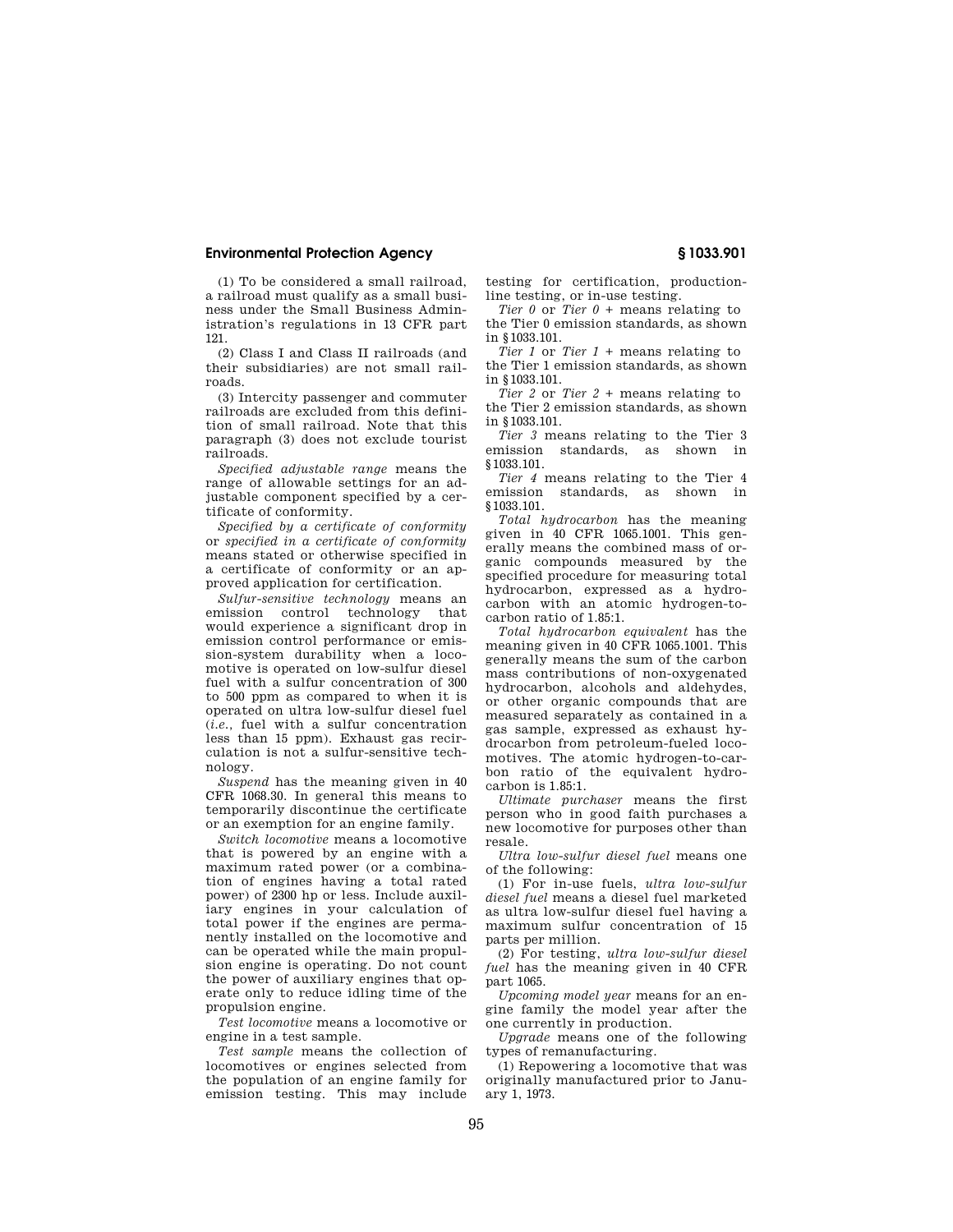(1) To be considered a small railroad, a railroad must qualify as a small business under the Small Business Administration's regulations in 13 CFR part 121.

(2) Class I and Class II railroads (and their subsidiaries) are not small railroads.

(3) Intercity passenger and commuter railroads are excluded from this definition of small railroad. Note that this paragraph (3) does not exclude tourist railroads.

*Specified adjustable range* means the range of allowable settings for an adjustable component specified by a certificate of conformity.

*Specified by a certificate of conformity* or *specified in a certificate of conformity* means stated or otherwise specified in a certificate of conformity or an approved application for certification.

*Sulfur-sensitive technology* means an emission control technology that would experience a significant drop in emission control performance or emission-system durability when a locomotive is operated on low-sulfur diesel fuel with a sulfur concentration of 300 to 500 ppm as compared to when it is operated on ultra low-sulfur diesel fuel (*i.e.*, fuel with a sulfur concentration less than 15 ppm). Exhaust gas recirculation is not a sulfur-sensitive technology.

*Suspend* has the meaning given in 40 CFR 1068.30. In general this means to temporarily discontinue the certificate or an exemption for an engine family.

*Switch locomotive* means a locomotive that is powered by an engine with a maximum rated power (or a combination of engines having a total rated power) of 2300 hp or less. Include auxiliary engines in your calculation of total power if the engines are permanently installed on the locomotive and can be operated while the main propulsion engine is operating. Do not count the power of auxiliary engines that operate only to reduce idling time of the propulsion engine.

*Test locomotive* means a locomotive or engine in a test sample.

*Test sample* means the collection of locomotives or engines selected from the population of an engine family for emission testing. This may include testing for certification, production-line testing, or in-use testing.

*Tier 0* or *Tier 0* + means relating to the Tier 0 emission standards, as shown in §1033.101.

*Tier 1* or *Tier 1* + means relating to the Tier 1 emission standards, as shown in §1033.101.

*Tier 2* or *Tier 2* + means relating to the Tier 2 emission standards, as shown in §1033.101.

*Tier 3* means relating to the Tier 3 emission standards, as shown in §1033.101.

*Tier 4* means relating to the Tier 4 emission standards, as shown in §1033.101.

*Total hydrocarbon* has the meaning given in 40 CFR 1065.1001. This generally means the combined mass of organic compounds measured by the specified procedure for measuring total hydrocarbon, expressed as a hydrocarbon with an atomic hydrogen-to-carbon ratio of 1.85:1.

*Total hydrocarbon equivalent* has the meaning given in 40 CFR 1065.1001. This generally means the sum of the carbon mass contributions of non-oxygenated hydrocarbon, alcohols and aldehydes, or other organic compounds that are measured separately as contained in a gas sample, expressed as exhaust hydrocarbon from petroleum-fueled locomotives. The atomic hydrogen-to-carbon ratio of the equivalent hydrocarbon is 1.85:1.

*Ultimate purchaser* means the first person who in good faith purchases a new locomotive for purposes other than resale.

*Ultra low-sulfur diesel fuel* means one of the following:

(1) For in-use fuels, *ultra low-sulfur diesel fuel* means a diesel fuel marketed as ultra low-sulfur diesel fuel having a maximum sulfur concentration of 15 parts per million.

(2) For testing, *ultra low-sulfur diesel fuel* has the meaning given in 40 CFR part 1065.

*Upcoming model year* means for an engine family the model year after the one currently in production.

*Upgrade* means one of the following types of remanufacturing.

(1) Repowering a locomotive that was originally manufactured prior to January 1, 1973.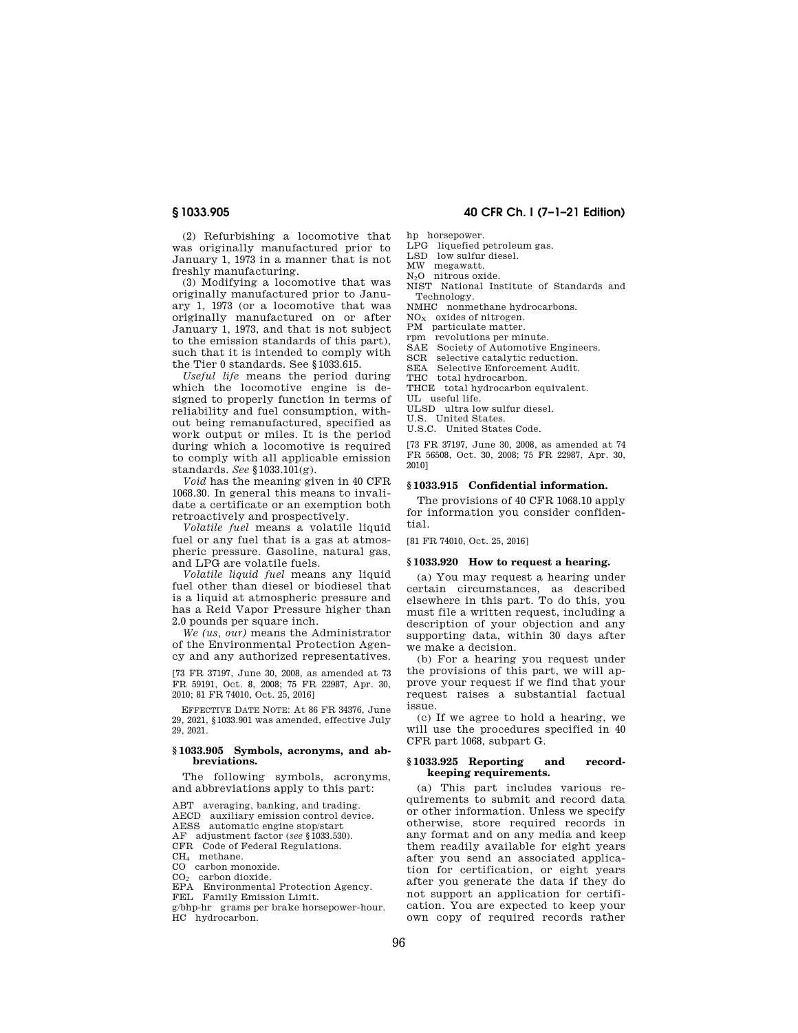(2) Refurbishing a locomotive that was originally manufactured prior to January 1, 1973 in a manner that is not freshly manufacturing.

(3) Modifying a locomotive that was originally manufactured prior to January 1, 1973 (or a locomotive that was originally manufactured on or after January 1, 1973, and that is not subject to the emission standards of this part), such that it is intended to comply with the Tier 0 standards. See §1033.615.

*Useful life* means the period during which the locomotive engine is designed to properly function in terms of reliability and fuel consumption, without being remanufactured, specified as work output or miles. It is the period during which a locomotive is required to comply with all applicable emission standards. *See* §1033.101(g).

*Void* has the meaning given in 40 CFR 1068.30. In general this means to invalidate a certificate or an exemption both retroactively and prospectively.

*Volatile fuel* means a volatile liquid fuel or any fuel that is a gas at atmospheric pressure. Gasoline, natural gas, and LPG are volatile fuels.

*Volatile liquid fuel* means any liquid fuel other than diesel or biodiesel that is a liquid at atmospheric pressure and has a Reid Vapor Pressure higher than 2.0 pounds per square inch.

*We (us, our)* means the Administrator of the Environmental Protection Agency and any authorized representatives.

[73 FR 37197, June 30, 2008, as amended at 73 FR 59191, Oct. 8, 2008; 75 FR 22987, Apr. 30, 2010; 81 FR 74010, Oct. 25, 2016]

EFFECTIVE DATE NOTE: At 86 FR 34376, June 29, 2021, §1033.901 was amended, effective July 29, 2021.

### §1033.905 Symbols, acronyms, and abbreviations.

The following symbols, acronyms, and abbreviations apply to this part:

ABT averaging, banking, and trading.
AECD auxiliary emission control device.
AESS automatic engine stop/start
AF adjustment factor (*see* §1033.530).
CFR Code of Federal Regulations.
$CH_4$ methane.
CO carbon monoxide.
$CO_2$ carbon dioxide.
EPA Environmental Protection Agency.
FEL Family Emission Limit.
g/bhp-hr grams per brake horsepower-hour.
HC hydrocarbon.
hp horsepower.
LPG liquefied petroleum gas.
LSD low sulfur diesel.
MW megawatt.
$N_2O$ nitrous oxide.
NIST National Institute of Standards and Technology.
NMHC nonmethane hydrocarbons.
$NO_X$ oxides of nitrogen.
PM particulate matter.
rpm revolutions per minute.
SAE Society of Automotive Engineers.
SCR selective catalytic reduction.
SEA Selective Enforcement Audit.
THC total hydrocarbon.
THCE total hydrocarbon equivalent.
UL useful life.
ULSD ultra low sulfur diesel.
U.S. United States.
U.S.C. United States Code.

[73 FR 37197, June 30, 2008, as amended at 74 FR 56508, Oct. 30, 2008; 75 FR 22987, Apr. 30, 2010]

### §1033.915 Confidential information.

The provisions of 40 CFR 1068.10 apply for information you consider confidential.

[81 FR 74010, Oct. 25, 2016]

### §1033.920 How to request a hearing.

(a) You may request a hearing under certain circumstances, as described elsewhere in this part. To do this, you must file a written request, including a description of your objection and any supporting data, within 30 days after we make a decision.

(b) For a hearing you request under the provisions of this part, we will approve your request if we find that your request raises a substantial factual issue.

(c) If we agree to hold a hearing, we will use the procedures specified in 40 CFR part 1068, subpart G.

### §1033.925 Reporting and recordkeeping requirements.

(a) This part includes various requirements to submit and record data or other information. Unless we specify otherwise, store required records in any format and on any media and keep them readily available for eight years after you send an associated application for certification, or eight years after you generate the data if they do not support an application for certification. You are expected to keep your own copy of required records rather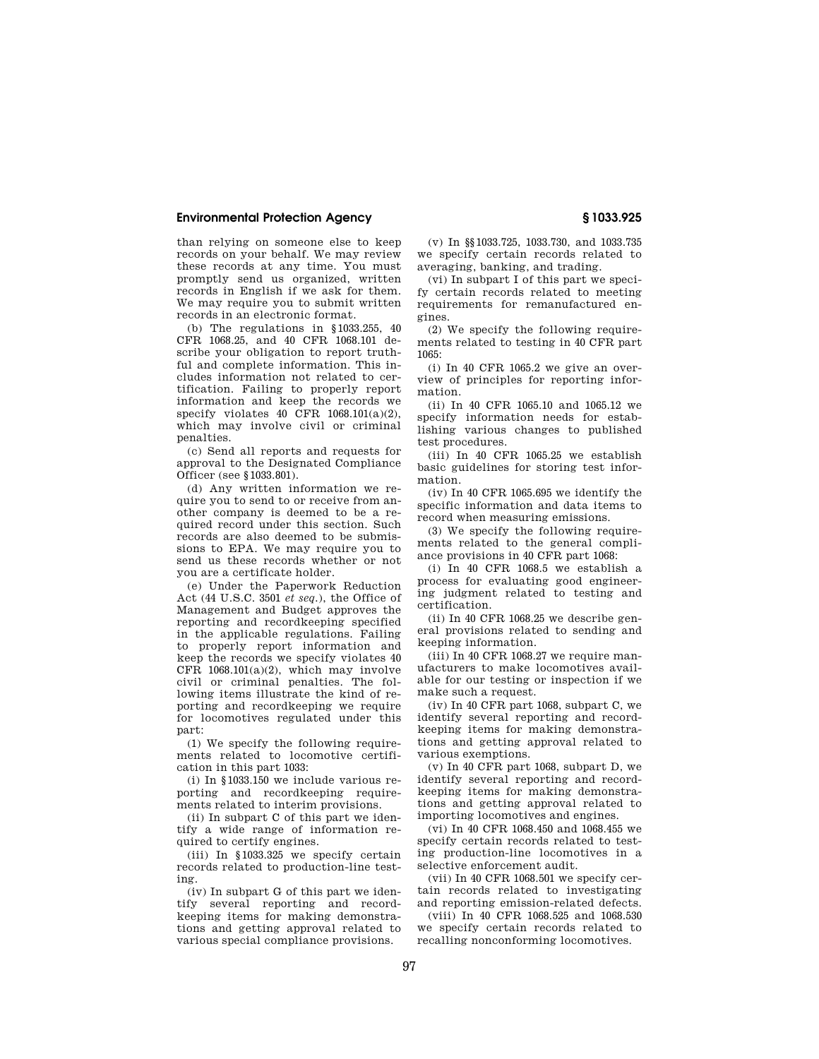than relying on someone else to keep records on your behalf. We may review these records at any time. You must promptly send us organized, written records in English if we ask for them. We may require you to submit written records in an electronic format.

(b) The regulations in §1033.255, 40 CFR 1068.25, and 40 CFR 1068.101 describe your obligation to report truthful and complete information. This includes information not related to certification. Failing to properly report information and keep the records we specify violates 40 CFR 1068.101(a)(2), which may involve civil or criminal penalties.

(c) Send all reports and requests for approval to the Designated Compliance Officer (see §1033.801).

(d) Any written information we require you to send to or receive from another company is deemed to be a required record under this section. Such records are also deemed to be submissions to EPA. We may require you to send us these records whether or not you are a certificate holder.

(e) Under the Paperwork Reduction Act (44 U.S.C. 3501 *et seq.*), the Office of Management and Budget approves the reporting and recordkeeping specified in the applicable regulations. Failing to properly report information and keep the records we specify violates 40 CFR 1068.101(a)(2), which may involve civil or criminal penalties. The following items illustrate the kind of reporting and recordkeeping we require for locomotives regulated under this part:

(1) We specify the following requirements related to locomotive certification in this part 1033:

(i) In §1033.150 we include various reporting and recordkeeping requirements related to interim provisions.

(ii) In subpart C of this part we identify a wide range of information required to certify engines.

(iii) In §1033.325 we specify certain records related to production-line testing.

(iv) In subpart G of this part we identify several reporting and recordkeeping items for making demonstrations and getting approval related to various special compliance provisions.

(v) In §§1033.725, 1033.730, and 1033.735 we specify certain records related to averaging, banking, and trading.

(vi) In subpart I of this part we specify certain records related to meeting requirements for remanufactured engines.

(2) We specify the following requirements related to testing in 40 CFR part 1065:

(i) In 40 CFR 1065.2 we give an overview of principles for reporting information.

(ii) In 40 CFR 1065.10 and 1065.12 we specify information needs for establishing various changes to published test procedures.

(iii) In 40 CFR 1065.25 we establish basic guidelines for storing test information.

(iv) In 40 CFR 1065.695 we identify the specific information and data items to record when measuring emissions.

(3) We specify the following requirements related to the general compliance provisions in 40 CFR part 1068:

(i) In 40 CFR 1068.5 we establish a process for evaluating good engineering judgment related to testing and certification.

(ii) In 40 CFR 1068.25 we describe general provisions related to sending and keeping information.

(iii) In 40 CFR 1068.27 we require manufacturers to make locomotives available for our testing or inspection if we make such a request.

(iv) In 40 CFR part 1068, subpart C, we identify several reporting and recordkeeping items for making demonstrations and getting approval related to various exemptions.

(v) In 40 CFR part 1068, subpart D, we identify several reporting and recordkeeping items for making demonstrations and getting approval related to importing locomotives and engines.

(vi) In 40 CFR 1068.450 and 1068.455 we specify certain records related to testing production-line locomotives in a selective enforcement audit.

(vii) In 40 CFR 1068.501 we specify certain records related to investigating and reporting emission-related defects.

(viii) In 40 CFR 1068.525 and 1068.530 we specify certain records related to recalling nonconforming locomotives.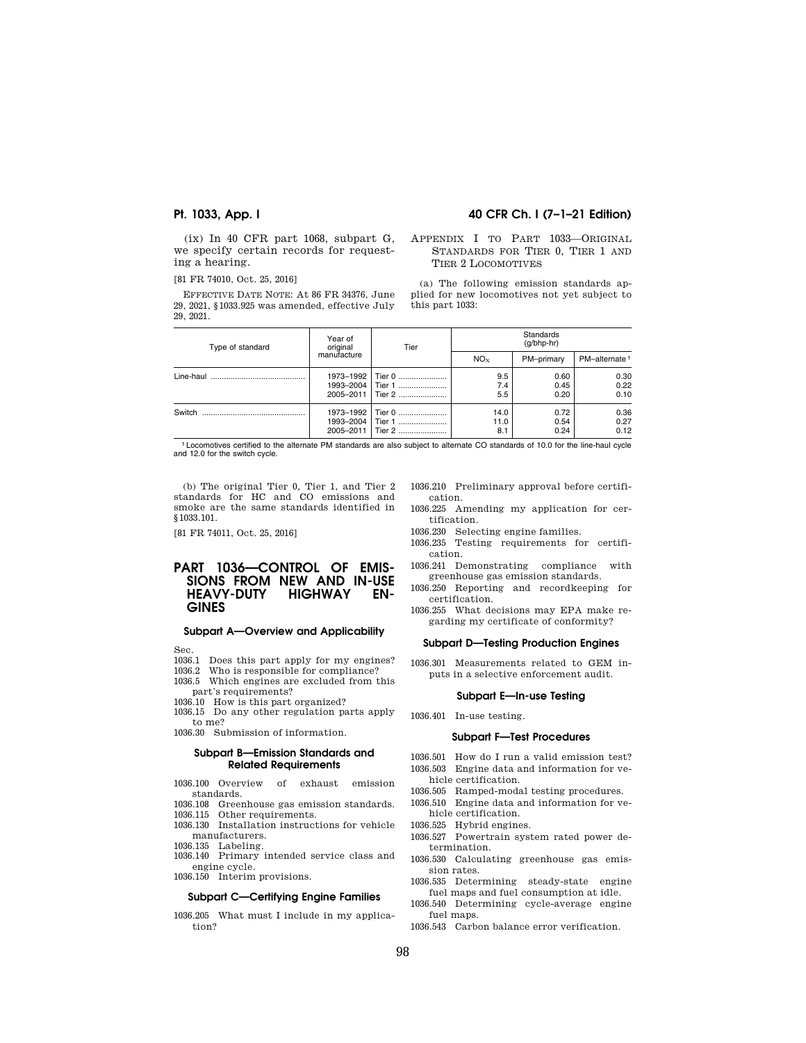(ix) In 40 CFR part 1068, subpart G, we specify certain records for requesting a hearing.

[81 FR 74010, Oct. 25, 2016]

EFFECTIVE DATE NOTE: At 86 FR 34376, June 29, 2021, §1033.925 was amended, effective July 29, 2021.

APPENDIX I TO PART 1033—ORIGINAL STANDARDS FOR TIER 0, TIER 1 AND TIER 2 LOCOMOTIVES

(a) The following emission standards applied for new locomotives not yet subject to this part 1033:

| Type of standard | Year of original manufacture | Tier | Standards (g/bhp-hr) | | |
|---|---|---|---|---|---|
| | | | $NO_X$ | PM–primary | PM–alternate [1] |
| Line-haul | 1973–1992 | Tier 0 | 9.5 | 0.60 | 0.30 |
| | 1993–2004 | Tier 1 | 7.4 | 0.45 | 0.22 |
| | 2005–2011 | Tier 2 | 5.5 | 0.20 | 0.10 |
| Switch | 1973–1992 | Tier 0 | 14.0 | 0.72 | 0.36 |
| | 1993–2004 | Tier 1 | 11.0 | 0.54 | 0.27 |
| | 2005–2011 | Tier 2 | 8.1 | 0.24 | 0.12 |

[1] Locomotives certified to the alternate PM standards are also subject to alternate CO standards of 10.0 for the line-haul cycle and 12.0 for the switch cycle.

(b) The original Tier 0, Tier 1, and Tier 2 standards for HC and CO emissions and smoke are the same standards identified in §1033.101.

[81 FR 74011, Oct. 25, 2016]

# PART 1036—CONTROL OF EMISSIONS FROM NEW AND IN-USE HEAVY-DUTY HIGHWAY ENGINES

### Subpart A—Overview and Applicability

Sec.

1036.1 Does this part apply for my engines?
1036.2 Who is responsible for compliance?
1036.5 Which engines are excluded from this part's requirements?
1036.10 How is this part organized?
1036.15 Do any other regulation parts apply to me?
1036.30 Submission of information.

### Subpart B—Emission Standards and Related Requirements

1036.100 Overview of exhaust emission standards.
1036.108 Greenhouse gas emission standards.
1036.115 Other requirements.
1036.130 Installation instructions for vehicle manufacturers.
1036.135 Labeling.
1036.140 Primary intended service class and engine cycle.
1036.150 Interim provisions.

### Subpart C—Certifying Engine Families

1036.205 What must I include in my application?
1036.210 Preliminary approval before certification.
1036.225 Amending my application for certification.
1036.230 Selecting engine families.
1036.235 Testing requirements for certification.
1036.241 Demonstrating compliance with greenhouse gas emission standards.
1036.250 Reporting and recordkeeping for certification.
1036.255 What decisions may EPA make regarding my certificate of conformity?

### Subpart D—Testing Production Engines

1036.301 Measurements related to GEM inputs in a selective enforcement audit.

### Subpart E—In-use Testing

1036.401 In-use testing.

### Subpart F—Test Procedures

1036.501 How do I run a valid emission test?
1036.503 Engine data and information for vehicle certification.
1036.505 Ramped-modal testing procedures.
1036.510 Engine data and information for vehicle certification.
1036.525 Hybrid engines.
1036.527 Powertrain system rated power determination.
1036.530 Calculating greenhouse gas emission rates.
1036.535 Determining steady-state engine fuel maps and fuel consumption at idle.
1036.540 Determining cycle-average engine fuel maps.
1036.543 Carbon balance error verification.